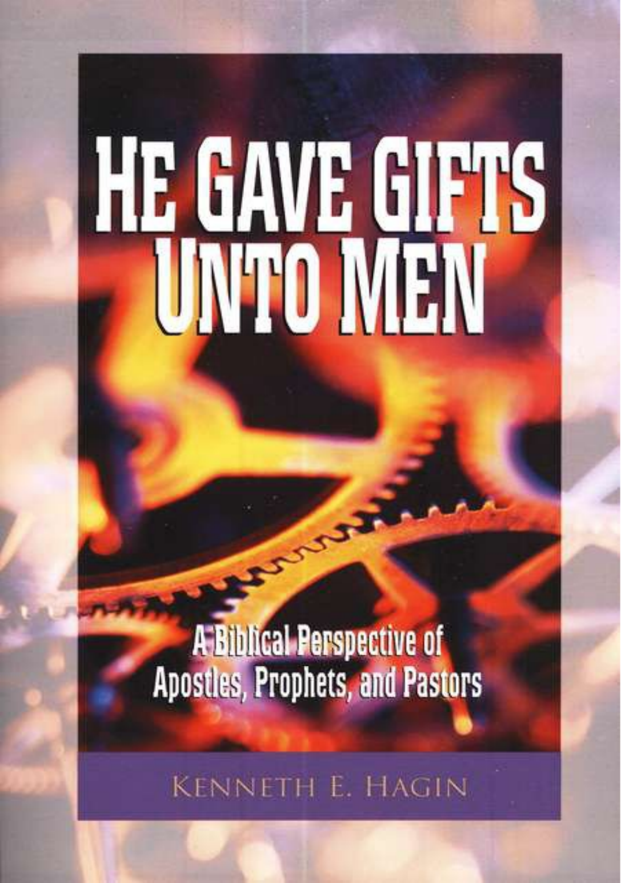# HE GAVE GIFTS UNTO MEN

## A Biblical Perspective of Apostles, Prophets, and Pastors

KENNETH E. HAGIN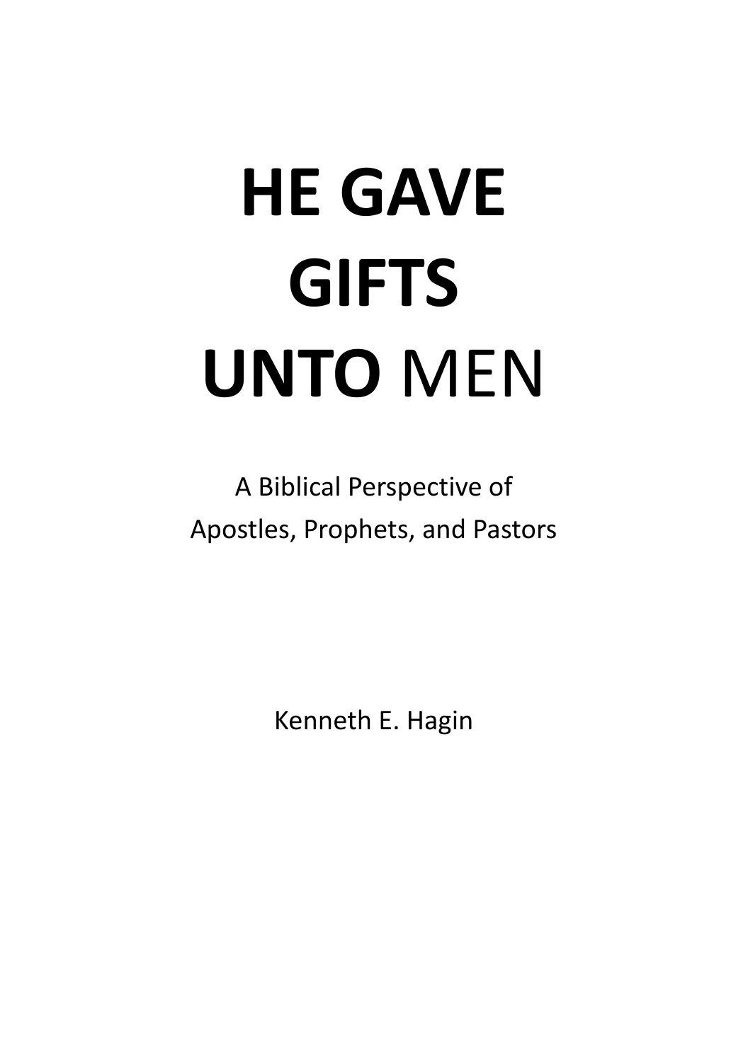# HE GAVE GIFTS UNTO MEN

A Biblical Perspective of
Apostles, Prophets, and Pastors

Kenneth E. Hagin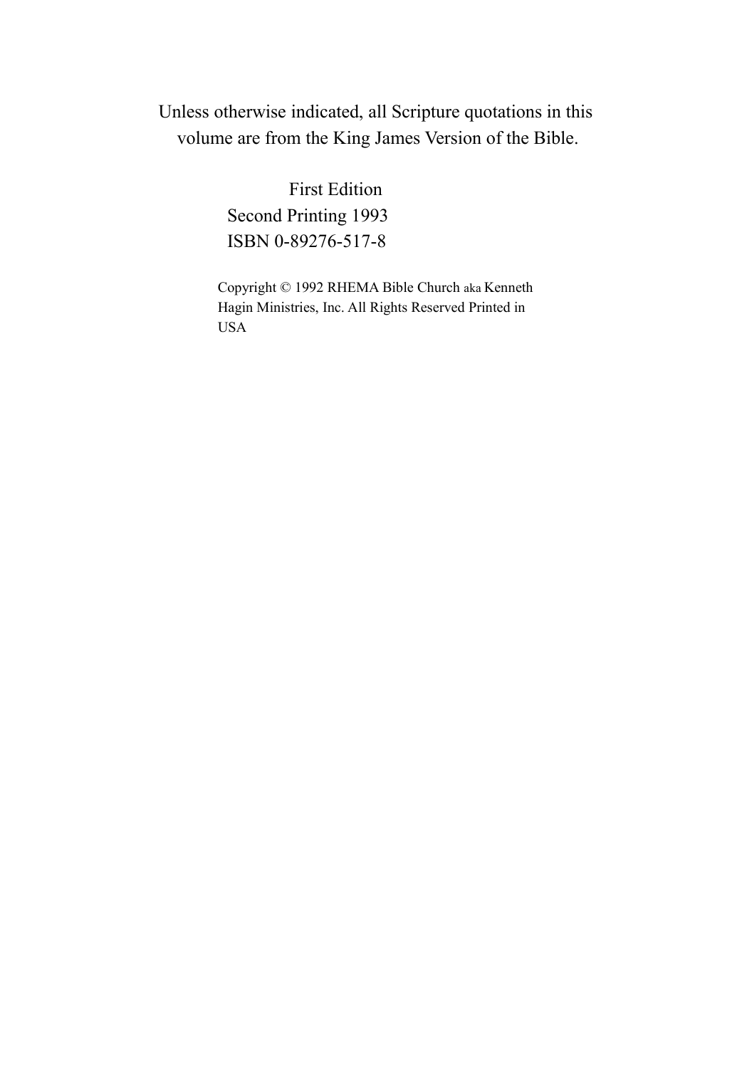Unless otherwise indicated, all Scripture quotations in this volume are from the King James Version of the Bible.

First Edition
Second Printing 1993
ISBN 0-89276-517-8

Copyright © 1992 RHEMA Bible Church aka Kenneth Hagin Ministries, Inc. All Rights Reserved Printed in USA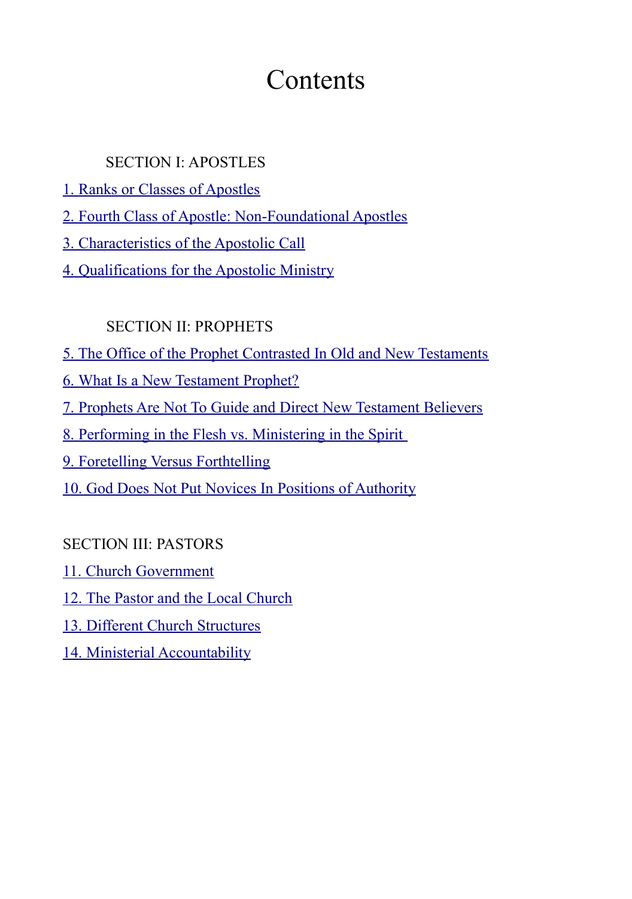# Contents

SECTION I: APOSTLES

1. Ranks or Classes of Apostles
2. Fourth Class of Apostle: Non-Foundational Apostles
3. Characteristics of the Apostolic Call
4. Qualifications for the Apostolic Ministry

SECTION II: PROPHETS

5. The Office of the Prophet Contrasted In Old and New Testaments
6. What Is a New Testament Prophet?
7. Prophets Are Not To Guide and Direct New Testament Believers
8. Performing in the Flesh vs. Ministering in the Spirit
9. Foretelling Versus Forthtelling
10. God Does Not Put Novices In Positions of Authority

SECTION III: PASTORS

11. Church Government
12. The Pastor and the Local Church
13. Different Church Structures
14. Ministerial Accountability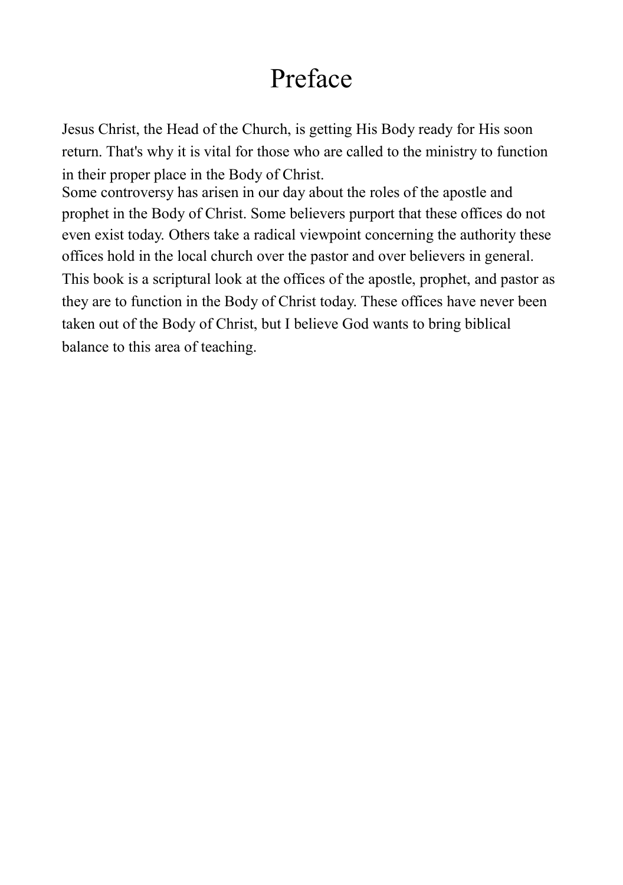# Preface

Jesus Christ, the Head of the Church, is getting His Body ready for His soon return. That's why it is vital for those who are called to the ministry to function in their proper place in the Body of Christ.

Some controversy has arisen in our day about the roles of the apostle and prophet in the Body of Christ. Some believers purport that these offices do not even exist today. Others take a radical viewpoint concerning the authority these offices hold in the local church over the pastor and over believers in general.

This book is a scriptural look at the offices of the apostle, prophet, and pastor as they are to function in the Body of Christ today. These offices have never been taken out of the Body of Christ, but I believe God wants to bring biblical balance to this area of teaching.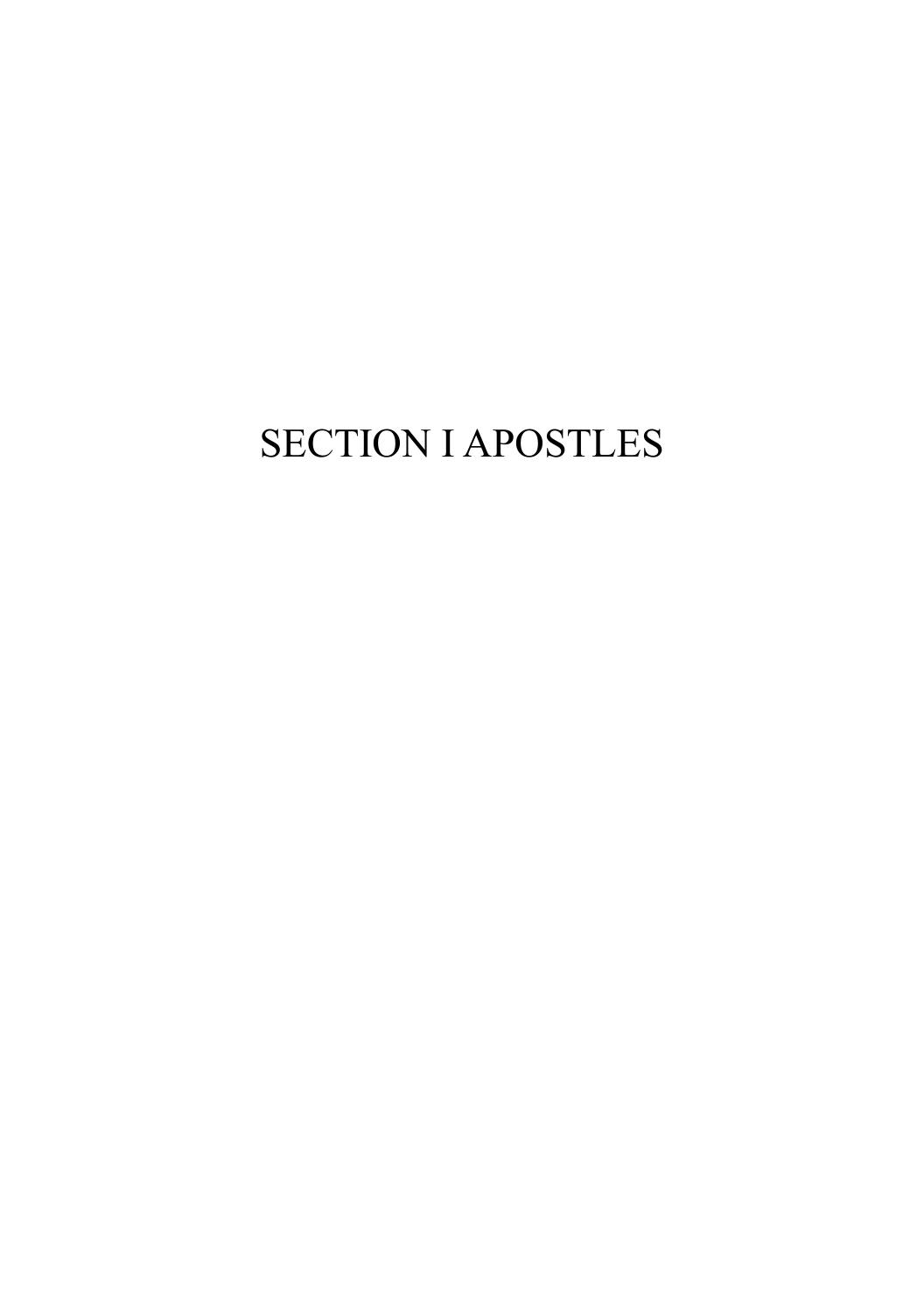# SECTION I APOSTLES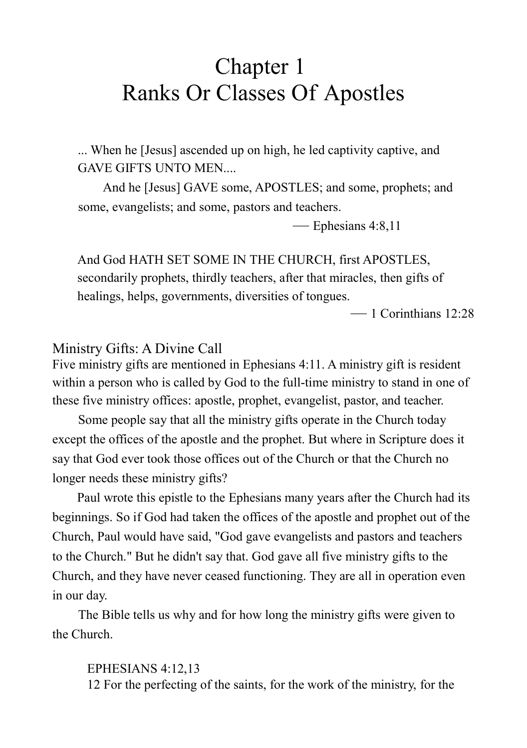# Chapter 1
# Ranks Or Classes Of Apostles

> ... When he [Jesus] ascended up on high, he led captivity captive, and GAVE GIFTS UNTO MEN....
>
> And he [Jesus] GAVE some, APOSTLES; and some, prophets; and some, evangelists; and some, pastors and teachers.
>
> — Ephesians 4:8,11

> And God HATH SET SOME IN THE CHURCH, first APOSTLES, secondarily prophets, thirdly teachers, after that miracles, then gifts of healings, helps, governments, diversities of tongues.
>
> — 1 Corinthians 12:28

## Ministry Gifts: A Divine Call

Five ministry gifts are mentioned in Ephesians 4:11. A ministry gift is resident within a person who is called by God to the full-time ministry to stand in one of these five ministry offices: apostle, prophet, evangelist, pastor, and teacher.

Some people say that all the ministry gifts operate in the Church today except the offices of the apostle and the prophet. But where in Scripture does it say that God ever took those offices out of the Church or that the Church no longer needs these ministry gifts?

Paul wrote this epistle to the Ephesians many years after the Church had its beginnings. So if God had taken the offices of the apostle and prophet out of the Church, Paul would have said, "God gave evangelists and pastors and teachers to the Church." But he didn't say that. God gave all five ministry gifts to the Church, and they have never ceased functioning. They are all in operation even in our day.

The Bible tells us why and for how long the ministry gifts were given to the Church.

> EPHESIANS 4:12,13
>
> 12 For the perfecting of the saints, for the work of the ministry, for the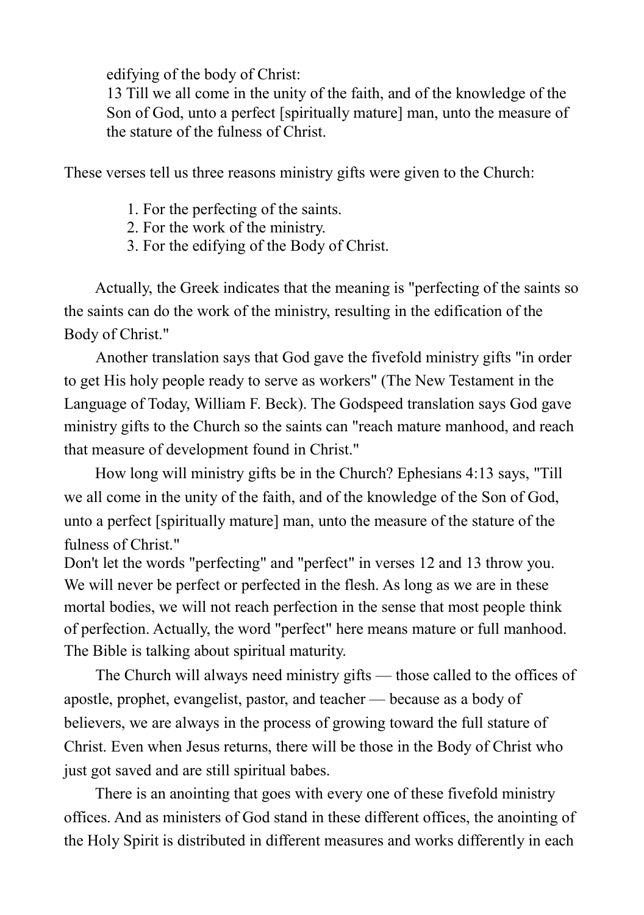> edifying of the body of Christ:
> 13 Till we all come in the unity of the faith, and of the knowledge of the Son of God, unto a perfect [spiritually mature] man, unto the measure of the stature of the fulness of Christ.

These verses tell us three reasons ministry gifts were given to the Church:

1. For the perfecting of the saints.
2. For the work of the ministry.
3. For the edifying of the Body of Christ.

Actually, the Greek indicates that the meaning is "perfecting of the saints so the saints can do the work of the ministry, resulting in the edification of the Body of Christ."

Another translation says that God gave the fivefold ministry gifts "in order to get His holy people ready to serve as workers" (The New Testament in the Language of Today, William F. Beck). The Godspeed translation says God gave ministry gifts to the Church so the saints can "reach mature manhood, and reach that measure of development found in Christ."

How long will ministry gifts be in the Church? Ephesians 4:13 says, "Till we all come in the unity of the faith, and of the knowledge of the Son of God, unto a perfect [spiritually mature] man, unto the measure of the stature of the fulness of Christ."

Don't let the words "perfecting" and "perfect" in verses 12 and 13 throw you. We will never be perfect or perfected in the flesh. As long as we are in these mortal bodies, we will not reach perfection in the sense that most people think of perfection. Actually, the word "perfect" here means mature or full manhood. The Bible is talking about spiritual maturity.

The Church will always need ministry gifts — those called to the offices of apostle, prophet, evangelist, pastor, and teacher — because as a body of believers, we are always in the process of growing toward the full stature of Christ. Even when Jesus returns, there will be those in the Body of Christ who just got saved and are still spiritual babes.

There is an anointing that goes with every one of these fivefold ministry offices. And as ministers of God stand in these different offices, the anointing of the Holy Spirit is distributed in different measures and works differently in each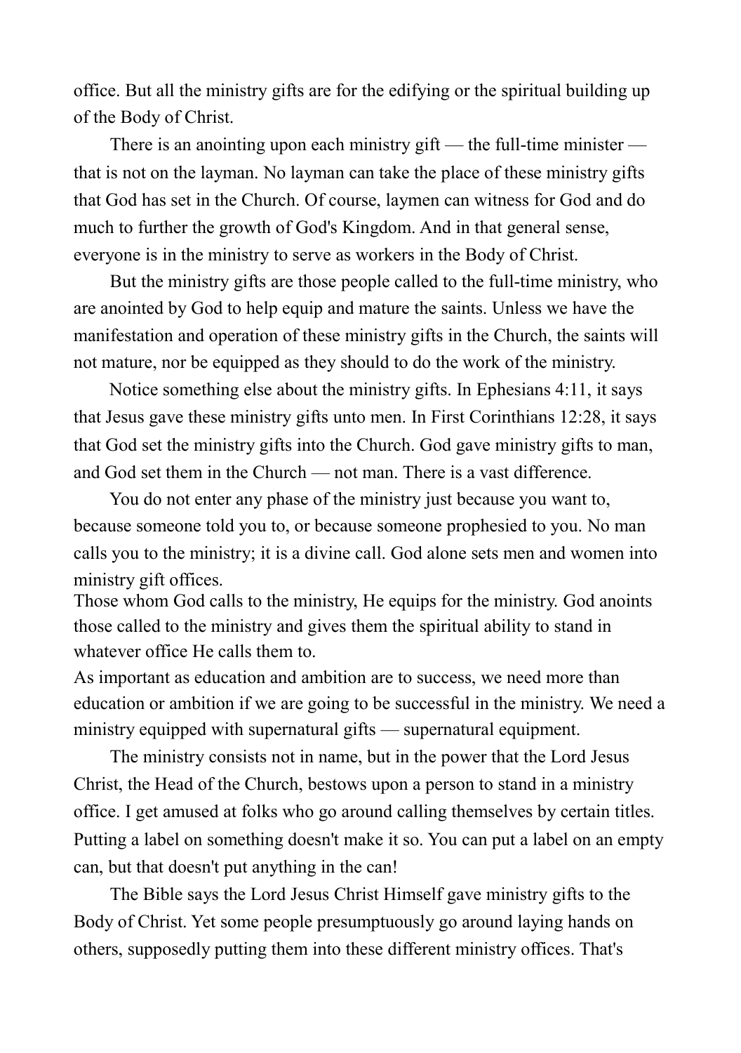office. But all the ministry gifts are for the edifying or the spiritual building up of the Body of Christ.

There is an anointing upon each ministry gift — the full-time minister — that is not on the layman. No layman can take the place of these ministry gifts that God has set in the Church. Of course, laymen can witness for God and do much to further the growth of God's Kingdom. And in that general sense, everyone is in the ministry to serve as workers in the Body of Christ.

But the ministry gifts are those people called to the full-time ministry, who are anointed by God to help equip and mature the saints. Unless we have the manifestation and operation of these ministry gifts in the Church, the saints will not mature, nor be equipped as they should to do the work of the ministry.

Notice something else about the ministry gifts. In Ephesians 4:11, it says that Jesus gave these ministry gifts unto men. In First Corinthians 12:28, it says that God set the ministry gifts into the Church. God gave ministry gifts to man, and God set them in the Church — not man. There is a vast difference.

You do not enter any phase of the ministry just because you want to, because someone told you to, or because someone prophesied to you. No man calls you to the ministry; it is a divine call. God alone sets men and women into ministry gift offices.

Those whom God calls to the ministry, He equips for the ministry. God anoints those called to the ministry and gives them the spiritual ability to stand in whatever office He calls them to.

As important as education and ambition are to success, we need more than education or ambition if we are going to be successful in the ministry. We need a ministry equipped with supernatural gifts — supernatural equipment.

The ministry consists not in name, but in the power that the Lord Jesus Christ, the Head of the Church, bestows upon a person to stand in a ministry office. I get amused at folks who go around calling themselves by certain titles. Putting a label on something doesn't make it so. You can put a label on an empty can, but that doesn't put anything in the can!

The Bible says the Lord Jesus Christ Himself gave ministry gifts to the Body of Christ. Yet some people presumptuously go around laying hands on others, supposedly putting them into these different ministry offices. That's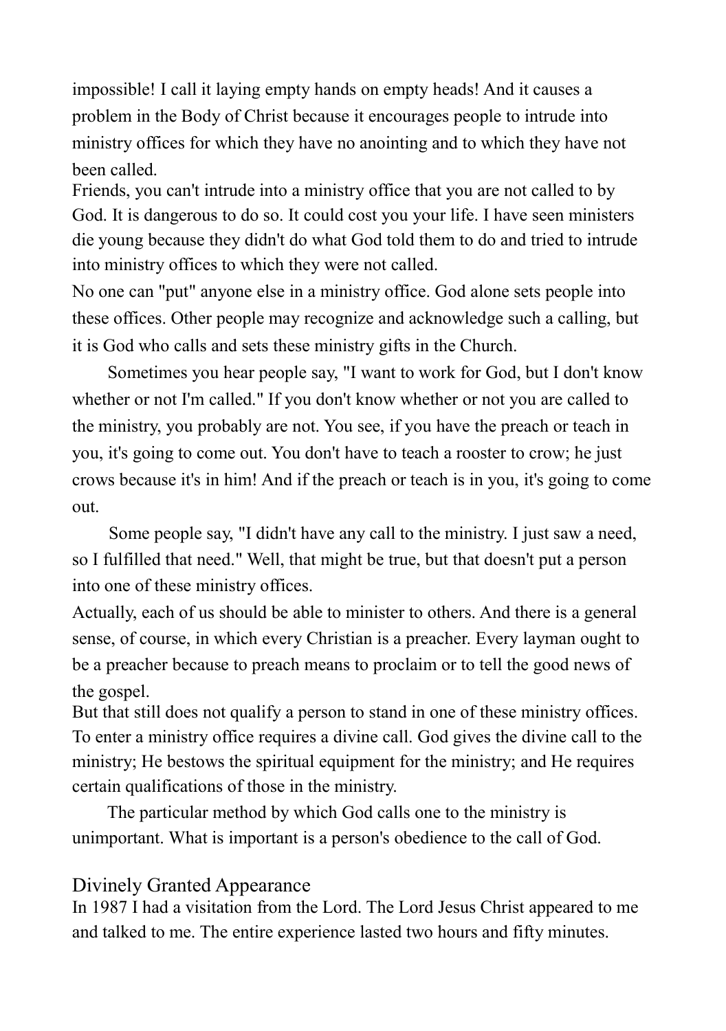impossible! I call it laying empty hands on empty heads! And it causes a problem in the Body of Christ because it encourages people to intrude into ministry offices for which they have no anointing and to which they have not been called.

Friends, you can't intrude into a ministry office that you are not called to by God. It is dangerous to do so. It could cost you your life. I have seen ministers die young because they didn't do what God told them to do and tried to intrude into ministry offices to which they were not called.

No one can "put" anyone else in a ministry office. God alone sets people into these offices. Other people may recognize and acknowledge such a calling, but it is God who calls and sets these ministry gifts in the Church.

Sometimes you hear people say, "I want to work for God, but I don't know whether or not I'm called." If you don't know whether or not you are called to the ministry, you probably are not. You see, if you have the preach or teach in you, it's going to come out. You don't have to teach a rooster to crow; he just crows because it's in him! And if the preach or teach is in you, it's going to come out.

Some people say, "I didn't have any call to the ministry. I just saw a need, so I fulfilled that need." Well, that might be true, but that doesn't put a person into one of these ministry offices.

Actually, each of us should be able to minister to others. And there is a general sense, of course, in which every Christian is a preacher. Every layman ought to be a preacher because to preach means to proclaim or to tell the good news of the gospel.

But that still does not qualify a person to stand in one of these ministry offices. To enter a ministry office requires a divine call. God gives the divine call to the ministry; He bestows the spiritual equipment for the ministry; and He requires certain qualifications of those in the ministry.

The particular method by which God calls one to the ministry is unimportant. What is important is a person's obedience to the call of God.

## Divinely Granted Appearance

In 1987 I had a visitation from the Lord. The Lord Jesus Christ appeared to me and talked to me. The entire experience lasted two hours and fifty minutes.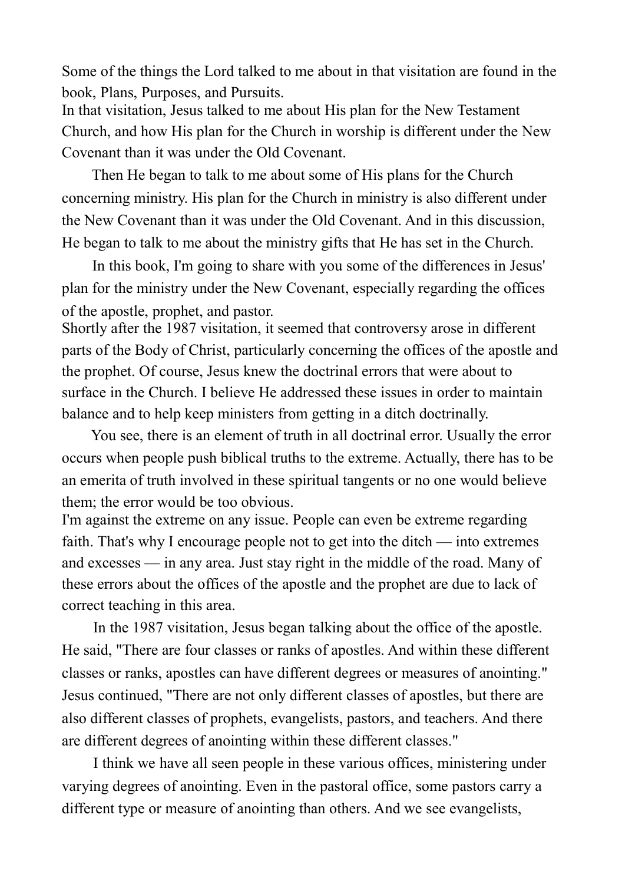Some of the things the Lord talked to me about in that visitation are found in the book, Plans, Purposes, and Pursuits.

In that visitation, Jesus talked to me about His plan for the New Testament Church, and how His plan for the Church in worship is different under the New Covenant than it was under the Old Covenant.

Then He began to talk to me about some of His plans for the Church concerning ministry. His plan for the Church in ministry is also different under the New Covenant than it was under the Old Covenant. And in this discussion, He began to talk to me about the ministry gifts that He has set in the Church.

In this book, I'm going to share with you some of the differences in Jesus' plan for the ministry under the New Covenant, especially regarding the offices of the apostle, prophet, and pastor.

Shortly after the 1987 visitation, it seemed that controversy arose in different parts of the Body of Christ, particularly concerning the offices of the apostle and the prophet. Of course, Jesus knew the doctrinal errors that were about to surface in the Church. I believe He addressed these issues in order to maintain balance and to help keep ministers from getting in a ditch doctrinally.

You see, there is an element of truth in all doctrinal error. Usually the error occurs when people push biblical truths to the extreme. Actually, there has to be an emerita of truth involved in these spiritual tangents or no one would believe them; the error would be too obvious.

I'm against the extreme on any issue. People can even be extreme regarding faith. That's why I encourage people not to get into the ditch — into extremes and excesses — in any area. Just stay right in the middle of the road. Many of these errors about the offices of the apostle and the prophet are due to lack of correct teaching in this area.

In the 1987 visitation, Jesus began talking about the office of the apostle. He said, "There are four classes or ranks of apostles. And within these different classes or ranks, apostles can have different degrees or measures of anointing." Jesus continued, "There are not only different classes of apostles, but there are also different classes of prophets, evangelists, pastors, and teachers. And there are different degrees of anointing within these different classes."

I think we have all seen people in these various offices, ministering under varying degrees of anointing. Even in the pastoral office, some pastors carry a different type or measure of anointing than others. And we see evangelists,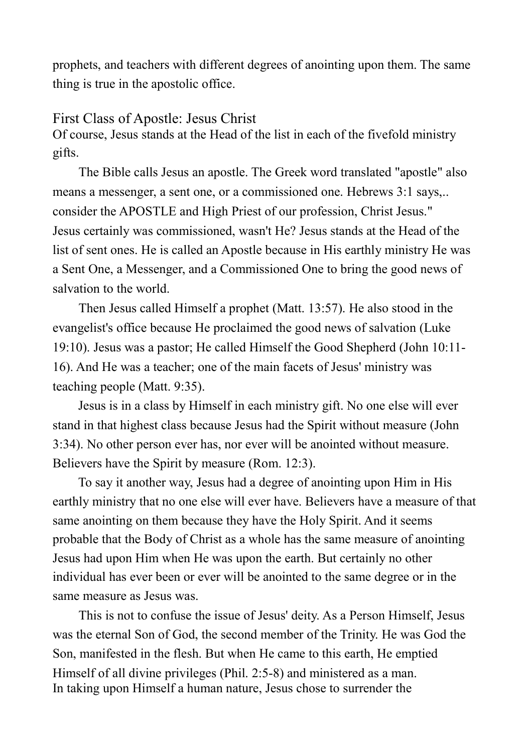prophets, and teachers with different degrees of anointing upon them. The same thing is true in the apostolic office.

## First Class of Apostle: Jesus Christ

Of course, Jesus stands at the Head of the list in each of the fivefold ministry gifts.

The Bible calls Jesus an apostle. The Greek word translated "apostle" also means a messenger, a sent one, or a commissioned one. Hebrews 3:1 says,.. consider the APOSTLE and High Priest of our profession, Christ Jesus." Jesus certainly was commissioned, wasn't He? Jesus stands at the Head of the list of sent ones. He is called an Apostle because in His earthly ministry He was a Sent One, a Messenger, and a Commissioned One to bring the good news of salvation to the world.

Then Jesus called Himself a prophet (Matt. 13:57). He also stood in the evangelist's office because He proclaimed the good news of salvation (Luke 19:10). Jesus was a pastor; He called Himself the Good Shepherd (John 10:11-16). And He was a teacher; one of the main facets of Jesus' ministry was teaching people (Matt. 9:35).

Jesus is in a class by Himself in each ministry gift. No one else will ever stand in that highest class because Jesus had the Spirit without measure (John 3:34). No other person ever has, nor ever will be anointed without measure. Believers have the Spirit by measure (Rom. 12:3).

To say it another way, Jesus had a degree of anointing upon Him in His earthly ministry that no one else will ever have. Believers have a measure of that same anointing on them because they have the Holy Spirit. And it seems probable that the Body of Christ as a whole has the same measure of anointing Jesus had upon Him when He was upon the earth. But certainly no other individual has ever been or ever will be anointed to the same degree or in the same measure as Jesus was.

This is not to confuse the issue of Jesus' deity. As a Person Himself, Jesus was the eternal Son of God, the second member of the Trinity. He was God the Son, manifested in the flesh. But when He came to this earth, He emptied Himself of all divine privileges (Phil. 2:5-8) and ministered as a man. In taking upon Himself a human nature, Jesus chose to surrender the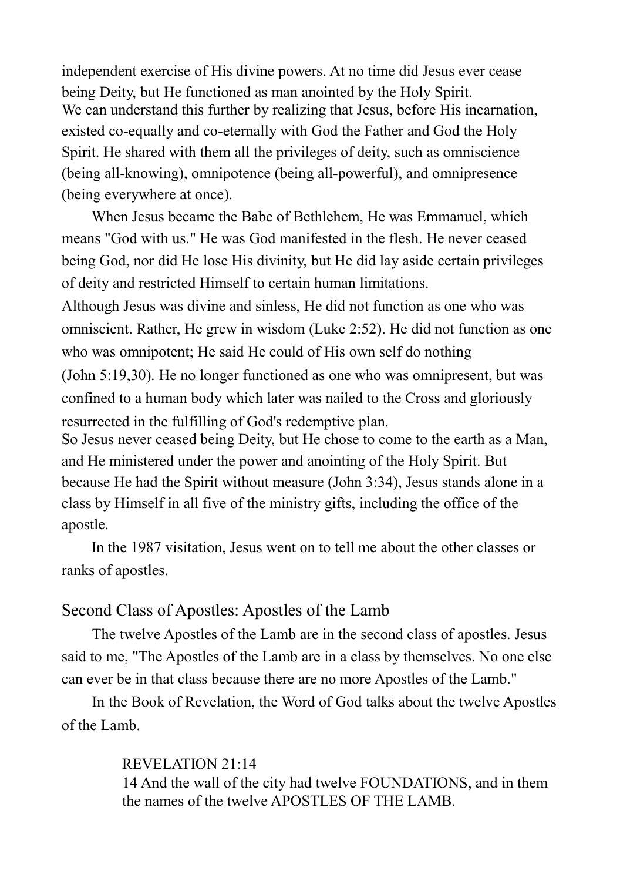independent exercise of His divine powers. At no time did Jesus ever cease being Deity, but He functioned as man anointed by the Holy Spirit.

We can understand this further by realizing that Jesus, before His incarnation, existed co-equally and co-eternally with God the Father and God the Holy Spirit. He shared with them all the privileges of deity, such as omniscience (being all-knowing), omnipotence (being all-powerful), and omnipresence (being everywhere at once).

When Jesus became the Babe of Bethlehem, He was Emmanuel, which means "God with us." He was God manifested in the flesh. He never ceased being God, nor did He lose His divinity, but He did lay aside certain privileges of deity and restricted Himself to certain human limitations.

Although Jesus was divine and sinless, He did not function as one who was omniscient. Rather, He grew in wisdom (Luke 2:52). He did not function as one who was omnipotent; He said He could of His own self do nothing (John 5:19,30). He no longer functioned as one who was omnipresent, but was confined to a human body which later was nailed to the Cross and gloriously resurrected in the fulfilling of God's redemptive plan.

So Jesus never ceased being Deity, but He chose to come to the earth as a Man, and He ministered under the power and anointing of the Holy Spirit. But because He had the Spirit without measure (John 3:34), Jesus stands alone in a class by Himself in all five of the ministry gifts, including the office of the apostle.

In the 1987 visitation, Jesus went on to tell me about the other classes or ranks of apostles.

## Second Class of Apostles: Apostles of the Lamb

The twelve Apostles of the Lamb are in the second class of apostles. Jesus said to me, "The Apostles of the Lamb are in a class by themselves. No one else can ever be in that class because there are no more Apostles of the Lamb."

In the Book of Revelation, the Word of God talks about the twelve Apostles of the Lamb.

> REVELATION 21:14
> 14 And the wall of the city had twelve FOUNDATIONS, and in them the names of the twelve APOSTLES OF THE LAMB.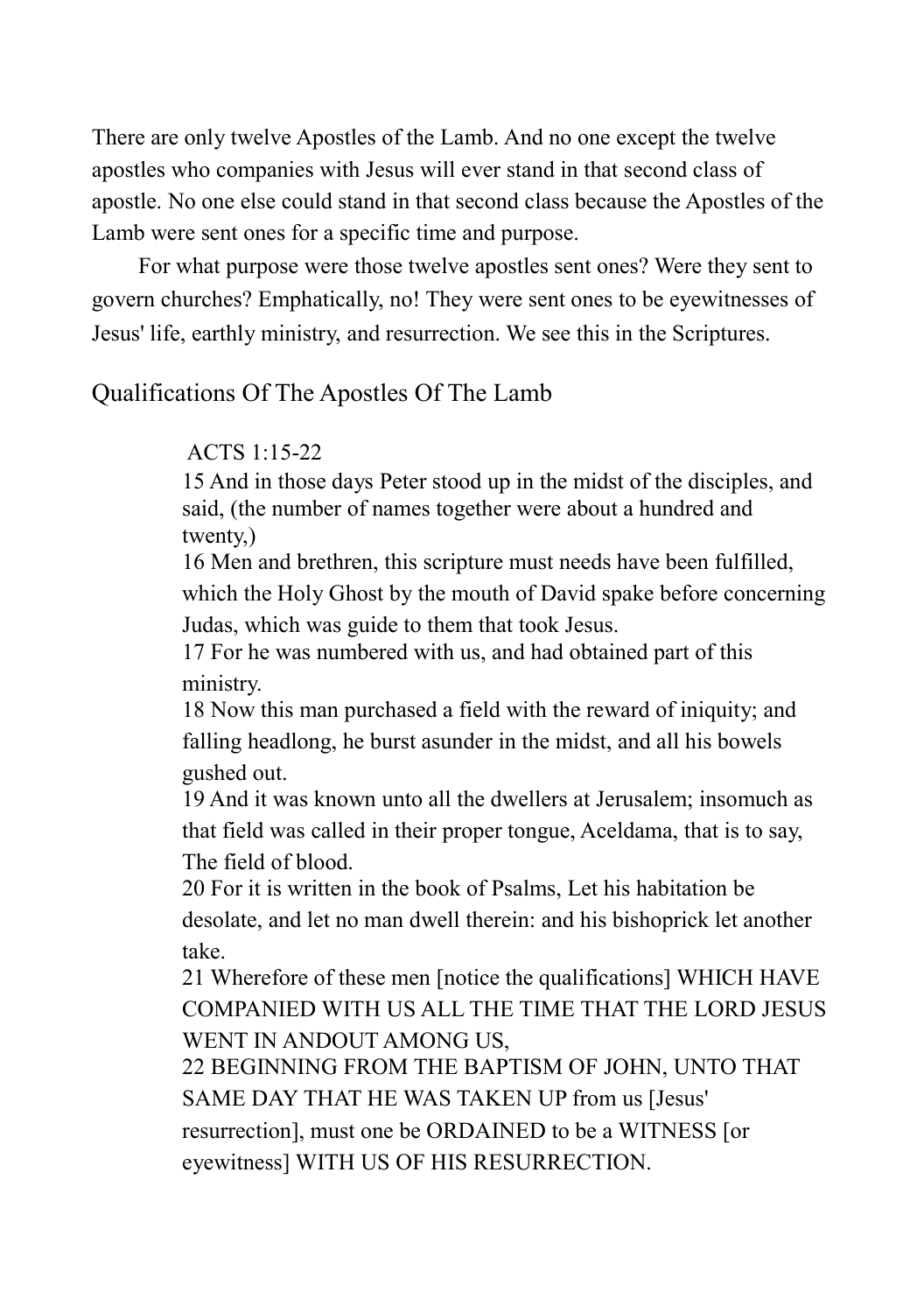There are only twelve Apostles of the Lamb. And no one except the twelve apostles who companies with Jesus will ever stand in that second class of apostle. No one else could stand in that second class because the Apostles of the Lamb were sent ones for a specific time and purpose.

For what purpose were those twelve apostles sent ones? Were they sent to govern churches? Emphatically, no! They were sent ones to be eyewitnesses of Jesus' life, earthly ministry, and resurrection. We see this in the Scriptures.

## Qualifications Of The Apostles Of The Lamb

> ACTS 1:15-22
> 15 And in those days Peter stood up in the midst of the disciples, and said, (the number of names together were about a hundred and twenty,)
> 16 Men and brethren, this scripture must needs have been fulfilled, which the Holy Ghost by the mouth of David spake before concerning Judas, which was guide to them that took Jesus.
> 17 For he was numbered with us, and had obtained part of this ministry.
> 18 Now this man purchased a field with the reward of iniquity; and falling headlong, he burst asunder in the midst, and all his bowels gushed out.
> 19 And it was known unto all the dwellers at Jerusalem; insomuch as that field was called in their proper tongue, Aceldama, that is to say, The field of blood.
> 20 For it is written in the book of Psalms, Let his habitation be desolate, and let no man dwell therein: and his bishoprick let another take.
> 21 Wherefore of these men [notice the qualifications] WHICH HAVE COMPANIED WITH US ALL THE TIME THAT THE LORD JESUS WENT IN ANDOUT AMONG US,
> 22 BEGINNING FROM THE BAPTISM OF JOHN, UNTO THAT SAME DAY THAT HE WAS TAKEN UP from us [Jesus' resurrection], must one be ORDAINED to be a WITNESS [or eyewitness] WITH US OF HIS RESURRECTION.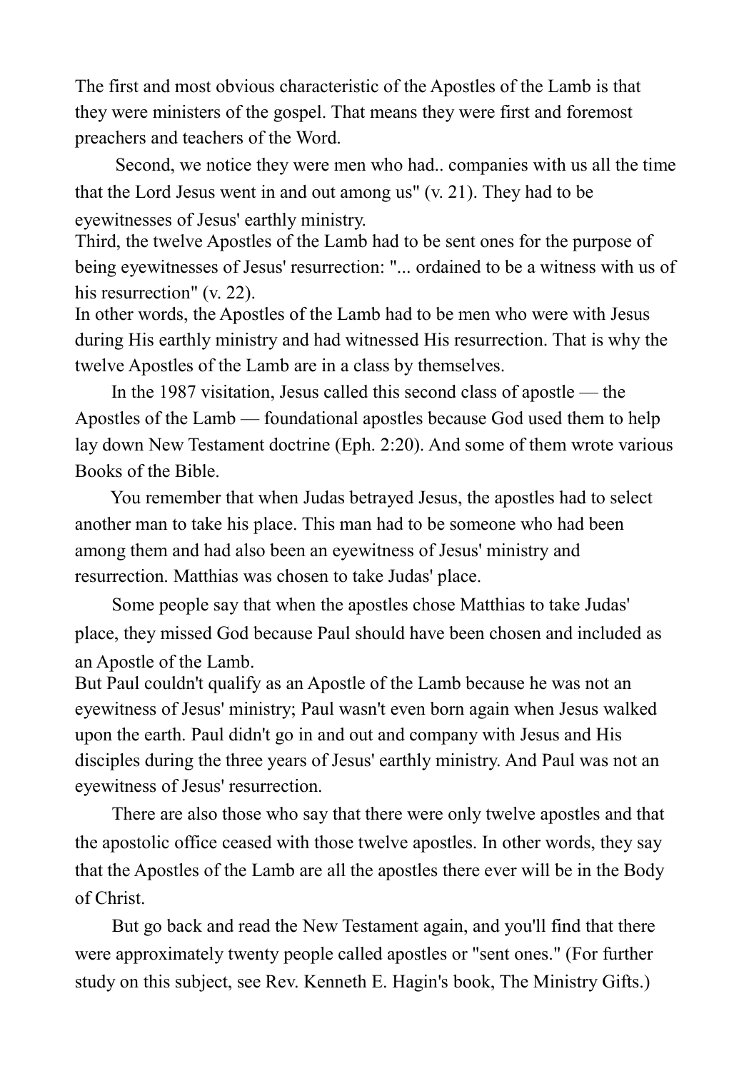The first and most obvious characteristic of the Apostles of the Lamb is that they were ministers of the gospel. That means they were first and foremost preachers and teachers of the Word.

Second, we notice they were men who had.. companies with us all the time that the Lord Jesus went in and out among us" (v. 21). They had to be eyewitnesses of Jesus' earthly ministry.

Third, the twelve Apostles of the Lamb had to be sent ones for the purpose of being eyewitnesses of Jesus' resurrection: "... ordained to be a witness with us of his resurrection" (v. 22).

In other words, the Apostles of the Lamb had to be men who were with Jesus during His earthly ministry and had witnessed His resurrection. That is why the twelve Apostles of the Lamb are in a class by themselves.

In the 1987 visitation, Jesus called this second class of apostle — the Apostles of the Lamb — foundational apostles because God used them to help lay down New Testament doctrine (Eph. 2:20). And some of them wrote various Books of the Bible.

You remember that when Judas betrayed Jesus, the apostles had to select another man to take his place. This man had to be someone who had been among them and had also been an eyewitness of Jesus' ministry and resurrection. Matthias was chosen to take Judas' place.

Some people say that when the apostles chose Matthias to take Judas' place, they missed God because Paul should have been chosen and included as an Apostle of the Lamb.

But Paul couldn't qualify as an Apostle of the Lamb because he was not an eyewitness of Jesus' ministry; Paul wasn't even born again when Jesus walked upon the earth. Paul didn't go in and out and company with Jesus and His disciples during the three years of Jesus' earthly ministry. And Paul was not an eyewitness of Jesus' resurrection.

There are also those who say that there were only twelve apostles and that the apostolic office ceased with those twelve apostles. In other words, they say that the Apostles of the Lamb are all the apostles there ever will be in the Body of Christ.

But go back and read the New Testament again, and you'll find that there were approximately twenty people called apostles or "sent ones." (For further study on this subject, see Rev. Kenneth E. Hagin's book, The Ministry Gifts.)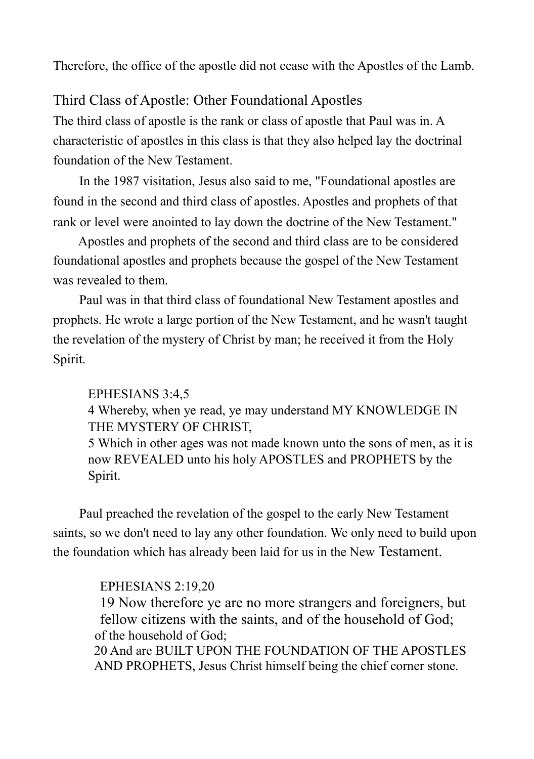Therefore, the office of the apostle did not cease with the Apostles of the Lamb.

## Third Class of Apostle: Other Foundational Apostles

The third class of apostle is the rank or class of apostle that Paul was in. A characteristic of apostles in this class is that they also helped lay the doctrinal foundation of the New Testament.

In the 1987 visitation, Jesus also said to me, "Foundational apostles are found in the second and third class of apostles. Apostles and prophets of that rank or level were anointed to lay down the doctrine of the New Testament."

Apostles and prophets of the second and third class are to be considered foundational apostles and prophets because the gospel of the New Testament was revealed to them.

Paul was in that third class of foundational New Testament apostles and prophets. He wrote a large portion of the New Testament, and he wasn't taught the revelation of the mystery of Christ by man; he received it from the Holy Spirit.

> EPHESIANS 3:4,5
> 4 Whereby, when ye read, ye may understand MY KNOWLEDGE IN THE MYSTERY OF CHRIST,
> 5 Which in other ages was not made known unto the sons of men, as it is now REVEALED unto his holy APOSTLES and PROPHETS by the Spirit.

Paul preached the revelation of the gospel to the early New Testament saints, so we don't need to lay any other foundation. We only need to build upon the foundation which has already been laid for us in the New Testament.

> EPHESIANS 2:19,20
> 19 Now therefore ye are no more strangers and foreigners, but fellow citizens with the saints, and of the household of God; of the household of God;
> 20 And are BUILT UPON THE FOUNDATION OF THE APOSTLES AND PROPHETS, Jesus Christ himself being the chief corner stone.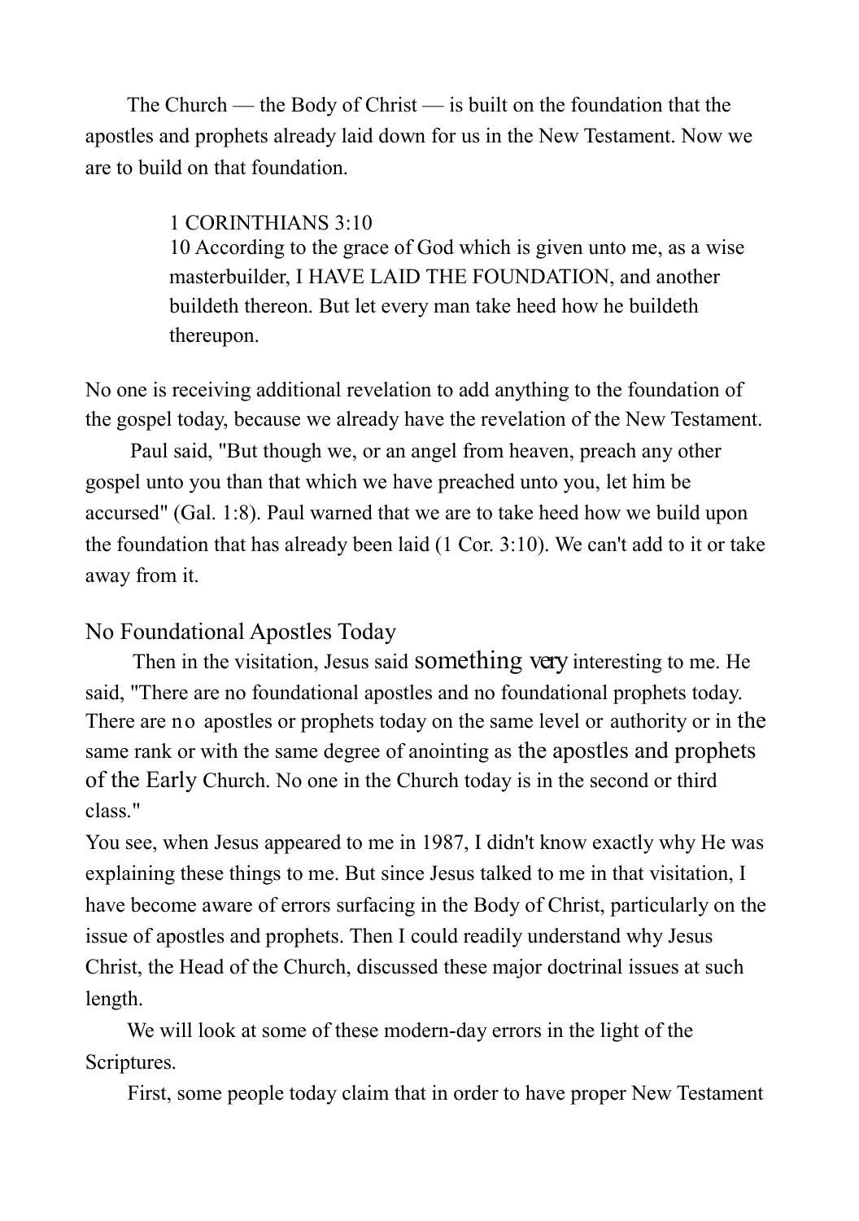The Church — the Body of Christ — is built on the foundation that the apostles and prophets already laid down for us in the New Testament. Now we are to build on that foundation.

> 1 CORINTHIANS 3:10
> 10 According to the grace of God which is given unto me, as a wise masterbuilder, I HAVE LAID THE FOUNDATION, and another buildeth thereon. But let every man take heed how he buildeth thereupon.

No one is receiving additional revelation to add anything to the foundation of the gospel today, because we already have the revelation of the New Testament.

Paul said, "But though we, or an angel from heaven, preach any other gospel unto you than that which we have preached unto you, let him be accursed" (Gal. 1:8). Paul warned that we are to take heed how we build upon the foundation that has already been laid (1 Cor. 3:10). We can't add to it or take away from it.

## No Foundational Apostles Today

Then in the visitation, Jesus said something very interesting to me. He said, "There are no foundational apostles and no foundational prophets today. There are no apostles or prophets today on the same level or authority or in the same rank or with the same degree of anointing as the apostles and prophets of the Early Church. No one in the Church today is in the second or third class."

You see, when Jesus appeared to me in 1987, I didn't know exactly why He was explaining these things to me. But since Jesus talked to me in that visitation, I have become aware of errors surfacing in the Body of Christ, particularly on the issue of apostles and prophets. Then I could readily understand why Jesus Christ, the Head of the Church, discussed these major doctrinal issues at such length.

We will look at some of these modern-day errors in the light of the Scriptures.

First, some people today claim that in order to have proper New Testament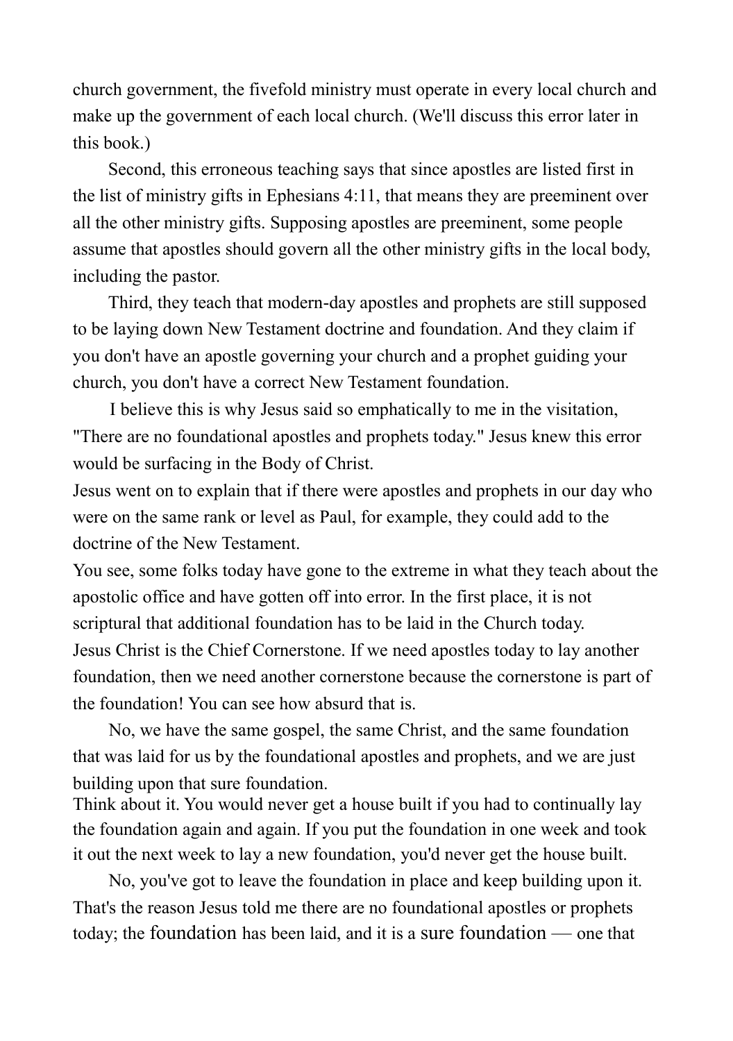church government, the fivefold ministry must operate in every local church and make up the government of each local church. (We'll discuss this error later in this book.)

Second, this erroneous teaching says that since apostles are listed first in the list of ministry gifts in Ephesians 4:11, that means they are preeminent over all the other ministry gifts. Supposing apostles are preeminent, some people assume that apostles should govern all the other ministry gifts in the local body, including the pastor.

Third, they teach that modern-day apostles and prophets are still supposed to be laying down New Testament doctrine and foundation. And they claim if you don't have an apostle governing your church and a prophet guiding your church, you don't have a correct New Testament foundation.

I believe this is why Jesus said so emphatically to me in the visitation, "There are no foundational apostles and prophets today." Jesus knew this error would be surfacing in the Body of Christ.

Jesus went on to explain that if there were apostles and prophets in our day who were on the same rank or level as Paul, for example, they could add to the doctrine of the New Testament.

You see, some folks today have gone to the extreme in what they teach about the apostolic office and have gotten off into error. In the first place, it is not scriptural that additional foundation has to be laid in the Church today.

Jesus Christ is the Chief Cornerstone. If we need apostles today to lay another foundation, then we need another cornerstone because the cornerstone is part of the foundation! You can see how absurd that is.

No, we have the same gospel, the same Christ, and the same foundation that was laid for us by the foundational apostles and prophets, and we are just building upon that sure foundation.

Think about it. You would never get a house built if you had to continually lay the foundation again and again. If you put the foundation in one week and took it out the next week to lay a new foundation, you'd never get the house built.

No, you've got to leave the foundation in place and keep building upon it. That's the reason Jesus told me there are no foundational apostles or prophets today; the foundation has been laid, and it is a sure foundation — one that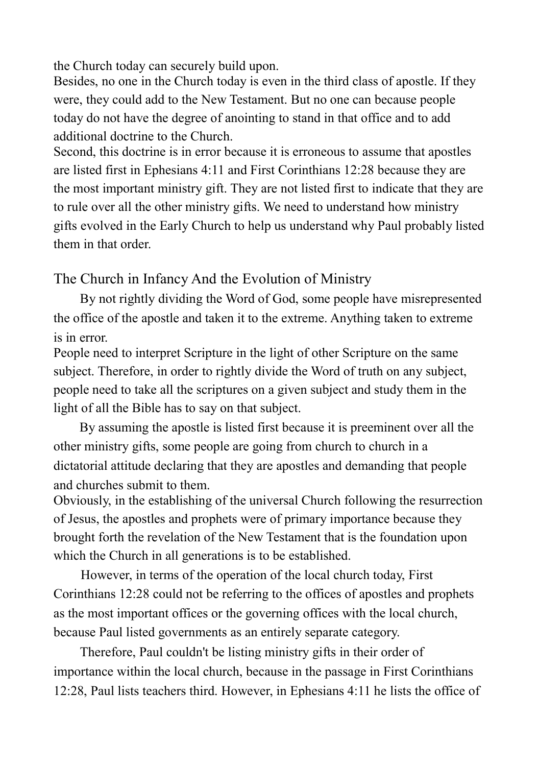the Church today can securely build upon.

Besides, no one in the Church today is even in the third class of apostle. If they were, they could add to the New Testament. But no one can because people today do not have the degree of anointing to stand in that office and to add additional doctrine to the Church.

Second, this doctrine is in error because it is erroneous to assume that apostles are listed first in Ephesians 4:11 and First Corinthians 12:28 because they are the most important ministry gift. They are not listed first to indicate that they are to rule over all the other ministry gifts. We need to understand how ministry gifts evolved in the Early Church to help us understand why Paul probably listed them in that order.

## The Church in Infancy And the Evolution of Ministry

By not rightly dividing the Word of God, some people have misrepresented the office of the apostle and taken it to the extreme. Anything taken to extreme is in error.

People need to interpret Scripture in the light of other Scripture on the same subject. Therefore, in order to rightly divide the Word of truth on any subject, people need to take all the scriptures on a given subject and study them in the light of all the Bible has to say on that subject.

By assuming the apostle is listed first because it is preeminent over all the other ministry gifts, some people are going from church to church in a dictatorial attitude declaring that they are apostles and demanding that people and churches submit to them.

Obviously, in the establishing of the universal Church following the resurrection of Jesus, the apostles and prophets were of primary importance because they brought forth the revelation of the New Testament that is the foundation upon which the Church in all generations is to be established.

However, in terms of the operation of the local church today, First Corinthians 12:28 could not be referring to the offices of apostles and prophets as the most important offices or the governing offices with the local church, because Paul listed governments as an entirely separate category.

Therefore, Paul couldn't be listing ministry gifts in their order of importance within the local church, because in the passage in First Corinthians 12:28, Paul lists teachers third. However, in Ephesians 4:11 he lists the office of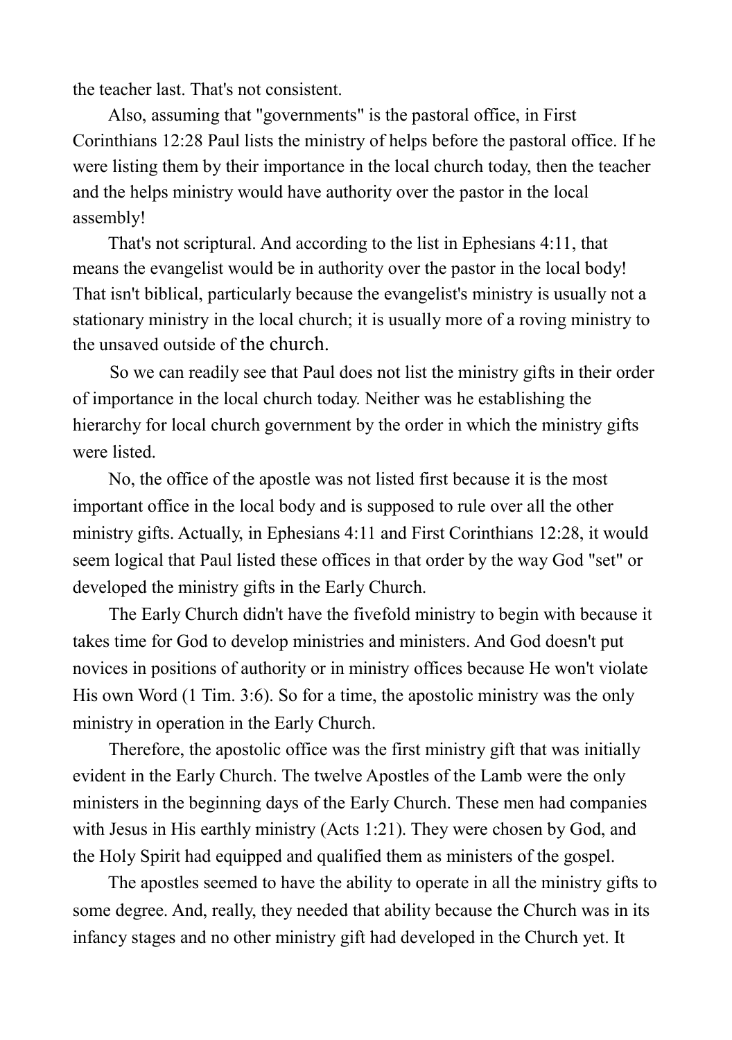the teacher last. That's not consistent.

Also, assuming that "governments" is the pastoral office, in First Corinthians 12:28 Paul lists the ministry of helps before the pastoral office. If he were listing them by their importance in the local church today, then the teacher and the helps ministry would have authority over the pastor in the local assembly!

That's not scriptural. And according to the list in Ephesians 4:11, that means the evangelist would be in authority over the pastor in the local body! That isn't biblical, particularly because the evangelist's ministry is usually not a stationary ministry in the local church; it is usually more of a roving ministry to the unsaved outside of the church.

So we can readily see that Paul does not list the ministry gifts in their order of importance in the local church today. Neither was he establishing the hierarchy for local church government by the order in which the ministry gifts were listed.

No, the office of the apostle was not listed first because it is the most important office in the local body and is supposed to rule over all the other ministry gifts. Actually, in Ephesians 4:11 and First Corinthians 12:28, it would seem logical that Paul listed these offices in that order by the way God "set" or developed the ministry gifts in the Early Church.

The Early Church didn't have the fivefold ministry to begin with because it takes time for God to develop ministries and ministers. And God doesn't put novices in positions of authority or in ministry offices because He won't violate His own Word (1 Tim. 3:6). So for a time, the apostolic ministry was the only ministry in operation in the Early Church.

Therefore, the apostolic office was the first ministry gift that was initially evident in the Early Church. The twelve Apostles of the Lamb were the only ministers in the beginning days of the Early Church. These men had companies with Jesus in His earthly ministry (Acts 1:21). They were chosen by God, and the Holy Spirit had equipped and qualified them as ministers of the gospel.

The apostles seemed to have the ability to operate in all the ministry gifts to some degree. And, really, they needed that ability because the Church was in its infancy stages and no other ministry gift had developed in the Church yet. It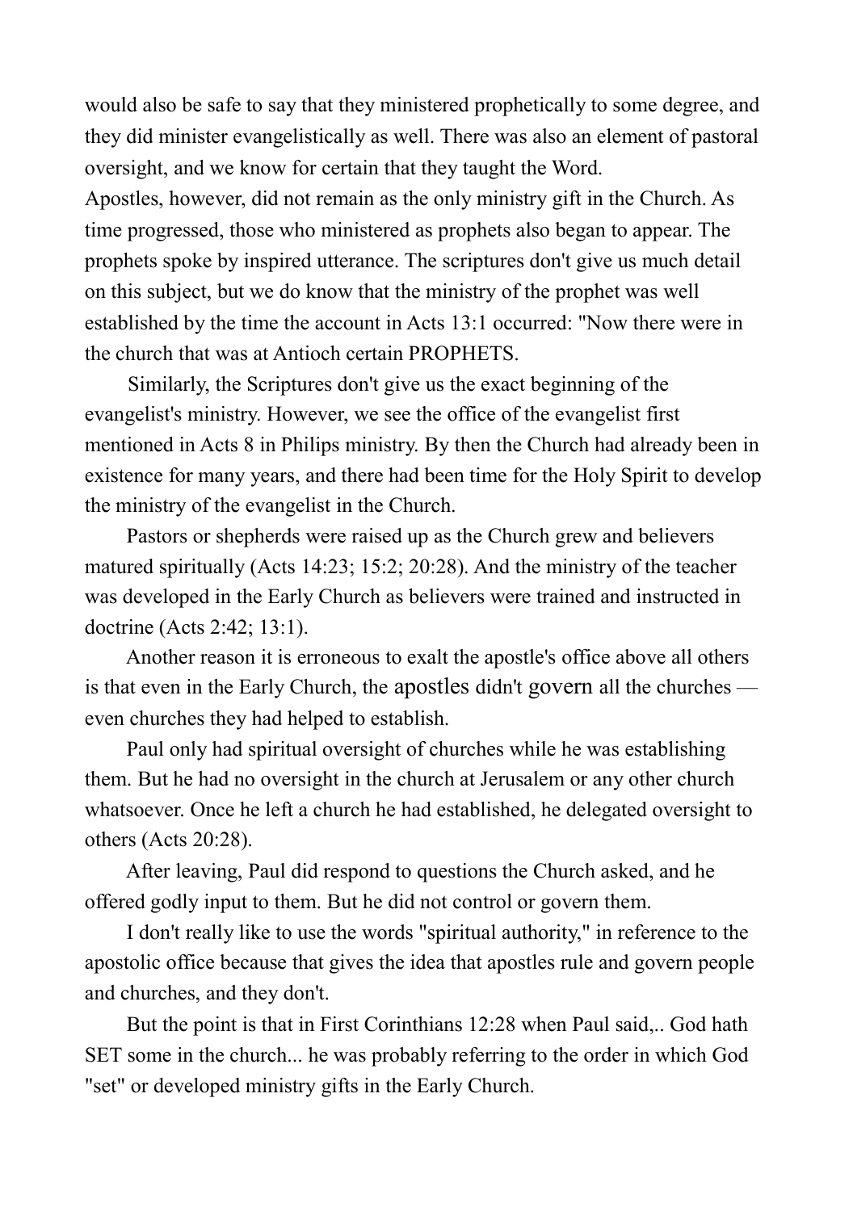would also be safe to say that they ministered prophetically to some degree, and they did minister evangelistically as well. There was also an element of pastoral oversight, and we know for certain that they taught the Word.

Apostles, however, did not remain as the only ministry gift in the Church. As time progressed, those who ministered as prophets also began to appear. The prophets spoke by inspired utterance. The scriptures don't give us much detail on this subject, but we do know that the ministry of the prophet was well established by the time the account in Acts 13:1 occurred: "Now there were in the church that was at Antioch certain PROPHETS.

Similarly, the Scriptures don't give us the exact beginning of the evangelist's ministry. However, we see the office of the evangelist first mentioned in Acts 8 in Philips ministry. By then the Church had already been in existence for many years, and there had been time for the Holy Spirit to develop the ministry of the evangelist in the Church.

Pastors or shepherds were raised up as the Church grew and believers matured spiritually (Acts 14:23; 15:2; 20:28). And the ministry of the teacher was developed in the Early Church as believers were trained and instructed in doctrine (Acts 2:42; 13:1).

Another reason it is erroneous to exalt the apostle's office above all others is that even in the Early Church, the apostles didn't govern all the churches — even churches they had helped to establish.

Paul only had spiritual oversight of churches while he was establishing them. But he had no oversight in the church at Jerusalem or any other church whatsoever. Once he left a church he had established, he delegated oversight to others (Acts 20:28).

After leaving, Paul did respond to questions the Church asked, and he offered godly input to them. But he did not control or govern them.

I don't really like to use the words "spiritual authority," in reference to the apostolic office because that gives the idea that apostles rule and govern people and churches, and they don't.

But the point is that in First Corinthians 12:28 when Paul said,.. God hath SET some in the church... he was probably referring to the order in which God "set" or developed ministry gifts in the Early Church.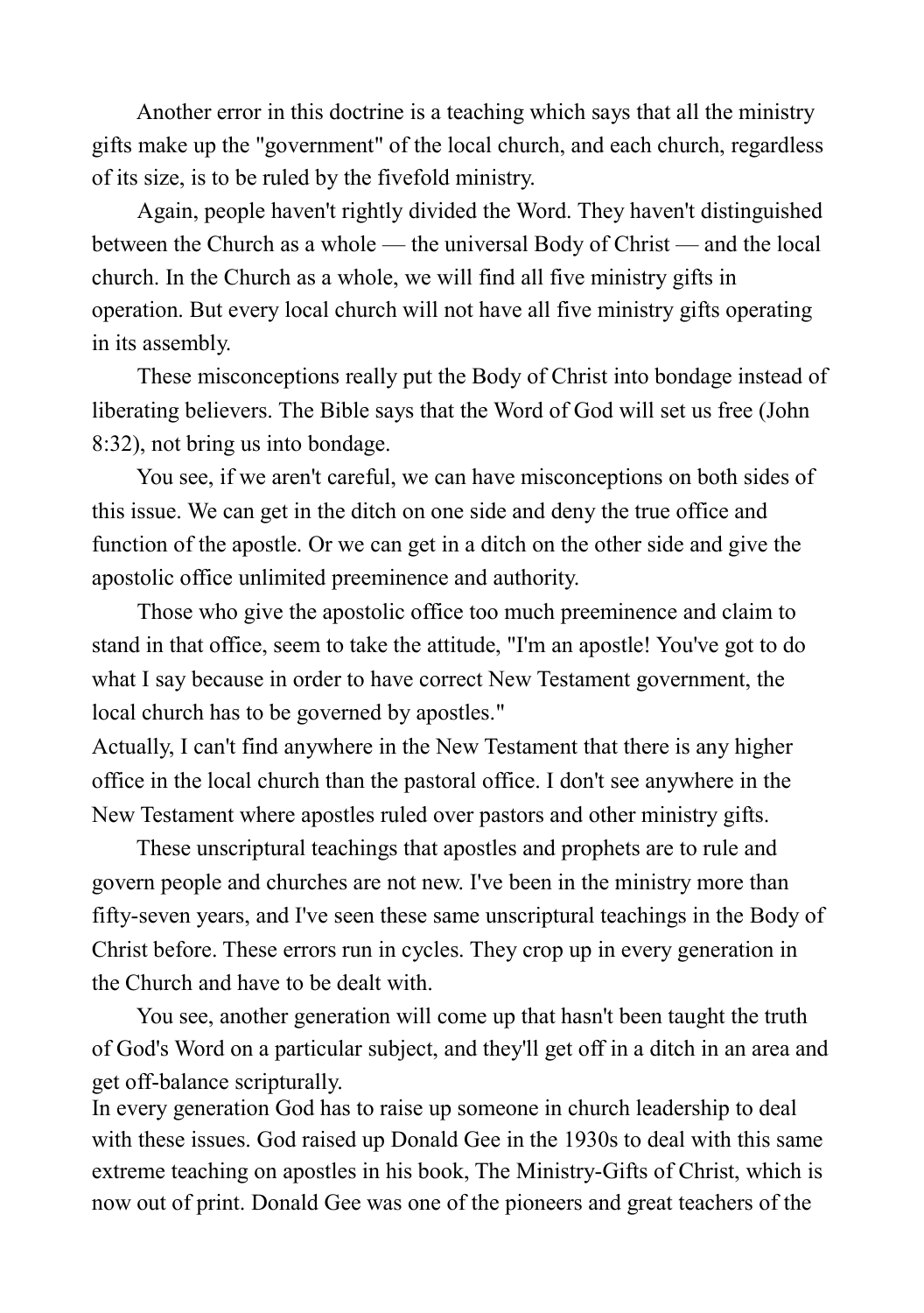Another error in this doctrine is a teaching which says that all the ministry gifts make up the "government" of the local church, and each church, regardless of its size, is to be ruled by the fivefold ministry.

Again, people haven't rightly divided the Word. They haven't distinguished between the Church as a whole — the universal Body of Christ — and the local church. In the Church as a whole, we will find all five ministry gifts in operation. But every local church will not have all five ministry gifts operating in its assembly.

These misconceptions really put the Body of Christ into bondage instead of liberating believers. The Bible says that the Word of God will set us free (John 8:32), not bring us into bondage.

You see, if we aren't careful, we can have misconceptions on both sides of this issue. We can get in the ditch on one side and deny the true office and function of the apostle. Or we can get in a ditch on the other side and give the apostolic office unlimited preeminence and authority.

Those who give the apostolic office too much preeminence and claim to stand in that office, seem to take the attitude, "I'm an apostle! You've got to do what I say because in order to have correct New Testament government, the local church has to be governed by apostles."

Actually, I can't find anywhere in the New Testament that there is any higher office in the local church than the pastoral office. I don't see anywhere in the New Testament where apostles ruled over pastors and other ministry gifts.

These unscriptural teachings that apostles and prophets are to rule and govern people and churches are not new. I've been in the ministry more than fifty-seven years, and I've seen these same unscriptural teachings in the Body of Christ before. These errors run in cycles. They crop up in every generation in the Church and have to be dealt with.

You see, another generation will come up that hasn't been taught the truth of God's Word on a particular subject, and they'll get off in a ditch in an area and get off-balance scripturally.

In every generation God has to raise up someone in church leadership to deal with these issues. God raised up Donald Gee in the 1930s to deal with this same extreme teaching on apostles in his book, The Ministry-Gifts of Christ, which is now out of print. Donald Gee was one of the pioneers and great teachers of the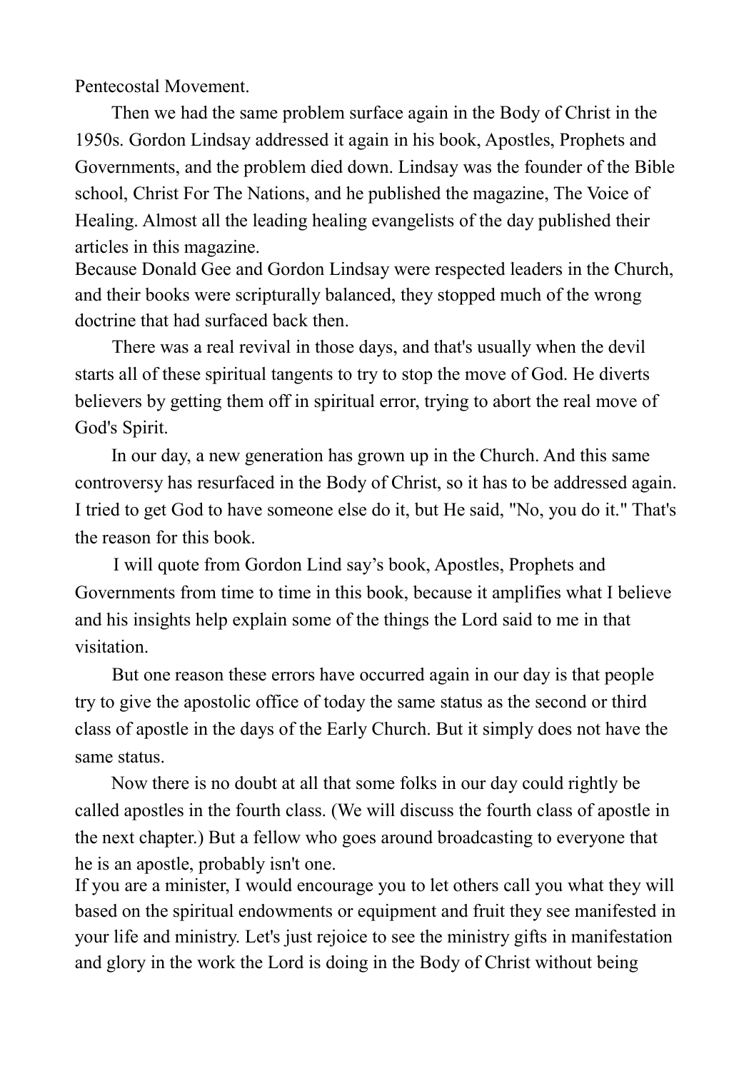Pentecostal Movement.

Then we had the same problem surface again in the Body of Christ in the 1950s. Gordon Lindsay addressed it again in his book, Apostles, Prophets and Governments, and the problem died down. Lindsay was the founder of the Bible school, Christ For The Nations, and he published the magazine, The Voice of Healing. Almost all the leading healing evangelists of the day published their articles in this magazine.

Because Donald Gee and Gordon Lindsay were respected leaders in the Church, and their books were scripturally balanced, they stopped much of the wrong doctrine that had surfaced back then.

There was a real revival in those days, and that's usually when the devil starts all of these spiritual tangents to try to stop the move of God. He diverts believers by getting them off in spiritual error, trying to abort the real move of God's Spirit.

In our day, a new generation has grown up in the Church. And this same controversy has resurfaced in the Body of Christ, so it has to be addressed again. I tried to get God to have someone else do it, but He said, "No, you do it." That's the reason for this book.

I will quote from Gordon Lind say's book, Apostles, Prophets and Governments from time to time in this book, because it amplifies what I believe and his insights help explain some of the things the Lord said to me in that visitation.

But one reason these errors have occurred again in our day is that people try to give the apostolic office of today the same status as the second or third class of apostle in the days of the Early Church. But it simply does not have the same status.

Now there is no doubt at all that some folks in our day could rightly be called apostles in the fourth class. (We will discuss the fourth class of apostle in the next chapter.) But a fellow who goes around broadcasting to everyone that he is an apostle, probably isn't one.

If you are a minister, I would encourage you to let others call you what they will based on the spiritual endowments or equipment and fruit they see manifested in your life and ministry. Let's just rejoice to see the ministry gifts in manifestation and glory in the work the Lord is doing in the Body of Christ without being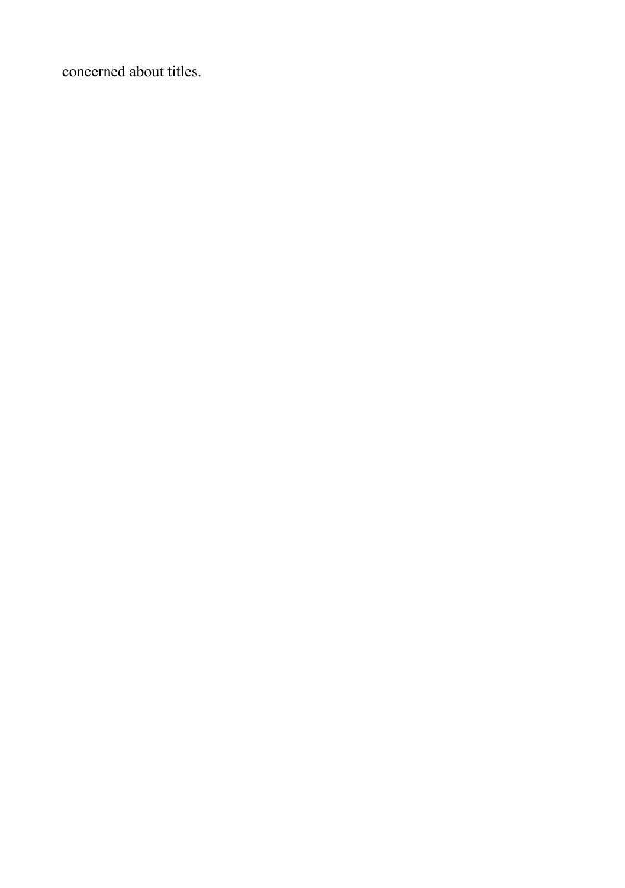concerned about titles.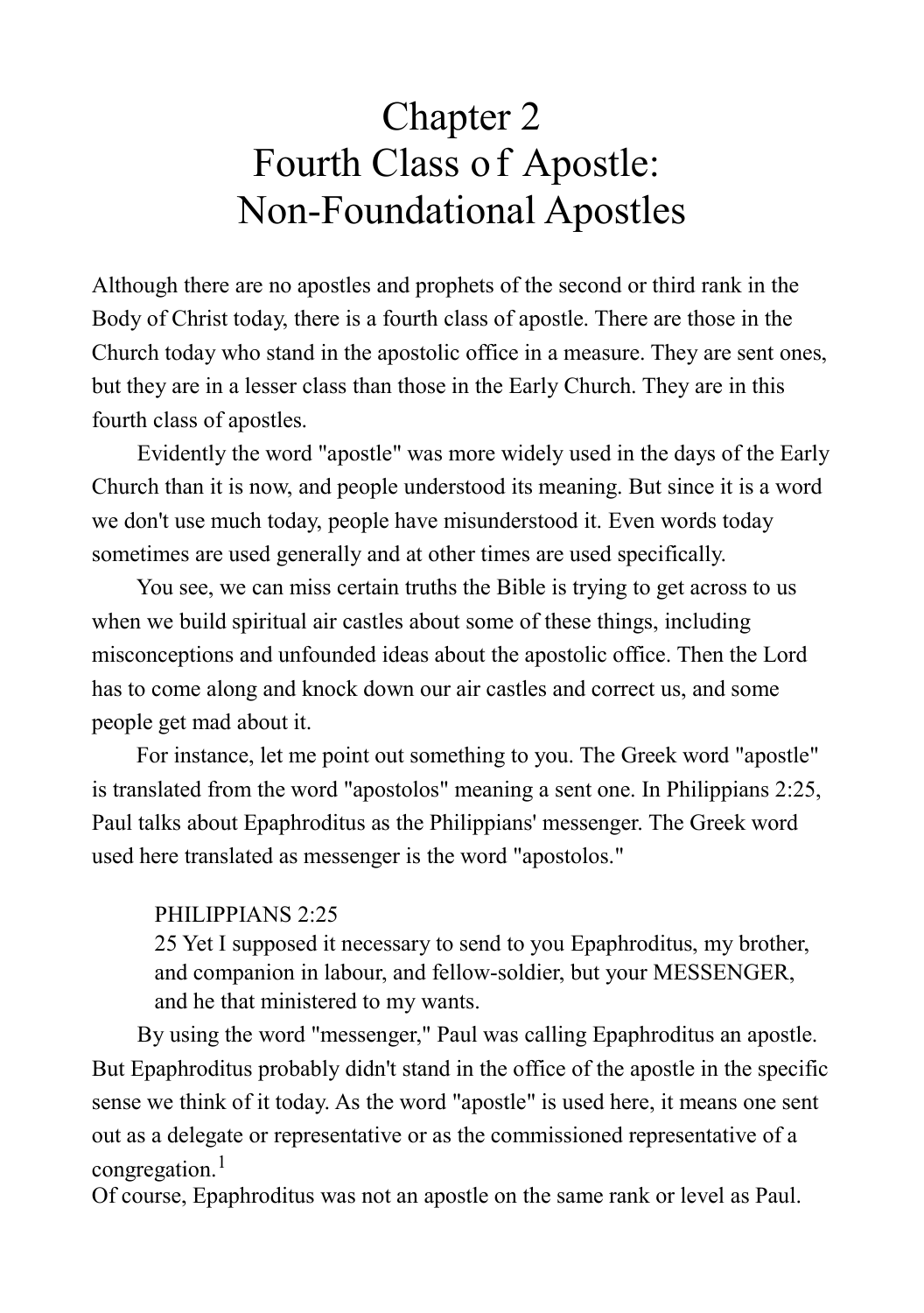# Chapter 2
# Fourth Class of Apostle: Non-Foundational Apostles

Although there are no apostles and prophets of the second or third rank in the Body of Christ today, there is a fourth class of apostle. There are those in the Church today who stand in the apostolic office in a measure. They are sent ones, but they are in a lesser class than those in the Early Church. They are in this fourth class of apostles.

Evidently the word "apostle" was more widely used in the days of the Early Church than it is now, and people understood its meaning. But since it is a word we don't use much today, people have misunderstood it. Even words today sometimes are used generally and at other times are used specifically.

You see, we can miss certain truths the Bible is trying to get across to us when we build spiritual air castles about some of these things, including misconceptions and unfounded ideas about the apostolic office. Then the Lord has to come along and knock down our air castles and correct us, and some people get mad about it.

For instance, let me point out something to you. The Greek word "apostle" is translated from the word "apostolos" meaning a sent one. In Philippians 2:25, Paul talks about Epaphroditus as the Philippians' messenger. The Greek word used here translated as messenger is the word "apostolos."

> PHILIPPIANS 2:25
> 25 Yet I supposed it necessary to send to you Epaphroditus, my brother, and companion in labour, and fellow-soldier, but your MESSENGER, and he that ministered to my wants.

By using the word "messenger," Paul was calling Epaphroditus an apostle. But Epaphroditus probably didn't stand in the office of the apostle in the specific sense we think of it today. As the word "apostle" is used here, it means one sent out as a delegate or representative or as the commissioned representative of a congregation.[1]

Of course, Epaphroditus was not an apostle on the same rank or level as Paul.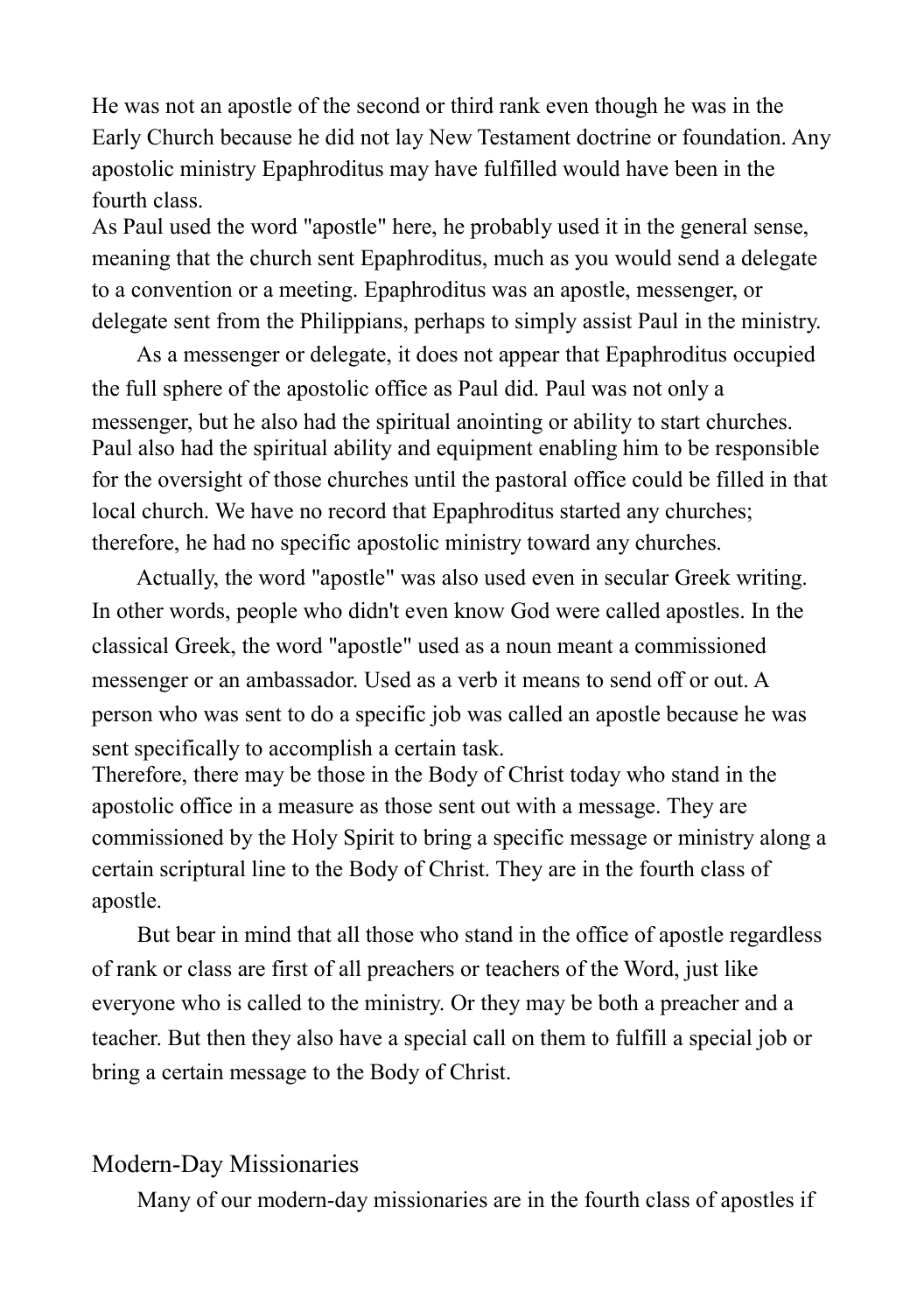He was not an apostle of the second or third rank even though he was in the Early Church because he did not lay New Testament doctrine or foundation. Any apostolic ministry Epaphroditus may have fulfilled would have been in the fourth class.

As Paul used the word "apostle" here, he probably used it in the general sense, meaning that the church sent Epaphroditus, much as you would send a delegate to a convention or a meeting. Epaphroditus was an apostle, messenger, or delegate sent from the Philippians, perhaps to simply assist Paul in the ministry.

As a messenger or delegate, it does not appear that Epaphroditus occupied the full sphere of the apostolic office as Paul did. Paul was not only a messenger, but he also had the spiritual anointing or ability to start churches. Paul also had the spiritual ability and equipment enabling him to be responsible for the oversight of those churches until the pastoral office could be filled in that local church. We have no record that Epaphroditus started any churches; therefore, he had no specific apostolic ministry toward any churches.

Actually, the word "apostle" was also used even in secular Greek writing. In other words, people who didn't even know God were called apostles. In the classical Greek, the word "apostle" used as a noun meant a commissioned messenger or an ambassador. Used as a verb it means to send off or out. A person who was sent to do a specific job was called an apostle because he was sent specifically to accomplish a certain task.

Therefore, there may be those in the Body of Christ today who stand in the apostolic office in a measure as those sent out with a message. They are commissioned by the Holy Spirit to bring a specific message or ministry along a certain scriptural line to the Body of Christ. They are in the fourth class of apostle.

But bear in mind that all those who stand in the office of apostle regardless of rank or class are first of all preachers or teachers of the Word, just like everyone who is called to the ministry. Or they may be both a preacher and a teacher. But then they also have a special call on them to fulfill a special job or bring a certain message to the Body of Christ.

## Modern-Day Missionaries

Many of our modern-day missionaries are in the fourth class of apostles if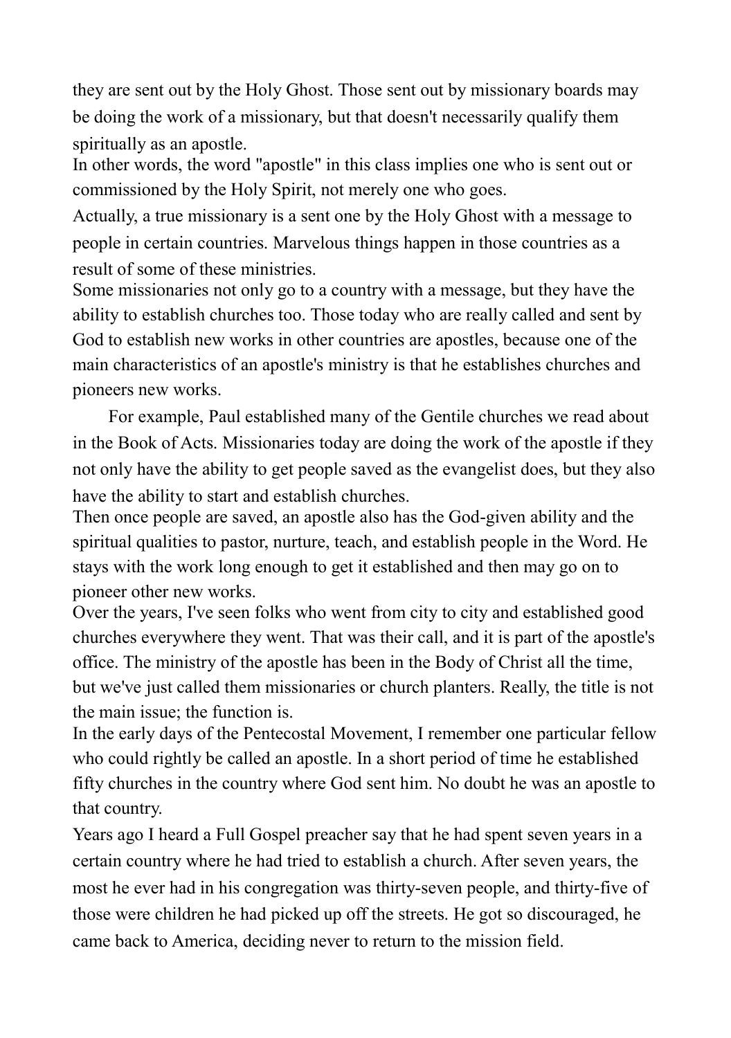they are sent out by the Holy Ghost. Those sent out by missionary boards may be doing the work of a missionary, but that doesn't necessarily qualify them spiritually as an apostle.

In other words, the word "apostle" in this class implies one who is sent out or commissioned by the Holy Spirit, not merely one who goes.

Actually, a true missionary is a sent one by the Holy Ghost with a message to people in certain countries. Marvelous things happen in those countries as a result of some of these ministries.

Some missionaries not only go to a country with a message, but they have the ability to establish churches too. Those today who are really called and sent by God to establish new works in other countries are apostles, because one of the main characteristics of an apostle's ministry is that he establishes churches and pioneers new works.

For example, Paul established many of the Gentile churches we read about in the Book of Acts. Missionaries today are doing the work of the apostle if they not only have the ability to get people saved as the evangelist does, but they also have the ability to start and establish churches.

Then once people are saved, an apostle also has the God-given ability and the spiritual qualities to pastor, nurture, teach, and establish people in the Word. He stays with the work long enough to get it established and then may go on to pioneer other new works.

Over the years, I've seen folks who went from city to city and established good churches everywhere they went. That was their call, and it is part of the apostle's office. The ministry of the apostle has been in the Body of Christ all the time, but we've just called them missionaries or church planters. Really, the title is not the main issue; the function is.

In the early days of the Pentecostal Movement, I remember one particular fellow who could rightly be called an apostle. In a short period of time he established fifty churches in the country where God sent him. No doubt he was an apostle to that country.

Years ago I heard a Full Gospel preacher say that he had spent seven years in a certain country where he had tried to establish a church. After seven years, the most he ever had in his congregation was thirty-seven people, and thirty-five of those were children he had picked up off the streets. He got so discouraged, he came back to America, deciding never to return to the mission field.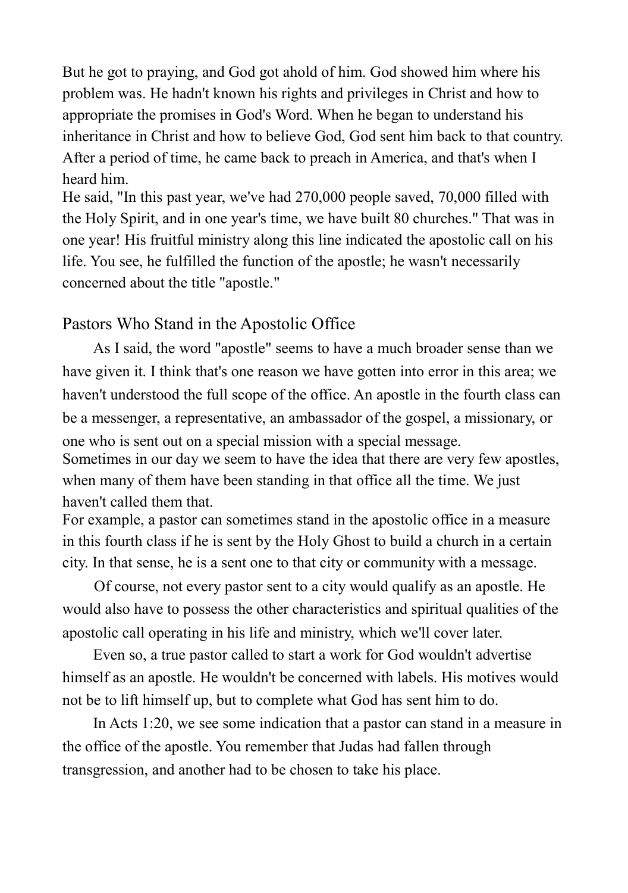But he got to praying, and God got ahold of him. God showed him where his problem was. He hadn't known his rights and privileges in Christ and how to appropriate the promises in God's Word. When he began to understand his inheritance in Christ and how to believe God, God sent him back to that country. After a period of time, he came back to preach in America, and that's when I heard him.

He said, "In this past year, we've had 270,000 people saved, 70,000 filled with the Holy Spirit, and in one year's time, we have built 80 churches." That was in one year! His fruitful ministry along this line indicated the apostolic call on his life. You see, he fulfilled the function of the apostle; he wasn't necessarily concerned about the title "apostle."

## Pastors Who Stand in the Apostolic Office

As I said, the word "apostle" seems to have a much broader sense than we have given it. I think that's one reason we have gotten into error in this area; we haven't understood the full scope of the office. An apostle in the fourth class can be a messenger, a representative, an ambassador of the gospel, a missionary, or one who is sent out on a special mission with a special message.

Sometimes in our day we seem to have the idea that there are very few apostles, when many of them have been standing in that office all the time. We just haven't called them that.

For example, a pastor can sometimes stand in the apostolic office in a measure in this fourth class if he is sent by the Holy Ghost to build a church in a certain city. In that sense, he is a sent one to that city or community with a message.

Of course, not every pastor sent to a city would qualify as an apostle. He would also have to possess the other characteristics and spiritual qualities of the apostolic call operating in his life and ministry, which we'll cover later.

Even so, a true pastor called to start a work for God wouldn't advertise himself as an apostle. He wouldn't be concerned with labels. His motives would not be to lift himself up, but to complete what God has sent him to do.

In Acts 1:20, we see some indication that a pastor can stand in a measure in the office of the apostle. You remember that Judas had fallen through transgression, and another had to be chosen to take his place.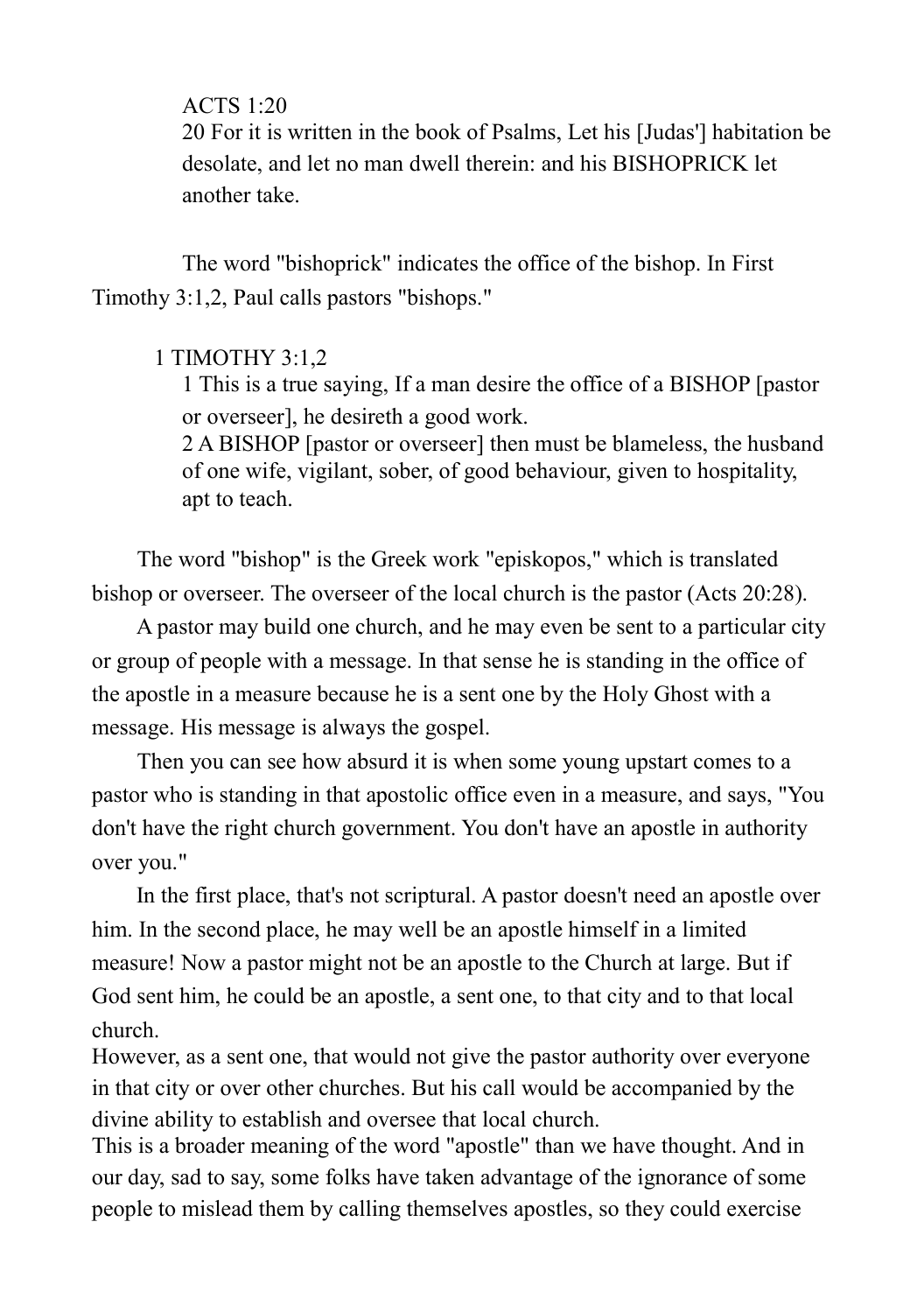ACTS 1:20

20 For it is written in the book of Psalms, Let his [Judas'] habitation be desolate, and let no man dwell therein: and his BISHOPRICK let another take.

The word "bishoprick" indicates the office of the bishop. In First Timothy 3:1,2, Paul calls pastors "bishops."

1 TIMOTHY 3:1,2

1 This is a true saying, If a man desire the office of a BISHOP [pastor or overseer], he desireth a good work.

2 A BISHOP [pastor or overseer] then must be blameless, the husband of one wife, vigilant, sober, of good behaviour, given to hospitality, apt to teach.

The word "bishop" is the Greek work "episkopos," which is translated bishop or overseer. The overseer of the local church is the pastor (Acts 20:28).

A pastor may build one church, and he may even be sent to a particular city or group of people with a message. In that sense he is standing in the office of the apostle in a measure because he is a sent one by the Holy Ghost with a message. His message is always the gospel.

Then you can see how absurd it is when some young upstart comes to a pastor who is standing in that apostolic office even in a measure, and says, "You don't have the right church government. You don't have an apostle in authority over you."

In the first place, that's not scriptural. A pastor doesn't need an apostle over him. In the second place, he may well be an apostle himself in a limited measure! Now a pastor might not be an apostle to the Church at large. But if God sent him, he could be an apostle, a sent one, to that city and to that local church.

However, as a sent one, that would not give the pastor authority over everyone in that city or over other churches. But his call would be accompanied by the divine ability to establish and oversee that local church.

This is a broader meaning of the word "apostle" than we have thought. And in our day, sad to say, some folks have taken advantage of the ignorance of some people to mislead them by calling themselves apostles, so they could exercise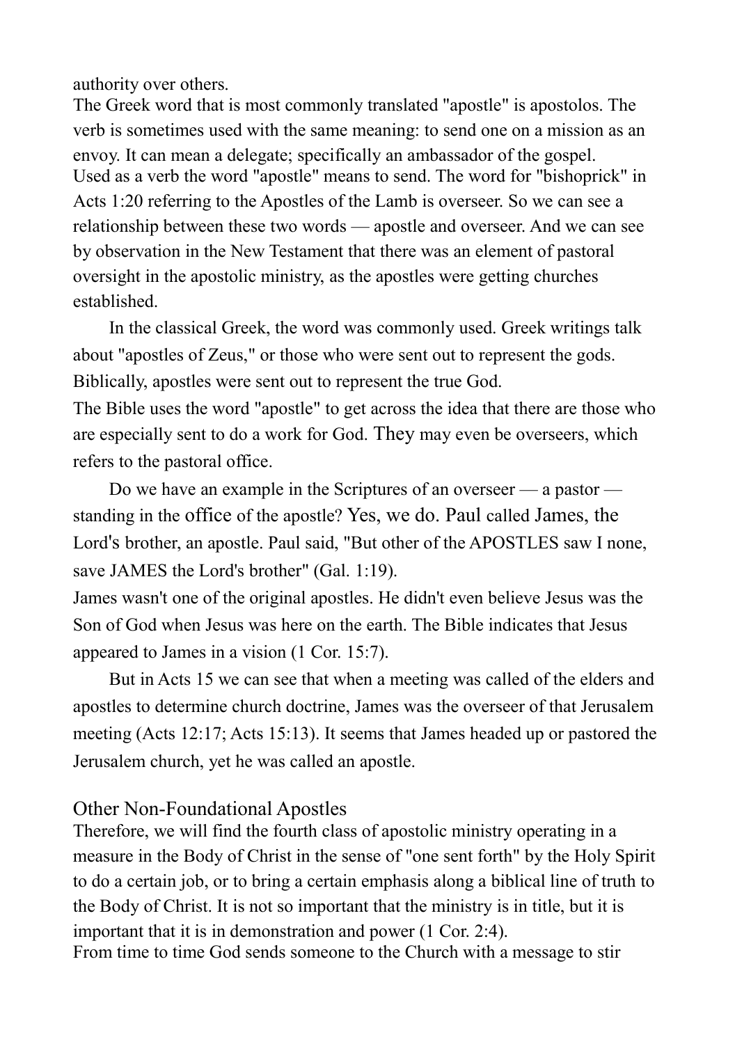authority over others.

The Greek word that is most commonly translated "apostle" is apostolos. The verb is sometimes used with the same meaning: to send one on a mission as an envoy. It can mean a delegate; specifically an ambassador of the gospel.

Used as a verb the word "apostle" means to send. The word for "bishoprick" in Acts 1:20 referring to the Apostles of the Lamb is overseer. So we can see a relationship between these two words — apostle and overseer. And we can see by observation in the New Testament that there was an element of pastoral oversight in the apostolic ministry, as the apostles were getting churches established.

In the classical Greek, the word was commonly used. Greek writings talk about "apostles of Zeus," or those who were sent out to represent the gods. Biblically, apostles were sent out to represent the true God.

The Bible uses the word "apostle" to get across the idea that there are those who are especially sent to do a work for God. They may even be overseers, which refers to the pastoral office.

Do we have an example in the Scriptures of an overseer — a pastor — standing in the office of the apostle? Yes, we do. Paul called James, the Lord's brother, an apostle. Paul said, "But other of the APOSTLES saw I none, save JAMES the Lord's brother" (Gal. 1:19).

James wasn't one of the original apostles. He didn't even believe Jesus was the Son of God when Jesus was here on the earth. The Bible indicates that Jesus appeared to James in a vision (1 Cor. 15:7).

But in Acts 15 we can see that when a meeting was called of the elders and apostles to determine church doctrine, James was the overseer of that Jerusalem meeting (Acts 12:17; Acts 15:13). It seems that James headed up or pastored the Jerusalem church, yet he was called an apostle.

## Other Non-Foundational Apostles

Therefore, we will find the fourth class of apostolic ministry operating in a measure in the Body of Christ in the sense of "one sent forth" by the Holy Spirit to do a certain job, or to bring a certain emphasis along a biblical line of truth to the Body of Christ. It is not so important that the ministry is in title, but it is important that it is in demonstration and power (1 Cor. 2:4).

From time to time God sends someone to the Church with a message to stir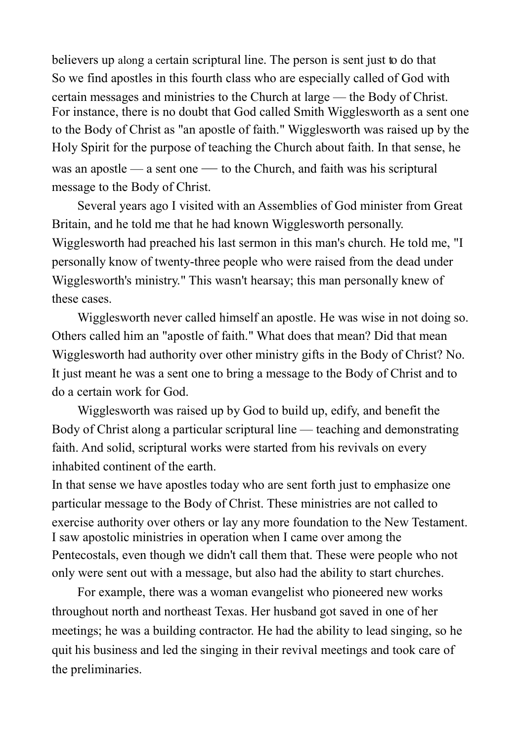believers up along a certain scriptural line. The person is sent just to do that

So we find apostles in this fourth class who are especially called of God with certain messages and ministries to the Church at large — the Body of Christ. For instance, there is no doubt that God called Smith Wigglesworth as a sent one to the Body of Christ as "an apostle of faith." Wigglesworth was raised up by the Holy Spirit for the purpose of teaching the Church about faith. In that sense, he was an apostle — a sent one — to the Church, and faith was his scriptural message to the Body of Christ.

Several years ago I visited with an Assemblies of God minister from Great Britain, and he told me that he had known Wigglesworth personally. Wigglesworth had preached his last sermon in this man's church. He told me, "I personally know of twenty-three people who were raised from the dead under Wigglesworth's ministry." This wasn't hearsay; this man personally knew of these cases.

Wigglesworth never called himself an apostle. He was wise in not doing so. Others called him an "apostle of faith." What does that mean? Did that mean Wigglesworth had authority over other ministry gifts in the Body of Christ? No. It just meant he was a sent one to bring a message to the Body of Christ and to do a certain work for God.

Wigglesworth was raised up by God to build up, edify, and benefit the Body of Christ along a particular scriptural line — teaching and demonstrating faith. And solid, scriptural works were started from his revivals on every inhabited continent of the earth.

In that sense we have apostles today who are sent forth just to emphasize one particular message to the Body of Christ. These ministries are not called to exercise authority over others or lay any more foundation to the New Testament.

I saw apostolic ministries in operation when I came over among the Pentecostals, even though we didn't call them that. These were people who not only were sent out with a message, but also had the ability to start churches.

For example, there was a woman evangelist who pioneered new works throughout north and northeast Texas. Her husband got saved in one of her meetings; he was a building contractor. He had the ability to lead singing, so he quit his business and led the singing in their revival meetings and took care of the preliminaries.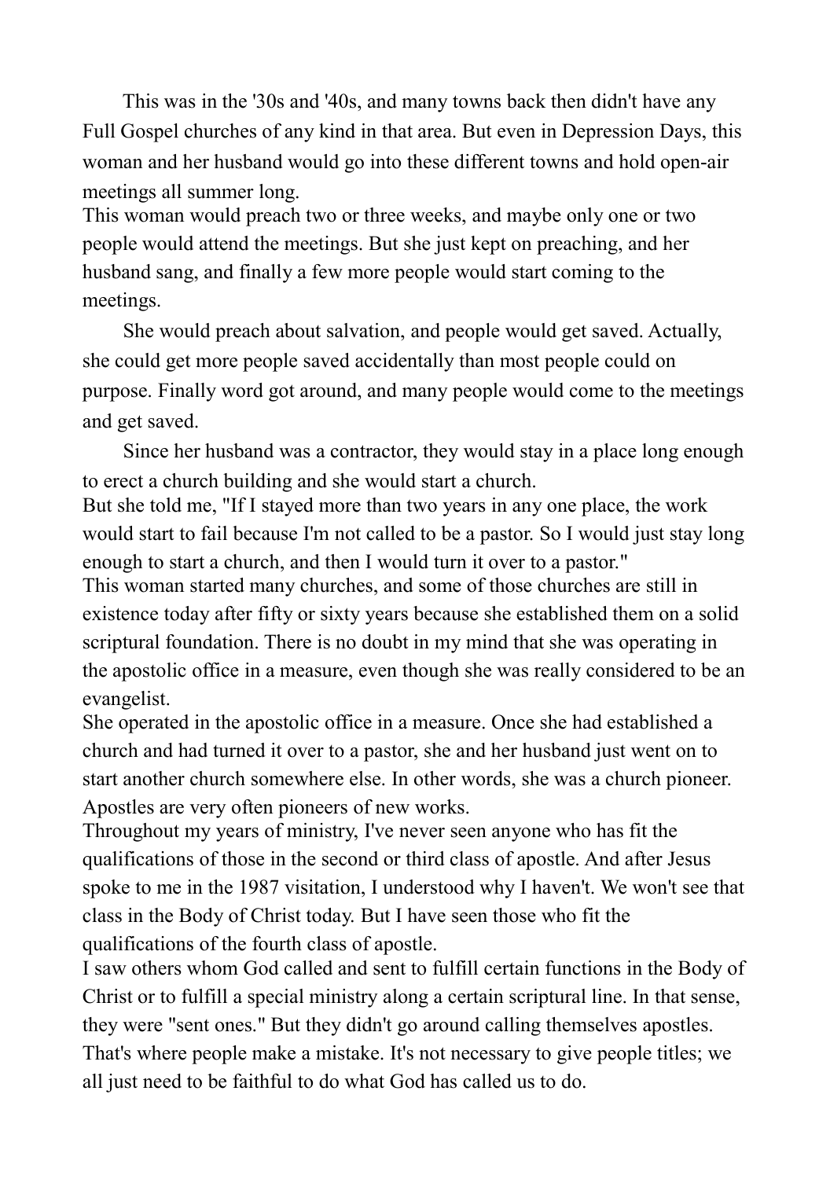This was in the '30s and '40s, and many towns back then didn't have any Full Gospel churches of any kind in that area. But even in Depression Days, this woman and her husband would go into these different towns and hold open-air meetings all summer long.

This woman would preach two or three weeks, and maybe only one or two people would attend the meetings. But she just kept on preaching, and her husband sang, and finally a few more people would start coming to the meetings.

She would preach about salvation, and people would get saved. Actually, she could get more people saved accidentally than most people could on purpose. Finally word got around, and many people would come to the meetings and get saved.

Since her husband was a contractor, they would stay in a place long enough to erect a church building and she would start a church.

But she told me, "If I stayed more than two years in any one place, the work would start to fail because I'm not called to be a pastor. So I would just stay long enough to start a church, and then I would turn it over to a pastor."

This woman started many churches, and some of those churches are still in existence today after fifty or sixty years because she established them on a solid scriptural foundation. There is no doubt in my mind that she was operating in the apostolic office in a measure, even though she was really considered to be an evangelist.

She operated in the apostolic office in a measure. Once she had established a church and had turned it over to a pastor, she and her husband just went on to start another church somewhere else. In other words, she was a church pioneer. Apostles are very often pioneers of new works.

Throughout my years of ministry, I've never seen anyone who has fit the qualifications of those in the second or third class of apostle. And after Jesus spoke to me in the 1987 visitation, I understood why I haven't. We won't see that class in the Body of Christ today. But I have seen those who fit the qualifications of the fourth class of apostle.

I saw others whom God called and sent to fulfill certain functions in the Body of Christ or to fulfill a special ministry along a certain scriptural line. In that sense, they were "sent ones." But they didn't go around calling themselves apostles. That's where people make a mistake. It's not necessary to give people titles; we all just need to be faithful to do what God has called us to do.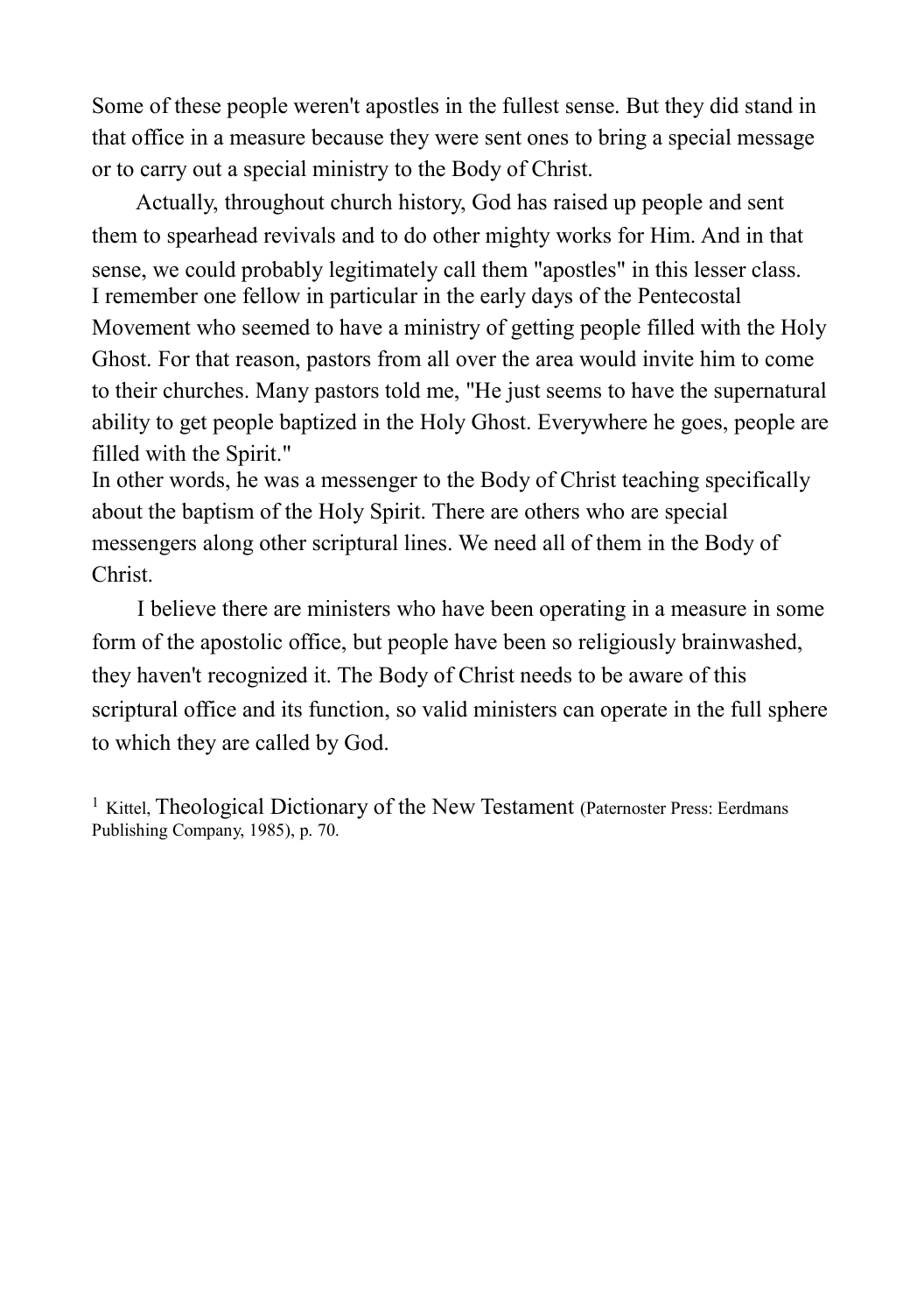Some of these people weren't apostles in the fullest sense. But they did stand in that office in a measure because they were sent ones to bring a special message or to carry out a special ministry to the Body of Christ.

Actually, throughout church history, God has raised up people and sent them to spearhead revivals and to do other mighty works for Him. And in that sense, we could probably legitimately call them "apostles" in this lesser class. I remember one fellow in particular in the early days of the Pentecostal Movement who seemed to have a ministry of getting people filled with the Holy Ghost. For that reason, pastors from all over the area would invite him to come to their churches. Many pastors told me, "He just seems to have the supernatural ability to get people baptized in the Holy Ghost. Everywhere he goes, people are filled with the Spirit."

In other words, he was a messenger to the Body of Christ teaching specifically about the baptism of the Holy Spirit. There are others who are special messengers along other scriptural lines. We need all of them in the Body of Christ.

I believe there are ministers who have been operating in a measure in some form of the apostolic office, but people have been so religiously brainwashed, they haven't recognized it. The Body of Christ needs to be aware of this scriptural office and its function, so valid ministers can operate in the full sphere to which they are called by God.

[1] Kittel, Theological Dictionary of the New Testament (Paternoster Press: Eerdmans Publishing Company, 1985), p. 70.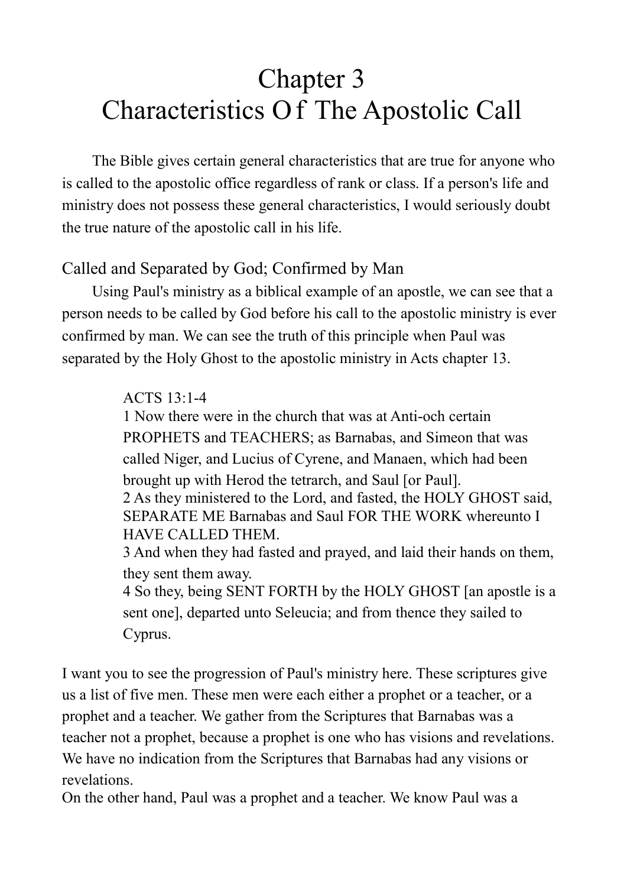# Chapter 3
# Characteristics Of The Apostolic Call

The Bible gives certain general characteristics that are true for anyone who is called to the apostolic office regardless of rank or class. If a person's life and ministry does not possess these general characteristics, I would seriously doubt the true nature of the apostolic call in his life.

## Called and Separated by God; Confirmed by Man

Using Paul's ministry as a biblical example of an apostle, we can see that a person needs to be called by God before his call to the apostolic ministry is ever confirmed by man. We can see the truth of this principle when Paul was separated by the Holy Ghost to the apostolic ministry in Acts chapter 13.

> ACTS 13:1-4
> 1 Now there were in the church that was at Anti-och certain PROPHETS and TEACHERS; as Barnabas, and Simeon that was called Niger, and Lucius of Cyrene, and Manaen, which had been brought up with Herod the tetrarch, and Saul [or Paul].
> 2 As they ministered to the Lord, and fasted, the HOLY GHOST said, SEPARATE ME Barnabas and Saul FOR THE WORK whereunto I HAVE CALLED THEM.
> 3 And when they had fasted and prayed, and laid their hands on them, they sent them away.
> 4 So they, being SENT FORTH by the HOLY GHOST [an apostle is a sent one], departed unto Seleucia; and from thence they sailed to Cyprus.

I want you to see the progression of Paul's ministry here. These scriptures give us a list of five men. These men were each either a prophet or a teacher, or a prophet and a teacher. We gather from the Scriptures that Barnabas was a teacher not a prophet, because a prophet is one who has visions and revelations. We have no indication from the Scriptures that Barnabas had any visions or revelations.

On the other hand, Paul was a prophet and a teacher. We know Paul was a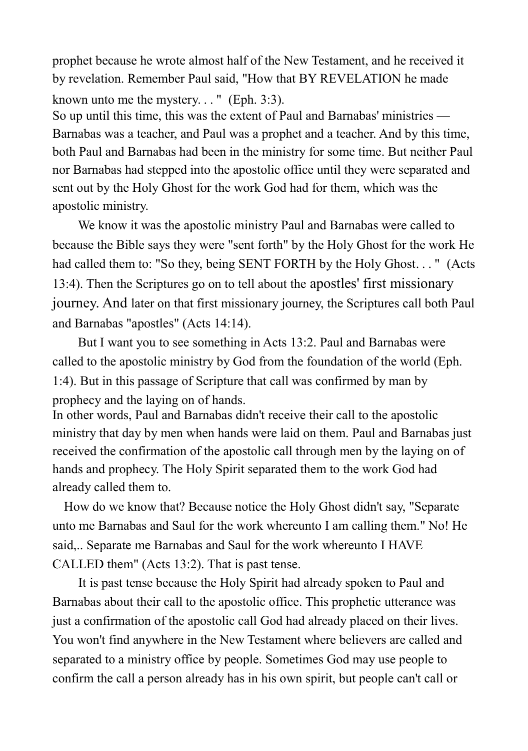prophet because he wrote almost half of the New Testament, and he received it by revelation. Remember Paul said, "How that BY REVELATION he made known unto me the mystery. . . " (Eph. 3:3).

So up until this time, this was the extent of Paul and Barnabas' ministries — Barnabas was a teacher, and Paul was a prophet and a teacher. And by this time, both Paul and Barnabas had been in the ministry for some time. But neither Paul nor Barnabas had stepped into the apostolic office until they were separated and sent out by the Holy Ghost for the work God had for them, which was the apostolic ministry.

We know it was the apostolic ministry Paul and Barnabas were called to because the Bible says they were "sent forth" by the Holy Ghost for the work He had called them to: "So they, being SENT FORTH by the Holy Ghost. . . " (Acts 13:4). Then the Scriptures go on to tell about the apostles' first missionary journey. And later on that first missionary journey, the Scriptures call both Paul and Barnabas "apostles" (Acts 14:14).

But I want you to see something in Acts 13:2. Paul and Barnabas were called to the apostolic ministry by God from the foundation of the world (Eph. 1:4). But in this passage of Scripture that call was confirmed by man by prophecy and the laying on of hands.

In other words, Paul and Barnabas didn't receive their call to the apostolic ministry that day by men when hands were laid on them. Paul and Barnabas just received the confirmation of the apostolic call through men by the laying on of hands and prophecy. The Holy Spirit separated them to the work God had already called them to.

How do we know that? Because notice the Holy Ghost didn't say, "Separate unto me Barnabas and Saul for the work whereunto I am calling them." No! He said,.. Separate me Barnabas and Saul for the work whereunto I HAVE CALLED them" (Acts 13:2). That is past tense.

It is past tense because the Holy Spirit had already spoken to Paul and Barnabas about their call to the apostolic office. This prophetic utterance was just a confirmation of the apostolic call God had already placed on their lives. You won't find anywhere in the New Testament where believers are called and separated to a ministry office by people. Sometimes God may use people to confirm the call a person already has in his own spirit, but people can't call or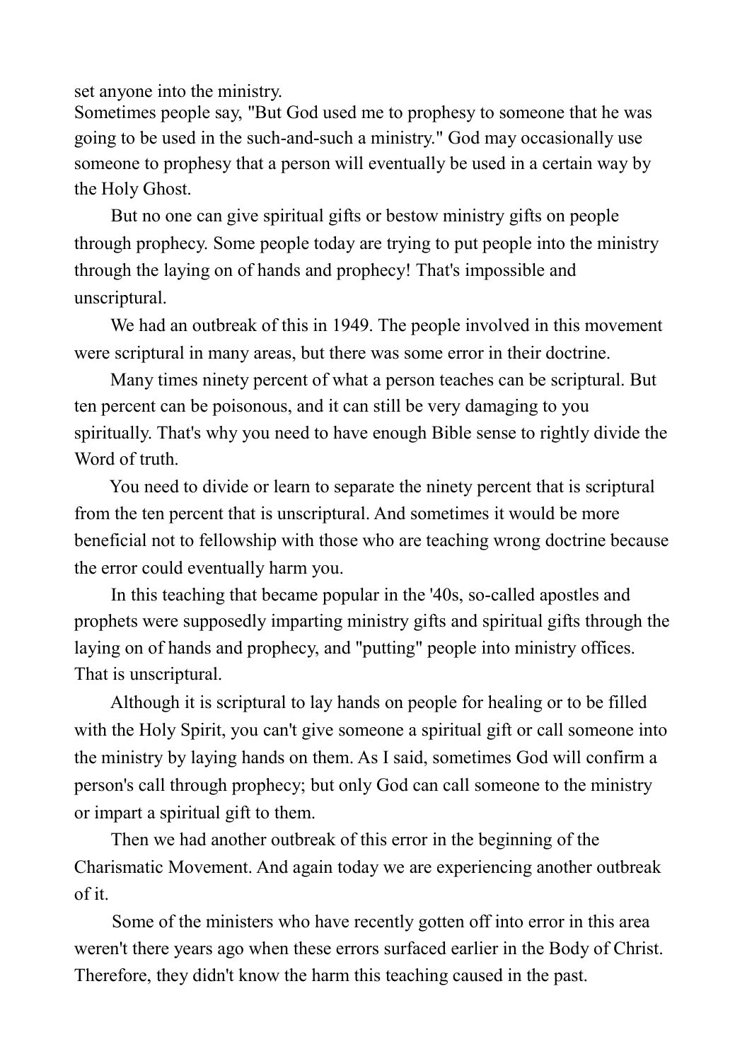set anyone into the ministry.

Sometimes people say, "But God used me to prophesy to someone that he was going to be used in the such-and-such a ministry." God may occasionally use someone to prophesy that a person will eventually be used in a certain way by the Holy Ghost.

But no one can give spiritual gifts or bestow ministry gifts on people through prophecy. Some people today are trying to put people into the ministry through the laying on of hands and prophecy! That's impossible and unscriptural.

We had an outbreak of this in 1949. The people involved in this movement were scriptural in many areas, but there was some error in their doctrine.

Many times ninety percent of what a person teaches can be scriptural. But ten percent can be poisonous, and it can still be very damaging to you spiritually. That's why you need to have enough Bible sense to rightly divide the Word of truth.

You need to divide or learn to separate the ninety percent that is scriptural from the ten percent that is unscriptural. And sometimes it would be more beneficial not to fellowship with those who are teaching wrong doctrine because the error could eventually harm you.

In this teaching that became popular in the '40s, so-called apostles and prophets were supposedly imparting ministry gifts and spiritual gifts through the laying on of hands and prophecy, and "putting" people into ministry offices. That is unscriptural.

Although it is scriptural to lay hands on people for healing or to be filled with the Holy Spirit, you can't give someone a spiritual gift or call someone into the ministry by laying hands on them. As I said, sometimes God will confirm a person's call through prophecy; but only God can call someone to the ministry or impart a spiritual gift to them.

Then we had another outbreak of this error in the beginning of the Charismatic Movement. And again today we are experiencing another outbreak of it.

Some of the ministers who have recently gotten off into error in this area weren't there years ago when these errors surfaced earlier in the Body of Christ. Therefore, they didn't know the harm this teaching caused in the past.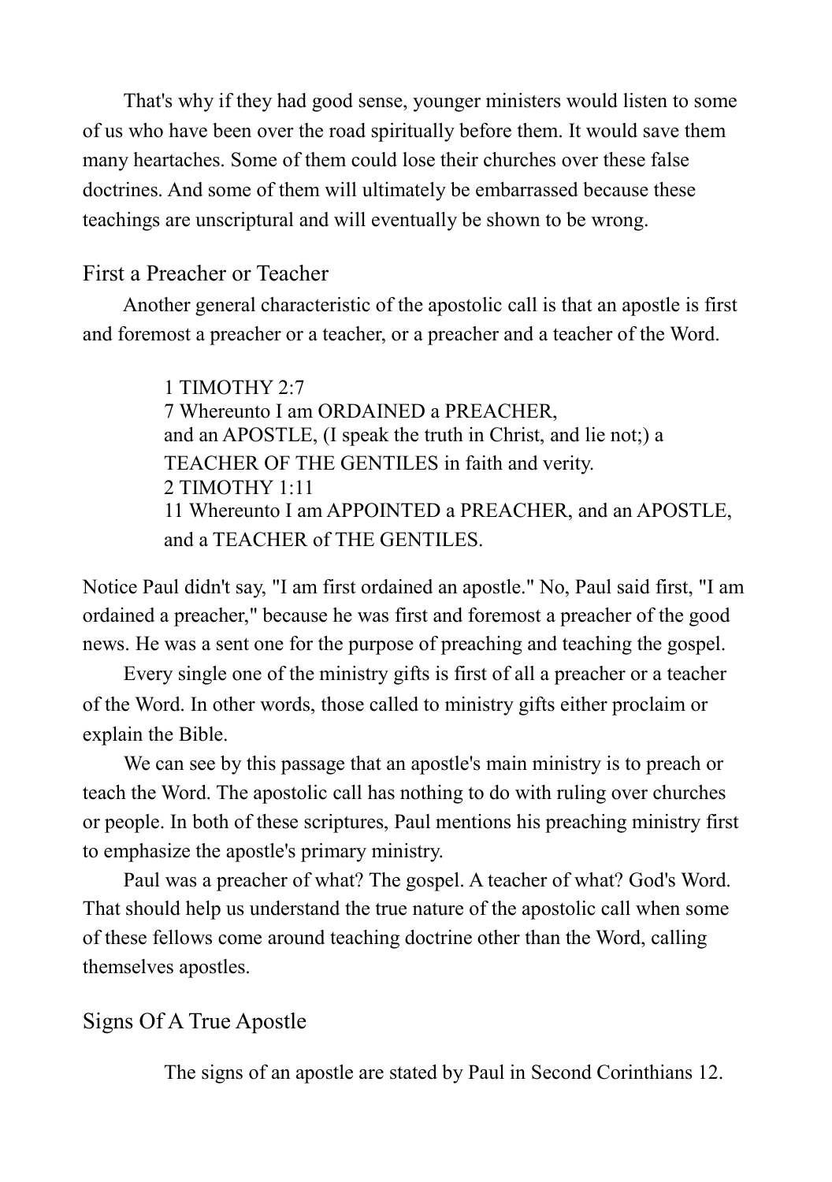That's why if they had good sense, younger ministers would listen to some of us who have been over the road spiritually before them. It would save them many heartaches. Some of them could lose their churches over these false doctrines. And some of them will ultimately be embarrassed because these teachings are unscriptural and will eventually be shown to be wrong.

## First a Preacher or Teacher

Another general characteristic of the apostolic call is that an apostle is first and foremost a preacher or a teacher, or a preacher and a teacher of the Word.

> 1 TIMOTHY 2:7
> 7 Whereunto I am ORDAINED a PREACHER, and an APOSTLE, (I speak the truth in Christ, and lie not;) a TEACHER OF THE GENTILES in faith and verity.
> 2 TIMOTHY 1:11
> 11 Whereunto I am APPOINTED a PREACHER, and an APOSTLE, and a TEACHER of THE GENTILES.

Notice Paul didn't say, "I am first ordained an apostle." No, Paul said first, "I am ordained a preacher," because he was first and foremost a preacher of the good news. He was a sent one for the purpose of preaching and teaching the gospel.

Every single one of the ministry gifts is first of all a preacher or a teacher of the Word. In other words, those called to ministry gifts either proclaim or explain the Bible.

We can see by this passage that an apostle's main ministry is to preach or teach the Word. The apostolic call has nothing to do with ruling over churches or people. In both of these scriptures, Paul mentions his preaching ministry first to emphasize the apostle's primary ministry.

Paul was a preacher of what? The gospel. A teacher of what? God's Word. That should help us understand the true nature of the apostolic call when some of these fellows come around teaching doctrine other than the Word, calling themselves apostles.

## Signs Of A True Apostle

The signs of an apostle are stated by Paul in Second Corinthians 12.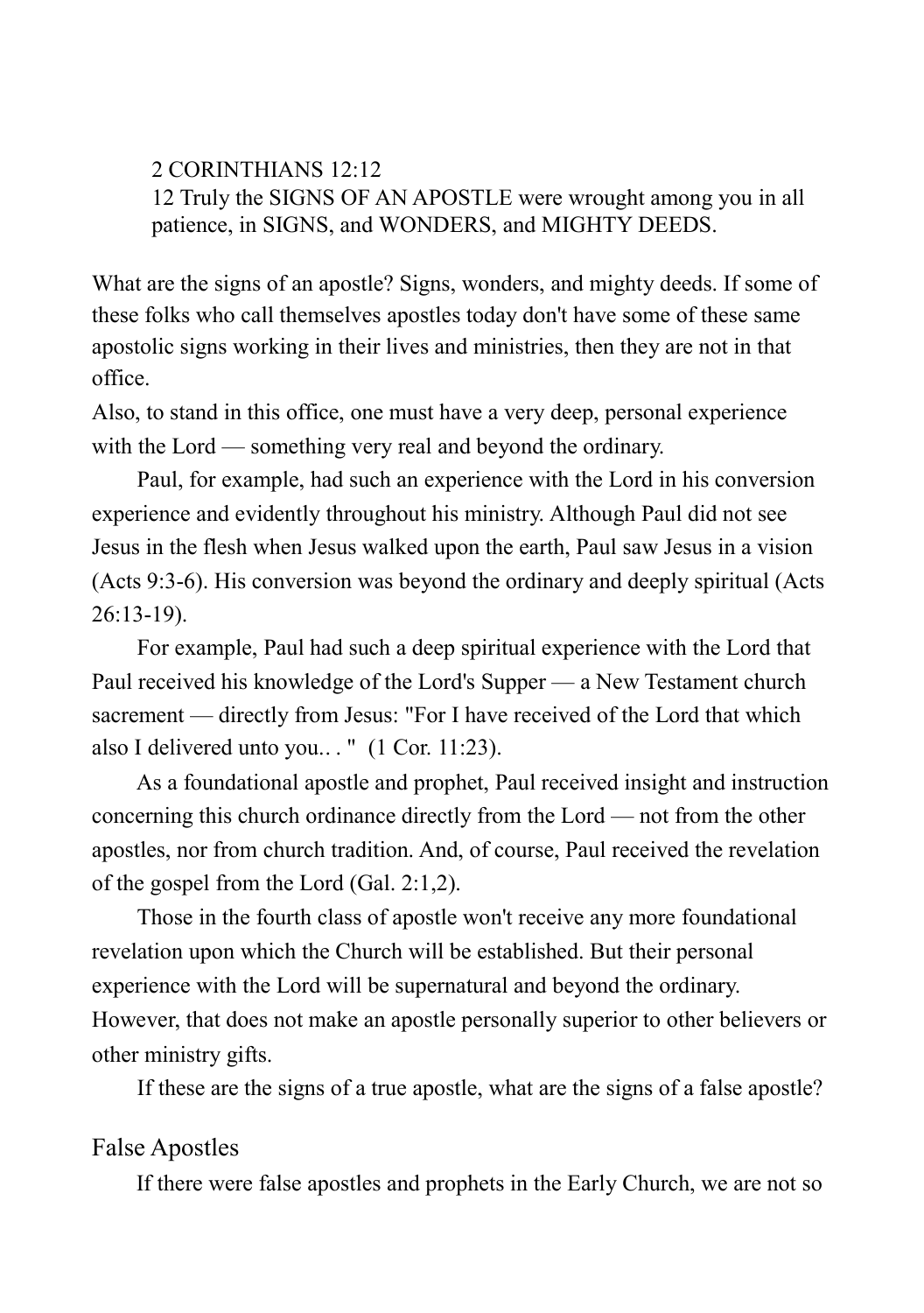2 CORINTHIANS 12:12
12 Truly the SIGNS OF AN APOSTLE were wrought among you in all patience, in SIGNS, and WONDERS, and MIGHTY DEEDS.

What are the signs of an apostle? Signs, wonders, and mighty deeds. If some of these folks who call themselves apostles today don't have some of these same apostolic signs working in their lives and ministries, then they are not in that office.

Also, to stand in this office, one must have a very deep, personal experience with the Lord — something very real and beyond the ordinary.

Paul, for example, had such an experience with the Lord in his conversion experience and evidently throughout his ministry. Although Paul did not see Jesus in the flesh when Jesus walked upon the earth, Paul saw Jesus in a vision (Acts 9:3-6). His conversion was beyond the ordinary and deeply spiritual (Acts 26:13-19).

For example, Paul had such a deep spiritual experience with the Lord that Paul received his knowledge of the Lord's Supper — a New Testament church sacrement — directly from Jesus: "For I have received of the Lord that which also I delivered unto you.. . " (1 Cor. 11:23).

As a foundational apostle and prophet, Paul received insight and instruction concerning this church ordinance directly from the Lord — not from the other apostles, nor from church tradition. And, of course, Paul received the revelation of the gospel from the Lord (Gal. 2:1,2).

Those in the fourth class of apostle won't receive any more foundational revelation upon which the Church will be established. But their personal experience with the Lord will be supernatural and beyond the ordinary. However, that does not make an apostle personally superior to other believers or other ministry gifts.

If these are the signs of a true apostle, what are the signs of a false apostle?

## False Apostles

If there were false apostles and prophets in the Early Church, we are not so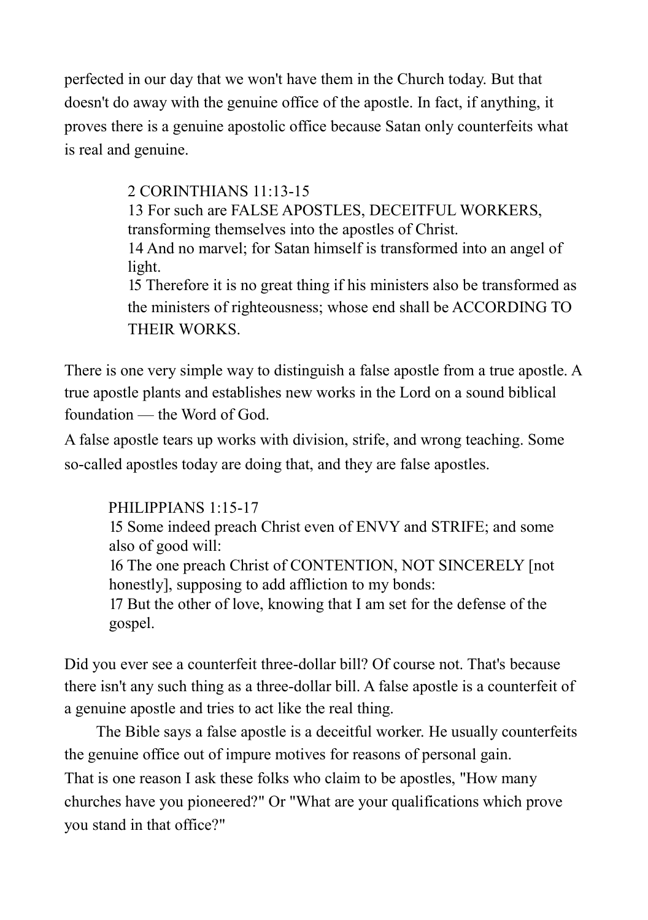perfected in our day that we won't have them in the Church today. But that doesn't do away with the genuine office of the apostle. In fact, if anything, it proves there is a genuine apostolic office because Satan only counterfeits what is real and genuine.

> 2 CORINTHIANS 11:13-15
> 13 For such are FALSE APOSTLES, DECEITFUL WORKERS, transforming themselves into the apostles of Christ.
> 14 And no marvel; for Satan himself is transformed into an angel of light.
> 15 Therefore it is no great thing if his ministers also be transformed as the ministers of righteousness; whose end shall be ACCORDING TO THEIR WORKS.

There is one very simple way to distinguish a false apostle from a true apostle. A true apostle plants and establishes new works in the Lord on a sound biblical foundation — the Word of God.

A false apostle tears up works with division, strife, and wrong teaching. Some so-called apostles today are doing that, and they are false apostles.

> PHILIPPIANS 1:15-17
> 15 Some indeed preach Christ even of ENVY and STRIFE; and some also of good will:
> 16 The one preach Christ of CONTENTION, NOT SINCERELY [not honestly], supposing to add affliction to my bonds:
> 17 But the other of love, knowing that I am set for the defense of the gospel.

Did you ever see a counterfeit three-dollar bill? Of course not. That's because there isn't any such thing as a three-dollar bill. A false apostle is a counterfeit of a genuine apostle and tries to act like the real thing.

The Bible says a false apostle is a deceitful worker. He usually counterfeits the genuine office out of impure motives for reasons of personal gain.

That is one reason I ask these folks who claim to be apostles, "How many churches have you pioneered?" Or "What are your qualifications which prove you stand in that office?"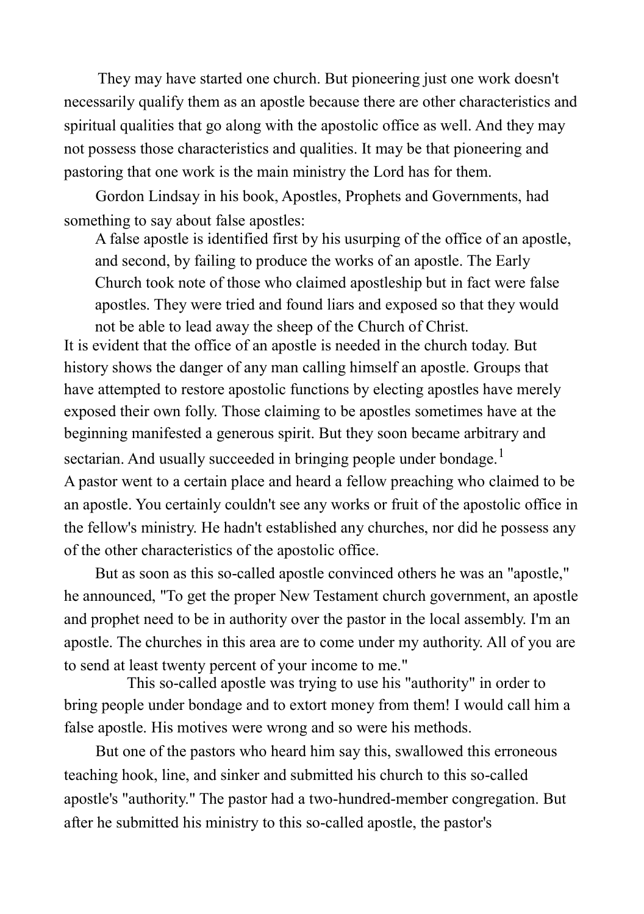They may have started one church. But pioneering just one work doesn't necessarily qualify them as an apostle because there are other characteristics and spiritual qualities that go along with the apostolic office as well. And they may not possess those characteristics and qualities. It may be that pioneering and pastoring that one work is the main ministry the Lord has for them.

Gordon Lindsay in his book, Apostles, Prophets and Governments, had something to say about false apostles:

> A false apostle is identified first by his usurping of the office of an apostle, and second, by failing to produce the works of an apostle. The Early Church took note of those who claimed apostleship but in fact were false apostles. They were tried and found liars and exposed so that they would not be able to lead away the sheep of the Church of Christ.

It is evident that the office of an apostle is needed in the church today. But history shows the danger of any man calling himself an apostle. Groups that have attempted to restore apostolic functions by electing apostles have merely exposed their own folly. Those claiming to be apostles sometimes have at the beginning manifested a generous spirit. But they soon became arbitrary and sectarian. And usually succeeded in bringing people under bondage.[1]

A pastor went to a certain place and heard a fellow preaching who claimed to be an apostle. You certainly couldn't see any works or fruit of the apostolic office in the fellow's ministry. He hadn't established any churches, nor did he possess any of the other characteristics of the apostolic office.

But as soon as this so-called apostle convinced others he was an "apostle," he announced, "To get the proper New Testament church government, an apostle and prophet need to be in authority over the pastor in the local assembly. I'm an apostle. The churches in this area are to come under my authority. All of you are to send at least twenty percent of your income to me."

This so-called apostle was trying to use his "authority" in order to bring people under bondage and to extort money from them! I would call him a false apostle. His motives were wrong and so were his methods.

But one of the pastors who heard him say this, swallowed this erroneous teaching hook, line, and sinker and submitted his church to this so-called apostle's "authority." The pastor had a two-hundred-member congregation. But after he submitted his ministry to this so-called apostle, the pastor's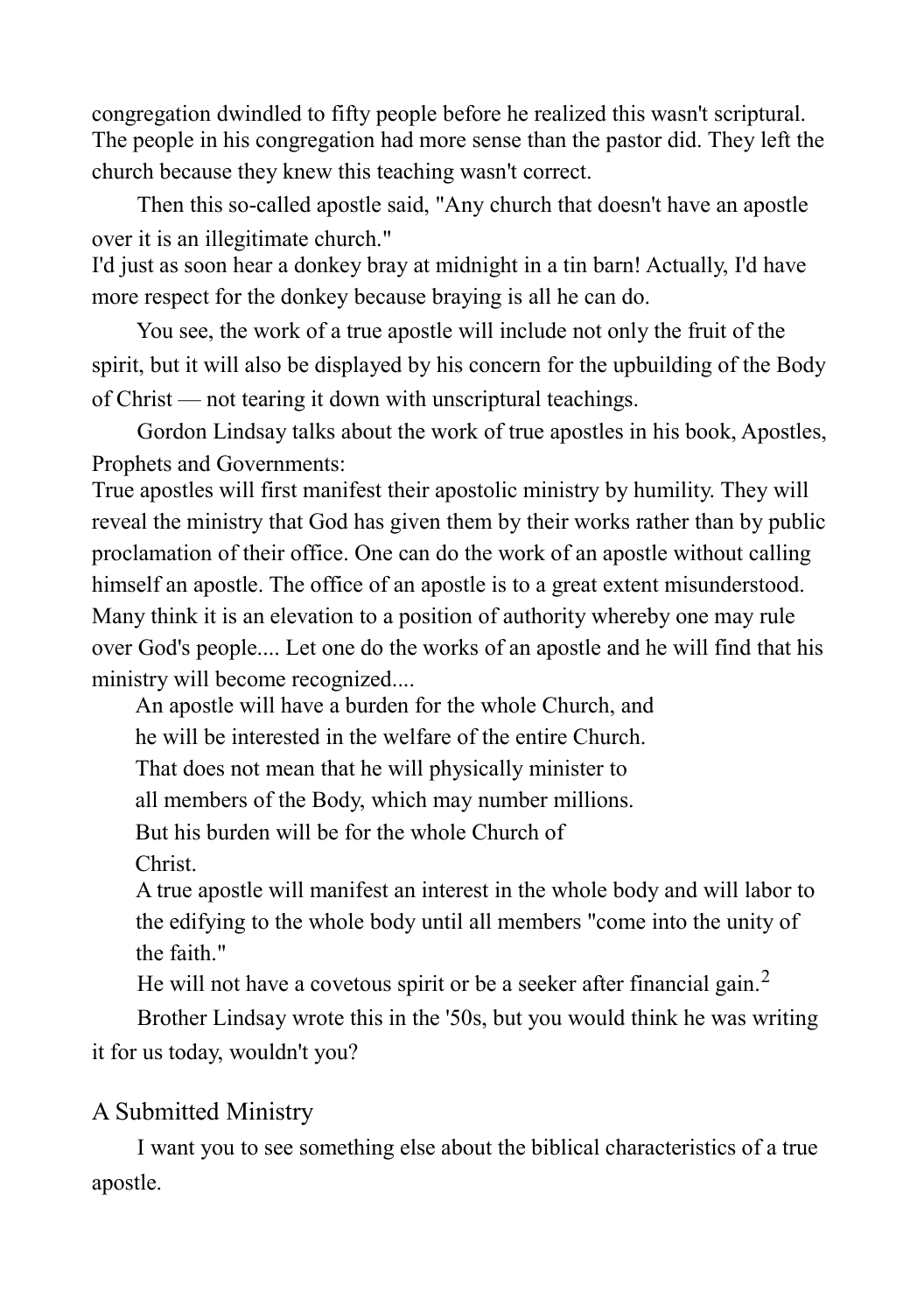congregation dwindled to fifty people before he realized this wasn't scriptural. The people in his congregation had more sense than the pastor did. They left the church because they knew this teaching wasn't correct.

Then this so-called apostle said, "Any church that doesn't have an apostle over it is an illegitimate church."

I'd just as soon hear a donkey bray at midnight in a tin barn! Actually, I'd have more respect for the donkey because braying is all he can do.

You see, the work of a true apostle will include not only the fruit of the spirit, but it will also be displayed by his concern for the upbuilding of the Body of Christ — not tearing it down with unscriptural teachings.

Gordon Lindsay talks about the work of true apostles in his book, Apostles, Prophets and Governments:

True apostles will first manifest their apostolic ministry by humility. They will reveal the ministry that God has given them by their works rather than by public proclamation of their office. One can do the work of an apostle without calling himself an apostle. The office of an apostle is to a great extent misunderstood. Many think it is an elevation to a position of authority whereby one may rule over God's people.... Let one do the works of an apostle and he will find that his ministry will become recognized....

> An apostle will have a burden for the whole Church, and he will be interested in the welfare of the entire Church. That does not mean that he will physically minister to all members of the Body, which may number millions. But his burden will be for the whole Church of Christ.
>
> A true apostle will manifest an interest in the whole body and will labor to the edifying to the whole body until all members "come into the unity of the faith."
>
> He will not have a covetous spirit or be a seeker after financial gain.[2]

Brother Lindsay wrote this in the '50s, but you would think he was writing it for us today, wouldn't you?

## A Submitted Ministry

I want you to see something else about the biblical characteristics of a true apostle.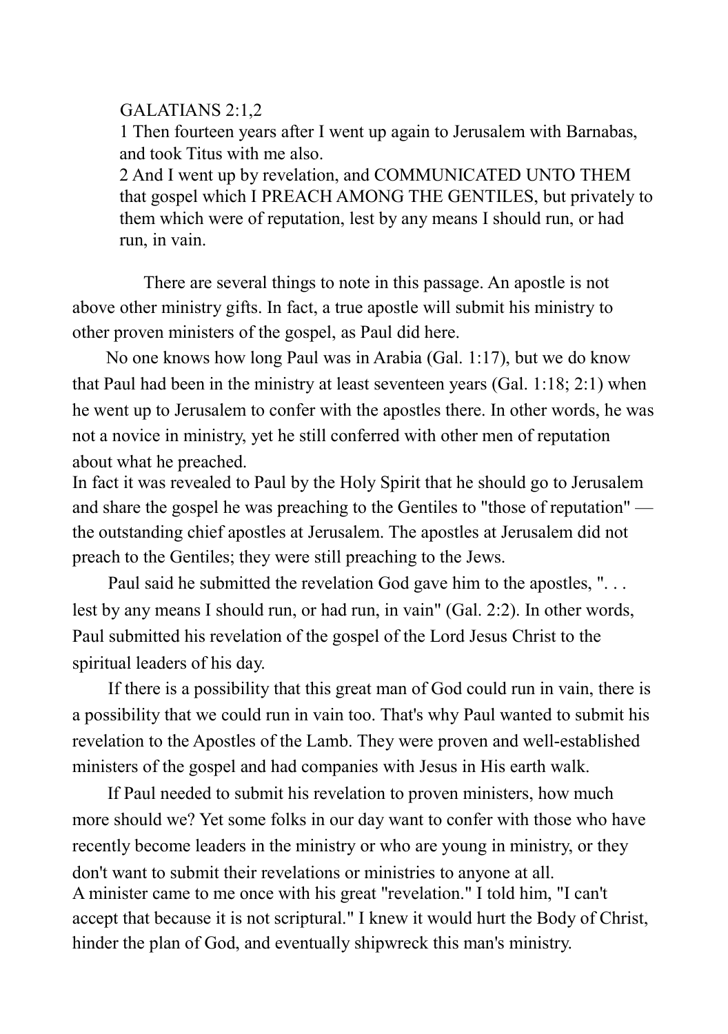GALATIANS 2:1,2

1 Then fourteen years after I went up again to Jerusalem with Barnabas, and took Titus with me also.

2 And I went up by revelation, and COMMUNICATED UNTO THEM that gospel which I PREACH AMONG THE GENTILES, but privately to them which were of reputation, lest by any means I should run, or had run, in vain.

There are several things to note in this passage. An apostle is not above other ministry gifts. In fact, a true apostle will submit his ministry to other proven ministers of the gospel, as Paul did here.

No one knows how long Paul was in Arabia (Gal. 1:17), but we do know that Paul had been in the ministry at least seventeen years (Gal. 1:18; 2:1) when he went up to Jerusalem to confer with the apostles there. In other words, he was not a novice in ministry, yet he still conferred with other men of reputation about what he preached.

In fact it was revealed to Paul by the Holy Spirit that he should go to Jerusalem and share the gospel he was preaching to the Gentiles to "those of reputation" — the outstanding chief apostles at Jerusalem. The apostles at Jerusalem did not preach to the Gentiles; they were still preaching to the Jews.

Paul said he submitted the revelation God gave him to the apostles, ". . . lest by any means I should run, or had run, in vain" (Gal. 2:2). In other words, Paul submitted his revelation of the gospel of the Lord Jesus Christ to the spiritual leaders of his day.

If there is a possibility that this great man of God could run in vain, there is a possibility that we could run in vain too. That's why Paul wanted to submit his revelation to the Apostles of the Lamb. They were proven and well-established ministers of the gospel and had companies with Jesus in His earth walk.

If Paul needed to submit his revelation to proven ministers, how much more should we? Yet some folks in our day want to confer with those who have recently become leaders in the ministry or who are young in ministry, or they don't want to submit their revelations or ministries to anyone at all.

A minister came to me once with his great "revelation." I told him, "I can't accept that because it is not scriptural." I knew it would hurt the Body of Christ, hinder the plan of God, and eventually shipwreck this man's ministry.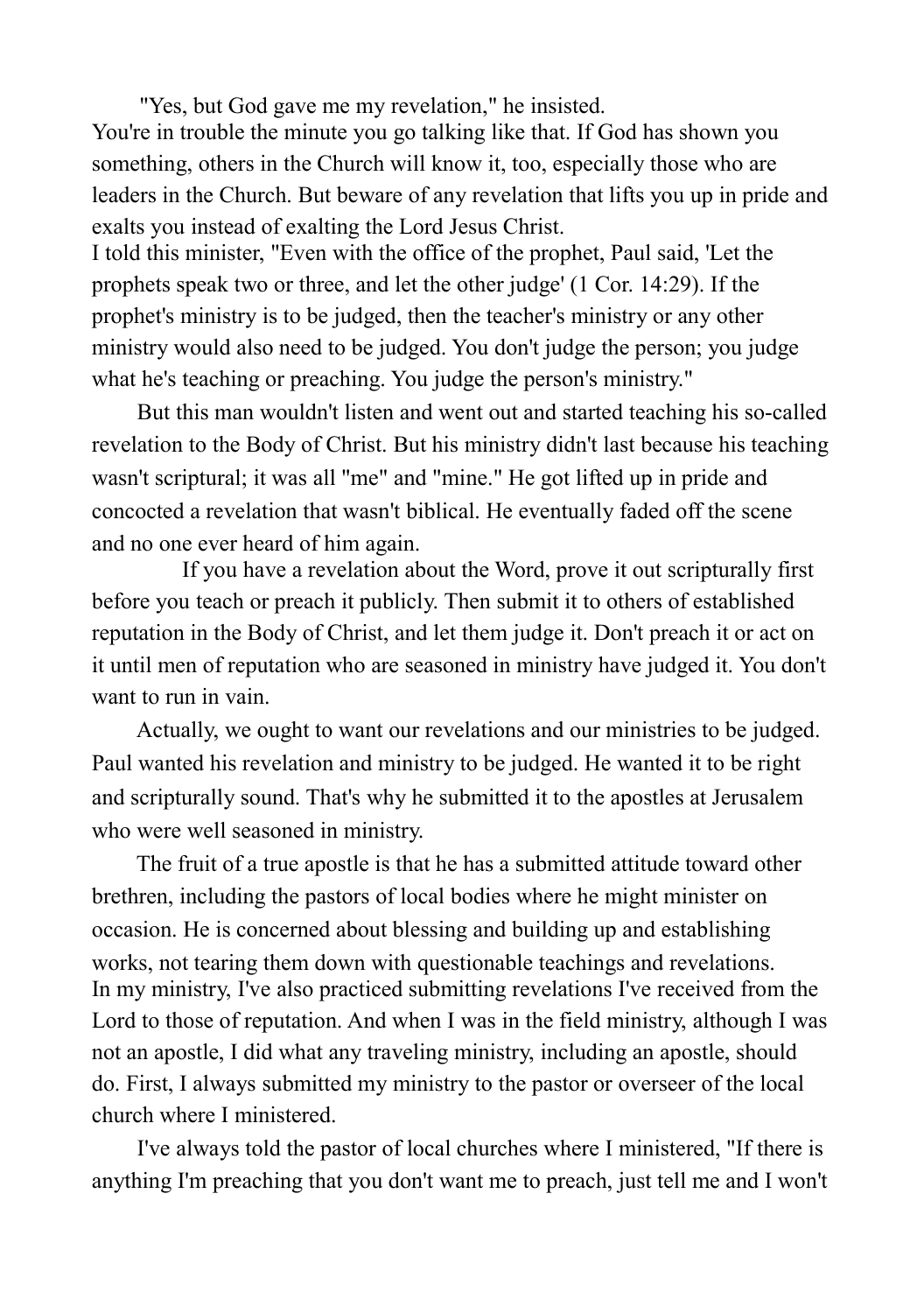"Yes, but God gave me my revelation," he insisted.

You're in trouble the minute you go talking like that. If God has shown you something, others in the Church will know it, too, especially those who are leaders in the Church. But beware of any revelation that lifts you up in pride and exalts you instead of exalting the Lord Jesus Christ.

I told this minister, "Even with the office of the prophet, Paul said, 'Let the prophets speak two or three, and let the other judge' (1 Cor. 14:29). If the prophet's ministry is to be judged, then the teacher's ministry or any other ministry would also need to be judged. You don't judge the person; you judge what he's teaching or preaching. You judge the person's ministry."

But this man wouldn't listen and went out and started teaching his so-called revelation to the Body of Christ. But his ministry didn't last because his teaching wasn't scriptural; it was all "me" and "mine." He got lifted up in pride and concocted a revelation that wasn't biblical. He eventually faded off the scene and no one ever heard of him again.

If you have a revelation about the Word, prove it out scripturally first before you teach or preach it publicly. Then submit it to others of established reputation in the Body of Christ, and let them judge it. Don't preach it or act on it until men of reputation who are seasoned in ministry have judged it. You don't want to run in vain.

Actually, we ought to want our revelations and our ministries to be judged. Paul wanted his revelation and ministry to be judged. He wanted it to be right and scripturally sound. That's why he submitted it to the apostles at Jerusalem who were well seasoned in ministry.

The fruit of a true apostle is that he has a submitted attitude toward other brethren, including the pastors of local bodies where he might minister on occasion. He is concerned about blessing and building up and establishing works, not tearing them down with questionable teachings and revelations.

In my ministry, I've also practiced submitting revelations I've received from the Lord to those of reputation. And when I was in the field ministry, although I was not an apostle, I did what any traveling ministry, including an apostle, should do. First, I always submitted my ministry to the pastor or overseer of the local church where I ministered.

I've always told the pastor of local churches where I ministered, "If there is anything I'm preaching that you don't want me to preach, just tell me and I won't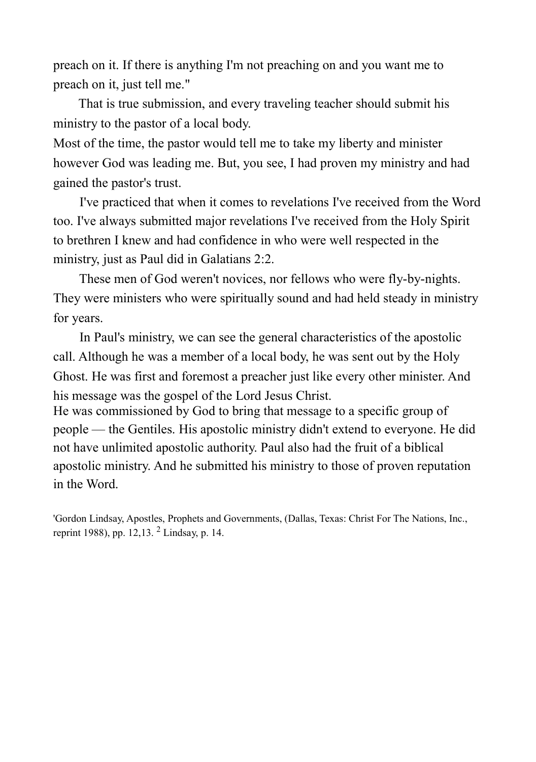preach on it. If there is anything I'm not preaching on and you want me to preach on it, just tell me."

That is true submission, and every traveling teacher should submit his ministry to the pastor of a local body.

Most of the time, the pastor would tell me to take my liberty and minister however God was leading me. But, you see, I had proven my ministry and had gained the pastor's trust.

I've practiced that when it comes to revelations I've received from the Word too. I've always submitted major revelations I've received from the Holy Spirit to brethren I knew and had confidence in who were well respected in the ministry, just as Paul did in Galatians 2:2.

These men of God weren't novices, nor fellows who were fly-by-nights. They were ministers who were spiritually sound and had held steady in ministry for years.

In Paul's ministry, we can see the general characteristics of the apostolic call. Although he was a member of a local body, he was sent out by the Holy Ghost. He was first and foremost a preacher just like every other minister. And his message was the gospel of the Lord Jesus Christ.

He was commissioned by God to bring that message to a specific group of people — the Gentiles. His apostolic ministry didn't extend to everyone. He did not have unlimited apostolic authority. Paul also had the fruit of a biblical apostolic ministry. And he submitted his ministry to those of proven reputation in the Word.

[1] Gordon Lindsay, Apostles, Prophets and Governments, (Dallas, Texas: Christ For The Nations, Inc., reprint 1988), pp. 12,13. [2] Lindsay, p. 14.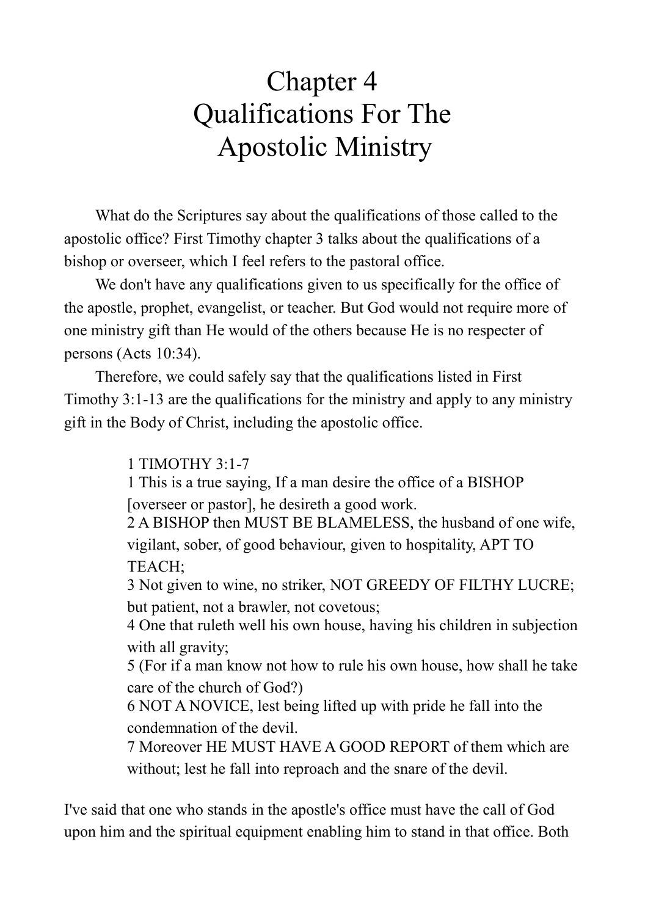# Chapter 4
# Qualifications For The Apostolic Ministry

What do the Scriptures say about the qualifications of those called to the apostolic office? First Timothy chapter 3 talks about the qualifications of a bishop or overseer, which I feel refers to the pastoral office.

We don't have any qualifications given to us specifically for the office of the apostle, prophet, evangelist, or teacher. But God would not require more of one ministry gift than He would of the others because He is no respecter of persons (Acts 10:34).

Therefore, we could safely say that the qualifications listed in First Timothy 3:1-13 are the qualifications for the ministry and apply to any ministry gift in the Body of Christ, including the apostolic office.

> 1 TIMOTHY 3:1-7
> 1 This is a true saying, If a man desire the office of a BISHOP [overseer or pastor], he desireth a good work.
> 2 A BISHOP then MUST BE BLAMELESS, the husband of one wife, vigilant, sober, of good behaviour, given to hospitality, APT TO TEACH;
> 3 Not given to wine, no striker, NOT GREEDY OF FILTHY LUCRE; but patient, not a brawler, not covetous;
> 4 One that ruleth well his own house, having his children in subjection with all gravity;
> 5 (For if a man know not how to rule his own house, how shall he take care of the church of God?)
> 6 NOT A NOVICE, lest being lifted up with pride he fall into the condemnation of the devil.
> 7 Moreover HE MUST HAVE A GOOD REPORT of them which are without; lest he fall into reproach and the snare of the devil.

I've said that one who stands in the apostle's office must have the call of God upon him and the spiritual equipment enabling him to stand in that office. Both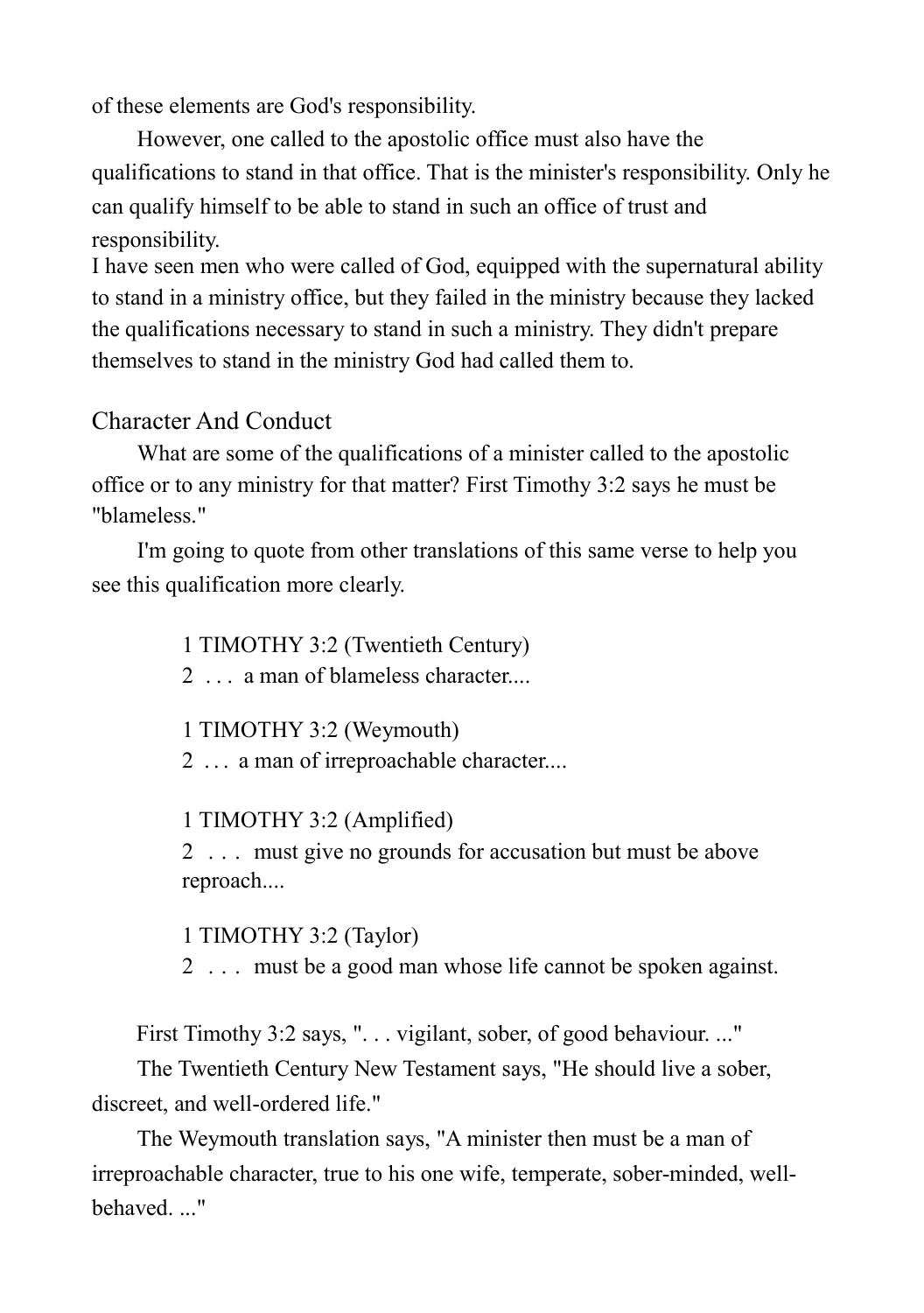of these elements are God's responsibility.

However, one called to the apostolic office must also have the qualifications to stand in that office. That is the minister's responsibility. Only he can qualify himself to be able to stand in such an office of trust and responsibility.

I have seen men who were called of God, equipped with the supernatural ability to stand in a ministry office, but they failed in the ministry because they lacked the qualifications necessary to stand in such a ministry. They didn't prepare themselves to stand in the ministry God had called them to.

## Character And Conduct

What are some of the qualifications of a minister called to the apostolic office or to any ministry for that matter? First Timothy 3:2 says he must be "blameless."

I'm going to quote from other translations of this same verse to help you see this qualification more clearly.

> 1 TIMOTHY 3:2 (Twentieth Century)
> 2 . . . a man of blameless character....

> 1 TIMOTHY 3:2 (Weymouth)
> 2 . . . a man of irreproachable character....

> 1 TIMOTHY 3:2 (Amplified)
> 2 . . . must give no grounds for accusation but must be above reproach....

> 1 TIMOTHY 3:2 (Taylor)
> 2 . . . must be a good man whose life cannot be spoken against.

First Timothy 3:2 says, ". . . vigilant, sober, of good behaviour. ..."

The Twentieth Century New Testament says, "He should live a sober, discreet, and well-ordered life."

The Weymouth translation says, "A minister then must be a man of irreproachable character, true to his one wife, temperate, sober-minded, well-behaved. ..."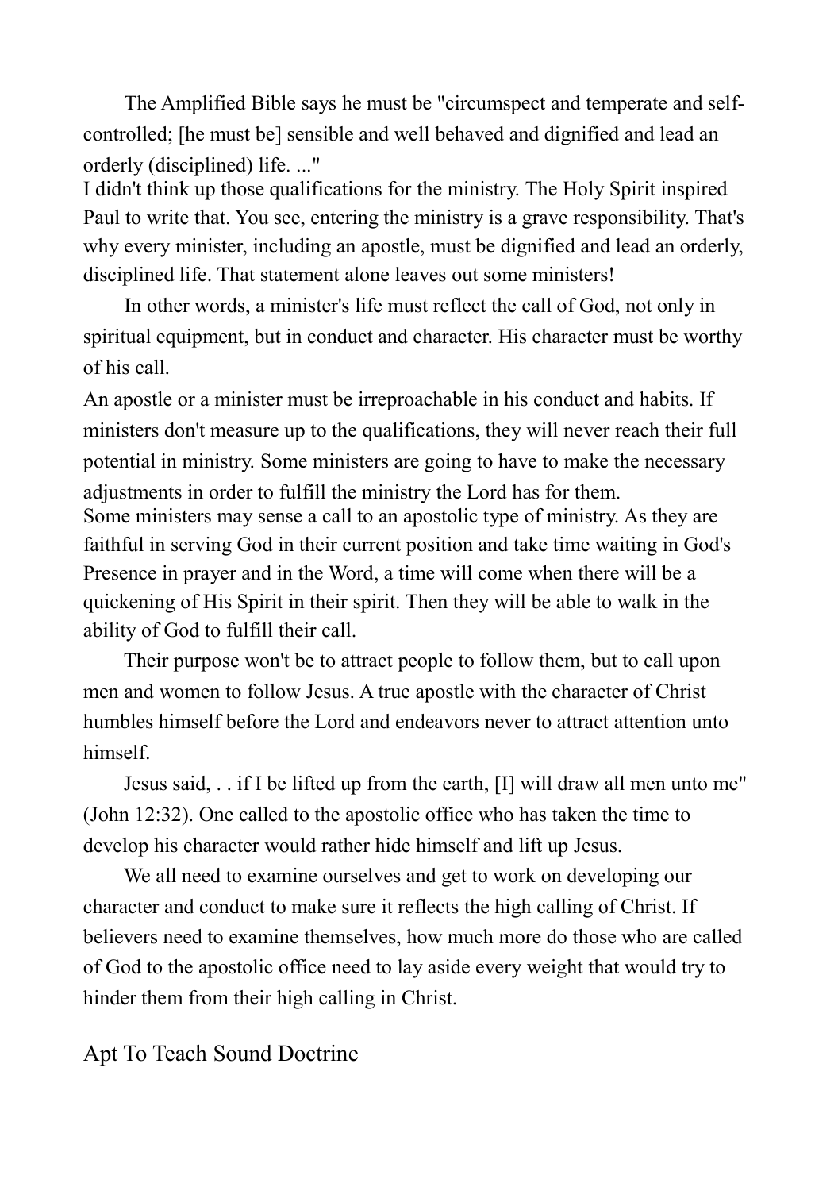The Amplified Bible says he must be "circumspect and temperate and self-controlled; [he must be] sensible and well behaved and dignified and lead an orderly (disciplined) life. ..."

I didn't think up those qualifications for the ministry. The Holy Spirit inspired Paul to write that. You see, entering the ministry is a grave responsibility. That's why every minister, including an apostle, must be dignified and lead an orderly, disciplined life. That statement alone leaves out some ministers!

In other words, a minister's life must reflect the call of God, not only in spiritual equipment, but in conduct and character. His character must be worthy of his call.

An apostle or a minister must be irreproachable in his conduct and habits. If ministers don't measure up to the qualifications, they will never reach their full potential in ministry. Some ministers are going to have to make the necessary adjustments in order to fulfill the ministry the Lord has for them.

Some ministers may sense a call to an apostolic type of ministry. As they are faithful in serving God in their current position and take time waiting in God's Presence in prayer and in the Word, a time will come when there will be a quickening of His Spirit in their spirit. Then they will be able to walk in the ability of God to fulfill their call.

Their purpose won't be to attract people to follow them, but to call upon men and women to follow Jesus. A true apostle with the character of Christ humbles himself before the Lord and endeavors never to attract attention unto himself.

Jesus said, . . if I be lifted up from the earth, [I] will draw all men unto me" (John 12:32). One called to the apostolic office who has taken the time to develop his character would rather hide himself and lift up Jesus.

We all need to examine ourselves and get to work on developing our character and conduct to make sure it reflects the high calling of Christ. If believers need to examine themselves, how much more do those who are called of God to the apostolic office need to lay aside every weight that would try to hinder them from their high calling in Christ.

## Apt To Teach Sound Doctrine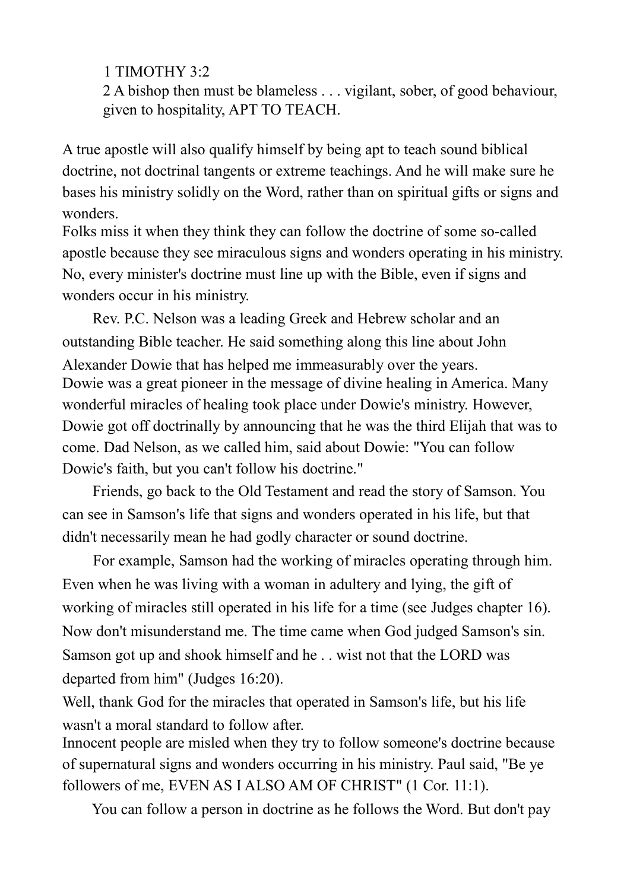1 TIMOTHY 3:2

2 A bishop then must be blameless . . . vigilant, sober, of good behaviour, given to hospitality, APT TO TEACH.

A true apostle will also qualify himself by being apt to teach sound biblical doctrine, not doctrinal tangents or extreme teachings. And he will make sure he bases his ministry solidly on the Word, rather than on spiritual gifts or signs and wonders.

Folks miss it when they think they can follow the doctrine of some so-called apostle because they see miraculous signs and wonders operating in his ministry. No, every minister's doctrine must line up with the Bible, even if signs and wonders occur in his ministry.

Rev. P.C. Nelson was a leading Greek and Hebrew scholar and an outstanding Bible teacher. He said something along this line about John Alexander Dowie that has helped me immeasurably over the years.

Dowie was a great pioneer in the message of divine healing in America. Many wonderful miracles of healing took place under Dowie's ministry. However, Dowie got off doctrinally by announcing that he was the third Elijah that was to come. Dad Nelson, as we called him, said about Dowie: "You can follow Dowie's faith, but you can't follow his doctrine."

Friends, go back to the Old Testament and read the story of Samson. You can see in Samson's life that signs and wonders operated in his life, but that didn't necessarily mean he had godly character or sound doctrine.

For example, Samson had the working of miracles operating through him. Even when he was living with a woman in adultery and lying, the gift of working of miracles still operated in his life for a time (see Judges chapter 16). Now don't misunderstand me. The time came when God judged Samson's sin. Samson got up and shook himself and he . . wist not that the LORD was departed from him" (Judges 16:20).

Well, thank God for the miracles that operated in Samson's life, but his life wasn't a moral standard to follow after.

Innocent people are misled when they try to follow someone's doctrine because of supernatural signs and wonders occurring in his ministry. Paul said, "Be ye followers of me, EVEN AS I ALSO AM OF CHRIST" (1 Cor. 11:1).

You can follow a person in doctrine as he follows the Word. But don't pay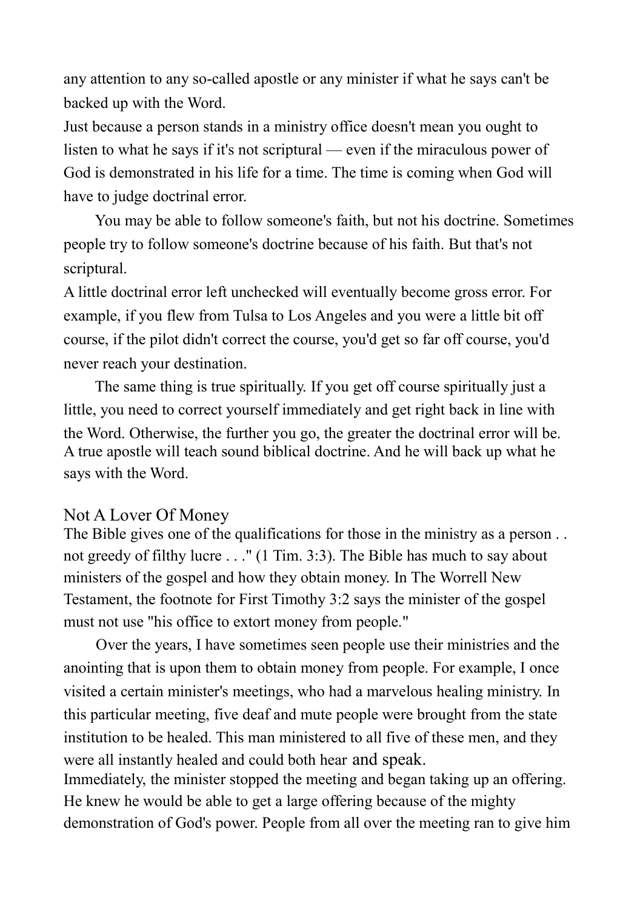any attention to any so-called apostle or any minister if what he says can't be backed up with the Word.

Just because a person stands in a ministry office doesn't mean you ought to listen to what he says if it's not scriptural — even if the miraculous power of God is demonstrated in his life for a time. The time is coming when God will have to judge doctrinal error.

You may be able to follow someone's faith, but not his doctrine. Sometimes people try to follow someone's doctrine because of his faith. But that's not scriptural.

A little doctrinal error left unchecked will eventually become gross error. For example, if you flew from Tulsa to Los Angeles and you were a little bit off course, if the pilot didn't correct the course, you'd get so far off course, you'd never reach your destination.

The same thing is true spiritually. If you get off course spiritually just a little, you need to correct yourself immediately and get right back in line with the Word. Otherwise, the further you go, the greater the doctrinal error will be. A true apostle will teach sound biblical doctrine. And he will back up what he says with the Word.

## Not A Lover Of Money

The Bible gives one of the qualifications for those in the ministry as a person . . not greedy of filthy lucre . . ." (1 Tim. 3:3). The Bible has much to say about ministers of the gospel and how they obtain money. In The Worrell New Testament, the footnote for First Timothy 3:2 says the minister of the gospel must not use "his office to extort money from people."

Over the years, I have sometimes seen people use their ministries and the anointing that is upon them to obtain money from people. For example, I once visited a certain minister's meetings, who had a marvelous healing ministry. In this particular meeting, five deaf and mute people were brought from the state institution to be healed. This man ministered to all five of these men, and they were all instantly healed and could both hear and speak.

Immediately, the minister stopped the meeting and began taking up an offering. He knew he would be able to get a large offering because of the mighty demonstration of God's power. People from all over the meeting ran to give him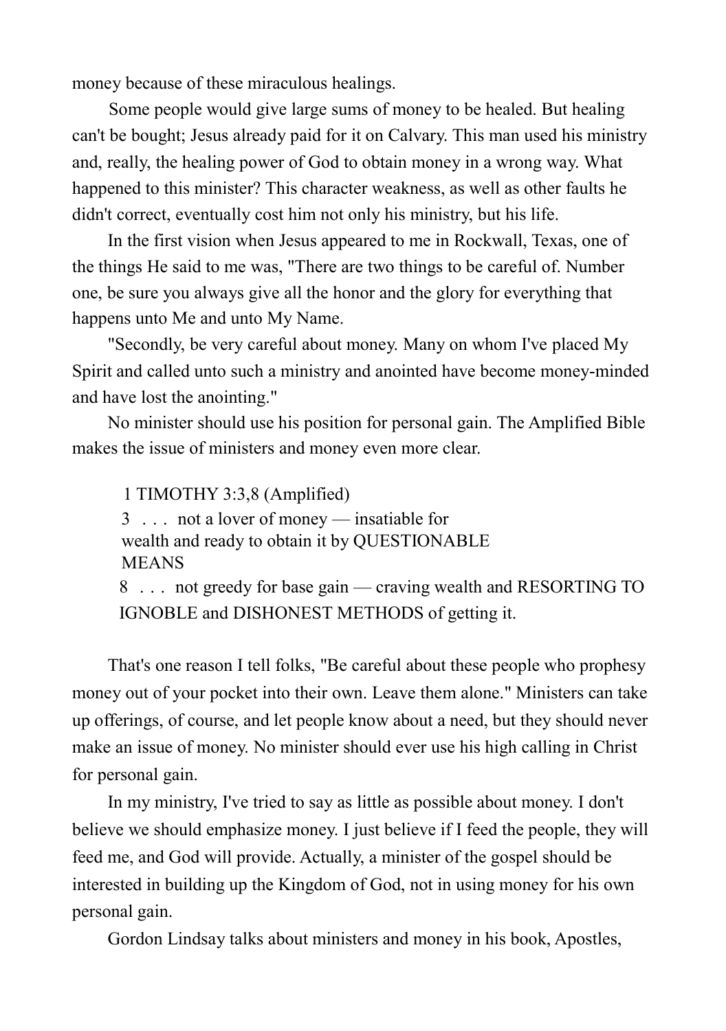money because of these miraculous healings.

Some people would give large sums of money to be healed. But healing can't be bought; Jesus already paid for it on Calvary. This man used his ministry and, really, the healing power of God to obtain money in a wrong way. What happened to this minister? This character weakness, as well as other faults he didn't correct, eventually cost him not only his ministry, but his life.

In the first vision when Jesus appeared to me in Rockwall, Texas, one of the things He said to me was, "There are two things to be careful of. Number one, be sure you always give all the honor and the glory for everything that happens unto Me and unto My Name.

"Secondly, be very careful about money. Many on whom I've placed My Spirit and called unto such a ministry and anointed have become money-minded and have lost the anointing."

No minister should use his position for personal gain. The Amplified Bible makes the issue of ministers and money even more clear.

> 1 TIMOTHY 3:3,8 (Amplified)
> 3 . . . not a lover of money — insatiable for wealth and ready to obtain it by QUESTIONABLE MEANS
> 8 . . . not greedy for base gain — craving wealth and RESORTING TO IGNOBLE and DISHONEST METHODS of getting it.

That's one reason I tell folks, "Be careful about these people who prophesy money out of your pocket into their own. Leave them alone." Ministers can take up offerings, of course, and let people know about a need, but they should never make an issue of money. No minister should ever use his high calling in Christ for personal gain.

In my ministry, I've tried to say as little as possible about money. I don't believe we should emphasize money. I just believe if I feed the people, they will feed me, and God will provide. Actually, a minister of the gospel should be interested in building up the Kingdom of God, not in using money for his own personal gain.

Gordon Lindsay talks about ministers and money in his book, Apostles,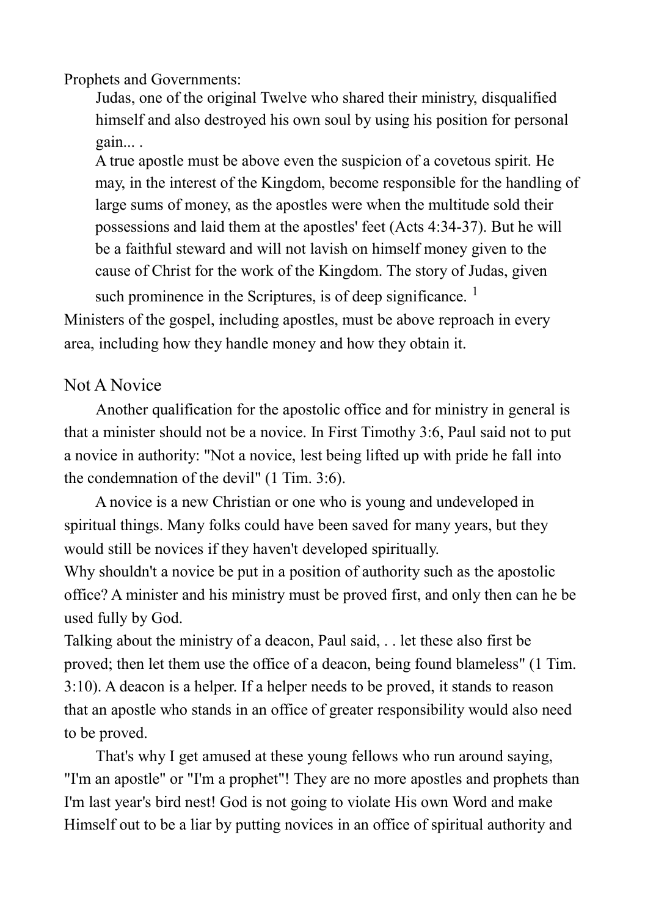Prophets and Governments:

> Judas, one of the original Twelve who shared their ministry, disqualified himself and also destroyed his own soul by using his position for personal gain... .
>
> A true apostle must be above even the suspicion of a covetous spirit. He may, in the interest of the Kingdom, become responsible for the handling of large sums of money, as the apostles were when the multitude sold their possessions and laid them at the apostles' feet (Acts 4:34-37). But he will be a faithful steward and will not lavish on himself money given to the cause of Christ for the work of the Kingdom. The story of Judas, given such prominence in the Scriptures, is of deep significance. [1]

Ministers of the gospel, including apostles, must be above reproach in every area, including how they handle money and how they obtain it.

## Not A Novice

Another qualification for the apostolic office and for ministry in general is that a minister should not be a novice. In First Timothy 3:6, Paul said not to put a novice in authority: "Not a novice, lest being lifted up with pride he fall into the condemnation of the devil" (1 Tim. 3:6).

A novice is a new Christian or one who is young and undeveloped in spiritual things. Many folks could have been saved for many years, but they would still be novices if they haven't developed spiritually.

Why shouldn't a novice be put in a position of authority such as the apostolic office? A minister and his ministry must be proved first, and only then can he be used fully by God.

Talking about the ministry of a deacon, Paul said, . . let these also first be proved; then let them use the office of a deacon, being found blameless" (1 Tim. 3:10). A deacon is a helper. If a helper needs to be proved, it stands to reason that an apostle who stands in an office of greater responsibility would also need to be proved.

That's why I get amused at these young fellows who run around saying, "I'm an apostle" or "I'm a prophet"! They are no more apostles and prophets than I'm last year's bird nest! God is not going to violate His own Word and make Himself out to be a liar by putting novices in an office of spiritual authority and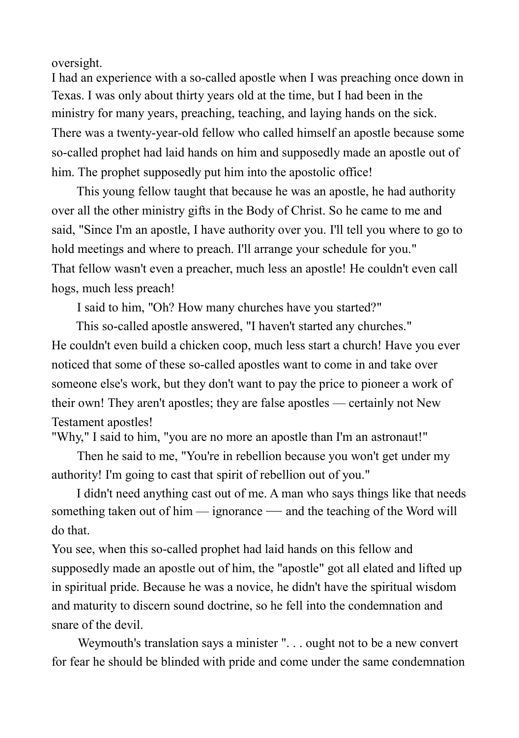oversight.

I had an experience with a so-called apostle when I was preaching once down in Texas. I was only about thirty years old at the time, but I had been in the ministry for many years, preaching, teaching, and laying hands on the sick. There was a twenty-year-old fellow who called himself an apostle because some so-called prophet had laid hands on him and supposedly made an apostle out of him. The prophet supposedly put him into the apostolic office!

This young fellow taught that because he was an apostle, he had authority over all the other ministry gifts in the Body of Christ. So he came to me and said, "Since I'm an apostle, I have authority over you. I'll tell you where to go to hold meetings and where to preach. I'll arrange your schedule for you."

That fellow wasn't even a preacher, much less an apostle! He couldn't even call hogs, much less preach!

I said to him, "Oh? How many churches have you started?"

This so-called apostle answered, "I haven't started any churches."

He couldn't even build a chicken coop, much less start a church! Have you ever noticed that some of these so-called apostles want to come in and take over someone else's work, but they don't want to pay the price to pioneer a work of their own! They aren't apostles; they are false apostles — certainly not New Testament apostles!

"Why," I said to him, "you are no more an apostle than I'm an astronaut!"

Then he said to me, "You're in rebellion because you won't get under my authority! I'm going to cast that spirit of rebellion out of you."

I didn't need anything cast out of me. A man who says things like that needs something taken out of him — ignorance — and the teaching of the Word will do that.

You see, when this so-called prophet had laid hands on this fellow and supposedly made an apostle out of him, the "apostle" got all elated and lifted up in spiritual pride. Because he was a novice, he didn't have the spiritual wisdom and maturity to discern sound doctrine, so he fell into the condemnation and snare of the devil.

Weymouth's translation says a minister ". . . ought not to be a new convert for fear he should be blinded with pride and come under the same condemnation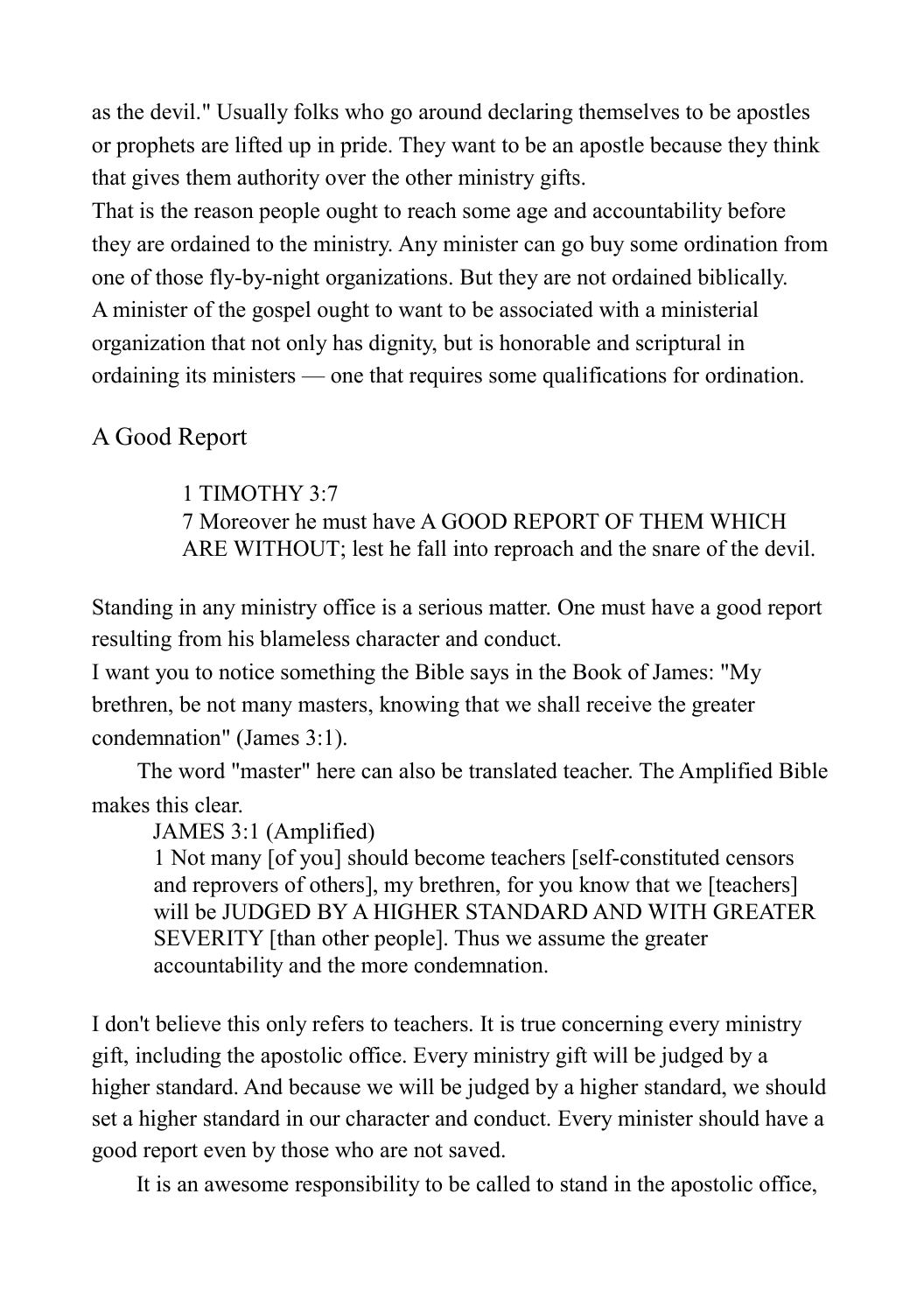as the devil." Usually folks who go around declaring themselves to be apostles or prophets are lifted up in pride. They want to be an apostle because they think that gives them authority over the other ministry gifts.

That is the reason people ought to reach some age and accountability before they are ordained to the ministry. Any minister can go buy some ordination from one of those fly-by-night organizations. But they are not ordained biblically.

A minister of the gospel ought to want to be associated with a ministerial organization that not only has dignity, but is honorable and scriptural in ordaining its ministers — one that requires some qualifications for ordination.

## A Good Report

> 1 TIMOTHY 3:7
> 7 Moreover he must have A GOOD REPORT OF THEM WHICH ARE WITHOUT; lest he fall into reproach and the snare of the devil.

Standing in any ministry office is a serious matter. One must have a good report resulting from his blameless character and conduct.

I want you to notice something the Bible says in the Book of James: "My brethren, be not many masters, knowing that we shall receive the greater condemnation" (James 3:1).

The word "master" here can also be translated teacher. The Amplified Bible makes this clear.

> JAMES 3:1 (Amplified)
> 1 Not many [of you] should become teachers [self-constituted censors and reprovers of others], my brethren, for you know that we [teachers] will be JUDGED BY A HIGHER STANDARD AND WITH GREATER SEVERITY [than other people]. Thus we assume the greater accountability and the more condemnation.

I don't believe this only refers to teachers. It is true concerning every ministry gift, including the apostolic office. Every ministry gift will be judged by a higher standard. And because we will be judged by a higher standard, we should set a higher standard in our character and conduct. Every minister should have a good report even by those who are not saved.

It is an awesome responsibility to be called to stand in the apostolic office,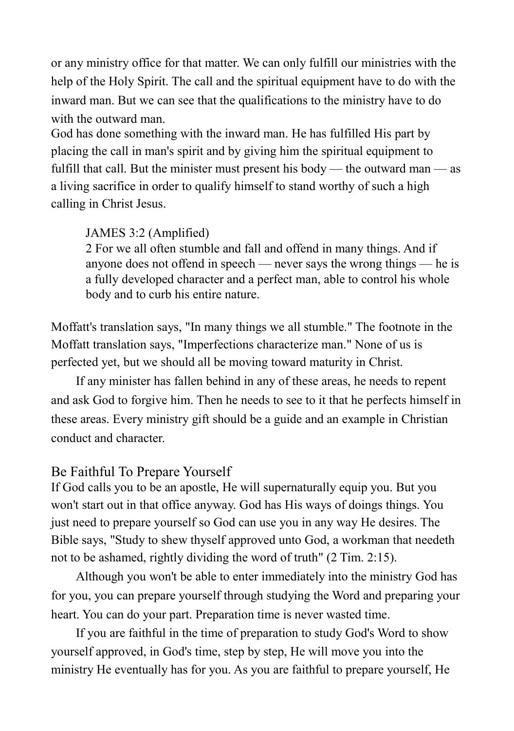or any ministry office for that matter. We can only fulfill our ministries with the help of the Holy Spirit. The call and the spiritual equipment have to do with the inward man. But we can see that the qualifications to the ministry have to do with the outward man.

God has done something with the inward man. He has fulfilled His part by placing the call in man's spirit and by giving him the spiritual equipment to fulfill that call. But the minister must present his body — the outward man — as a living sacrifice in order to qualify himself to stand worthy of such a high calling in Christ Jesus.

> JAMES 3:2 (Amplified)
> 2 For we all often stumble and fall and offend in many things. And if anyone does not offend in speech — never says the wrong things — he is a fully developed character and a perfect man, able to control his whole body and to curb his entire nature.

Moffatt's translation says, "In many things we all stumble." The footnote in the Moffatt translation says, "Imperfections characterize man." None of us is perfected yet, but we should all be moving toward maturity in Christ.

If any minister has fallen behind in any of these areas, he needs to repent and ask God to forgive him. Then he needs to see to it that he perfects himself in these areas. Every ministry gift should be a guide and an example in Christian conduct and character.

## Be Faithful To Prepare Yourself

If God calls you to be an apostle, He will supernaturally equip you. But you won't start out in that office anyway. God has His ways of doings things. You just need to prepare yourself so God can use you in any way He desires. The Bible says, "Study to shew thyself approved unto God, a workman that needeth not to be ashamed, rightly dividing the word of truth" (2 Tim. 2:15).

Although you won't be able to enter immediately into the ministry God has for you, you can prepare yourself through studying the Word and preparing your heart. You can do your part. Preparation time is never wasted time.

If you are faithful in the time of preparation to study God's Word to show yourself approved, in God's time, step by step, He will move you into the ministry He eventually has for you. As you are faithful to prepare yourself, He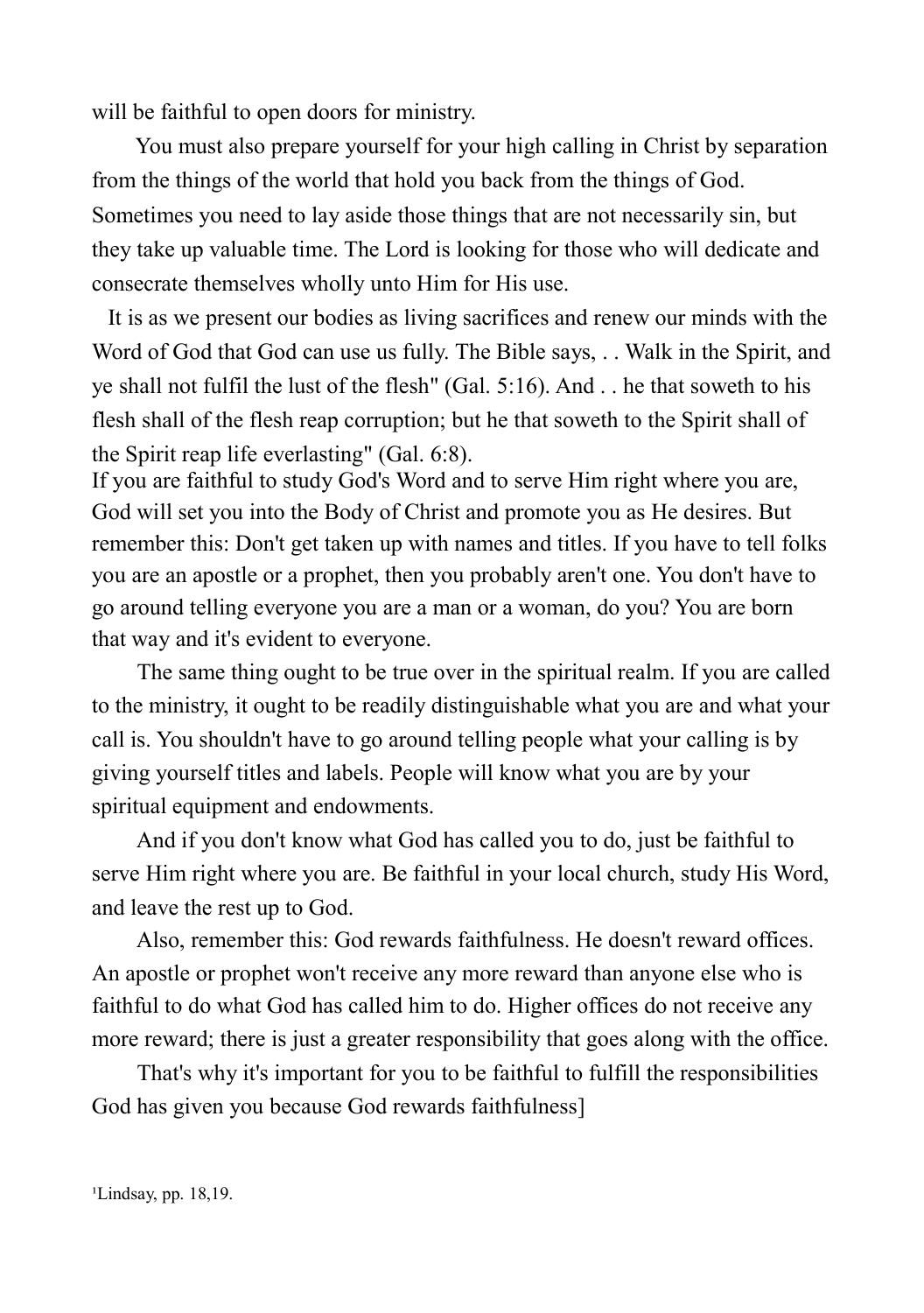will be faithful to open doors for ministry.

You must also prepare yourself for your high calling in Christ by separation from the things of the world that hold you back from the things of God. Sometimes you need to lay aside those things that are not necessarily sin, but they take up valuable time. The Lord is looking for those who will dedicate and consecrate themselves wholly unto Him for His use.

It is as we present our bodies as living sacrifices and renew our minds with the Word of God that God can use us fully. The Bible says, . . Walk in the Spirit, and ye shall not fulfil the lust of the flesh" (Gal. 5:16). And . . he that soweth to his flesh shall of the flesh reap corruption; but he that soweth to the Spirit shall of the Spirit reap life everlasting" (Gal. 6:8).

If you are faithful to study God's Word and to serve Him right where you are, God will set you into the Body of Christ and promote you as He desires. But remember this: Don't get taken up with names and titles. If you have to tell folks you are an apostle or a prophet, then you probably aren't one. You don't have to go around telling everyone you are a man or a woman, do you? You are born that way and it's evident to everyone.

The same thing ought to be true over in the spiritual realm. If you are called to the ministry, it ought to be readily distinguishable what you are and what your call is. You shouldn't have to go around telling people what your calling is by giving yourself titles and labels. People will know what you are by your spiritual equipment and endowments.

And if you don't know what God has called you to do, just be faithful to serve Him right where you are. Be faithful in your local church, study His Word, and leave the rest up to God.

Also, remember this: God rewards faithfulness. He doesn't reward offices. An apostle or prophet won't receive any more reward than anyone else who is faithful to do what God has called him to do. Higher offices do not receive any more reward; there is just a greater responsibility that goes along with the office.

That's why it's important for you to be faithful to fulfill the responsibilities God has given you because God rewards faithfulness]

[1]Lindsay, pp. 18,19.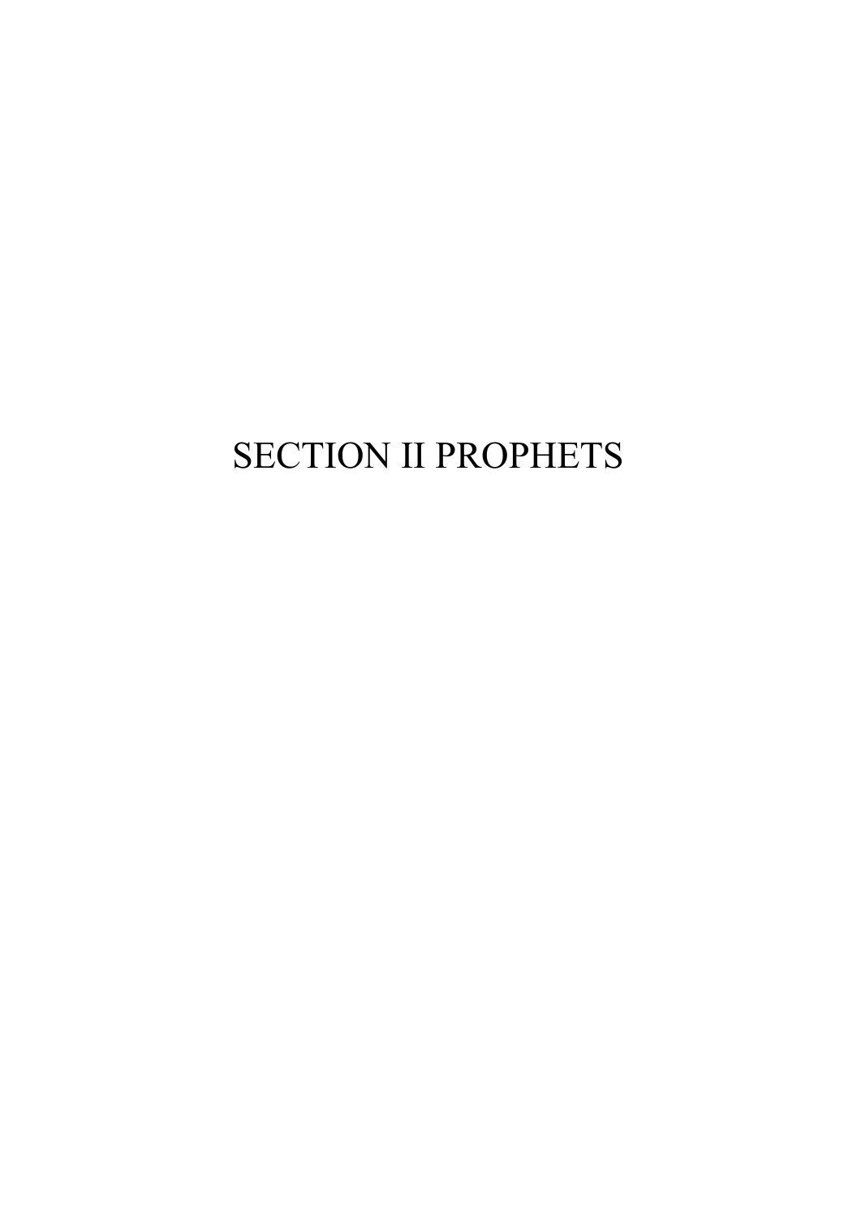# SECTION II PROPHETS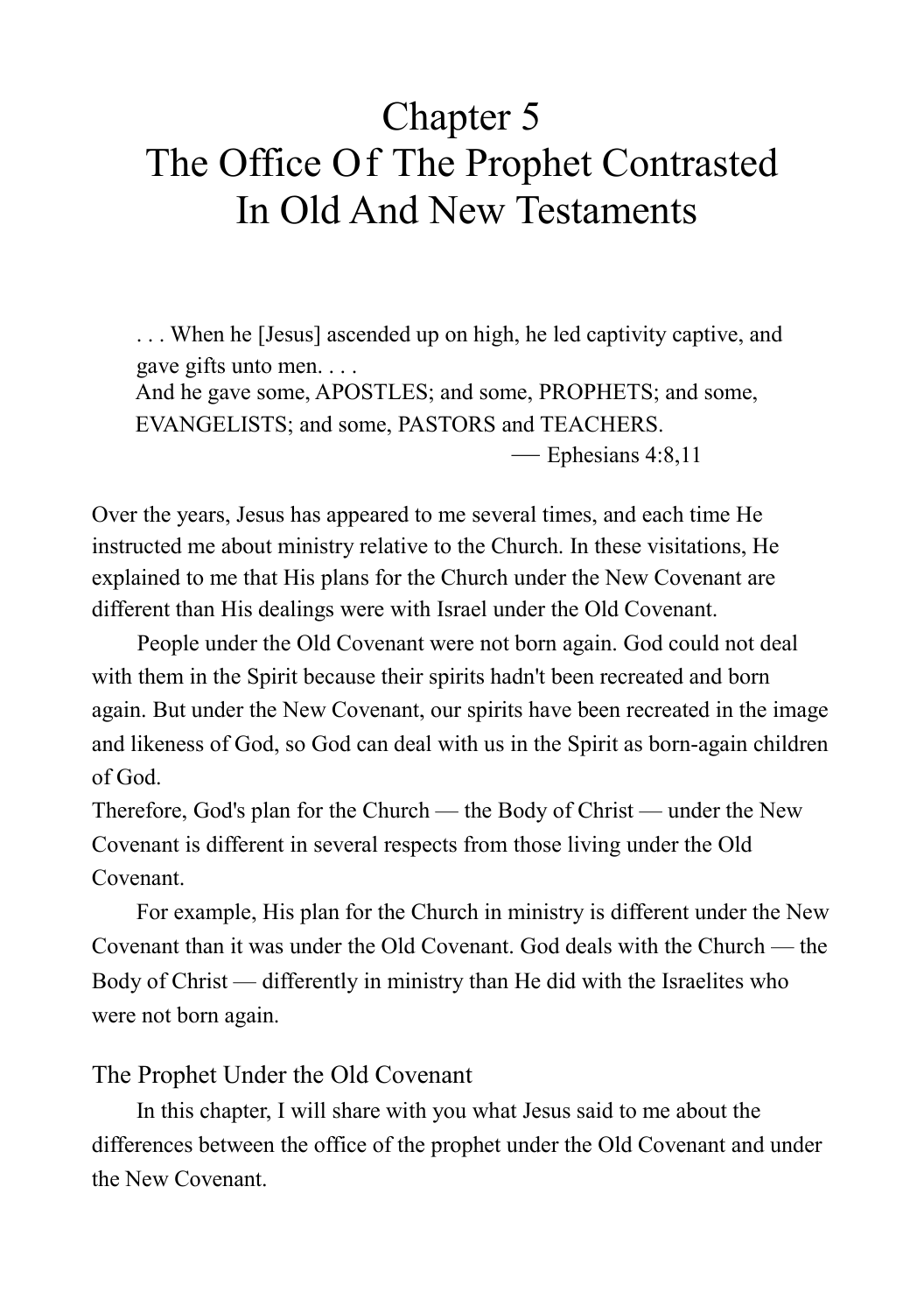# Chapter 5
# The Office Of The Prophet Contrasted In Old And New Testaments

> . . . When he [Jesus] ascended up on high, he led captivity captive, and gave gifts unto men. . . .
> And he gave some, APOSTLES; and some, PROPHETS; and some, EVANGELISTS; and some, PASTORS and TEACHERS.
> — Ephesians 4:8,11

Over the years, Jesus has appeared to me several times, and each time He instructed me about ministry relative to the Church. In these visitations, He explained to me that His plans for the Church under the New Covenant are different than His dealings were with Israel under the Old Covenant.

People under the Old Covenant were not born again. God could not deal with them in the Spirit because their spirits hadn't been recreated and born again. But under the New Covenant, our spirits have been recreated in the image and likeness of God, so God can deal with us in the Spirit as born-again children of God.

Therefore, God's plan for the Church — the Body of Christ — under the New Covenant is different in several respects from those living under the Old Covenant.

For example, His plan for the Church in ministry is different under the New Covenant than it was under the Old Covenant. God deals with the Church — the Body of Christ — differently in ministry than He did with the Israelites who were not born again.

## The Prophet Under the Old Covenant

In this chapter, I will share with you what Jesus said to me about the differences between the office of the prophet under the Old Covenant and under the New Covenant.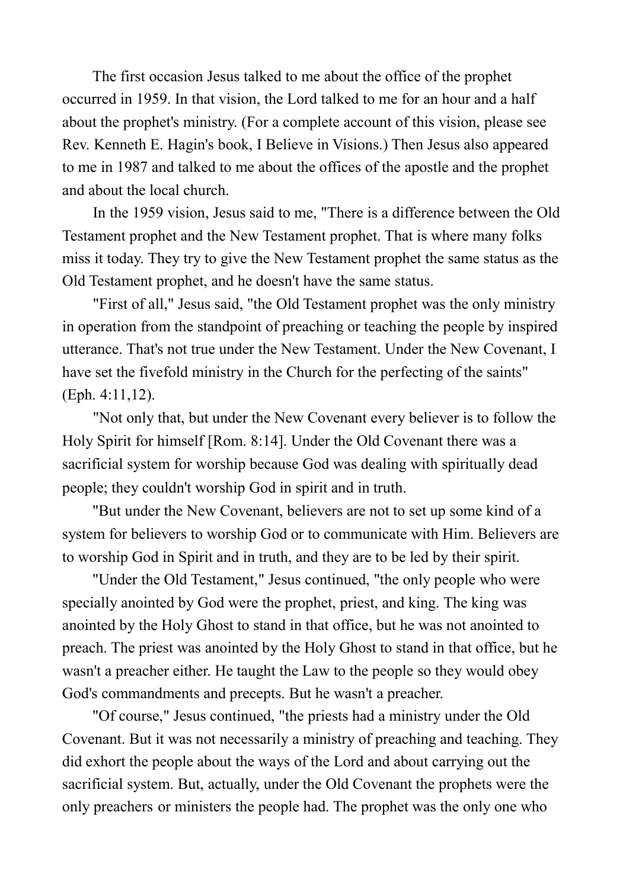The first occasion Jesus talked to me about the office of the prophet occurred in 1959. In that vision, the Lord talked to me for an hour and a half about the prophet's ministry. (For a complete account of this vision, please see Rev. Kenneth E. Hagin's book, I Believe in Visions.) Then Jesus also appeared to me in 1987 and talked to me about the offices of the apostle and the prophet and about the local church.

In the 1959 vision, Jesus said to me, "There is a difference between the Old Testament prophet and the New Testament prophet. That is where many folks miss it today. They try to give the New Testament prophet the same status as the Old Testament prophet, and he doesn't have the same status.

"First of all," Jesus said, "the Old Testament prophet was the only ministry in operation from the standpoint of preaching or teaching the people by inspired utterance. That's not true under the New Testament. Under the New Covenant, I have set the fivefold ministry in the Church for the perfecting of the saints" (Eph. 4:11,12).

"Not only that, but under the New Covenant every believer is to follow the Holy Spirit for himself [Rom. 8:14]. Under the Old Covenant there was a sacrificial system for worship because God was dealing with spiritually dead people; they couldn't worship God in spirit and in truth.

"But under the New Covenant, believers are not to set up some kind of a system for believers to worship God or to communicate with Him. Believers are to worship God in Spirit and in truth, and they are to be led by their spirit.

"Under the Old Testament," Jesus continued, "the only people who were specially anointed by God were the prophet, priest, and king. The king was anointed by the Holy Ghost to stand in that office, but he was not anointed to preach. The priest was anointed by the Holy Ghost to stand in that office, but he wasn't a preacher either. He taught the Law to the people so they would obey God's commandments and precepts. But he wasn't a preacher.

"Of course," Jesus continued, "the priests had a ministry under the Old Covenant. But it was not necessarily a ministry of preaching and teaching. They did exhort the people about the ways of the Lord and about carrying out the sacrificial system. But, actually, under the Old Covenant the prophets were the only preachers or ministers the people had. The prophet was the only one who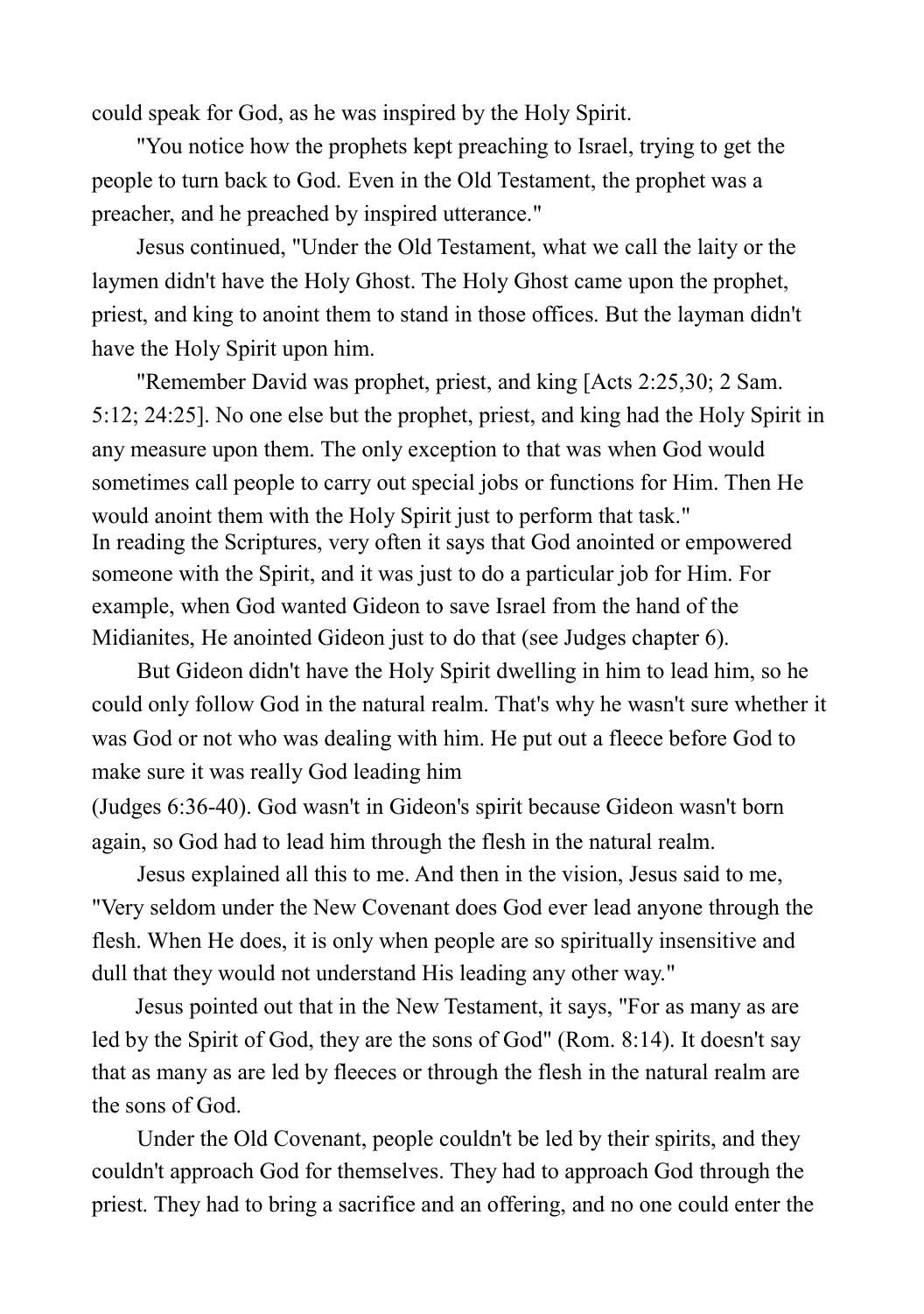could speak for God, as he was inspired by the Holy Spirit.

"You notice how the prophets kept preaching to Israel, trying to get the people to turn back to God. Even in the Old Testament, the prophet was a preacher, and he preached by inspired utterance."

Jesus continued, "Under the Old Testament, what we call the laity or the laymen didn't have the Holy Ghost. The Holy Ghost came upon the prophet, priest, and king to anoint them to stand in those offices. But the layman didn't have the Holy Spirit upon him.

"Remember David was prophet, priest, and king [Acts 2:25,30; 2 Sam. 5:12; 24:25]. No one else but the prophet, priest, and king had the Holy Spirit in any measure upon them. The only exception to that was when God would sometimes call people to carry out special jobs or functions for Him. Then He would anoint them with the Holy Spirit just to perform that task."

In reading the Scriptures, very often it says that God anointed or empowered someone with the Spirit, and it was just to do a particular job for Him. For example, when God wanted Gideon to save Israel from the hand of the Midianites, He anointed Gideon just to do that (see Judges chapter 6).

But Gideon didn't have the Holy Spirit dwelling in him to lead him, so he could only follow God in the natural realm. That's why he wasn't sure whether it was God or not who was dealing with him. He put out a fleece before God to make sure it was really God leading him (Judges 6:36-40). God wasn't in Gideon's spirit because Gideon wasn't born again, so God had to lead him through the flesh in the natural realm.

Jesus explained all this to me. And then in the vision, Jesus said to me, "Very seldom under the New Covenant does God ever lead anyone through the flesh. When He does, it is only when people are so spiritually insensitive and dull that they would not understand His leading any other way."

Jesus pointed out that in the New Testament, it says, "For as many as are led by the Spirit of God, they are the sons of God" (Rom. 8:14). It doesn't say that as many as are led by fleeces or through the flesh in the natural realm are the sons of God.

Under the Old Covenant, people couldn't be led by their spirits, and they couldn't approach God for themselves. They had to approach God through the priest. They had to bring a sacrifice and an offering, and no one could enter the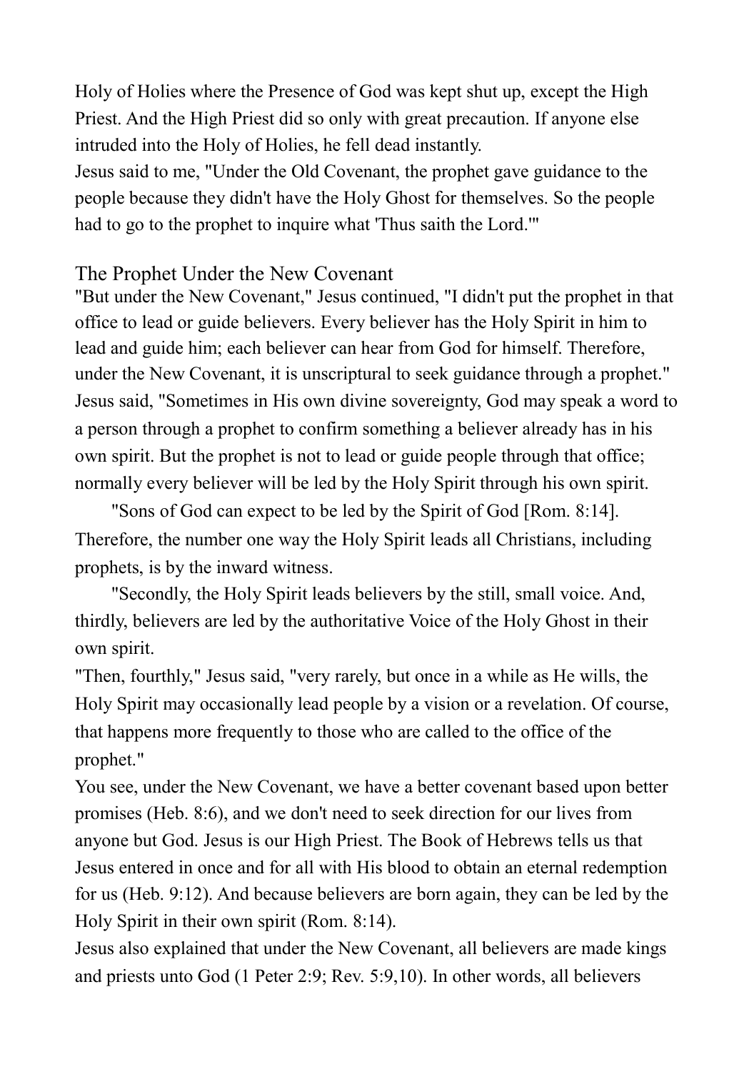Holy of Holies where the Presence of God was kept shut up, except the High Priest. And the High Priest did so only with great precaution. If anyone else intruded into the Holy of Holies, he fell dead instantly.

Jesus said to me, "Under the Old Covenant, the prophet gave guidance to the people because they didn't have the Holy Ghost for themselves. So the people had to go to the prophet to inquire what 'Thus saith the Lord.'"

## The Prophet Under the New Covenant

"But under the New Covenant," Jesus continued, "I didn't put the prophet in that office to lead or guide believers. Every believer has the Holy Spirit in him to lead and guide him; each believer can hear from God for himself. Therefore, under the New Covenant, it is unscriptural to seek guidance through a prophet."

Jesus said, "Sometimes in His own divine sovereignty, God may speak a word to a person through a prophet to confirm something a believer already has in his own spirit. But the prophet is not to lead or guide people through that office; normally every believer will be led by the Holy Spirit through his own spirit.

"Sons of God can expect to be led by the Spirit of God [Rom. 8:14]. Therefore, the number one way the Holy Spirit leads all Christians, including prophets, is by the inward witness.

"Secondly, the Holy Spirit leads believers by the still, small voice. And, thirdly, believers are led by the authoritative Voice of the Holy Ghost in their own spirit.

"Then, fourthly," Jesus said, "very rarely, but once in a while as He wills, the Holy Spirit may occasionally lead people by a vision or a revelation. Of course, that happens more frequently to those who are called to the office of the prophet."

You see, under the New Covenant, we have a better covenant based upon better promises (Heb. 8:6), and we don't need to seek direction for our lives from anyone but God. Jesus is our High Priest. The Book of Hebrews tells us that Jesus entered in once and for all with His blood to obtain an eternal redemption for us (Heb. 9:12). And because believers are born again, they can be led by the Holy Spirit in their own spirit (Rom. 8:14).

Jesus also explained that under the New Covenant, all believers are made kings and priests unto God (1 Peter 2:9; Rev. 5:9,10). In other words, all believers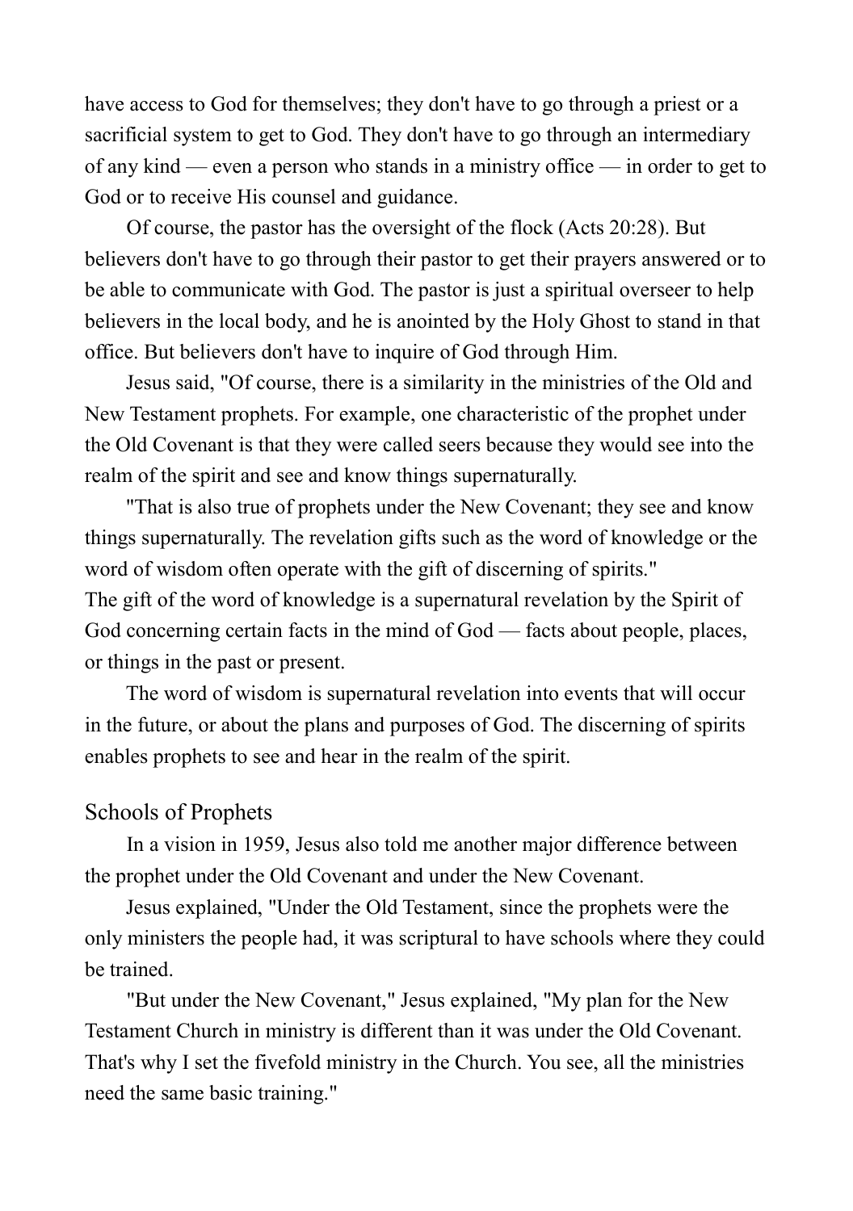have access to God for themselves; they don't have to go through a priest or a sacrificial system to get to God. They don't have to go through an intermediary of any kind — even a person who stands in a ministry office — in order to get to God or to receive His counsel and guidance.

Of course, the pastor has the oversight of the flock (Acts 20:28). But believers don't have to go through their pastor to get their prayers answered or to be able to communicate with God. The pastor is just a spiritual overseer to help believers in the local body, and he is anointed by the Holy Ghost to stand in that office. But believers don't have to inquire of God through Him.

Jesus said, "Of course, there is a similarity in the ministries of the Old and New Testament prophets. For example, one characteristic of the prophet under the Old Covenant is that they were called seers because they would see into the realm of the spirit and see and know things supernaturally.

"That is also true of prophets under the New Covenant; they see and know things supernaturally. The revelation gifts such as the word of knowledge or the word of wisdom often operate with the gift of discerning of spirits."

The gift of the word of knowledge is a supernatural revelation by the Spirit of God concerning certain facts in the mind of God — facts about people, places, or things in the past or present.

The word of wisdom is supernatural revelation into events that will occur in the future, or about the plans and purposes of God. The discerning of spirits enables prophets to see and hear in the realm of the spirit.

## Schools of Prophets

In a vision in 1959, Jesus also told me another major difference between the prophet under the Old Covenant and under the New Covenant.

Jesus explained, "Under the Old Testament, since the prophets were the only ministers the people had, it was scriptural to have schools where they could be trained.

"But under the New Covenant," Jesus explained, "My plan for the New Testament Church in ministry is different than it was under the Old Covenant. That's why I set the fivefold ministry in the Church. You see, all the ministries need the same basic training."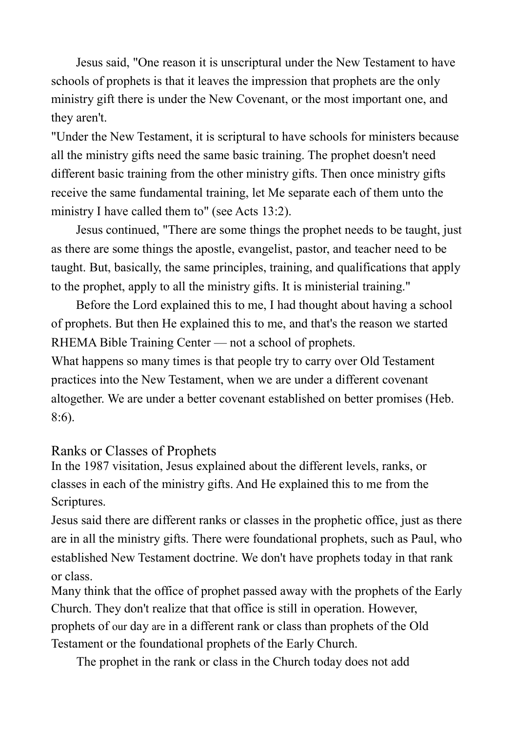Jesus said, "One reason it is unscriptural under the New Testament to have schools of prophets is that it leaves the impression that prophets are the only ministry gift there is under the New Covenant, or the most important one, and they aren't.

"Under the New Testament, it is scriptural to have schools for ministers because all the ministry gifts need the same basic training. The prophet doesn't need different basic training from the other ministry gifts. Then once ministry gifts receive the same fundamental training, let Me separate each of them unto the ministry I have called them to" (see Acts 13:2).

Jesus continued, "There are some things the prophet needs to be taught, just as there are some things the apostle, evangelist, pastor, and teacher need to be taught. But, basically, the same principles, training, and qualifications that apply to the prophet, apply to all the ministry gifts. It is ministerial training."

Before the Lord explained this to me, I had thought about having a school of prophets. But then He explained this to me, and that's the reason we started RHEMA Bible Training Center — not a school of prophets.

What happens so many times is that people try to carry over Old Testament practices into the New Testament, when we are under a different covenant altogether. We are under a better covenant established on better promises (Heb. 8:6).

## Ranks or Classes of Prophets

In the 1987 visitation, Jesus explained about the different levels, ranks, or classes in each of the ministry gifts. And He explained this to me from the Scriptures.

Jesus said there are different ranks or classes in the prophetic office, just as there are in all the ministry gifts. There were foundational prophets, such as Paul, who established New Testament doctrine. We don't have prophets today in that rank or class.

Many think that the office of prophet passed away with the prophets of the Early Church. They don't realize that that office is still in operation. However, prophets of our day are in a different rank or class than prophets of the Old Testament or the foundational prophets of the Early Church.

The prophet in the rank or class in the Church today does not add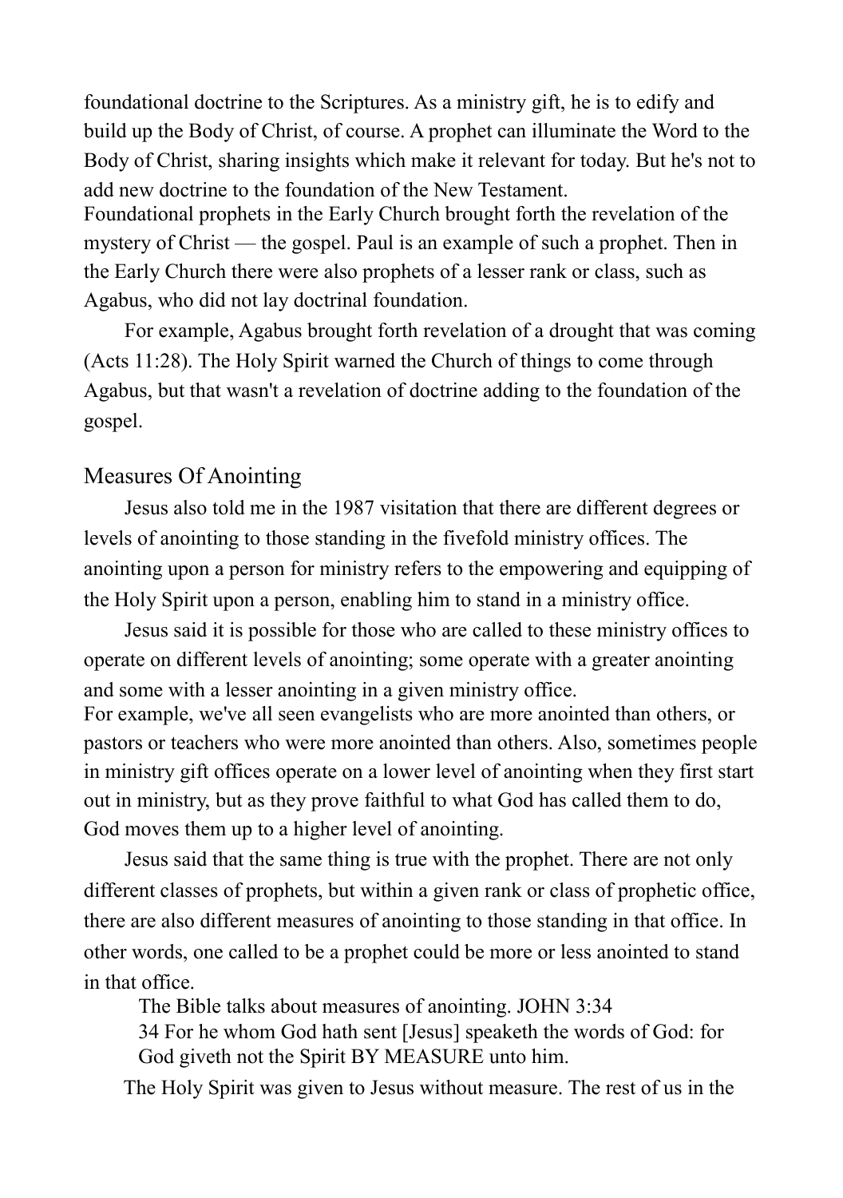foundational doctrine to the Scriptures. As a ministry gift, he is to edify and build up the Body of Christ, of course. A prophet can illuminate the Word to the Body of Christ, sharing insights which make it relevant for today. But he's not to add new doctrine to the foundation of the New Testament.

Foundational prophets in the Early Church brought forth the revelation of the mystery of Christ — the gospel. Paul is an example of such a prophet. Then in the Early Church there were also prophets of a lesser rank or class, such as Agabus, who did not lay doctrinal foundation.

For example, Agabus brought forth revelation of a drought that was coming (Acts 11:28). The Holy Spirit warned the Church of things to come through Agabus, but that wasn't a revelation of doctrine adding to the foundation of the gospel.

## Measures Of Anointing

Jesus also told me in the 1987 visitation that there are different degrees or levels of anointing to those standing in the fivefold ministry offices. The anointing upon a person for ministry refers to the empowering and equipping of the Holy Spirit upon a person, enabling him to stand in a ministry office.

Jesus said it is possible for those who are called to these ministry offices to operate on different levels of anointing; some operate with a greater anointing and some with a lesser anointing in a given ministry office.

For example, we've all seen evangelists who are more anointed than others, or pastors or teachers who were more anointed than others. Also, sometimes people in ministry gift offices operate on a lower level of anointing when they first start out in ministry, but as they prove faithful to what God has called them to do, God moves them up to a higher level of anointing.

Jesus said that the same thing is true with the prophet. There are not only different classes of prophets, but within a given rank or class of prophetic office, there are also different measures of anointing to those standing in that office. In other words, one called to be a prophet could be more or less anointed to stand in that office.

> The Bible talks about measures of anointing. JOHN 3:34
>
> 34 For he whom God hath sent [Jesus] speaketh the words of God: for God giveth not the Spirit BY MEASURE unto him.

The Holy Spirit was given to Jesus without measure. The rest of us in the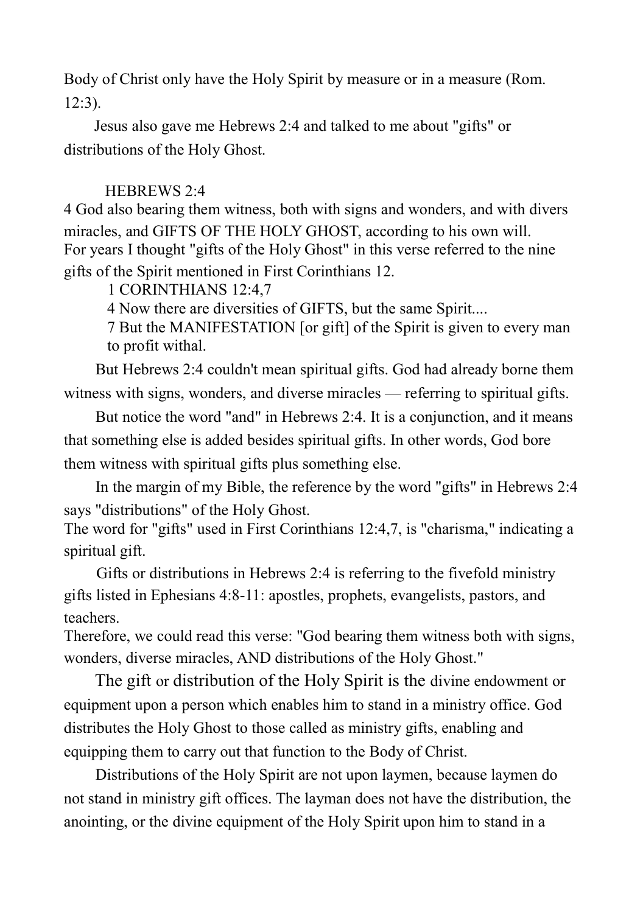Body of Christ only have the Holy Spirit by measure or in a measure (Rom. 12:3).

Jesus also gave me Hebrews 2:4 and talked to me about "gifts" or distributions of the Holy Ghost.

HEBREWS 2:4

4 God also bearing them witness, both with signs and wonders, and with divers miracles, and GIFTS OF THE HOLY GHOST, according to his own will.

For years I thought "gifts of the Holy Ghost" in this verse referred to the nine gifts of the Spirit mentioned in First Corinthians 12.

> 1 CORINTHIANS 12:4,7
>
> 4 Now there are diversities of GIFTS, but the same Spirit....
>
> 7 But the MANIFESTATION [or gift] of the Spirit is given to every man to profit withal.

But Hebrews 2:4 couldn't mean spiritual gifts. God had already borne them witness with signs, wonders, and diverse miracles — referring to spiritual gifts.

But notice the word "and" in Hebrews 2:4. It is a conjunction, and it means that something else is added besides spiritual gifts. In other words, God bore them witness with spiritual gifts plus something else.

In the margin of my Bible, the reference by the word "gifts" in Hebrews 2:4 says "distributions" of the Holy Ghost.

The word for "gifts" used in First Corinthians 12:4,7, is "charisma," indicating a spiritual gift.

Gifts or distributions in Hebrews 2:4 is referring to the fivefold ministry gifts listed in Ephesians 4:8-11: apostles, prophets, evangelists, pastors, and teachers.

Therefore, we could read this verse: "God bearing them witness both with signs, wonders, diverse miracles, AND distributions of the Holy Ghost."

The gift or distribution of the Holy Spirit is the divine endowment or equipment upon a person which enables him to stand in a ministry office. God distributes the Holy Ghost to those called as ministry gifts, enabling and equipping them to carry out that function to the Body of Christ.

Distributions of the Holy Spirit are not upon laymen, because laymen do not stand in ministry gift offices. The layman does not have the distribution, the anointing, or the divine equipment of the Holy Spirit upon him to stand in a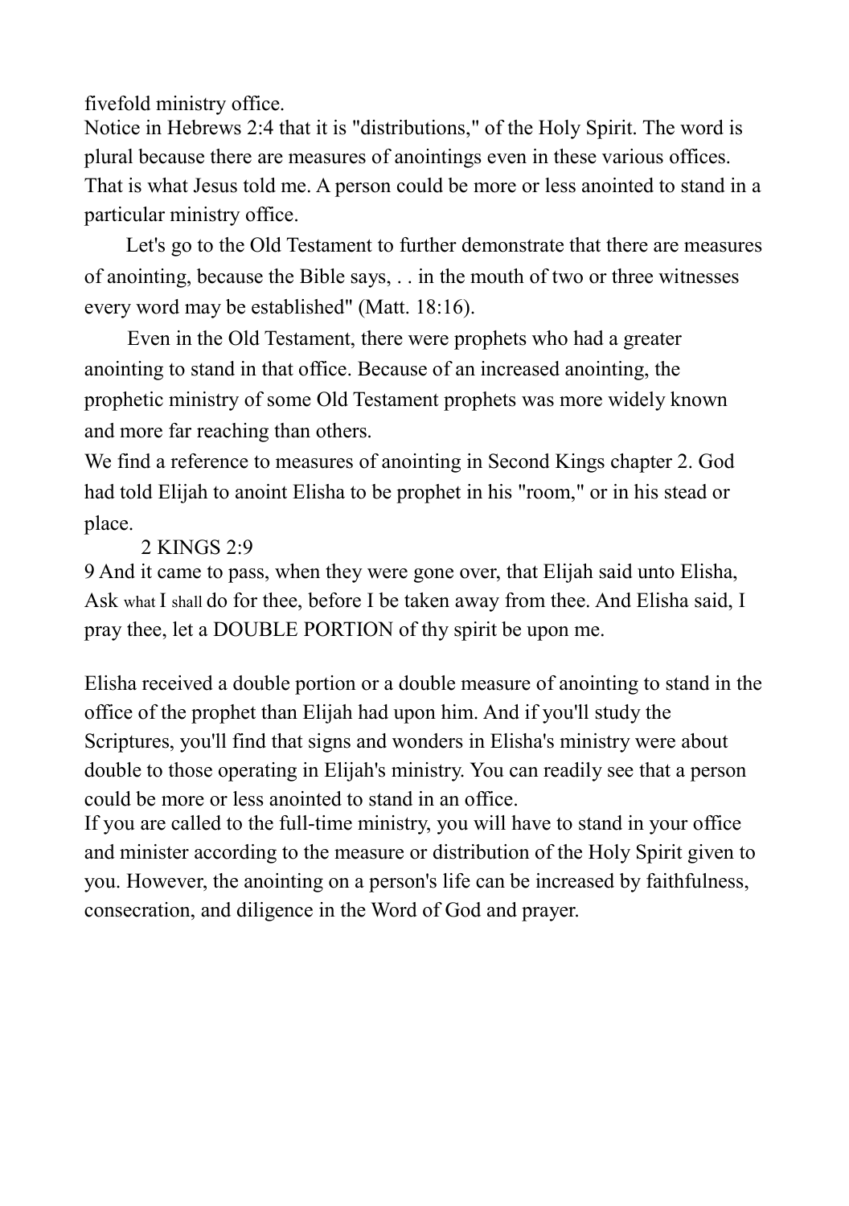fivefold ministry office.

Notice in Hebrews 2:4 that it is "distributions," of the Holy Spirit. The word is plural because there are measures of anointings even in these various offices. That is what Jesus told me. A person could be more or less anointed to stand in a particular ministry office.

Let's go to the Old Testament to further demonstrate that there are measures of anointing, because the Bible says, . . in the mouth of two or three witnesses every word may be established" (Matt. 18:16).

Even in the Old Testament, there were prophets who had a greater anointing to stand in that office. Because of an increased anointing, the prophetic ministry of some Old Testament prophets was more widely known and more far reaching than others.

We find a reference to measures of anointing in Second Kings chapter 2. God had told Elijah to anoint Elisha to be prophet in his "room," or in his stead or place.

2 KINGS 2:9

9 And it came to pass, when they were gone over, that Elijah said unto Elisha, Ask what I shall do for thee, before I be taken away from thee. And Elisha said, I pray thee, let a DOUBLE PORTION of thy spirit be upon me.

Elisha received a double portion or a double measure of anointing to stand in the office of the prophet than Elijah had upon him. And if you'll study the Scriptures, you'll find that signs and wonders in Elisha's ministry were about double to those operating in Elijah's ministry. You can readily see that a person could be more or less anointed to stand in an office.

If you are called to the full-time ministry, you will have to stand in your office and minister according to the measure or distribution of the Holy Spirit given to you. However, the anointing on a person's life can be increased by faithfulness, consecration, and diligence in the Word of God and prayer.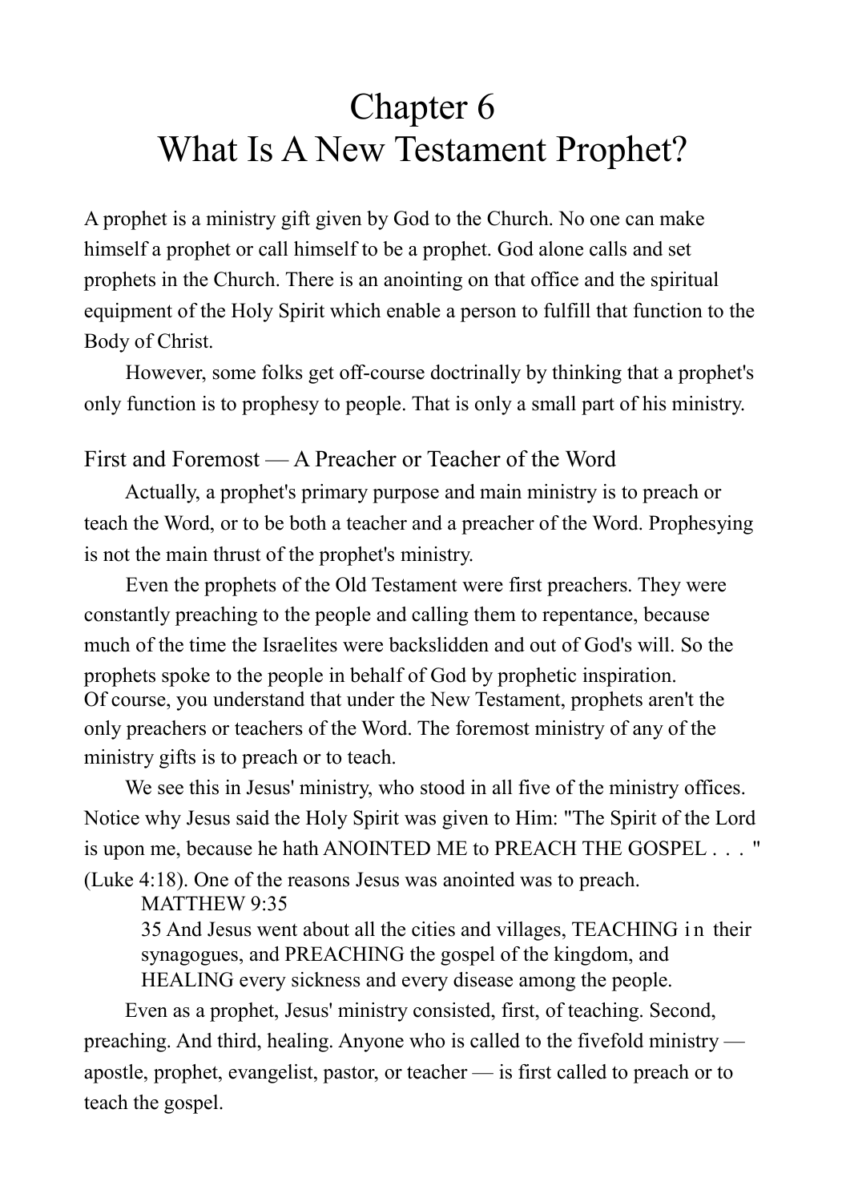# Chapter 6
# What Is A New Testament Prophet?

A prophet is a ministry gift given by God to the Church. No one can make himself a prophet or call himself to be a prophet. God alone calls and set prophets in the Church. There is an anointing on that office and the spiritual equipment of the Holy Spirit which enable a person to fulfill that function to the Body of Christ.

However, some folks get off-course doctrinally by thinking that a prophet's only function is to prophesy to people. That is only a small part of his ministry.

## First and Foremost — A Preacher or Teacher of the Word

Actually, a prophet's primary purpose and main ministry is to preach or teach the Word, or to be both a teacher and a preacher of the Word. Prophesying is not the main thrust of the prophet's ministry.

Even the prophets of the Old Testament were first preachers. They were constantly preaching to the people and calling them to repentance, because much of the time the Israelites were backslidden and out of God's will. So the prophets spoke to the people in behalf of God by prophetic inspiration.

Of course, you understand that under the New Testament, prophets aren't the only preachers or teachers of the Word. The foremost ministry of any of the ministry gifts is to preach or to teach.

We see this in Jesus' ministry, who stood in all five of the ministry offices. Notice why Jesus said the Holy Spirit was given to Him: "The Spirit of the Lord is upon me, because he hath ANOINTED ME to PREACH THE GOSPEL . . . " (Luke 4:18). One of the reasons Jesus was anointed was to preach.

> MATTHEW 9:35
> 35 And Jesus went about all the cities and villages, TEACHING in their synagogues, and PREACHING the gospel of the kingdom, and HEALING every sickness and every disease among the people.

Even as a prophet, Jesus' ministry consisted, first, of teaching. Second, preaching. And third, healing. Anyone who is called to the fivefold ministry — apostle, prophet, evangelist, pastor, or teacher — is first called to preach or to teach the gospel.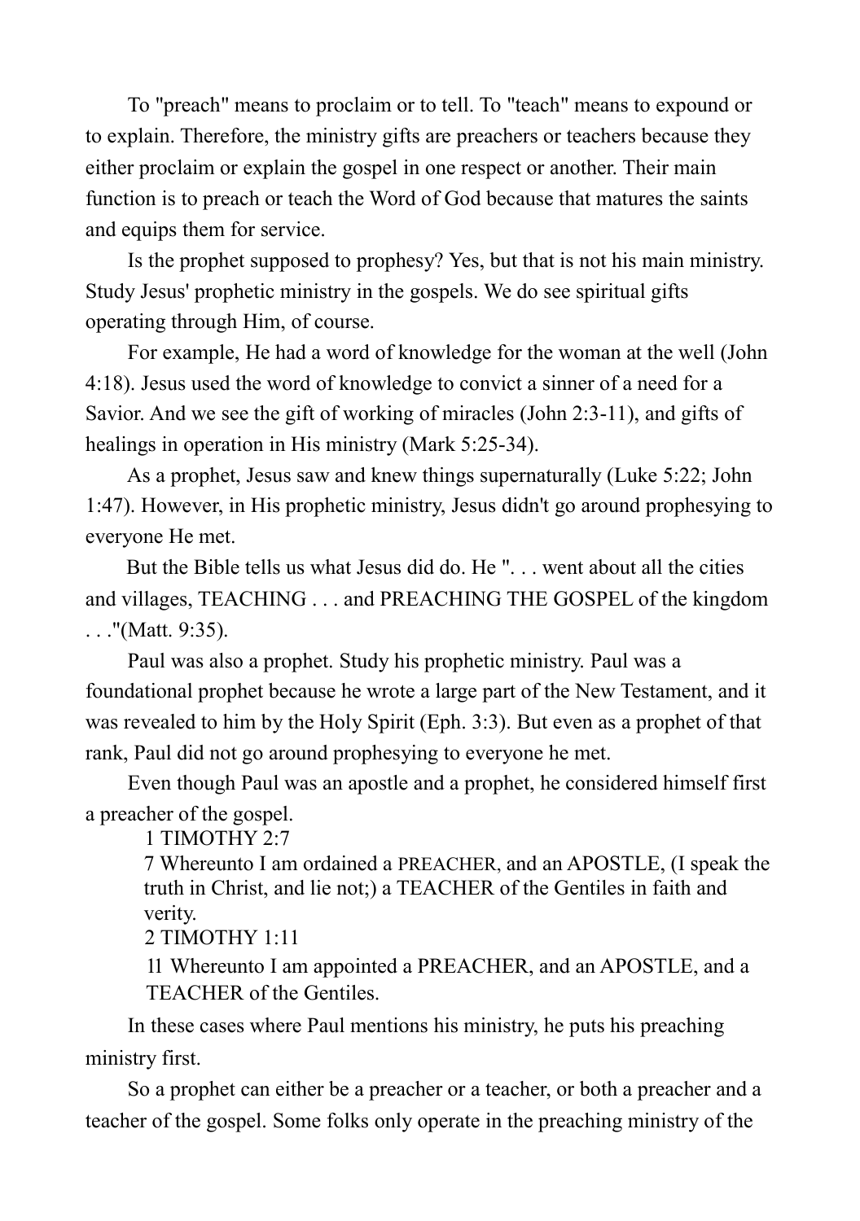To "preach" means to proclaim or to tell. To "teach" means to expound or to explain. Therefore, the ministry gifts are preachers or teachers because they either proclaim or explain the gospel in one respect or another. Their main function is to preach or teach the Word of God because that matures the saints and equips them for service.

Is the prophet supposed to prophesy? Yes, but that is not his main ministry. Study Jesus' prophetic ministry in the gospels. We do see spiritual gifts operating through Him, of course.

For example, He had a word of knowledge for the woman at the well (John 4:18). Jesus used the word of knowledge to convict a sinner of a need for a Savior. And we see the gift of working of miracles (John 2:3-11), and gifts of healings in operation in His ministry (Mark 5:25-34).

As a prophet, Jesus saw and knew things supernaturally (Luke 5:22; John 1:47). However, in His prophetic ministry, Jesus didn't go around prophesying to everyone He met.

But the Bible tells us what Jesus did do. He ". . . went about all the cities and villages, TEACHING . . . and PREACHING THE GOSPEL of the kingdom . . ."(Matt. 9:35).

Paul was also a prophet. Study his prophetic ministry. Paul was a foundational prophet because he wrote a large part of the New Testament, and it was revealed to him by the Holy Spirit (Eph. 3:3). But even as a prophet of that rank, Paul did not go around prophesying to everyone he met.

Even though Paul was an apostle and a prophet, he considered himself first a preacher of the gospel.

> 1 TIMOTHY 2:7
> 7 Whereunto I am ordained a PREACHER, and an APOSTLE, (I speak the truth in Christ, and lie not;) a TEACHER of the Gentiles in faith and verity.
> 2 TIMOTHY 1:11
> 11 Whereunto I am appointed a PREACHER, and an APOSTLE, and a TEACHER of the Gentiles.

In these cases where Paul mentions his ministry, he puts his preaching ministry first.

So a prophet can either be a preacher or a teacher, or both a preacher and a teacher of the gospel. Some folks only operate in the preaching ministry of the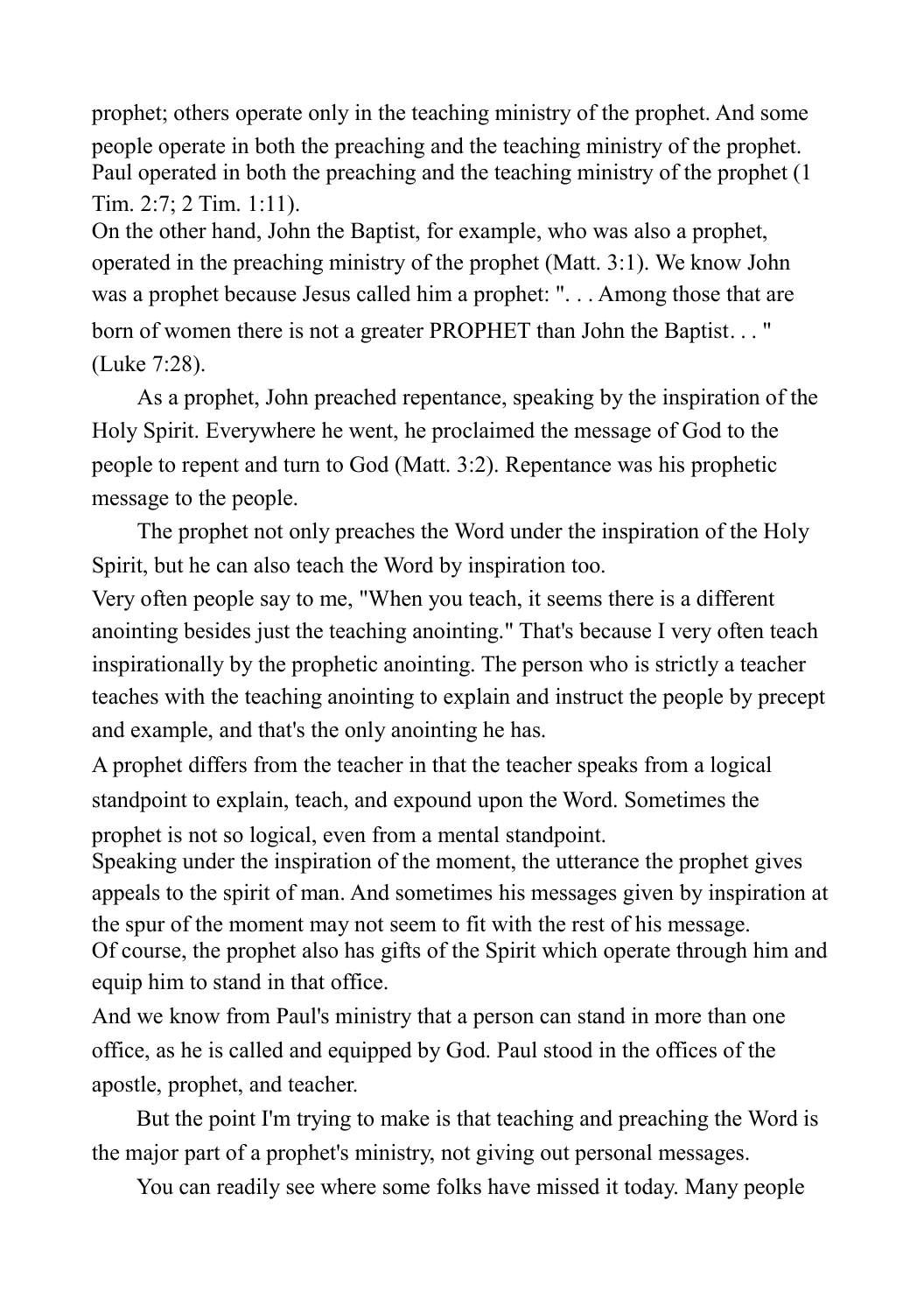prophet; others operate only in the teaching ministry of the prophet. And some people operate in both the preaching and the teaching ministry of the prophet. Paul operated in both the preaching and the teaching ministry of the prophet (1 Tim. 2:7; 2 Tim. 1:11).

On the other hand, John the Baptist, for example, who was also a prophet, operated in the preaching ministry of the prophet (Matt. 3:1). We know John was a prophet because Jesus called him a prophet: ". . . Among those that are born of women there is not a greater PROPHET than John the Baptist. . . " (Luke 7:28).

As a prophet, John preached repentance, speaking by the inspiration of the Holy Spirit. Everywhere he went, he proclaimed the message of God to the people to repent and turn to God (Matt. 3:2). Repentance was his prophetic message to the people.

The prophet not only preaches the Word under the inspiration of the Holy Spirit, but he can also teach the Word by inspiration too.

Very often people say to me, "When you teach, it seems there is a different anointing besides just the teaching anointing." That's because I very often teach inspirationally by the prophetic anointing. The person who is strictly a teacher teaches with the teaching anointing to explain and instruct the people by precept and example, and that's the only anointing he has.

A prophet differs from the teacher in that the teacher speaks from a logical standpoint to explain, teach, and expound upon the Word. Sometimes the prophet is not so logical, even from a mental standpoint.

Speaking under the inspiration of the moment, the utterance the prophet gives appeals to the spirit of man. And sometimes his messages given by inspiration at the spur of the moment may not seem to fit with the rest of his message.

Of course, the prophet also has gifts of the Spirit which operate through him and equip him to stand in that office.

And we know from Paul's ministry that a person can stand in more than one office, as he is called and equipped by God. Paul stood in the offices of the apostle, prophet, and teacher.

But the point I'm trying to make is that teaching and preaching the Word is the major part of a prophet's ministry, not giving out personal messages.

You can readily see where some folks have missed it today. Many people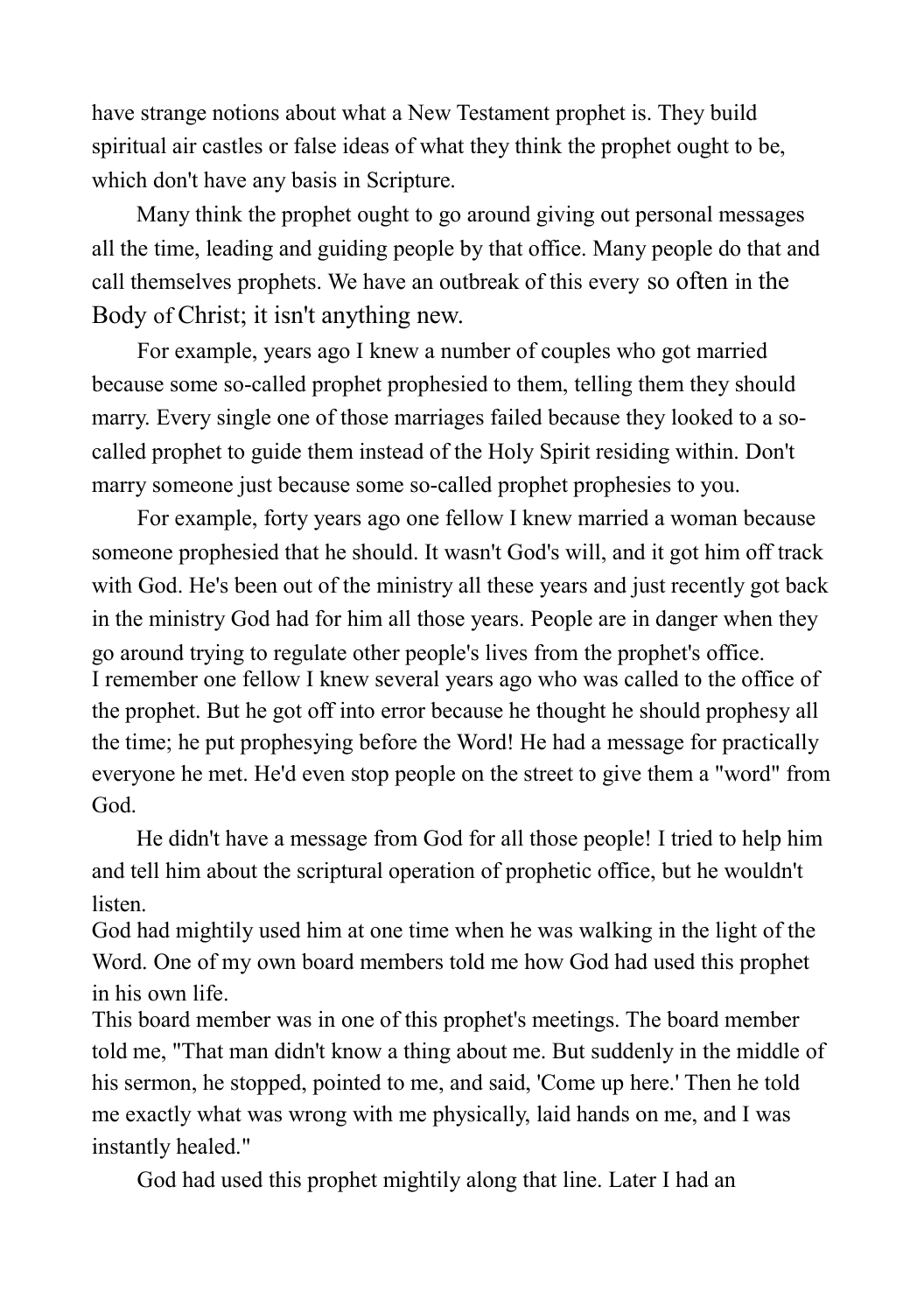have strange notions about what a New Testament prophet is. They build spiritual air castles or false ideas of what they think the prophet ought to be, which don't have any basis in Scripture.

Many think the prophet ought to go around giving out personal messages all the time, leading and guiding people by that office. Many people do that and call themselves prophets. We have an outbreak of this every so often in the Body of Christ; it isn't anything new.

For example, years ago I knew a number of couples who got married because some so-called prophet prophesied to them, telling them they should marry. Every single one of those marriages failed because they looked to a so-called prophet to guide them instead of the Holy Spirit residing within. Don't marry someone just because some so-called prophet prophesies to you.

For example, forty years ago one fellow I knew married a woman because someone prophesied that he should. It wasn't God's will, and it got him off track with God. He's been out of the ministry all these years and just recently got back in the ministry God had for him all those years. People are in danger when they go around trying to regulate other people's lives from the prophet's office.

I remember one fellow I knew several years ago who was called to the office of the prophet. But he got off into error because he thought he should prophesy all the time; he put prophesying before the Word! He had a message for practically everyone he met. He'd even stop people on the street to give them a "word" from God.

He didn't have a message from God for all those people! I tried to help him and tell him about the scriptural operation of prophetic office, but he wouldn't listen.

God had mightily used him at one time when he was walking in the light of the Word. One of my own board members told me how God had used this prophet in his own life.

This board member was in one of this prophet's meetings. The board member told me, "That man didn't know a thing about me. But suddenly in the middle of his sermon, he stopped, pointed to me, and said, 'Come up here.' Then he told me exactly what was wrong with me physically, laid hands on me, and I was instantly healed."

God had used this prophet mightily along that line. Later I had an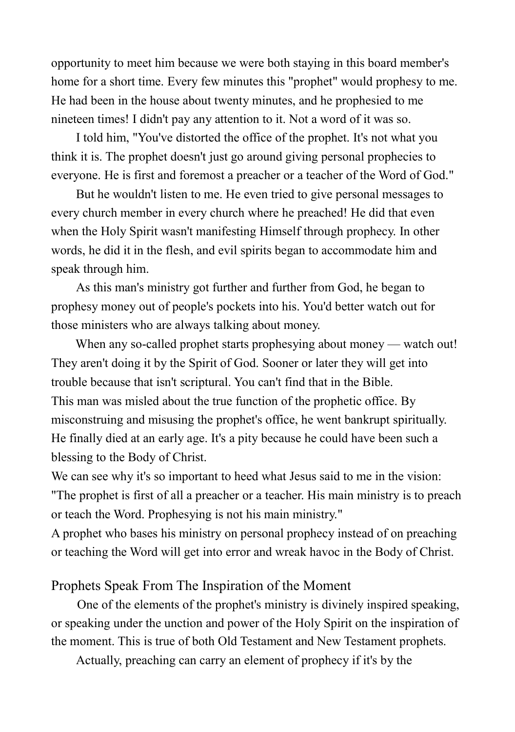opportunity to meet him because we were both staying in this board member's home for a short time. Every few minutes this "prophet" would prophesy to me. He had been in the house about twenty minutes, and he prophesied to me nineteen times! I didn't pay any attention to it. Not a word of it was so.

I told him, "You've distorted the office of the prophet. It's not what you think it is. The prophet doesn't just go around giving personal prophecies to everyone. He is first and foremost a preacher or a teacher of the Word of God."

But he wouldn't listen to me. He even tried to give personal messages to every church member in every church where he preached! He did that even when the Holy Spirit wasn't manifesting Himself through prophecy. In other words, he did it in the flesh, and evil spirits began to accommodate him and speak through him.

As this man's ministry got further and further from God, he began to prophesy money out of people's pockets into his. You'd better watch out for those ministers who are always talking about money.

When any so-called prophet starts prophesying about money — watch out! They aren't doing it by the Spirit of God. Sooner or later they will get into trouble because that isn't scriptural. You can't find that in the Bible.

This man was misled about the true function of the prophetic office. By misconstruing and misusing the prophet's office, he went bankrupt spiritually. He finally died at an early age. It's a pity because he could have been such a blessing to the Body of Christ.

We can see why it's so important to heed what Jesus said to me in the vision: "The prophet is first of all a preacher or a teacher. His main ministry is to preach or teach the Word. Prophesying is not his main ministry."

A prophet who bases his ministry on personal prophecy instead of on preaching or teaching the Word will get into error and wreak havoc in the Body of Christ.

## Prophets Speak From The Inspiration of the Moment

One of the elements of the prophet's ministry is divinely inspired speaking, or speaking under the unction and power of the Holy Spirit on the inspiration of the moment. This is true of both Old Testament and New Testament prophets.

Actually, preaching can carry an element of prophecy if it's by the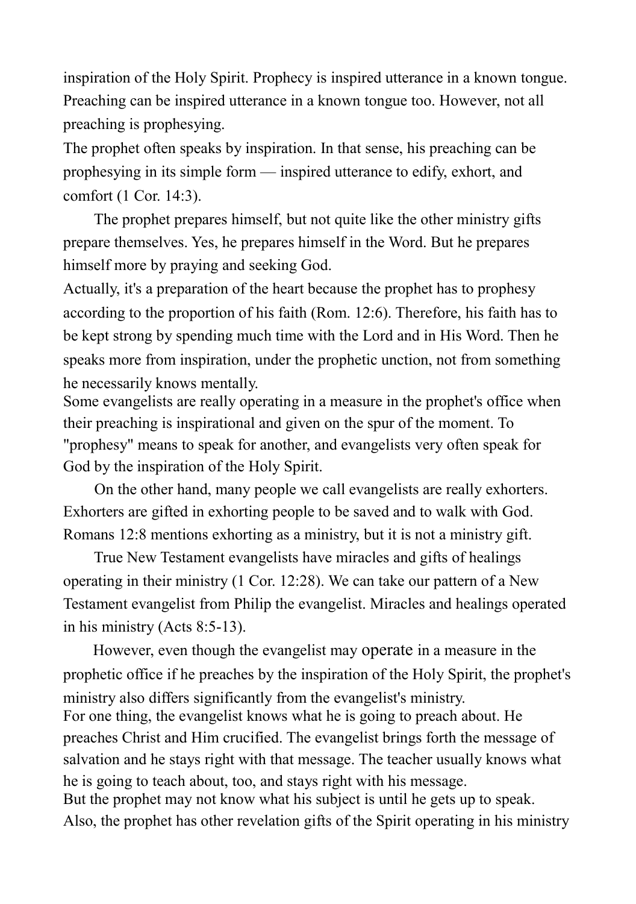inspiration of the Holy Spirit. Prophecy is inspired utterance in a known tongue. Preaching can be inspired utterance in a known tongue too. However, not all preaching is prophesying.

The prophet often speaks by inspiration. In that sense, his preaching can be prophesying in its simple form — inspired utterance to edify, exhort, and comfort (1 Cor. 14:3).

The prophet prepares himself, but not quite like the other ministry gifts prepare themselves. Yes, he prepares himself in the Word. But he prepares himself more by praying and seeking God.

Actually, it's a preparation of the heart because the prophet has to prophesy according to the proportion of his faith (Rom. 12:6). Therefore, his faith has to be kept strong by spending much time with the Lord and in His Word. Then he speaks more from inspiration, under the prophetic unction, not from something he necessarily knows mentally.

Some evangelists are really operating in a measure in the prophet's office when their preaching is inspirational and given on the spur of the moment. To "prophesy" means to speak for another, and evangelists very often speak for God by the inspiration of the Holy Spirit.

On the other hand, many people we call evangelists are really exhorters. Exhorters are gifted in exhorting people to be saved and to walk with God. Romans 12:8 mentions exhorting as a ministry, but it is not a ministry gift.

True New Testament evangelists have miracles and gifts of healings operating in their ministry (1 Cor. 12:28). We can take our pattern of a New Testament evangelist from Philip the evangelist. Miracles and healings operated in his ministry (Acts 8:5-13).

However, even though the evangelist may operate in a measure in the prophetic office if he preaches by the inspiration of the Holy Spirit, the prophet's ministry also differs significantly from the evangelist's ministry.

For one thing, the evangelist knows what he is going to preach about. He preaches Christ and Him crucified. The evangelist brings forth the message of salvation and he stays right with that message. The teacher usually knows what he is going to teach about, too, and stays right with his message.

But the prophet may not know what his subject is until he gets up to speak. Also, the prophet has other revelation gifts of the Spirit operating in his ministry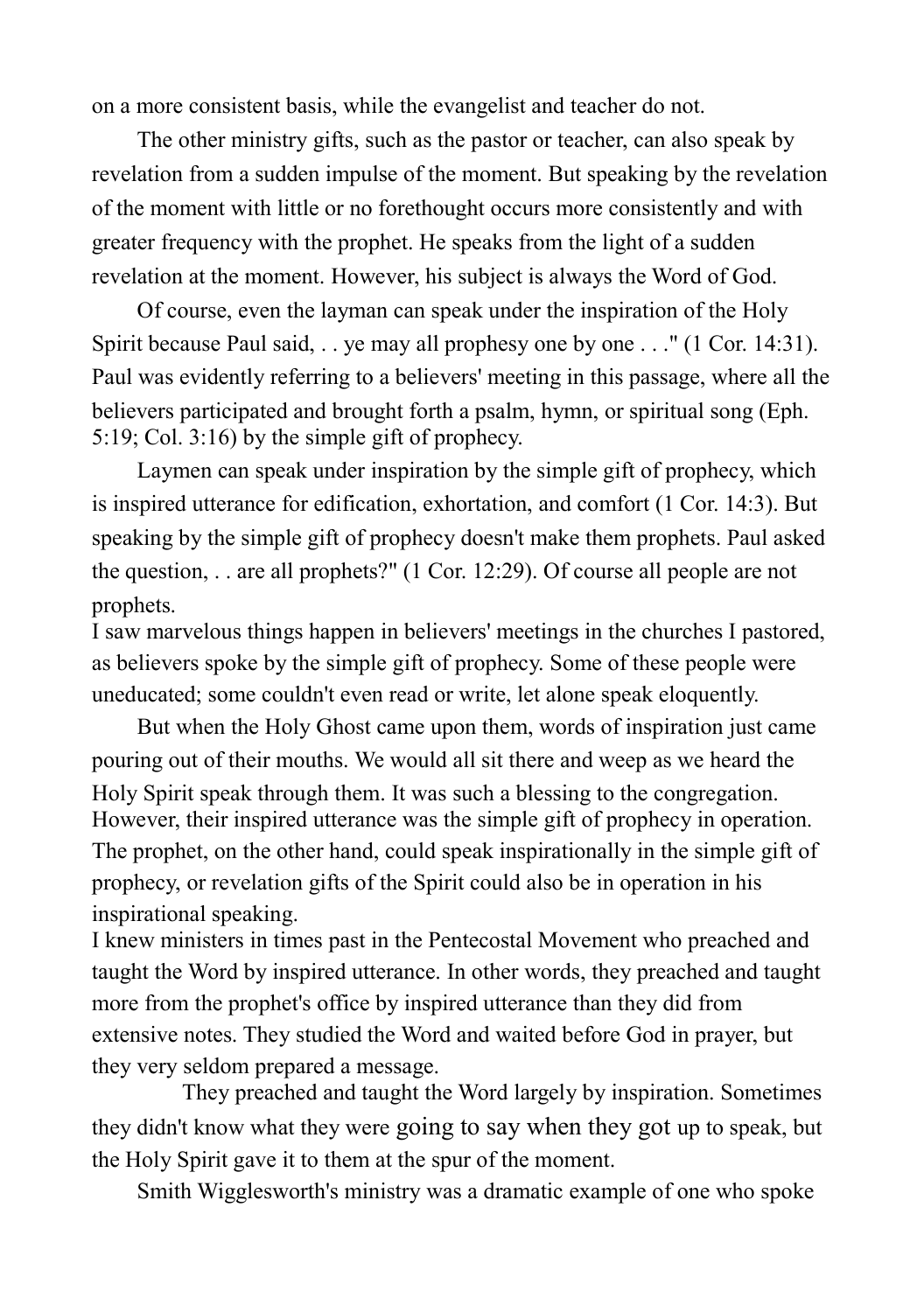on a more consistent basis, while the evangelist and teacher do not.

The other ministry gifts, such as the pastor or teacher, can also speak by revelation from a sudden impulse of the moment. But speaking by the revelation of the moment with little or no forethought occurs more consistently and with greater frequency with the prophet. He speaks from the light of a sudden revelation at the moment. However, his subject is always the Word of God.

Of course, even the layman can speak under the inspiration of the Holy Spirit because Paul said, . . ye may all prophesy one by one . . ." (1 Cor. 14:31). Paul was evidently referring to a believers' meeting in this passage, where all the believers participated and brought forth a psalm, hymn, or spiritual song (Eph. 5:19; Col. 3:16) by the simple gift of prophecy.

Laymen can speak under inspiration by the simple gift of prophecy, which is inspired utterance for edification, exhortation, and comfort (1 Cor. 14:3). But speaking by the simple gift of prophecy doesn't make them prophets. Paul asked the question, . . are all prophets?" (1 Cor. 12:29). Of course all people are not prophets.

I saw marvelous things happen in believers' meetings in the churches I pastored, as believers spoke by the simple gift of prophecy. Some of these people were uneducated; some couldn't even read or write, let alone speak eloquently.

But when the Holy Ghost came upon them, words of inspiration just came pouring out of their mouths. We would all sit there and weep as we heard the Holy Spirit speak through them. It was such a blessing to the congregation. However, their inspired utterance was the simple gift of prophecy in operation. The prophet, on the other hand, could speak inspirationally in the simple gift of prophecy, or revelation gifts of the Spirit could also be in operation in his inspirational speaking.

I knew ministers in times past in the Pentecostal Movement who preached and taught the Word by inspired utterance. In other words, they preached and taught more from the prophet's office by inspired utterance than they did from extensive notes. They studied the Word and waited before God in prayer, but they very seldom prepared a message.

They preached and taught the Word largely by inspiration. Sometimes they didn't know what they were going to say when they got up to speak, but the Holy Spirit gave it to them at the spur of the moment.

Smith Wigglesworth's ministry was a dramatic example of one who spoke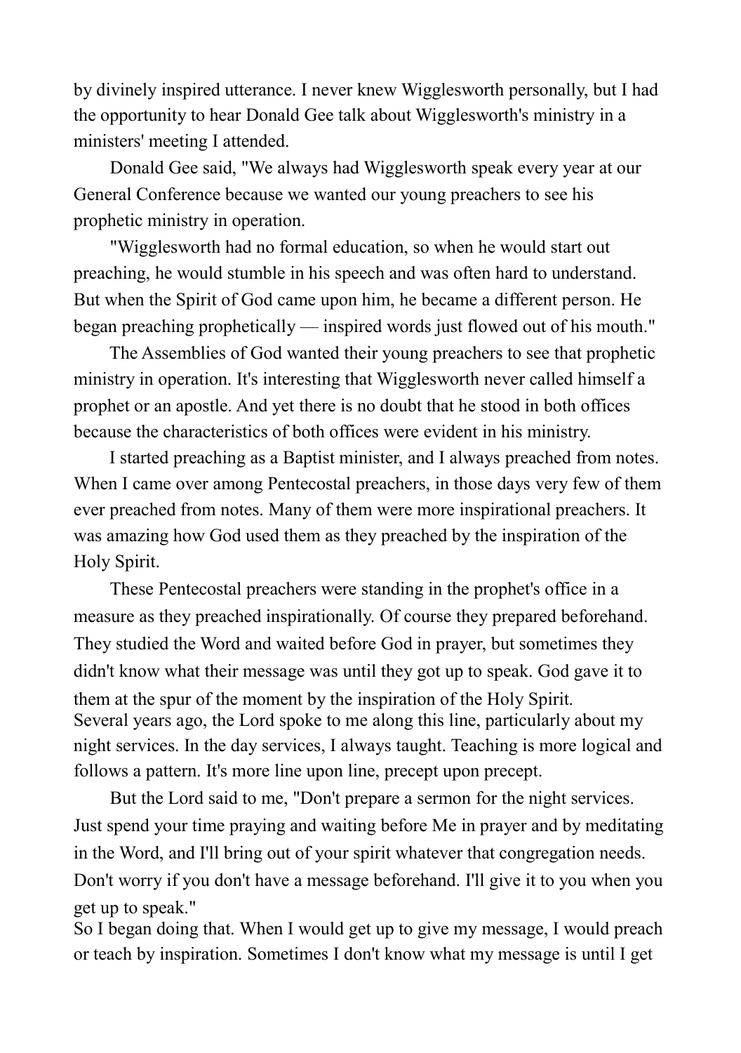by divinely inspired utterance. I never knew Wigglesworth personally, but I had the opportunity to hear Donald Gee talk about Wigglesworth's ministry in a ministers' meeting I attended.

Donald Gee said, "We always had Wigglesworth speak every year at our General Conference because we wanted our young preachers to see his prophetic ministry in operation.

"Wigglesworth had no formal education, so when he would start out preaching, he would stumble in his speech and was often hard to understand. But when the Spirit of God came upon him, he became a different person. He began preaching prophetically — inspired words just flowed out of his mouth."

The Assemblies of God wanted their young preachers to see that prophetic ministry in operation. It's interesting that Wigglesworth never called himself a prophet or an apostle. And yet there is no doubt that he stood in both offices because the characteristics of both offices were evident in his ministry.

I started preaching as a Baptist minister, and I always preached from notes. When I came over among Pentecostal preachers, in those days very few of them ever preached from notes. Many of them were more inspirational preachers. It was amazing how God used them as they preached by the inspiration of the Holy Spirit.

These Pentecostal preachers were standing in the prophet's office in a measure as they preached inspirationally. Of course they prepared beforehand. They studied the Word and waited before God in prayer, but sometimes they didn't know what their message was until they got up to speak. God gave it to them at the spur of the moment by the inspiration of the Holy Spirit.

Several years ago, the Lord spoke to me along this line, particularly about my night services. In the day services, I always taught. Teaching is more logical and follows a pattern. It's more line upon line, precept upon precept.

But the Lord said to me, "Don't prepare a sermon for the night services. Just spend your time praying and waiting before Me in prayer and by meditating in the Word, and I'll bring out of your spirit whatever that congregation needs. Don't worry if you don't have a message beforehand. I'll give it to you when you get up to speak."

So I began doing that. When I would get up to give my message, I would preach or teach by inspiration. Sometimes I don't know what my message is until I get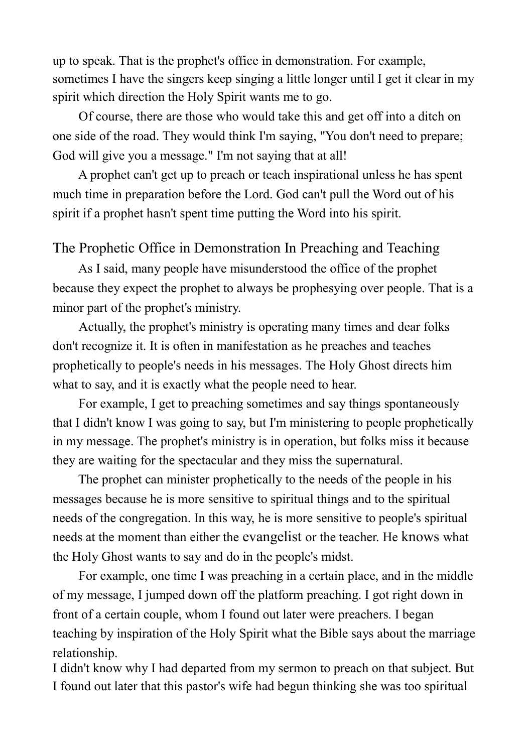up to speak. That is the prophet's office in demonstration. For example, sometimes I have the singers keep singing a little longer until I get it clear in my spirit which direction the Holy Spirit wants me to go.

Of course, there are those who would take this and get off into a ditch on one side of the road. They would think I'm saying, "You don't need to prepare; God will give you a message." I'm not saying that at all!

A prophet can't get up to preach or teach inspirational unless he has spent much time in preparation before the Lord. God can't pull the Word out of his spirit if a prophet hasn't spent time putting the Word into his spirit.

## The Prophetic Office in Demonstration In Preaching and Teaching

As I said, many people have misunderstood the office of the prophet because they expect the prophet to always be prophesying over people. That is a minor part of the prophet's ministry.

Actually, the prophet's ministry is operating many times and dear folks don't recognize it. It is often in manifestation as he preaches and teaches prophetically to people's needs in his messages. The Holy Ghost directs him what to say, and it is exactly what the people need to hear.

For example, I get to preaching sometimes and say things spontaneously that I didn't know I was going to say, but I'm ministering to people prophetically in my message. The prophet's ministry is in operation, but folks miss it because they are waiting for the spectacular and they miss the supernatural.

The prophet can minister prophetically to the needs of the people in his messages because he is more sensitive to spiritual things and to the spiritual needs of the congregation. In this way, he is more sensitive to people's spiritual needs at the moment than either the evangelist or the teacher. He knows what the Holy Ghost wants to say and do in the people's midst.

For example, one time I was preaching in a certain place, and in the middle of my message, I jumped down off the platform preaching. I got right down in front of a certain couple, whom I found out later were preachers. I began teaching by inspiration of the Holy Spirit what the Bible says about the marriage relationship.

I didn't know why I had departed from my sermon to preach on that subject. But I found out later that this pastor's wife had begun thinking she was too spiritual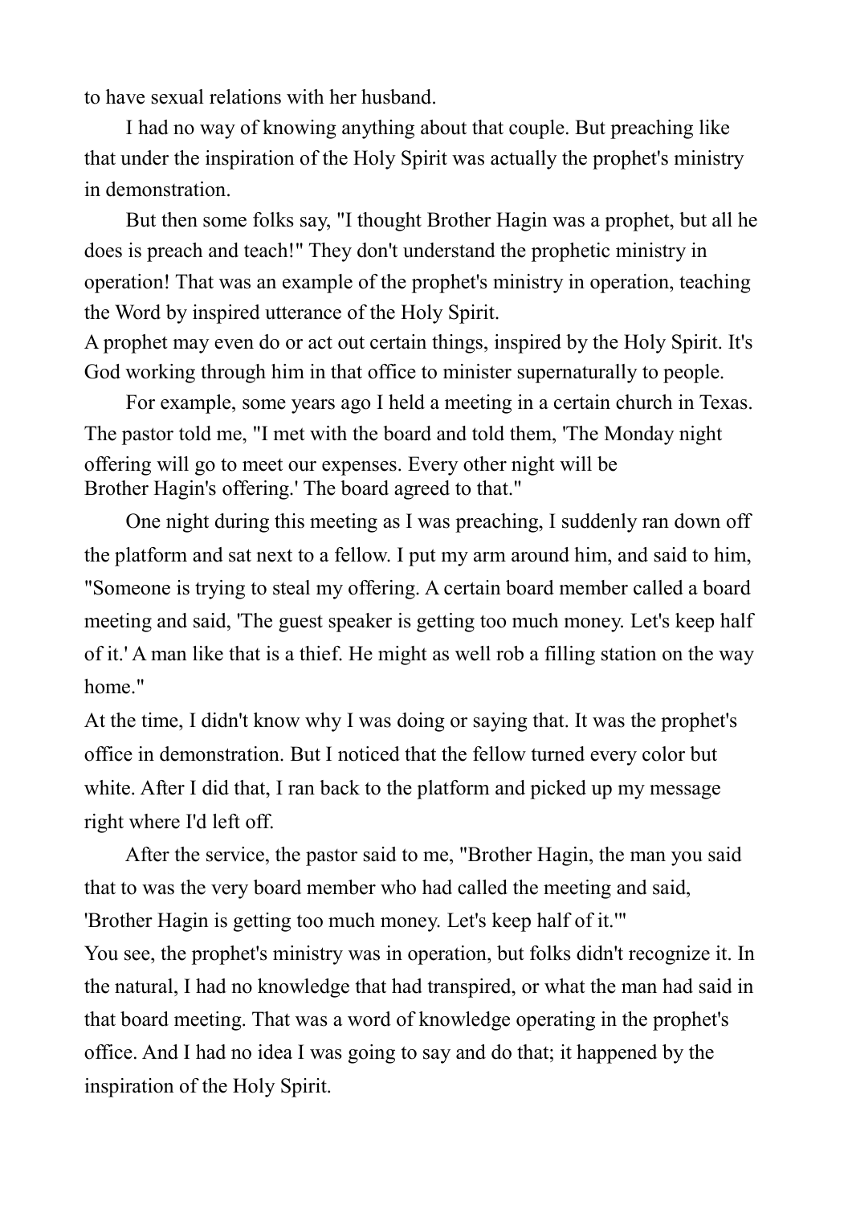to have sexual relations with her husband.

I had no way of knowing anything about that couple. But preaching like that under the inspiration of the Holy Spirit was actually the prophet's ministry in demonstration.

But then some folks say, "I thought Brother Hagin was a prophet, but all he does is preach and teach!" They don't understand the prophetic ministry in operation! That was an example of the prophet's ministry in operation, teaching the Word by inspired utterance of the Holy Spirit.

A prophet may even do or act out certain things, inspired by the Holy Spirit. It's God working through him in that office to minister supernaturally to people.

For example, some years ago I held a meeting in a certain church in Texas. The pastor told me, "I met with the board and told them, 'The Monday night offering will go to meet our expenses. Every other night will be Brother Hagin's offering.' The board agreed to that."

One night during this meeting as I was preaching, I suddenly ran down off the platform and sat next to a fellow. I put my arm around him, and said to him, "Someone is trying to steal my offering. A certain board member called a board meeting and said, 'The guest speaker is getting too much money. Let's keep half of it.' A man like that is a thief. He might as well rob a filling station on the way home."

At the time, I didn't know why I was doing or saying that. It was the prophet's office in demonstration. But I noticed that the fellow turned every color but white. After I did that, I ran back to the platform and picked up my message right where I'd left off.

After the service, the pastor said to me, "Brother Hagin, the man you said that to was the very board member who had called the meeting and said, 'Brother Hagin is getting too much money. Let's keep half of it.'"

You see, the prophet's ministry was in operation, but folks didn't recognize it. In the natural, I had no knowledge that had transpired, or what the man had said in that board meeting. That was a word of knowledge operating in the prophet's office. And I had no idea I was going to say and do that; it happened by the inspiration of the Holy Spirit.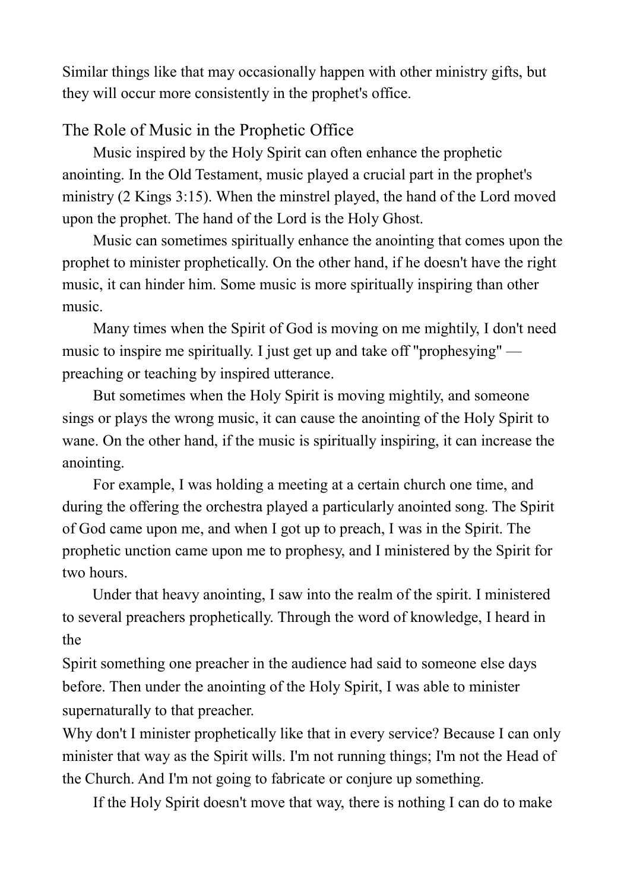Similar things like that may occasionally happen with other ministry gifts, but they will occur more consistently in the prophet's office.

## The Role of Music in the Prophetic Office

Music inspired by the Holy Spirit can often enhance the prophetic anointing. In the Old Testament, music played a crucial part in the prophet's ministry (2 Kings 3:15). When the minstrel played, the hand of the Lord moved upon the prophet. The hand of the Lord is the Holy Ghost.

Music can sometimes spiritually enhance the anointing that comes upon the prophet to minister prophetically. On the other hand, if he doesn't have the right music, it can hinder him. Some music is more spiritually inspiring than other music.

Many times when the Spirit of God is moving on me mightily, I don't need music to inspire me spiritually. I just get up and take off "prophesying" — preaching or teaching by inspired utterance.

But sometimes when the Holy Spirit is moving mightily, and someone sings or plays the wrong music, it can cause the anointing of the Holy Spirit to wane. On the other hand, if the music is spiritually inspiring, it can increase the anointing.

For example, I was holding a meeting at a certain church one time, and during the offering the orchestra played a particularly anointed song. The Spirit of God came upon me, and when I got up to preach, I was in the Spirit. The prophetic unction came upon me to prophesy, and I ministered by the Spirit for two hours.

Under that heavy anointing, I saw into the realm of the spirit. I ministered to several preachers prophetically. Through the word of knowledge, I heard in the Spirit something one preacher in the audience had said to someone else days before. Then under the anointing of the Holy Spirit, I was able to minister supernaturally to that preacher.

Why don't I minister prophetically like that in every service? Because I can only minister that way as the Spirit wills. I'm not running things; I'm not the Head of the Church. And I'm not going to fabricate or conjure up something.

If the Holy Spirit doesn't move that way, there is nothing I can do to make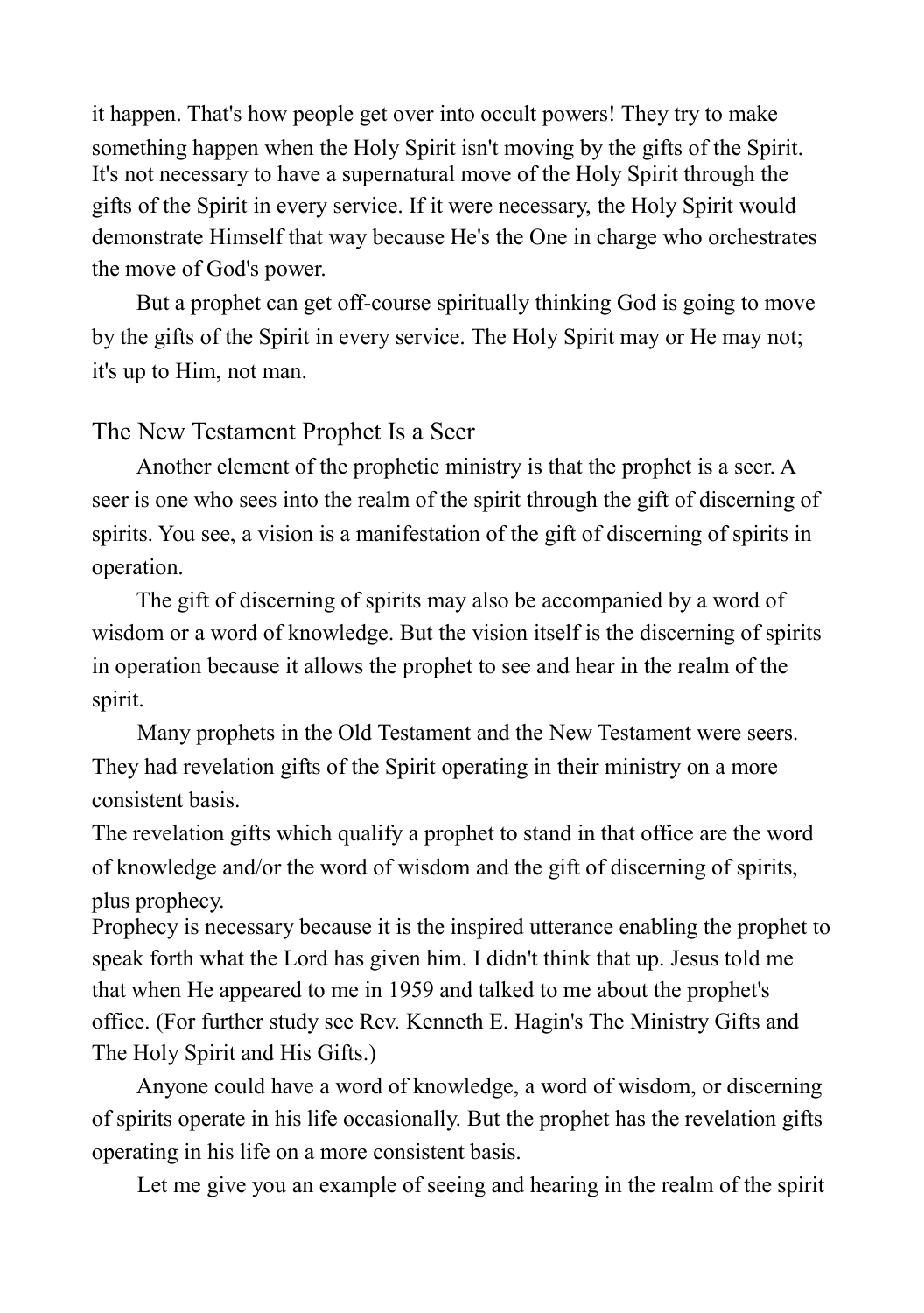it happen. That's how people get over into occult powers! They try to make something happen when the Holy Spirit isn't moving by the gifts of the Spirit. It's not necessary to have a supernatural move of the Holy Spirit through the gifts of the Spirit in every service. If it were necessary, the Holy Spirit would demonstrate Himself that way because He's the One in charge who orchestrates the move of God's power.

But a prophet can get off-course spiritually thinking God is going to move by the gifts of the Spirit in every service. The Holy Spirit may or He may not; it's up to Him, not man.

## The New Testament Prophet Is a Seer

Another element of the prophetic ministry is that the prophet is a seer. A seer is one who sees into the realm of the spirit through the gift of discerning of spirits. You see, a vision is a manifestation of the gift of discerning of spirits in operation.

The gift of discerning of spirits may also be accompanied by a word of wisdom or a word of knowledge. But the vision itself is the discerning of spirits in operation because it allows the prophet to see and hear in the realm of the spirit.

Many prophets in the Old Testament and the New Testament were seers. They had revelation gifts of the Spirit operating in their ministry on a more consistent basis.

The revelation gifts which qualify a prophet to stand in that office are the word of knowledge and/or the word of wisdom and the gift of discerning of spirits, plus prophecy.

Prophecy is necessary because it is the inspired utterance enabling the prophet to speak forth what the Lord has given him. I didn't think that up. Jesus told me that when He appeared to me in 1959 and talked to me about the prophet's office. (For further study see Rev. Kenneth E. Hagin's The Ministry Gifts and The Holy Spirit and His Gifts.)

Anyone could have a word of knowledge, a word of wisdom, or discerning of spirits operate in his life occasionally. But the prophet has the revelation gifts operating in his life on a more consistent basis.

Let me give you an example of seeing and hearing in the realm of the spirit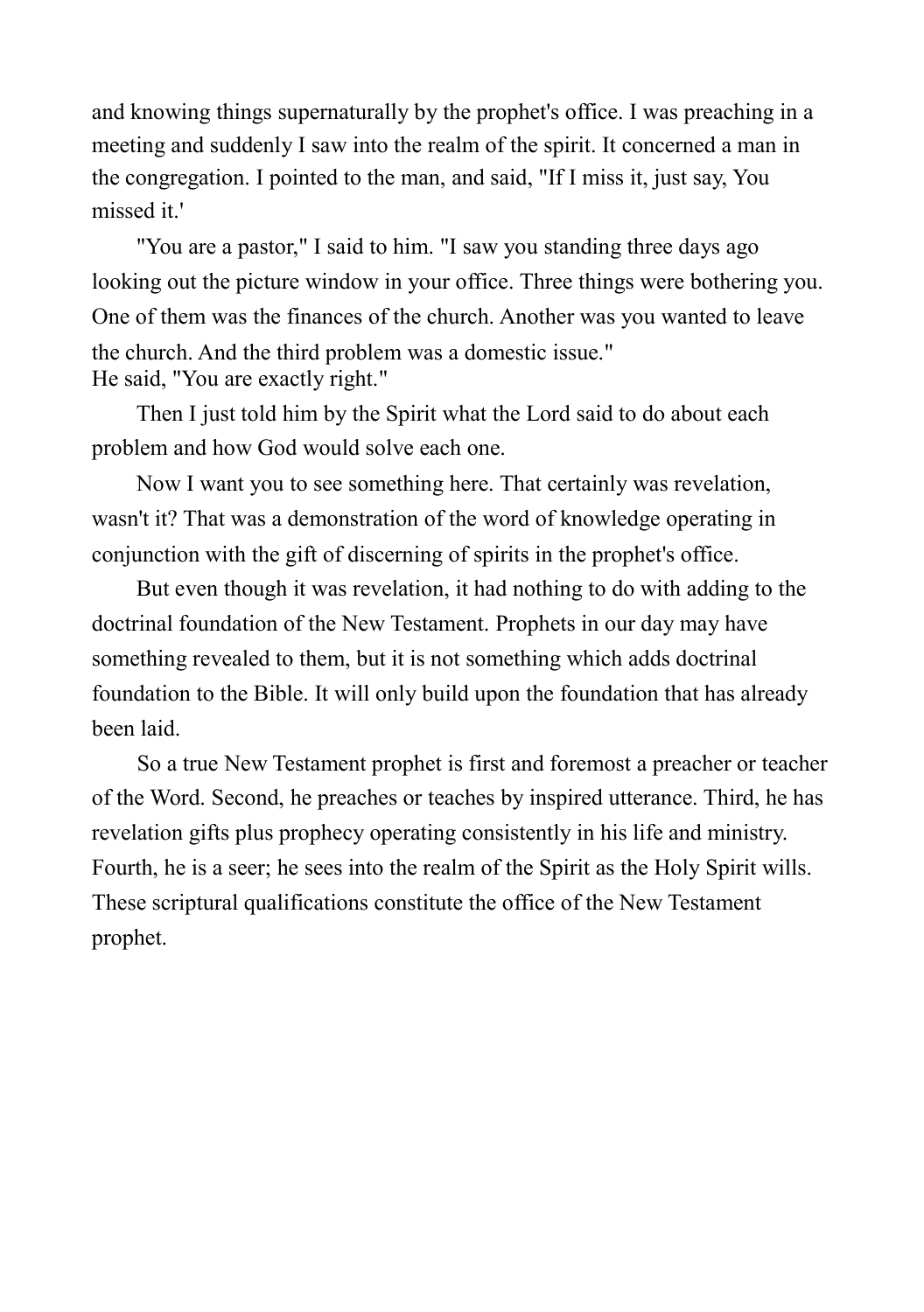and knowing things supernaturally by the prophet's office. I was preaching in a meeting and suddenly I saw into the realm of the spirit. It concerned a man in the congregation. I pointed to the man, and said, "If I miss it, just say, You missed it.'

"You are a pastor," I said to him. "I saw you standing three days ago looking out the picture window in your office. Three things were bothering you. One of them was the finances of the church. Another was you wanted to leave the church. And the third problem was a domestic issue."
He said, "You are exactly right."

Then I just told him by the Spirit what the Lord said to do about each problem and how God would solve each one.

Now I want you to see something here. That certainly was revelation, wasn't it? That was a demonstration of the word of knowledge operating in conjunction with the gift of discerning of spirits in the prophet's office.

But even though it was revelation, it had nothing to do with adding to the doctrinal foundation of the New Testament. Prophets in our day may have something revealed to them, but it is not something which adds doctrinal foundation to the Bible. It will only build upon the foundation that has already been laid.

So a true New Testament prophet is first and foremost a preacher or teacher of the Word. Second, he preaches or teaches by inspired utterance. Third, he has revelation gifts plus prophecy operating consistently in his life and ministry. Fourth, he is a seer; he sees into the realm of the Spirit as the Holy Spirit wills. These scriptural qualifications constitute the office of the New Testament prophet.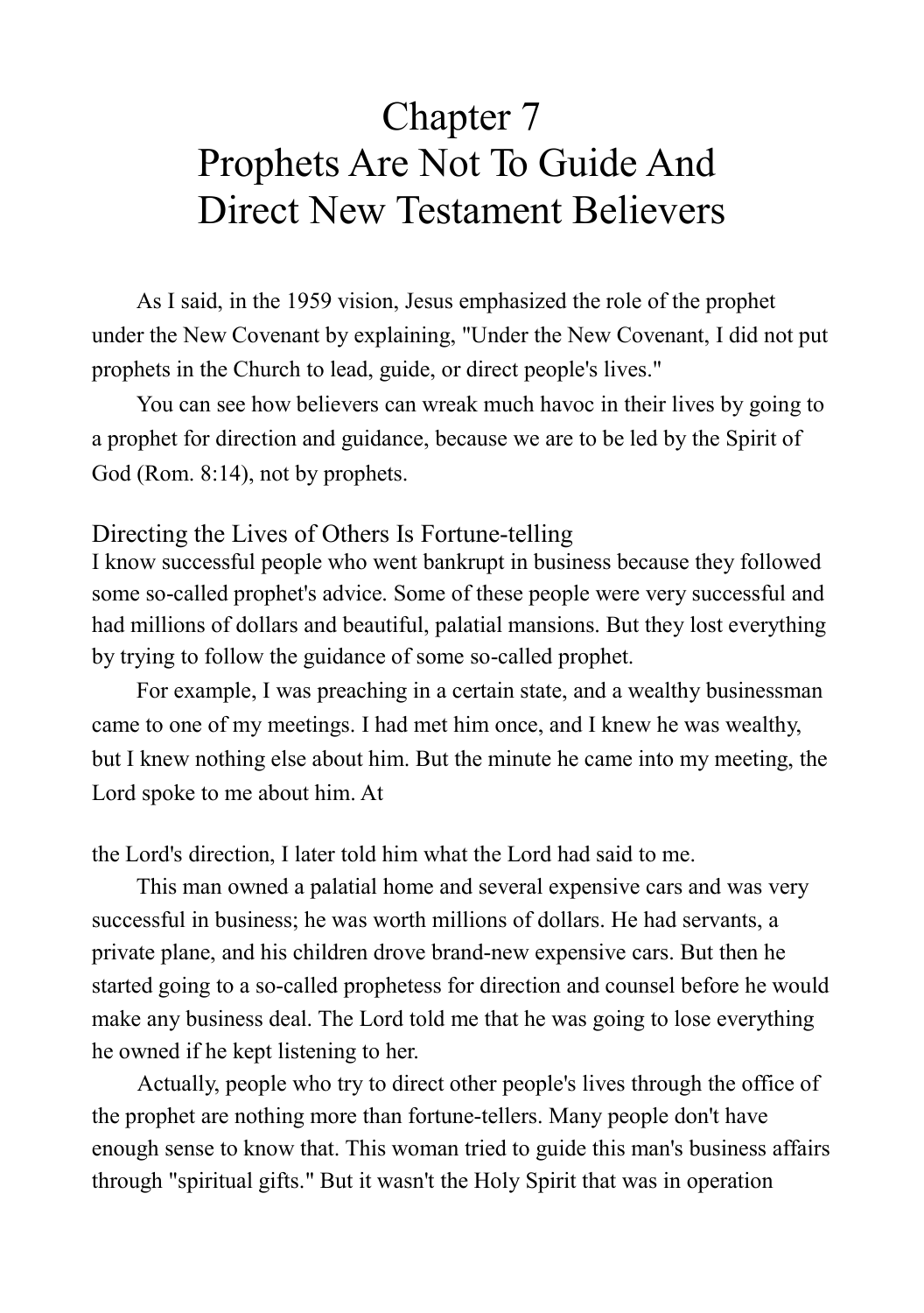# Chapter 7
# Prophets Are Not To Guide And Direct New Testament Believers

As I said, in the 1959 vision, Jesus emphasized the role of the prophet under the New Covenant by explaining, "Under the New Covenant, I did not put prophets in the Church to lead, guide, or direct people's lives."

You can see how believers can wreak much havoc in their lives by going to a prophet for direction and guidance, because we are to be led by the Spirit of God (Rom. 8:14), not by prophets.

## Directing the Lives of Others Is Fortune-telling

I know successful people who went bankrupt in business because they followed some so-called prophet's advice. Some of these people were very successful and had millions of dollars and beautiful, palatial mansions. But they lost everything by trying to follow the guidance of some so-called prophet.

For example, I was preaching in a certain state, and a wealthy businessman came to one of my meetings. I had met him once, and I knew he was wealthy, but I knew nothing else about him. But the minute he came into my meeting, the Lord spoke to me about him. At the Lord's direction, I later told him what the Lord had said to me.

This man owned a palatial home and several expensive cars and was very successful in business; he was worth millions of dollars. He had servants, a private plane, and his children drove brand-new expensive cars. But then he started going to a so-called prophetess for direction and counsel before he would make any business deal. The Lord told me that he was going to lose everything he owned if he kept listening to her.

Actually, people who try to direct other people's lives through the office of the prophet are nothing more than fortune-tellers. Many people don't have enough sense to know that. This woman tried to guide this man's business affairs through "spiritual gifts." But it wasn't the Holy Spirit that was in operation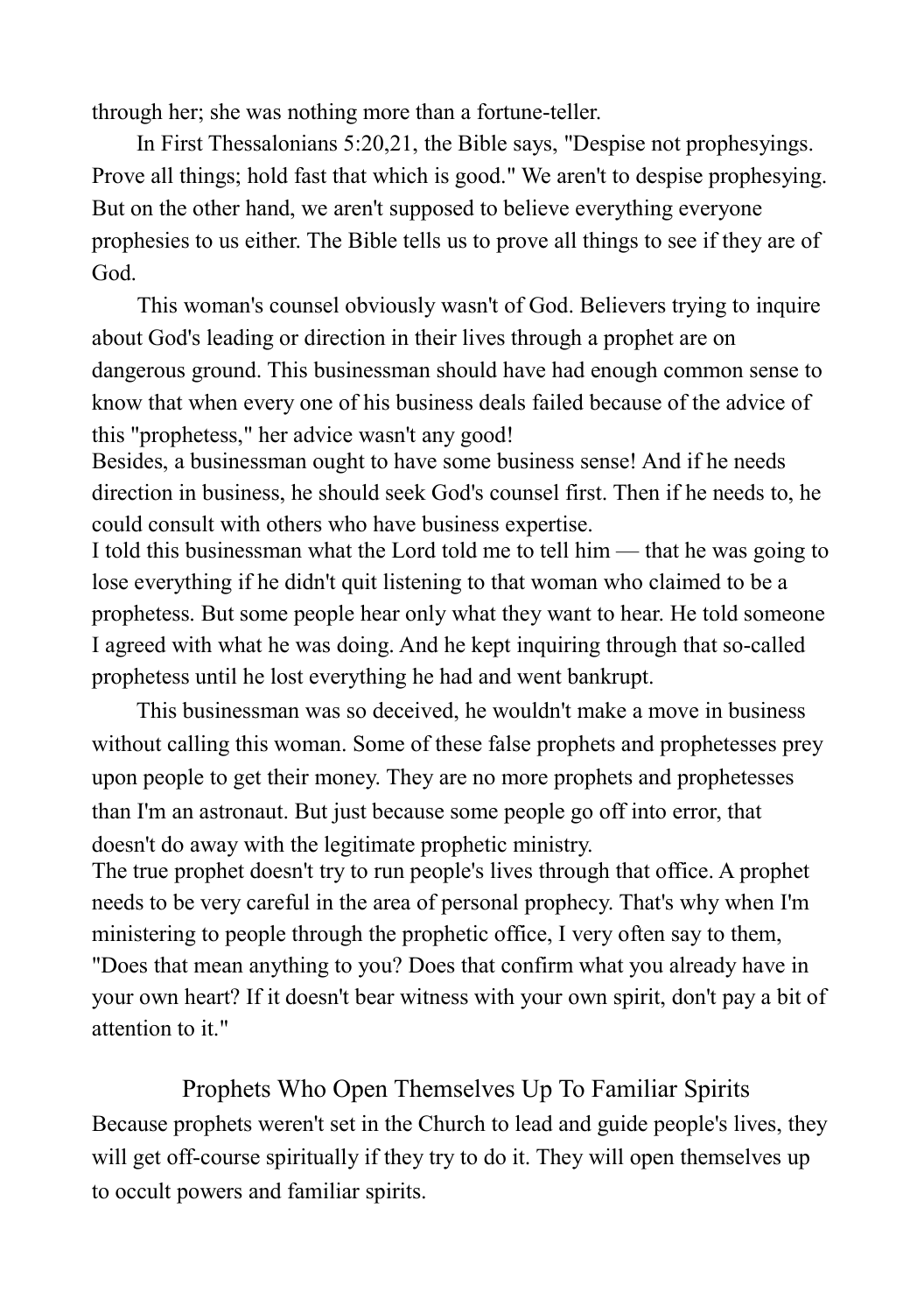through her; she was nothing more than a fortune-teller.

In First Thessalonians 5:20,21, the Bible says, "Despise not prophesyings. Prove all things; hold fast that which is good." We aren't to despise prophesying. But on the other hand, we aren't supposed to believe everything everyone prophesies to us either. The Bible tells us to prove all things to see if they are of God.

This woman's counsel obviously wasn't of God. Believers trying to inquire about God's leading or direction in their lives through a prophet are on dangerous ground. This businessman should have had enough common sense to know that when every one of his business deals failed because of the advice of this "prophetess," her advice wasn't any good!

Besides, a businessman ought to have some business sense! And if he needs direction in business, he should seek God's counsel first. Then if he needs to, he could consult with others who have business expertise.

I told this businessman what the Lord told me to tell him — that he was going to lose everything if he didn't quit listening to that woman who claimed to be a prophetess. But some people hear only what they want to hear. He told someone I agreed with what he was doing. And he kept inquiring through that so-called prophetess until he lost everything he had and went bankrupt.

This businessman was so deceived, he wouldn't make a move in business without calling this woman. Some of these false prophets and prophetesses prey upon people to get their money. They are no more prophets and prophetesses than I'm an astronaut. But just because some people go off into error, that doesn't do away with the legitimate prophetic ministry.

The true prophet doesn't try to run people's lives through that office. A prophet needs to be very careful in the area of personal prophecy. That's why when I'm ministering to people through the prophetic office, I very often say to them, "Does that mean anything to you? Does that confirm what you already have in your own heart? If it doesn't bear witness with your own spirit, don't pay a bit of attention to it."

## Prophets Who Open Themselves Up To Familiar Spirits

Because prophets weren't set in the Church to lead and guide people's lives, they will get off-course spiritually if they try to do it. They will open themselves up to occult powers and familiar spirits.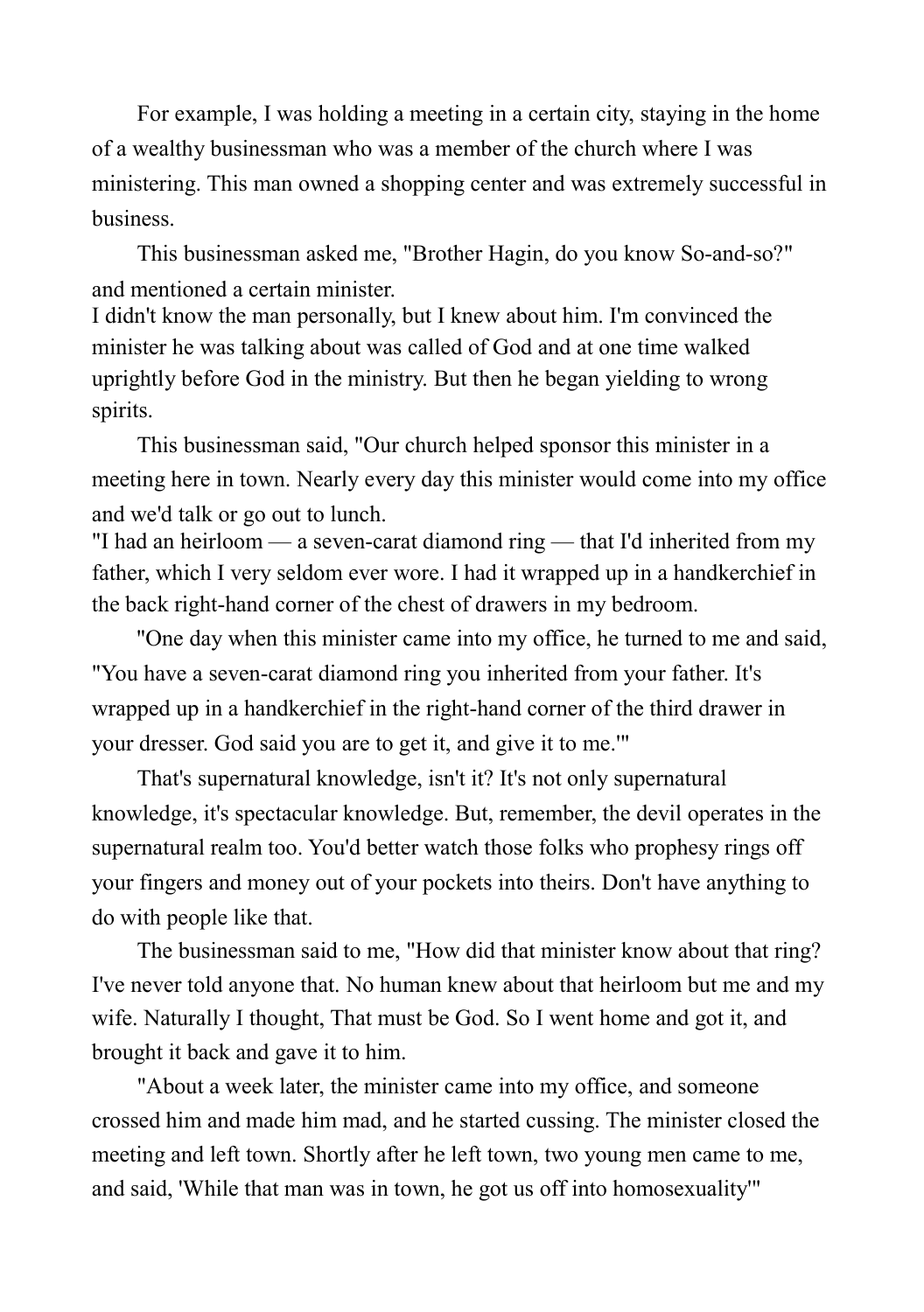For example, I was holding a meeting in a certain city, staying in the home of a wealthy businessman who was a member of the church where I was ministering. This man owned a shopping center and was extremely successful in business.

This businessman asked me, "Brother Hagin, do you know So-and-so?" and mentioned a certain minister.

I didn't know the man personally, but I knew about him. I'm convinced the minister he was talking about was called of God and at one time walked uprightly before God in the ministry. But then he began yielding to wrong spirits.

This businessman said, "Our church helped sponsor this minister in a meeting here in town. Nearly every day this minister would come into my office and we'd talk or go out to lunch.

"I had an heirloom — a seven-carat diamond ring — that I'd inherited from my father, which I very seldom ever wore. I had it wrapped up in a handkerchief in the back right-hand corner of the chest of drawers in my bedroom.

"One day when this minister came into my office, he turned to me and said, "You have a seven-carat diamond ring you inherited from your father. It's wrapped up in a handkerchief in the right-hand corner of the third drawer in your dresser. God said you are to get it, and give it to me.'"

That's supernatural knowledge, isn't it? It's not only supernatural knowledge, it's spectacular knowledge. But, remember, the devil operates in the supernatural realm too. You'd better watch those folks who prophesy rings off your fingers and money out of your pockets into theirs. Don't have anything to do with people like that.

The businessman said to me, "How did that minister know about that ring? I've never told anyone that. No human knew about that heirloom but me and my wife. Naturally I thought, That must be God. So I went home and got it, and brought it back and gave it to him.

"About a week later, the minister came into my office, and someone crossed him and made him mad, and he started cussing. The minister closed the meeting and left town. Shortly after he left town, two young men came to me, and said, 'While that man was in town, he got us off into homosexuality'"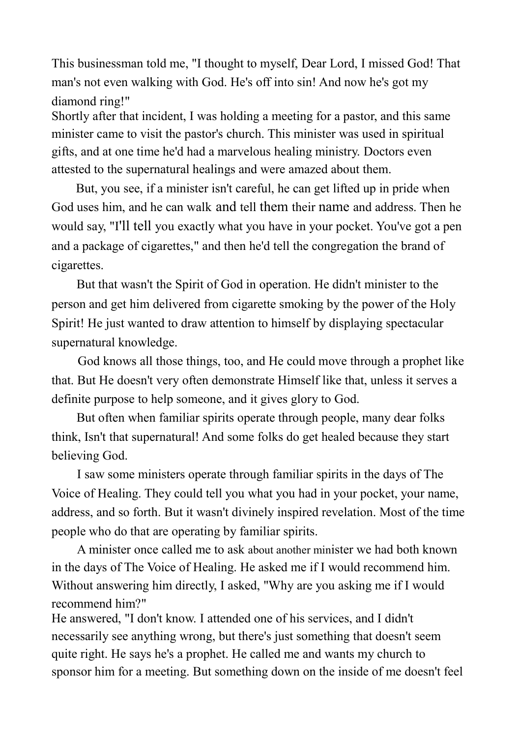This businessman told me, "I thought to myself, Dear Lord, I missed God! That man's not even walking with God. He's off into sin! And now he's got my diamond ring!"

Shortly after that incident, I was holding a meeting for a pastor, and this same minister came to visit the pastor's church. This minister was used in spiritual gifts, and at one time he'd had a marvelous healing ministry. Doctors even attested to the supernatural healings and were amazed about them.

But, you see, if a minister isn't careful, he can get lifted up in pride when God uses him, and he can walk and tell them their name and address. Then he would say, "I'll tell you exactly what you have in your pocket. You've got a pen and a package of cigarettes," and then he'd tell the congregation the brand of cigarettes.

But that wasn't the Spirit of God in operation. He didn't minister to the person and get him delivered from cigarette smoking by the power of the Holy Spirit! He just wanted to draw attention to himself by displaying spectacular supernatural knowledge.

God knows all those things, too, and He could move through a prophet like that. But He doesn't very often demonstrate Himself like that, unless it serves a definite purpose to help someone, and it gives glory to God.

But often when familiar spirits operate through people, many dear folks think, Isn't that supernatural! And some folks do get healed because they start believing God.

I saw some ministers operate through familiar spirits in the days of The Voice of Healing. They could tell you what you had in your pocket, your name, address, and so forth. But it wasn't divinely inspired revelation. Most of the time people who do that are operating by familiar spirits.

A minister once called me to ask about another minister we had both known in the days of The Voice of Healing. He asked me if I would recommend him. Without answering him directly, I asked, "Why are you asking me if I would recommend him?"

He answered, "I don't know. I attended one of his services, and I didn't necessarily see anything wrong, but there's just something that doesn't seem quite right. He says he's a prophet. He called me and wants my church to sponsor him for a meeting. But something down on the inside of me doesn't feel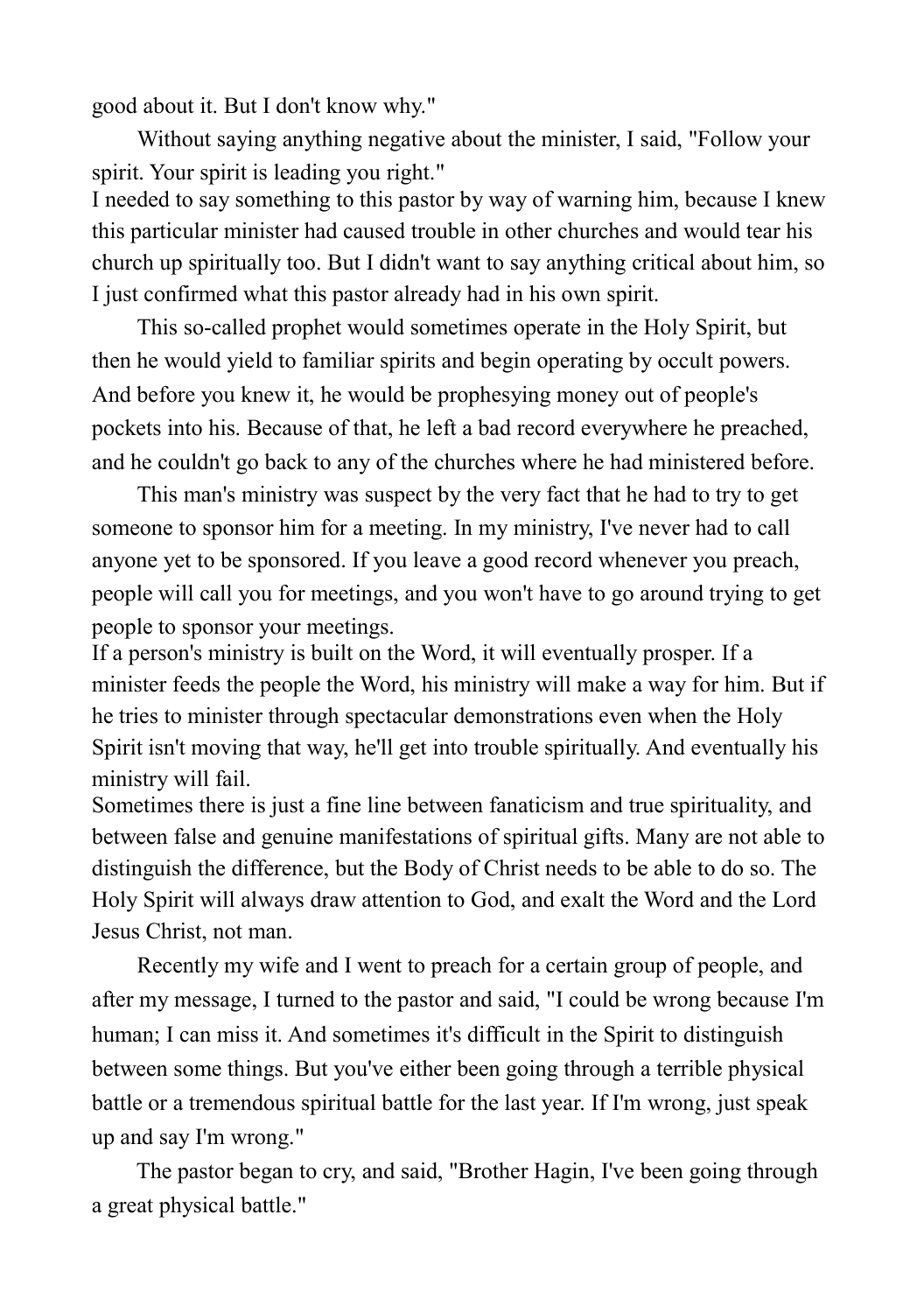good about it. But I don't know why."

Without saying anything negative about the minister, I said, "Follow your spirit. Your spirit is leading you right."

I needed to say something to this pastor by way of warning him, because I knew this particular minister had caused trouble in other churches and would tear his church up spiritually too. But I didn't want to say anything critical about him, so I just confirmed what this pastor already had in his own spirit.

This so-called prophet would sometimes operate in the Holy Spirit, but then he would yield to familiar spirits and begin operating by occult powers. And before you knew it, he would be prophesying money out of people's pockets into his. Because of that, he left a bad record everywhere he preached, and he couldn't go back to any of the churches where he had ministered before.

This man's ministry was suspect by the very fact that he had to try to get someone to sponsor him for a meeting. In my ministry, I've never had to call anyone yet to be sponsored. If you leave a good record whenever you preach, people will call you for meetings, and you won't have to go around trying to get people to sponsor your meetings.

If a person's ministry is built on the Word, it will eventually prosper. If a minister feeds the people the Word, his ministry will make a way for him. But if he tries to minister through spectacular demonstrations even when the Holy Spirit isn't moving that way, he'll get into trouble spiritually. And eventually his ministry will fail.

Sometimes there is just a fine line between fanaticism and true spirituality, and between false and genuine manifestations of spiritual gifts. Many are not able to distinguish the difference, but the Body of Christ needs to be able to do so. The Holy Spirit will always draw attention to God, and exalt the Word and the Lord Jesus Christ, not man.

Recently my wife and I went to preach for a certain group of people, and after my message, I turned to the pastor and said, "I could be wrong because I'm human; I can miss it. And sometimes it's difficult in the Spirit to distinguish between some things. But you've either been going through a terrible physical battle or a tremendous spiritual battle for the last year. If I'm wrong, just speak up and say I'm wrong."

The pastor began to cry, and said, "Brother Hagin, I've been going through a great physical battle."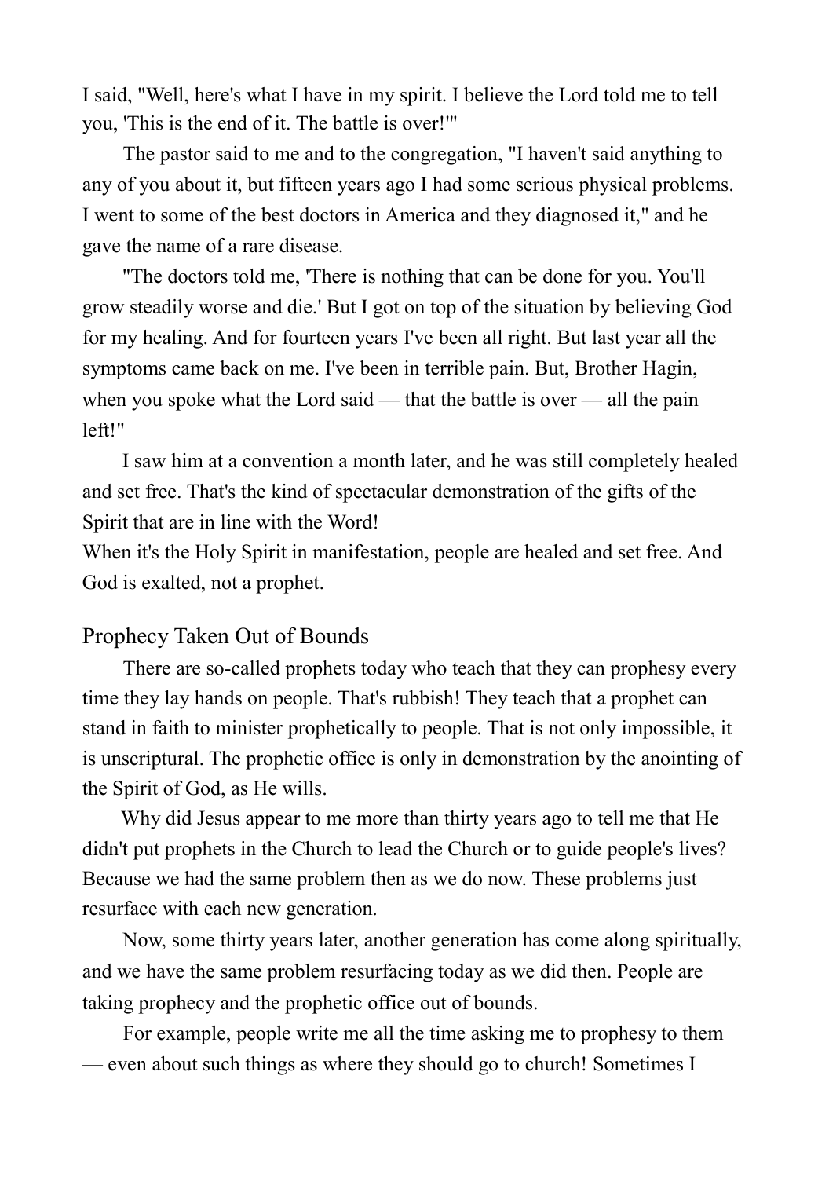I said, "Well, here's what I have in my spirit. I believe the Lord told me to tell you, 'This is the end of it. The battle is over!'"

The pastor said to me and to the congregation, "I haven't said anything to any of you about it, but fifteen years ago I had some serious physical problems. I went to some of the best doctors in America and they diagnosed it," and he gave the name of a rare disease.

"The doctors told me, 'There is nothing that can be done for you. You'll grow steadily worse and die.' But I got on top of the situation by believing God for my healing. And for fourteen years I've been all right. But last year all the symptoms came back on me. I've been in terrible pain. But, Brother Hagin, when you spoke what the Lord said — that the battle is over — all the pain left!"

I saw him at a convention a month later, and he was still completely healed and set free. That's the kind of spectacular demonstration of the gifts of the Spirit that are in line with the Word!

When it's the Holy Spirit in manifestation, people are healed and set free. And God is exalted, not a prophet.

## Prophecy Taken Out of Bounds

There are so-called prophets today who teach that they can prophesy every time they lay hands on people. That's rubbish! They teach that a prophet can stand in faith to minister prophetically to people. That is not only impossible, it is unscriptural. The prophetic office is only in demonstration by the anointing of the Spirit of God, as He wills.

Why did Jesus appear to me more than thirty years ago to tell me that He didn't put prophets in the Church to lead the Church or to guide people's lives? Because we had the same problem then as we do now. These problems just resurface with each new generation.

Now, some thirty years later, another generation has come along spiritually, and we have the same problem resurfacing today as we did then. People are taking prophecy and the prophetic office out of bounds.

For example, people write me all the time asking me to prophesy to them — even about such things as where they should go to church! Sometimes I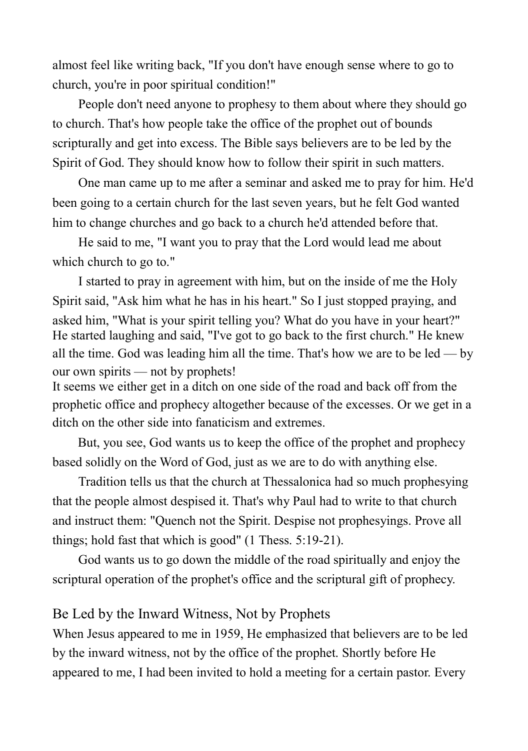almost feel like writing back, "If you don't have enough sense where to go to church, you're in poor spiritual condition!"

People don't need anyone to prophesy to them about where they should go to church. That's how people take the office of the prophet out of bounds scripturally and get into excess. The Bible says believers are to be led by the Spirit of God. They should know how to follow their spirit in such matters.

One man came up to me after a seminar and asked me to pray for him. He'd been going to a certain church for the last seven years, but he felt God wanted him to change churches and go back to a church he'd attended before that.

He said to me, "I want you to pray that the Lord would lead me about which church to go to."

I started to pray in agreement with him, but on the inside of me the Holy Spirit said, "Ask him what he has in his heart." So I just stopped praying, and asked him, "What is your spirit telling you? What do you have in your heart?" He started laughing and said, "I've got to go back to the first church." He knew all the time. God was leading him all the time. That's how we are to be led — by our own spirits — not by prophets!

It seems we either get in a ditch on one side of the road and back off from the prophetic office and prophecy altogether because of the excesses. Or we get in a ditch on the other side into fanaticism and extremes.

But, you see, God wants us to keep the office of the prophet and prophecy based solidly on the Word of God, just as we are to do with anything else.

Tradition tells us that the church at Thessalonica had so much prophesying that the people almost despised it. That's why Paul had to write to that church and instruct them: "Quench not the Spirit. Despise not prophesyings. Prove all things; hold fast that which is good" (1 Thess. 5:19-21).

God wants us to go down the middle of the road spiritually and enjoy the scriptural operation of the prophet's office and the scriptural gift of prophecy.

## Be Led by the Inward Witness, Not by Prophets

When Jesus appeared to me in 1959, He emphasized that believers are to be led by the inward witness, not by the office of the prophet. Shortly before He appeared to me, I had been invited to hold a meeting for a certain pastor. Every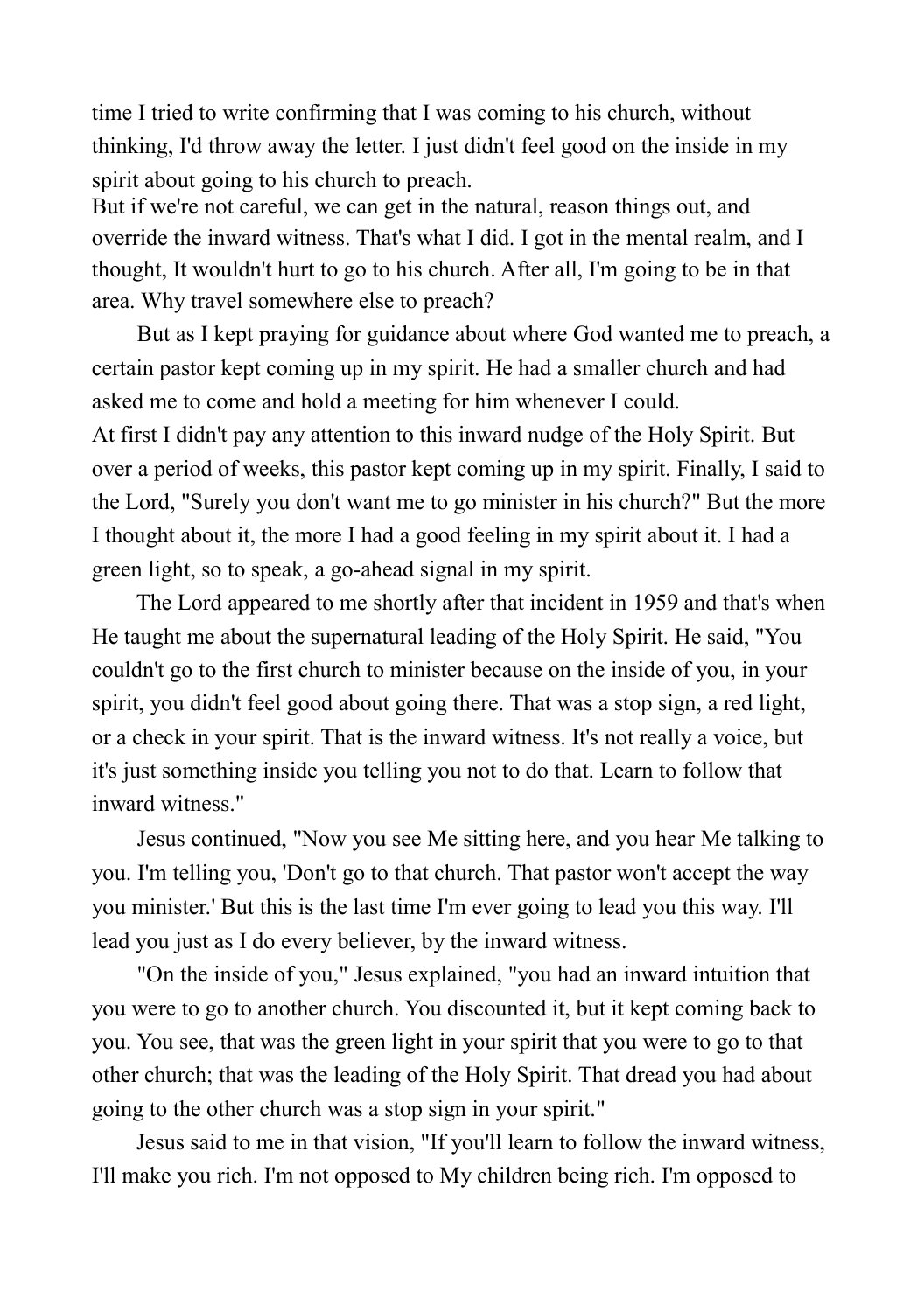time I tried to write confirming that I was coming to his church, without thinking, I'd throw away the letter. I just didn't feel good on the inside in my spirit about going to his church to preach.

But if we're not careful, we can get in the natural, reason things out, and override the inward witness. That's what I did. I got in the mental realm, and I thought, It wouldn't hurt to go to his church. After all, I'm going to be in that area. Why travel somewhere else to preach?

But as I kept praying for guidance about where God wanted me to preach, a certain pastor kept coming up in my spirit. He had a smaller church and had asked me to come and hold a meeting for him whenever I could.

At first I didn't pay any attention to this inward nudge of the Holy Spirit. But over a period of weeks, this pastor kept coming up in my spirit. Finally, I said to the Lord, "Surely you don't want me to go minister in his church?" But the more I thought about it, the more I had a good feeling in my spirit about it. I had a green light, so to speak, a go-ahead signal in my spirit.

The Lord appeared to me shortly after that incident in 1959 and that's when He taught me about the supernatural leading of the Holy Spirit. He said, "You couldn't go to the first church to minister because on the inside of you, in your spirit, you didn't feel good about going there. That was a stop sign, a red light, or a check in your spirit. That is the inward witness. It's not really a voice, but it's just something inside you telling you not to do that. Learn to follow that inward witness."

Jesus continued, "Now you see Me sitting here, and you hear Me talking to you. I'm telling you, 'Don't go to that church. That pastor won't accept the way you minister.' But this is the last time I'm ever going to lead you this way. I'll lead you just as I do every believer, by the inward witness.

"On the inside of you," Jesus explained, "you had an inward intuition that you were to go to another church. You discounted it, but it kept coming back to you. You see, that was the green light in your spirit that you were to go to that other church; that was the leading of the Holy Spirit. That dread you had about going to the other church was a stop sign in your spirit."

Jesus said to me in that vision, "If you'll learn to follow the inward witness, I'll make you rich. I'm not opposed to My children being rich. I'm opposed to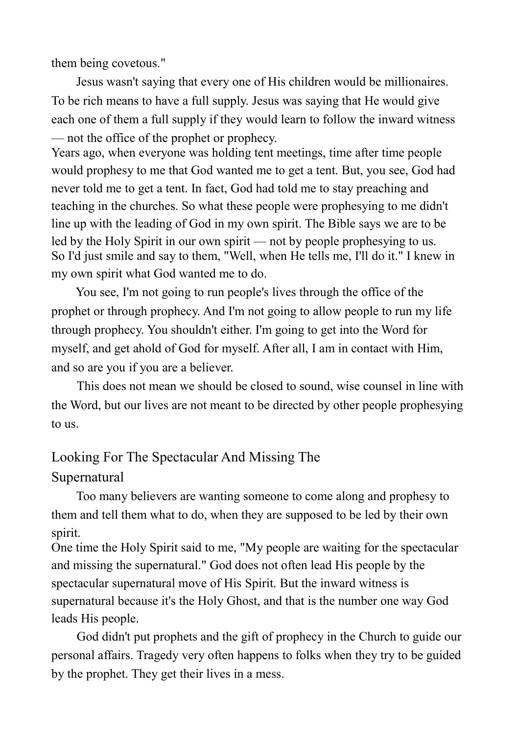them being covetous."

Jesus wasn't saying that every one of His children would be millionaires. To be rich means to have a full supply. Jesus was saying that He would give each one of them a full supply if they would learn to follow the inward witness — not the office of the prophet or prophecy.

Years ago, when everyone was holding tent meetings, time after time people would prophesy to me that God wanted me to get a tent. But, you see, God had never told me to get a tent. In fact, God had told me to stay preaching and teaching in the churches. So what these people were prophesying to me didn't line up with the leading of God in my own spirit. The Bible says we are to be led by the Holy Spirit in our own spirit — not by people prophesying to us.

So I'd just smile and say to them, "Well, when He tells me, I'll do it." I knew in my own spirit what God wanted me to do.

You see, I'm not going to run people's lives through the office of the prophet or through prophecy. And I'm not going to allow people to run my life through prophecy. You shouldn't either. I'm going to get into the Word for myself, and get ahold of God for myself. After all, I am in contact with Him, and so are you if you are a believer.

This does not mean we should be closed to sound, wise counsel in line with the Word, but our lives are not meant to be directed by other people prophesying to us.

## Looking For The Spectacular And Missing The Supernatural

Too many believers are wanting someone to come along and prophesy to them and tell them what to do, when they are supposed to be led by their own spirit.

One time the Holy Spirit said to me, "My people are waiting for the spectacular and missing the supernatural." God does not often lead His people by the spectacular supernatural move of His Spirit. But the inward witness is supernatural because it's the Holy Ghost, and that is the number one way God leads His people.

God didn't put prophets and the gift of prophecy in the Church to guide our personal affairs. Tragedy very often happens to folks when they try to be guided by the prophet. They get their lives in a mess.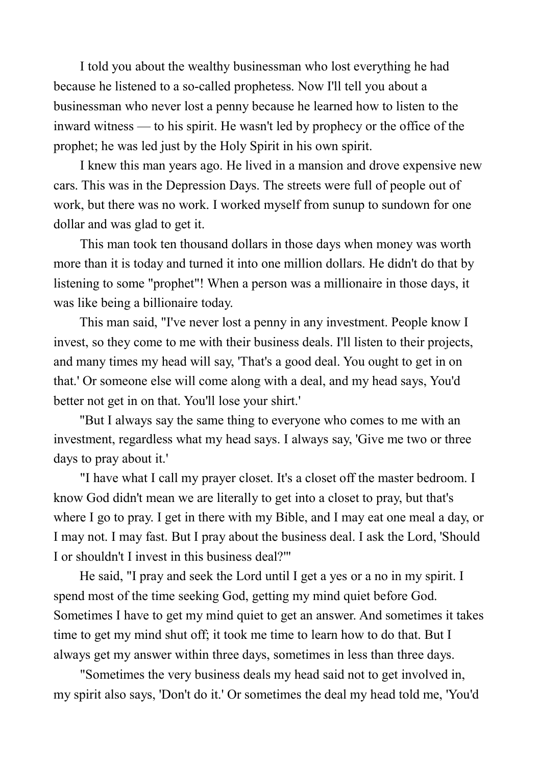I told you about the wealthy businessman who lost everything he had because he listened to a so-called prophetess. Now I'll tell you about a businessman who never lost a penny because he learned how to listen to the inward witness — to his spirit. He wasn't led by prophecy or the office of the prophet; he was led just by the Holy Spirit in his own spirit.

I knew this man years ago. He lived in a mansion and drove expensive new cars. This was in the Depression Days. The streets were full of people out of work, but there was no work. I worked myself from sunup to sundown for one dollar and was glad to get it.

This man took ten thousand dollars in those days when money was worth more than it is today and turned it into one million dollars. He didn't do that by listening to some "prophet"! When a person was a millionaire in those days, it was like being a billionaire today.

This man said, "I've never lost a penny in any investment. People know I invest, so they come to me with their business deals. I'll listen to their projects, and many times my head will say, 'That's a good deal. You ought to get in on that.' Or someone else will come along with a deal, and my head says, You'd better not get in on that. You'll lose your shirt.'

"But I always say the same thing to everyone who comes to me with an investment, regardless what my head says. I always say, 'Give me two or three days to pray about it.'

"I have what I call my prayer closet. It's a closet off the master bedroom. I know God didn't mean we are literally to get into a closet to pray, but that's where I go to pray. I get in there with my Bible, and I may eat one meal a day, or I may not. I may fast. But I pray about the business deal. I ask the Lord, 'Should I or shouldn't I invest in this business deal?'"

He said, "I pray and seek the Lord until I get a yes or a no in my spirit. I spend most of the time seeking God, getting my mind quiet before God. Sometimes I have to get my mind quiet to get an answer. And sometimes it takes time to get my mind shut off; it took me time to learn how to do that. But I always get my answer within three days, sometimes in less than three days.

"Sometimes the very business deals my head said not to get involved in, my spirit also says, 'Don't do it.' Or sometimes the deal my head told me, 'You'd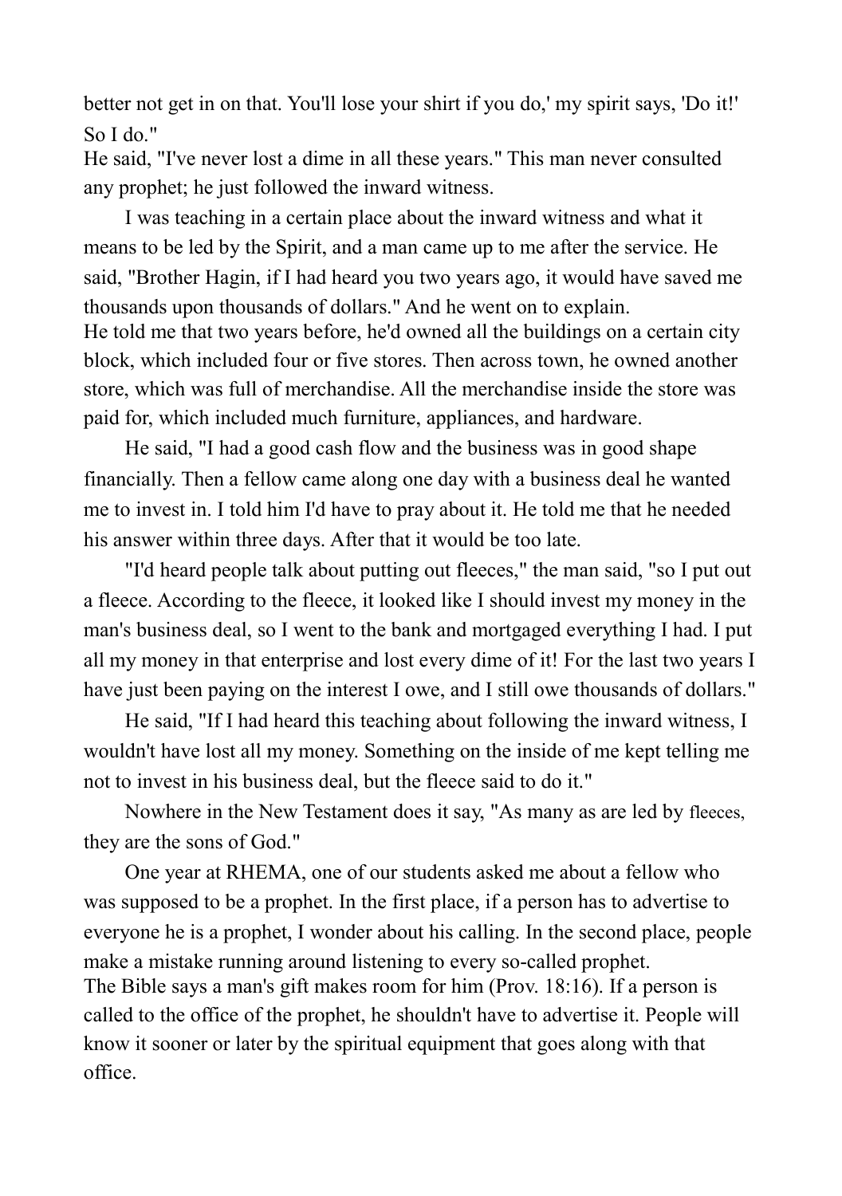better not get in on that. You'll lose your shirt if you do,' my spirit says, 'Do it!' So I do."

He said, "I've never lost a dime in all these years." This man never consulted any prophet; he just followed the inward witness.

I was teaching in a certain place about the inward witness and what it means to be led by the Spirit, and a man came up to me after the service. He said, "Brother Hagin, if I had heard you two years ago, it would have saved me thousands upon thousands of dollars." And he went on to explain.

He told me that two years before, he'd owned all the buildings on a certain city block, which included four or five stores. Then across town, he owned another store, which was full of merchandise. All the merchandise inside the store was paid for, which included much furniture, appliances, and hardware.

He said, "I had a good cash flow and the business was in good shape financially. Then a fellow came along one day with a business deal he wanted me to invest in. I told him I'd have to pray about it. He told me that he needed his answer within three days. After that it would be too late.

"I'd heard people talk about putting out fleeces," the man said, "so I put out a fleece. According to the fleece, it looked like I should invest my money in the man's business deal, so I went to the bank and mortgaged everything I had. I put all my money in that enterprise and lost every dime of it! For the last two years I have just been paying on the interest I owe, and I still owe thousands of dollars."

He said, "If I had heard this teaching about following the inward witness, I wouldn't have lost all my money. Something on the inside of me kept telling me not to invest in his business deal, but the fleece said to do it."

Nowhere in the New Testament does it say, "As many as are led by fleeces, they are the sons of God."

One year at RHEMA, one of our students asked me about a fellow who was supposed to be a prophet. In the first place, if a person has to advertise to everyone he is a prophet, I wonder about his calling. In the second place, people make a mistake running around listening to every so-called prophet.

The Bible says a man's gift makes room for him (Prov. 18:16). If a person is called to the office of the prophet, he shouldn't have to advertise it. People will know it sooner or later by the spiritual equipment that goes along with that office.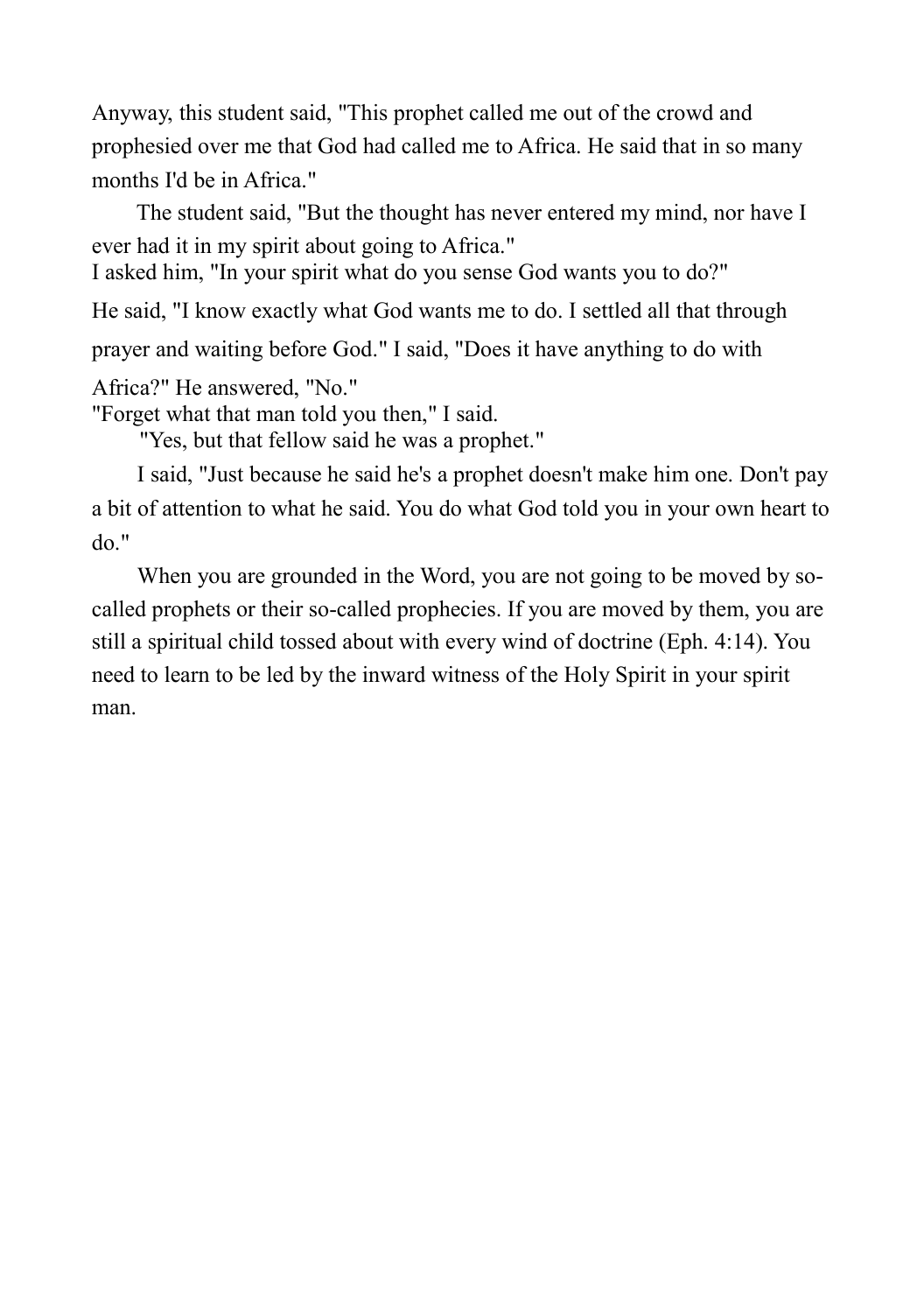Anyway, this student said, "This prophet called me out of the crowd and prophesied over me that God had called me to Africa. He said that in so many months I'd be in Africa."

The student said, "But the thought has never entered my mind, nor have I ever had it in my spirit about going to Africa."

I asked him, "In your spirit what do you sense God wants you to do?"

He said, "I know exactly what God wants me to do. I settled all that through prayer and waiting before God." I said, "Does it have anything to do with Africa?" He answered, "No."

"Forget what that man told you then," I said.

"Yes, but that fellow said he was a prophet."

I said, "Just because he said he's a prophet doesn't make him one. Don't pay a bit of attention to what he said. You do what God told you in your own heart to do."

When you are grounded in the Word, you are not going to be moved by so-called prophets or their so-called prophecies. If you are moved by them, you are still a spiritual child tossed about with every wind of doctrine (Eph. 4:14). You need to learn to be led by the inward witness of the Holy Spirit in your spirit man.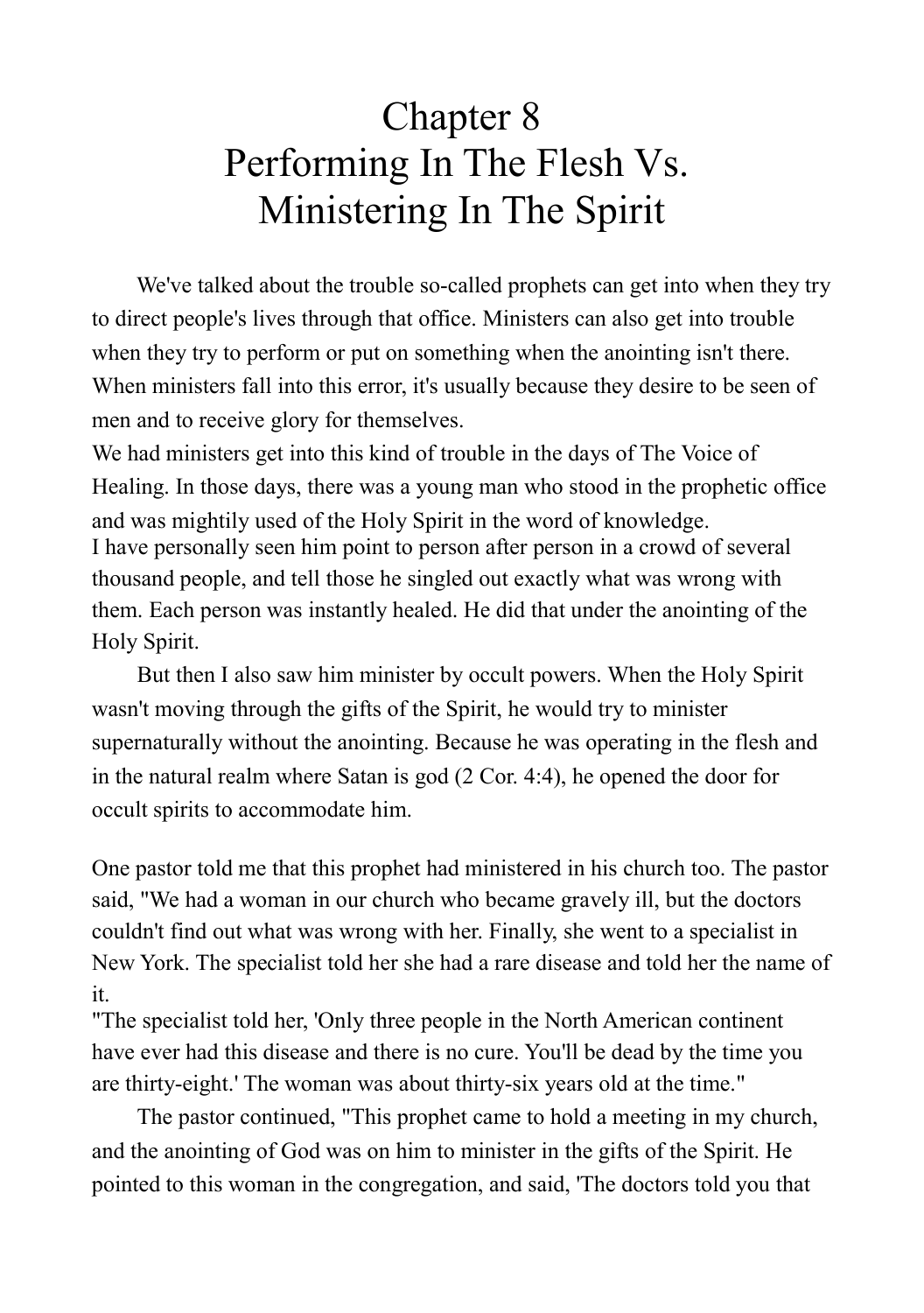# Chapter 8
# Performing In The Flesh Vs. Ministering In The Spirit

We've talked about the trouble so-called prophets can get into when they try to direct people's lives through that office. Ministers can also get into trouble when they try to perform or put on something when the anointing isn't there. When ministers fall into this error, it's usually because they desire to be seen of men and to receive glory for themselves.

We had ministers get into this kind of trouble in the days of The Voice of Healing. In those days, there was a young man who stood in the prophetic office and was mightily used of the Holy Spirit in the word of knowledge.

I have personally seen him point to person after person in a crowd of several thousand people, and tell those he singled out exactly what was wrong with them. Each person was instantly healed. He did that under the anointing of the Holy Spirit.

But then I also saw him minister by occult powers. When the Holy Spirit wasn't moving through the gifts of the Spirit, he would try to minister supernaturally without the anointing. Because he was operating in the flesh and in the natural realm where Satan is god (2 Cor. 4:4), he opened the door for occult spirits to accommodate him.

One pastor told me that this prophet had ministered in his church too. The pastor said, "We had a woman in our church who became gravely ill, but the doctors couldn't find out what was wrong with her. Finally, she went to a specialist in New York. The specialist told her she had a rare disease and told her the name of it.

"The specialist told her, 'Only three people in the North American continent have ever had this disease and there is no cure. You'll be dead by the time you are thirty-eight.' The woman was about thirty-six years old at the time."

The pastor continued, "This prophet came to hold a meeting in my church, and the anointing of God was on him to minister in the gifts of the Spirit. He pointed to this woman in the congregation, and said, 'The doctors told you that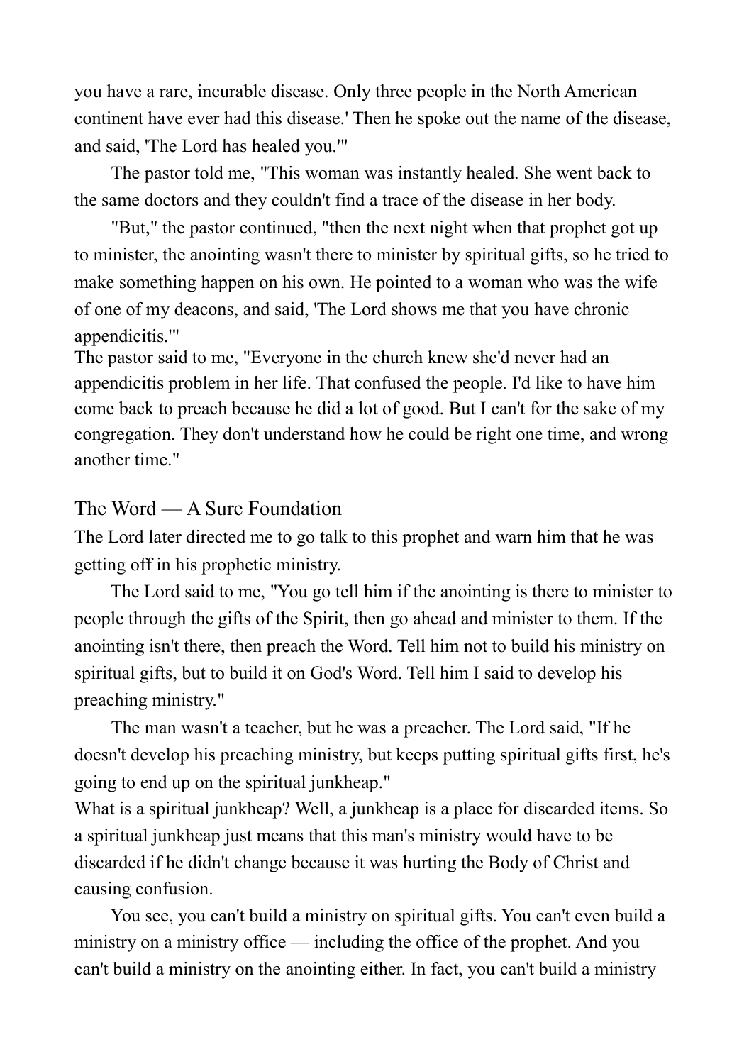you have a rare, incurable disease. Only three people in the North American continent have ever had this disease.' Then he spoke out the name of the disease, and said, 'The Lord has healed you.'"

The pastor told me, "This woman was instantly healed. She went back to the same doctors and they couldn't find a trace of the disease in her body.

"But," the pastor continued, "then the next night when that prophet got up to minister, the anointing wasn't there to minister by spiritual gifts, so he tried to make something happen on his own. He pointed to a woman who was the wife of one of my deacons, and said, 'The Lord shows me that you have chronic appendicitis.'"

The pastor said to me, "Everyone in the church knew she'd never had an appendicitis problem in her life. That confused the people. I'd like to have him come back to preach because he did a lot of good. But I can't for the sake of my congregation. They don't understand how he could be right one time, and wrong another time."

## The Word — A Sure Foundation

The Lord later directed me to go talk to this prophet and warn him that he was getting off in his prophetic ministry.

The Lord said to me, "You go tell him if the anointing is there to minister to people through the gifts of the Spirit, then go ahead and minister to them. If the anointing isn't there, then preach the Word. Tell him not to build his ministry on spiritual gifts, but to build it on God's Word. Tell him I said to develop his preaching ministry."

The man wasn't a teacher, but he was a preacher. The Lord said, "If he doesn't develop his preaching ministry, but keeps putting spiritual gifts first, he's going to end up on the spiritual junkheap."

What is a spiritual junkheap? Well, a junkheap is a place for discarded items. So a spiritual junkheap just means that this man's ministry would have to be discarded if he didn't change because it was hurting the Body of Christ and causing confusion.

You see, you can't build a ministry on spiritual gifts. You can't even build a ministry on a ministry office — including the office of the prophet. And you can't build a ministry on the anointing either. In fact, you can't build a ministry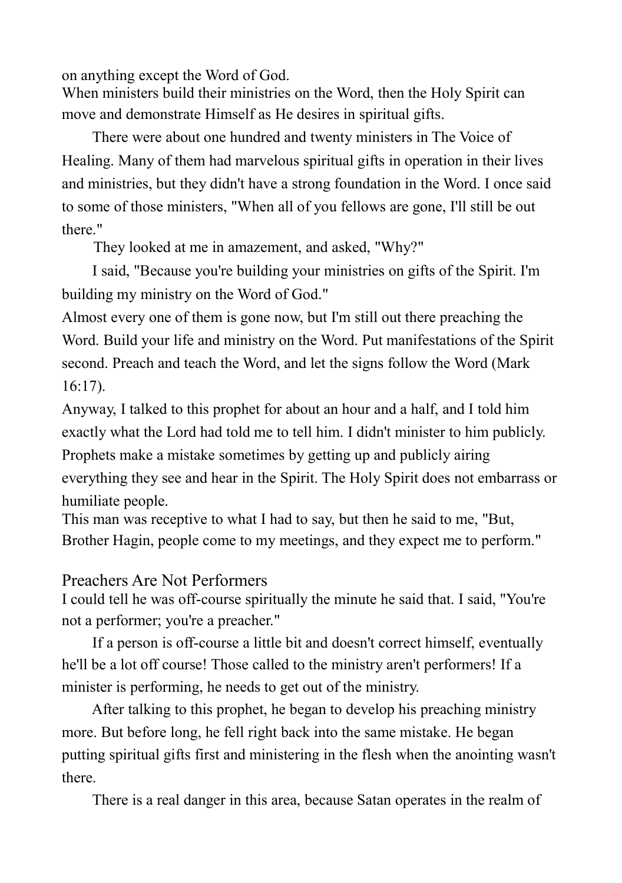on anything except the Word of God.

When ministers build their ministries on the Word, then the Holy Spirit can move and demonstrate Himself as He desires in spiritual gifts.

There were about one hundred and twenty ministers in The Voice of Healing. Many of them had marvelous spiritual gifts in operation in their lives and ministries, but they didn't have a strong foundation in the Word. I once said to some of those ministers, "When all of you fellows are gone, I'll still be out there."

They looked at me in amazement, and asked, "Why?"

I said, "Because you're building your ministries on gifts of the Spirit. I'm building my ministry on the Word of God."

Almost every one of them is gone now, but I'm still out there preaching the Word. Build your life and ministry on the Word. Put manifestations of the Spirit second. Preach and teach the Word, and let the signs follow the Word (Mark 16:17).

Anyway, I talked to this prophet for about an hour and a half, and I told him exactly what the Lord had told me to tell him. I didn't minister to him publicly. Prophets make a mistake sometimes by getting up and publicly airing everything they see and hear in the Spirit. The Holy Spirit does not embarrass or humiliate people.

This man was receptive to what I had to say, but then he said to me, "But, Brother Hagin, people come to my meetings, and they expect me to perform."

## Preachers Are Not Performers

I could tell he was off-course spiritually the minute he said that. I said, "You're not a performer; you're a preacher."

If a person is off-course a little bit and doesn't correct himself, eventually he'll be a lot off course! Those called to the ministry aren't performers! If a minister is performing, he needs to get out of the ministry.

After talking to this prophet, he began to develop his preaching ministry more. But before long, he fell right back into the same mistake. He began putting spiritual gifts first and ministering in the flesh when the anointing wasn't there.

There is a real danger in this area, because Satan operates in the realm of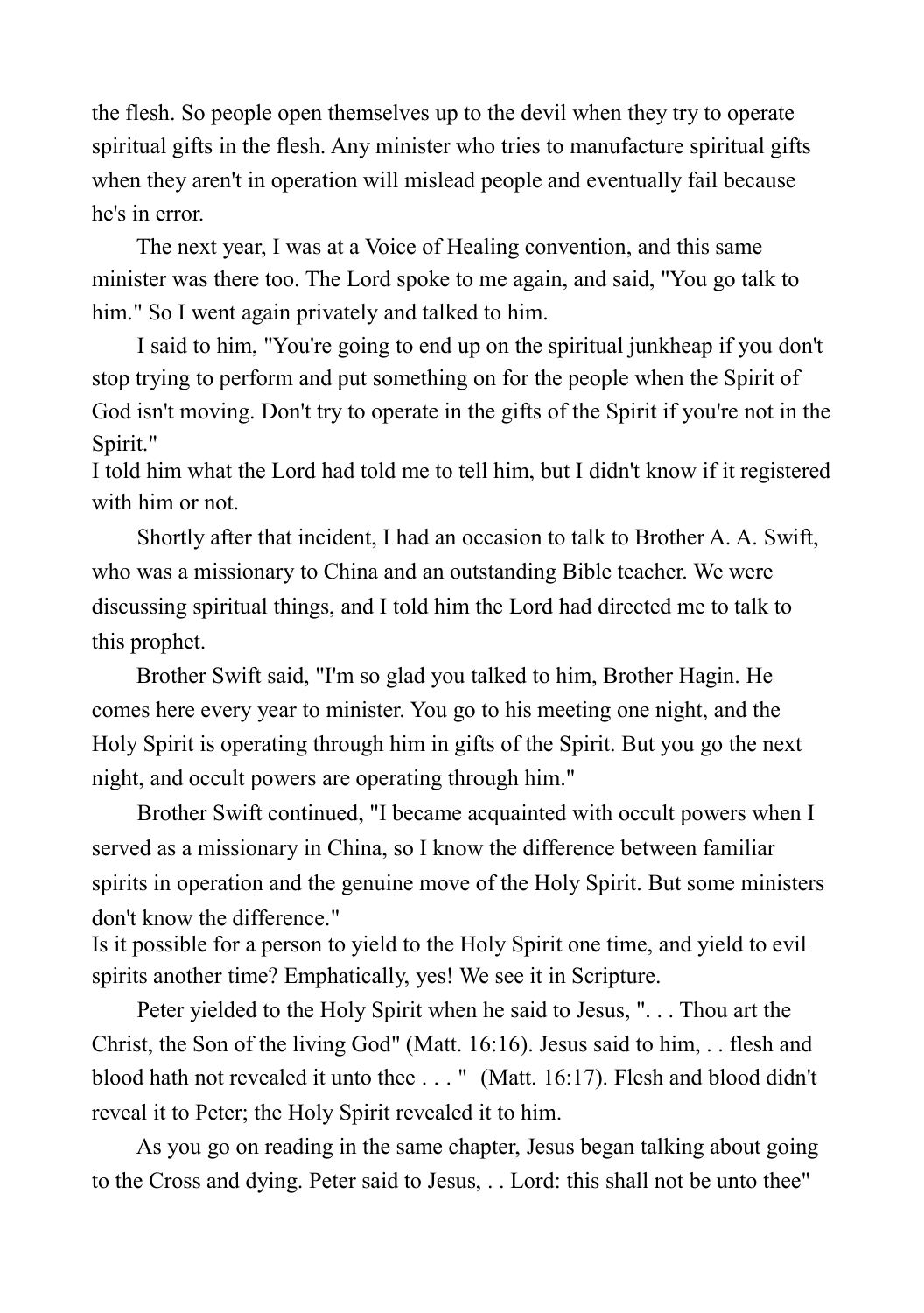the flesh. So people open themselves up to the devil when they try to operate spiritual gifts in the flesh. Any minister who tries to manufacture spiritual gifts when they aren't in operation will mislead people and eventually fail because he's in error.

The next year, I was at a Voice of Healing convention, and this same minister was there too. The Lord spoke to me again, and said, "You go talk to him." So I went again privately and talked to him.

I said to him, "You're going to end up on the spiritual junkheap if you don't stop trying to perform and put something on for the people when the Spirit of God isn't moving. Don't try to operate in the gifts of the Spirit if you're not in the Spirit."

I told him what the Lord had told me to tell him, but I didn't know if it registered with him or not.

Shortly after that incident, I had an occasion to talk to Brother A. A. Swift, who was a missionary to China and an outstanding Bible teacher. We were discussing spiritual things, and I told him the Lord had directed me to talk to this prophet.

Brother Swift said, "I'm so glad you talked to him, Brother Hagin. He comes here every year to minister. You go to his meeting one night, and the Holy Spirit is operating through him in gifts of the Spirit. But you go the next night, and occult powers are operating through him."

Brother Swift continued, "I became acquainted with occult powers when I served as a missionary in China, so I know the difference between familiar spirits in operation and the genuine move of the Holy Spirit. But some ministers don't know the difference."

Is it possible for a person to yield to the Holy Spirit one time, and yield to evil spirits another time? Emphatically, yes! We see it in Scripture.

Peter yielded to the Holy Spirit when he said to Jesus, ". . . Thou art the Christ, the Son of the living God" (Matt. 16:16). Jesus said to him, . . flesh and blood hath not revealed it unto thee . . . " (Matt. 16:17). Flesh and blood didn't reveal it to Peter; the Holy Spirit revealed it to him.

As you go on reading in the same chapter, Jesus began talking about going to the Cross and dying. Peter said to Jesus, . . Lord: this shall not be unto thee"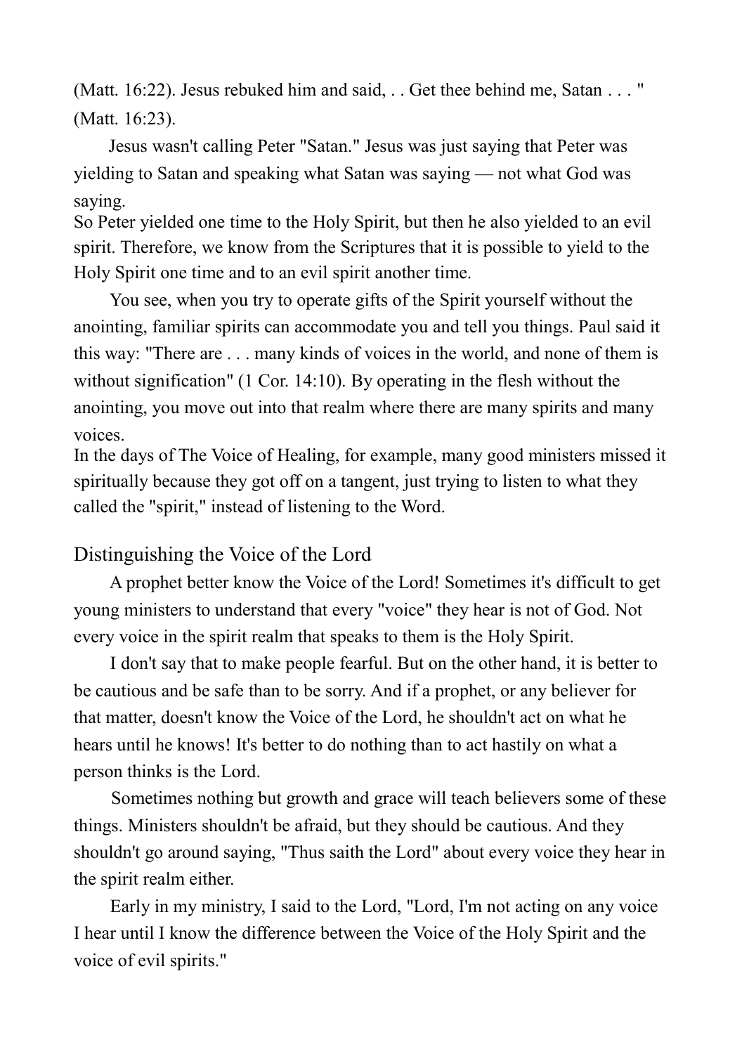(Matt. 16:22). Jesus rebuked him and said, . . Get thee behind me, Satan . . . " (Matt. 16:23).

Jesus wasn't calling Peter "Satan." Jesus was just saying that Peter was yielding to Satan and speaking what Satan was saying — not what God was saying.

So Peter yielded one time to the Holy Spirit, but then he also yielded to an evil spirit. Therefore, we know from the Scriptures that it is possible to yield to the Holy Spirit one time and to an evil spirit another time.

You see, when you try to operate gifts of the Spirit yourself without the anointing, familiar spirits can accommodate you and tell you things. Paul said it this way: "There are . . . many kinds of voices in the world, and none of them is without signification" (1 Cor. 14:10). By operating in the flesh without the anointing, you move out into that realm where there are many spirits and many voices.

In the days of The Voice of Healing, for example, many good ministers missed it spiritually because they got off on a tangent, just trying to listen to what they called the "spirit," instead of listening to the Word.

## Distinguishing the Voice of the Lord

A prophet better know the Voice of the Lord! Sometimes it's difficult to get young ministers to understand that every "voice" they hear is not of God. Not every voice in the spirit realm that speaks to them is the Holy Spirit.

I don't say that to make people fearful. But on the other hand, it is better to be cautious and be safe than to be sorry. And if a prophet, or any believer for that matter, doesn't know the Voice of the Lord, he shouldn't act on what he hears until he knows! It's better to do nothing than to act hastily on what a person thinks is the Lord.

Sometimes nothing but growth and grace will teach believers some of these things. Ministers shouldn't be afraid, but they should be cautious. And they shouldn't go around saying, "Thus saith the Lord" about every voice they hear in the spirit realm either.

Early in my ministry, I said to the Lord, "Lord, I'm not acting on any voice I hear until I know the difference between the Voice of the Holy Spirit and the voice of evil spirits."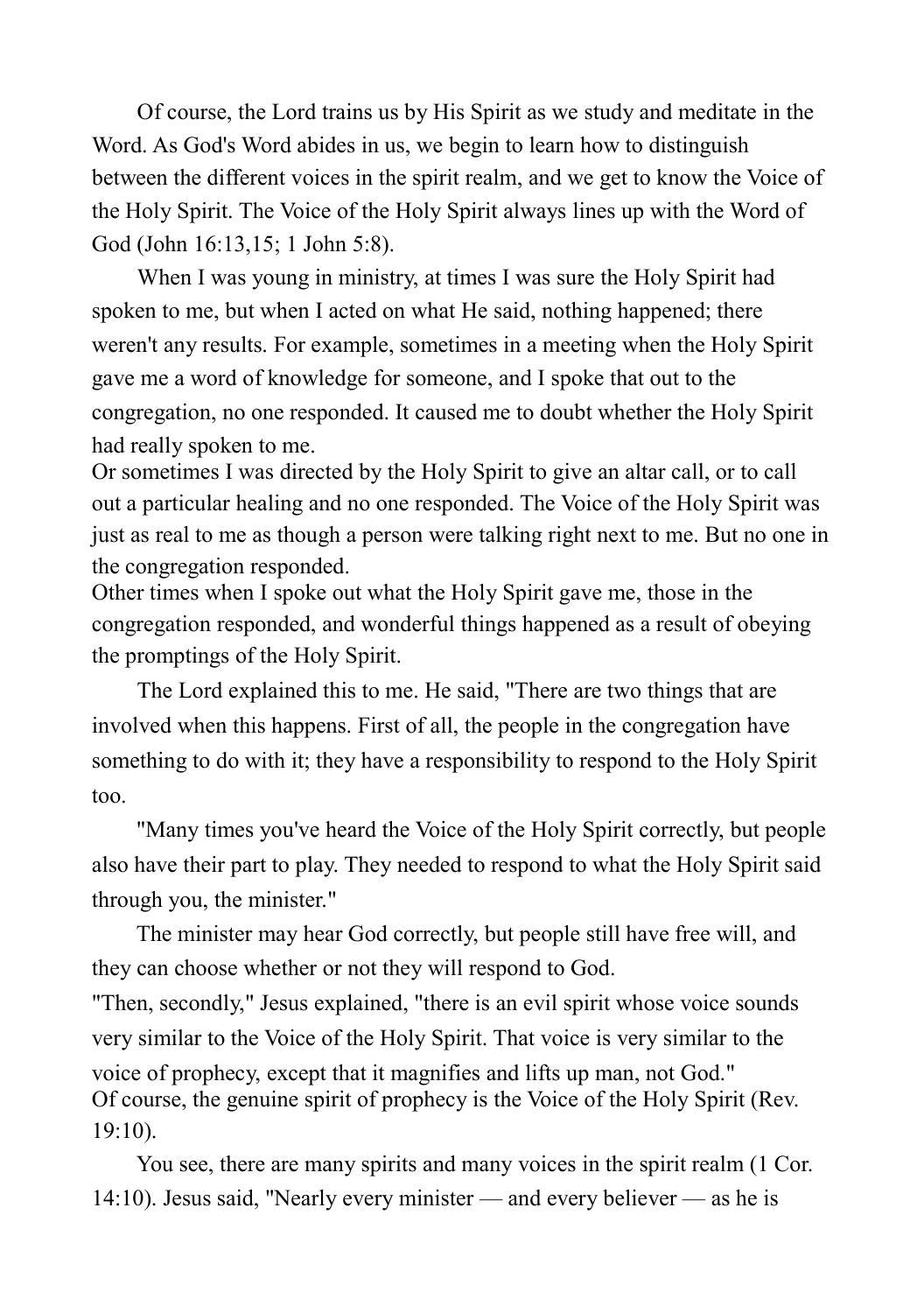Of course, the Lord trains us by His Spirit as we study and meditate in the Word. As God's Word abides in us, we begin to learn how to distinguish between the different voices in the spirit realm, and we get to know the Voice of the Holy Spirit. The Voice of the Holy Spirit always lines up with the Word of God (John 16:13,15; 1 John 5:8).

When I was young in ministry, at times I was sure the Holy Spirit had spoken to me, but when I acted on what He said, nothing happened; there weren't any results. For example, sometimes in a meeting when the Holy Spirit gave me a word of knowledge for someone, and I spoke that out to the congregation, no one responded. It caused me to doubt whether the Holy Spirit had really spoken to me.

Or sometimes I was directed by the Holy Spirit to give an altar call, or to call out a particular healing and no one responded. The Voice of the Holy Spirit was just as real to me as though a person were talking right next to me. But no one in the congregation responded.

Other times when I spoke out what the Holy Spirit gave me, those in the congregation responded, and wonderful things happened as a result of obeying the promptings of the Holy Spirit.

The Lord explained this to me. He said, "There are two things that are involved when this happens. First of all, the people in the congregation have something to do with it; they have a responsibility to respond to the Holy Spirit too.

"Many times you've heard the Voice of the Holy Spirit correctly, but people also have their part to play. They needed to respond to what the Holy Spirit said through you, the minister."

The minister may hear God correctly, but people still have free will, and they can choose whether or not they will respond to God.

"Then, secondly," Jesus explained, "there is an evil spirit whose voice sounds very similar to the Voice of the Holy Spirit. That voice is very similar to the voice of prophecy, except that it magnifies and lifts up man, not God."

Of course, the genuine spirit of prophecy is the Voice of the Holy Spirit (Rev. 19:10).

You see, there are many spirits and many voices in the spirit realm (1 Cor. 14:10). Jesus said, "Nearly every minister — and every believer — as he is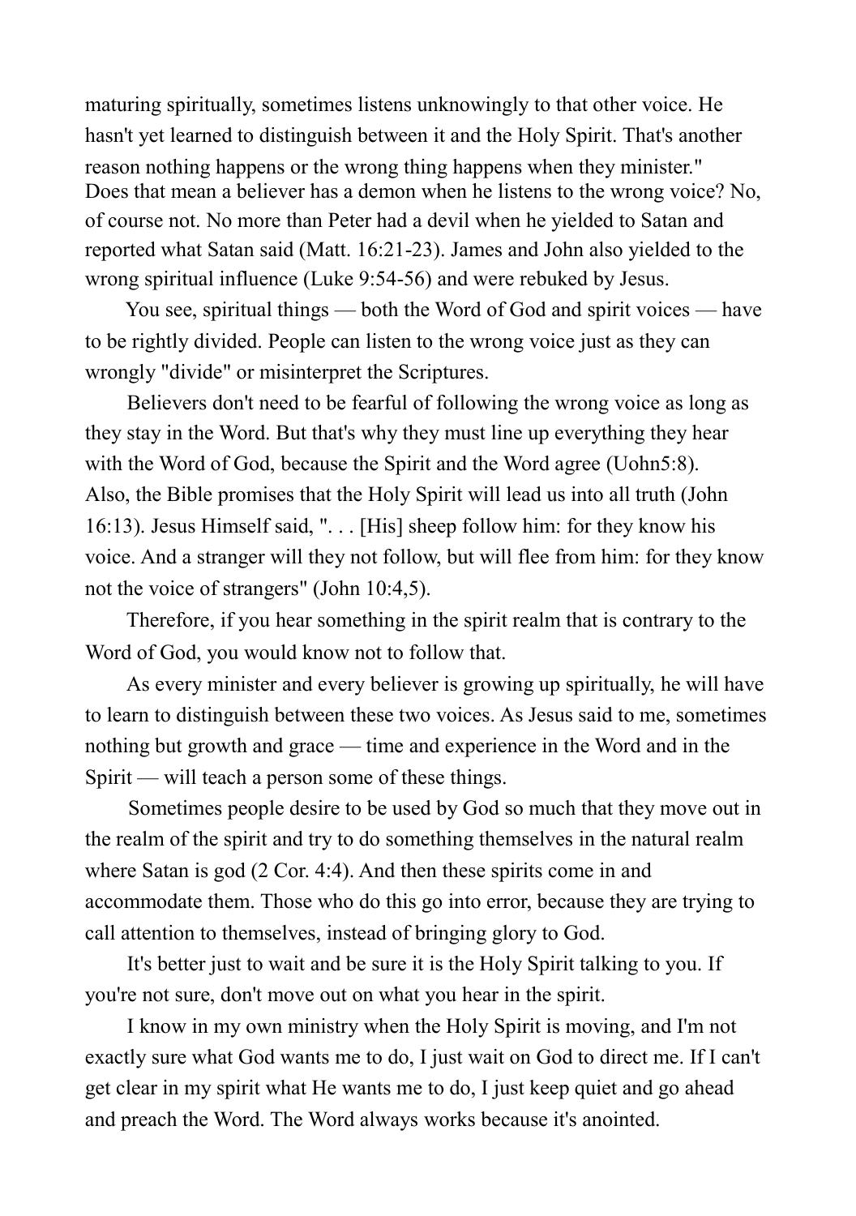maturing spiritually, sometimes listens unknowingly to that other voice. He hasn't yet learned to distinguish between it and the Holy Spirit. That's another reason nothing happens or the wrong thing happens when they minister."

Does that mean a believer has a demon when he listens to the wrong voice? No, of course not. No more than Peter had a devil when he yielded to Satan and reported what Satan said (Matt. 16:21-23). James and John also yielded to the wrong spiritual influence (Luke 9:54-56) and were rebuked by Jesus.

You see, spiritual things — both the Word of God and spirit voices — have to be rightly divided. People can listen to the wrong voice just as they can wrongly "divide" or misinterpret the Scriptures.

Believers don't need to be fearful of following the wrong voice as long as they stay in the Word. But that's why they must line up everything they hear with the Word of God, because the Spirit and the Word agree (Uohn5:8).

Also, the Bible promises that the Holy Spirit will lead us into all truth (John 16:13). Jesus Himself said, ". . . [His] sheep follow him: for they know his voice. And a stranger will they not follow, but will flee from him: for they know not the voice of strangers" (John 10:4,5).

Therefore, if you hear something in the spirit realm that is contrary to the Word of God, you would know not to follow that.

As every minister and every believer is growing up spiritually, he will have to learn to distinguish between these two voices. As Jesus said to me, sometimes nothing but growth and grace — time and experience in the Word and in the Spirit — will teach a person some of these things.

Sometimes people desire to be used by God so much that they move out in the realm of the spirit and try to do something themselves in the natural realm where Satan is god (2 Cor. 4:4). And then these spirits come in and accommodate them. Those who do this go into error, because they are trying to call attention to themselves, instead of bringing glory to God.

It's better just to wait and be sure it is the Holy Spirit talking to you. If you're not sure, don't move out on what you hear in the spirit.

I know in my own ministry when the Holy Spirit is moving, and I'm not exactly sure what God wants me to do, I just wait on God to direct me. If I can't get clear in my spirit what He wants me to do, I just keep quiet and go ahead and preach the Word. The Word always works because it's anointed.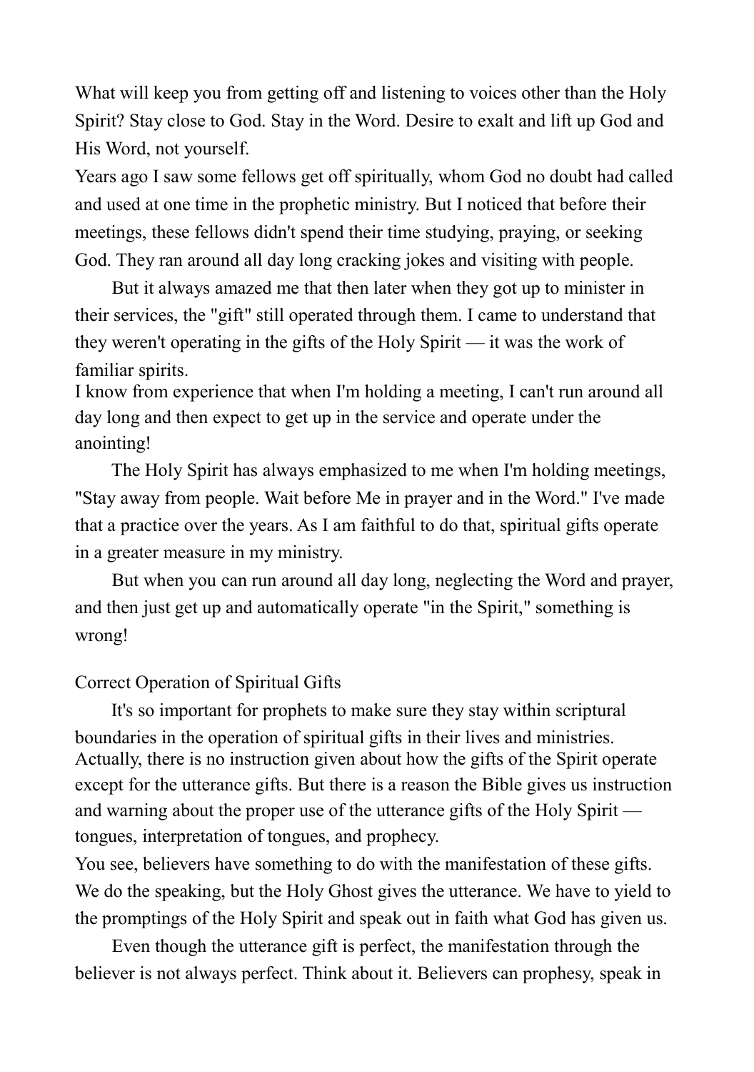What will keep you from getting off and listening to voices other than the Holy Spirit? Stay close to God. Stay in the Word. Desire to exalt and lift up God and His Word, not yourself.

Years ago I saw some fellows get off spiritually, whom God no doubt had called and used at one time in the prophetic ministry. But I noticed that before their meetings, these fellows didn't spend their time studying, praying, or seeking God. They ran around all day long cracking jokes and visiting with people.

But it always amazed me that then later when they got up to minister in their services, the "gift" still operated through them. I came to understand that they weren't operating in the gifts of the Holy Spirit — it was the work of familiar spirits.

I know from experience that when I'm holding a meeting, I can't run around all day long and then expect to get up in the service and operate under the anointing!

The Holy Spirit has always emphasized to me when I'm holding meetings, "Stay away from people. Wait before Me in prayer and in the Word." I've made that a practice over the years. As I am faithful to do that, spiritual gifts operate in a greater measure in my ministry.

But when you can run around all day long, neglecting the Word and prayer, and then just get up and automatically operate "in the Spirit," something is wrong!

## Correct Operation of Spiritual Gifts

It's so important for prophets to make sure they stay within scriptural boundaries in the operation of spiritual gifts in their lives and ministries. Actually, there is no instruction given about how the gifts of the Spirit operate except for the utterance gifts. But there is a reason the Bible gives us instruction and warning about the proper use of the utterance gifts of the Holy Spirit — tongues, interpretation of tongues, and prophecy.

You see, believers have something to do with the manifestation of these gifts. We do the speaking, but the Holy Ghost gives the utterance. We have to yield to the promptings of the Holy Spirit and speak out in faith what God has given us.

Even though the utterance gift is perfect, the manifestation through the believer is not always perfect. Think about it. Believers can prophesy, speak in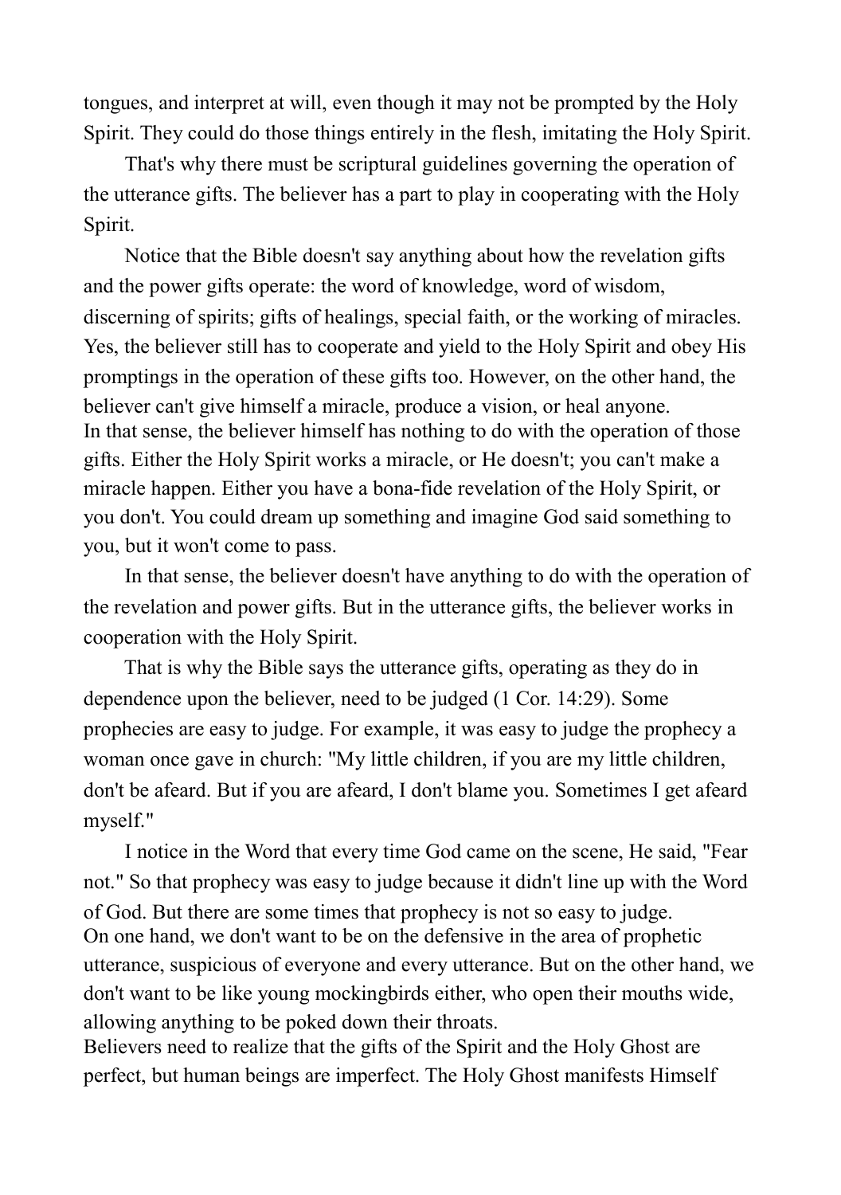tongues, and interpret at will, even though it may not be prompted by the Holy Spirit. They could do those things entirely in the flesh, imitating the Holy Spirit.

That's why there must be scriptural guidelines governing the operation of the utterance gifts. The believer has a part to play in cooperating with the Holy Spirit.

Notice that the Bible doesn't say anything about how the revelation gifts and the power gifts operate: the word of knowledge, word of wisdom, discerning of spirits; gifts of healings, special faith, or the working of miracles. Yes, the believer still has to cooperate and yield to the Holy Spirit and obey His promptings in the operation of these gifts too. However, on the other hand, the believer can't give himself a miracle, produce a vision, or heal anyone.

In that sense, the believer himself has nothing to do with the operation of those gifts. Either the Holy Spirit works a miracle, or He doesn't; you can't make a miracle happen. Either you have a bona-fide revelation of the Holy Spirit, or you don't. You could dream up something and imagine God said something to you, but it won't come to pass.

In that sense, the believer doesn't have anything to do with the operation of the revelation and power gifts. But in the utterance gifts, the believer works in cooperation with the Holy Spirit.

That is why the Bible says the utterance gifts, operating as they do in dependence upon the believer, need to be judged (1 Cor. 14:29). Some prophecies are easy to judge. For example, it was easy to judge the prophecy a woman once gave in church: "My little children, if you are my little children, don't be afeard. But if you are afeard, I don't blame you. Sometimes I get afeard myself."

I notice in the Word that every time God came on the scene, He said, "Fear not." So that prophecy was easy to judge because it didn't line up with the Word of God. But there are some times that prophecy is not so easy to judge.

On one hand, we don't want to be on the defensive in the area of prophetic utterance, suspicious of everyone and every utterance. But on the other hand, we don't want to be like young mockingbirds either, who open their mouths wide, allowing anything to be poked down their throats.

Believers need to realize that the gifts of the Spirit and the Holy Ghost are perfect, but human beings are imperfect. The Holy Ghost manifests Himself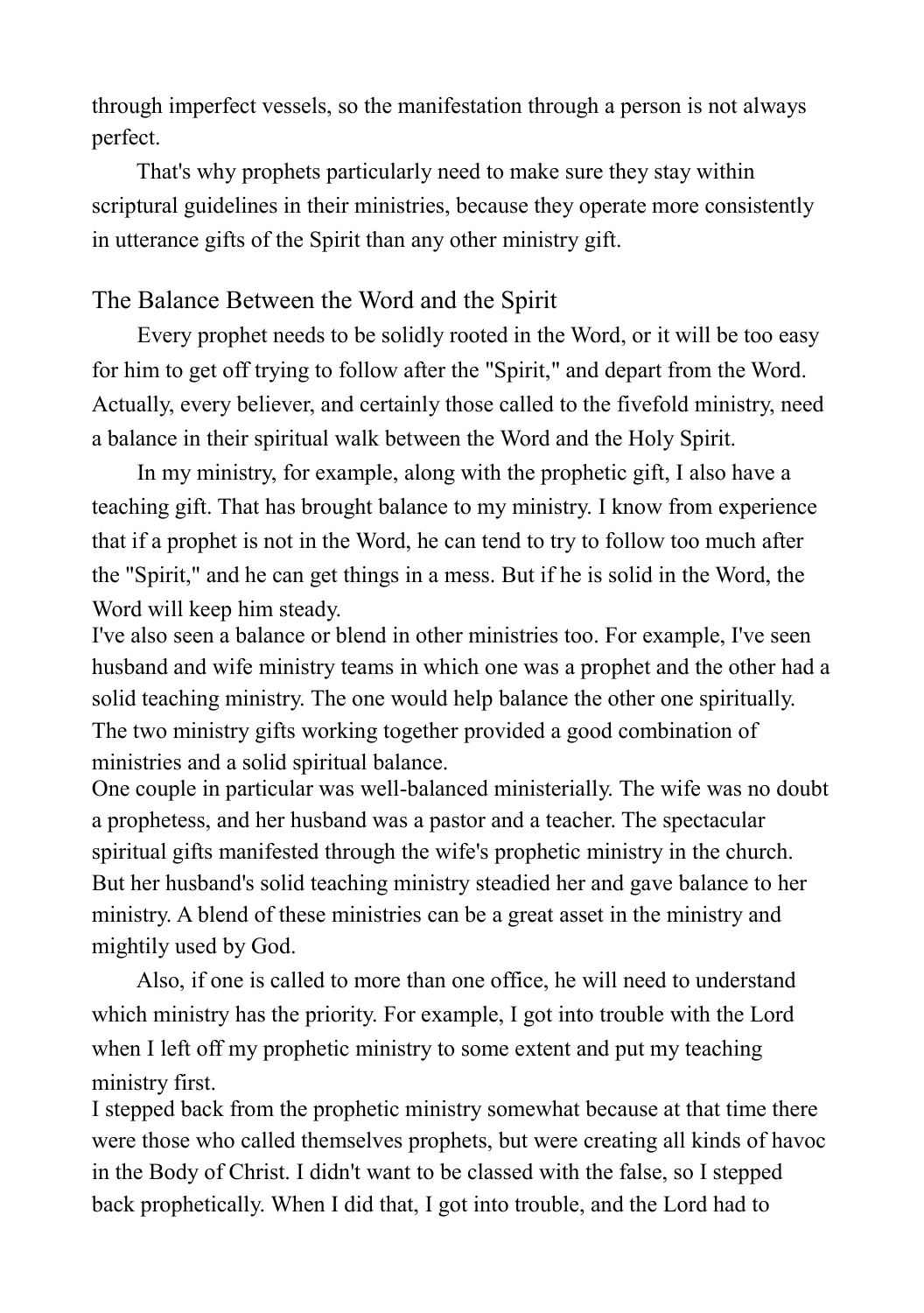through imperfect vessels, so the manifestation through a person is not always perfect.

That's why prophets particularly need to make sure they stay within scriptural guidelines in their ministries, because they operate more consistently in utterance gifts of the Spirit than any other ministry gift.

## The Balance Between the Word and the Spirit

Every prophet needs to be solidly rooted in the Word, or it will be too easy for him to get off trying to follow after the "Spirit," and depart from the Word. Actually, every believer, and certainly those called to the fivefold ministry, need a balance in their spiritual walk between the Word and the Holy Spirit.

In my ministry, for example, along with the prophetic gift, I also have a teaching gift. That has brought balance to my ministry. I know from experience that if a prophet is not in the Word, he can tend to try to follow too much after the "Spirit," and he can get things in a mess. But if he is solid in the Word, the Word will keep him steady.

I've also seen a balance or blend in other ministries too. For example, I've seen husband and wife ministry teams in which one was a prophet and the other had a solid teaching ministry. The one would help balance the other one spiritually. The two ministry gifts working together provided a good combination of ministries and a solid spiritual balance.

One couple in particular was well-balanced ministerially. The wife was no doubt a prophetess, and her husband was a pastor and a teacher. The spectacular spiritual gifts manifested through the wife's prophetic ministry in the church. But her husband's solid teaching ministry steadied her and gave balance to her ministry. A blend of these ministries can be a great asset in the ministry and mightily used by God.

Also, if one is called to more than one office, he will need to understand which ministry has the priority. For example, I got into trouble with the Lord when I left off my prophetic ministry to some extent and put my teaching ministry first.

I stepped back from the prophetic ministry somewhat because at that time there were those who called themselves prophets, but were creating all kinds of havoc in the Body of Christ. I didn't want to be classed with the false, so I stepped back prophetically. When I did that, I got into trouble, and the Lord had to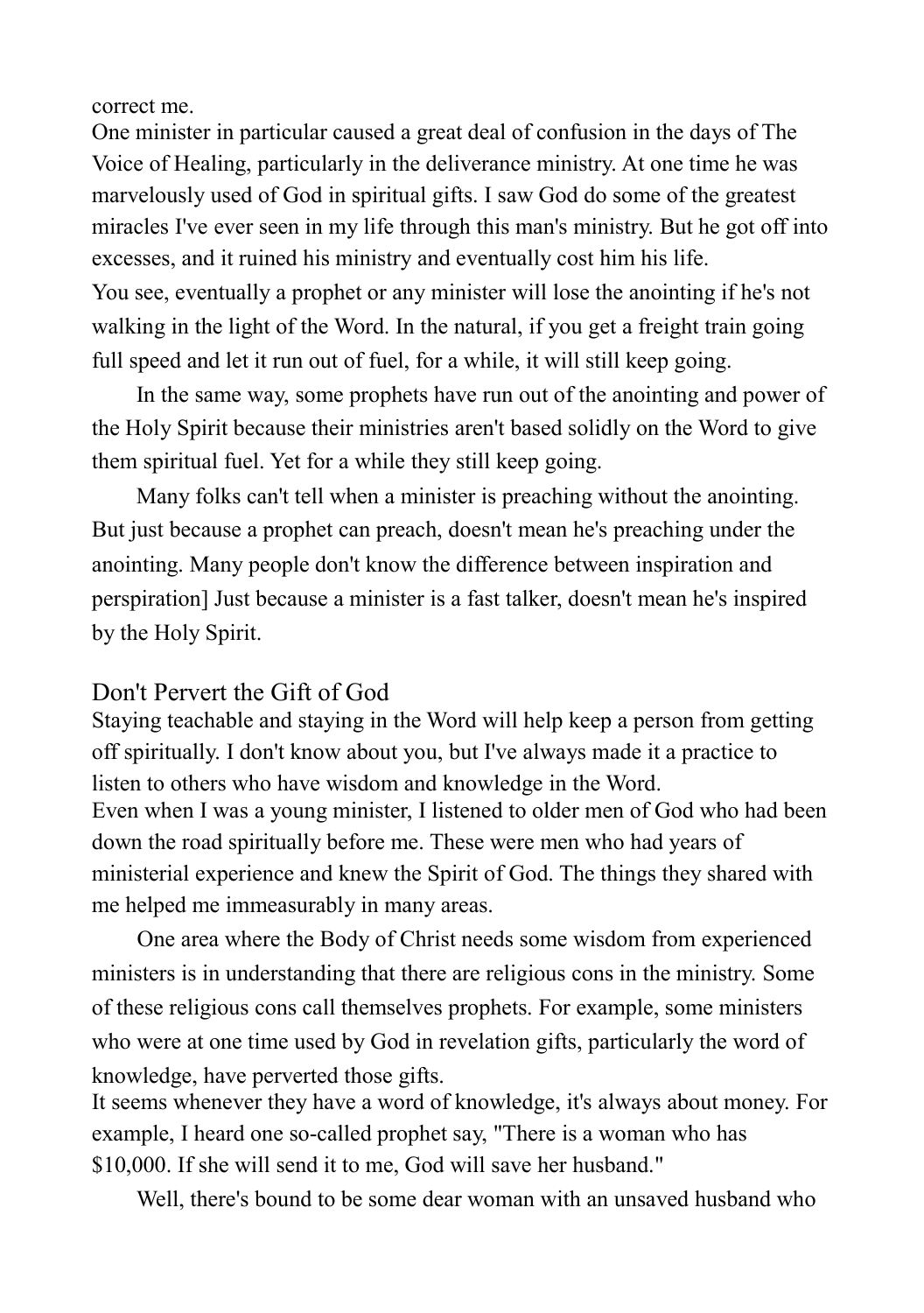correct me.

One minister in particular caused a great deal of confusion in the days of The Voice of Healing, particularly in the deliverance ministry. At one time he was marvelously used of God in spiritual gifts. I saw God do some of the greatest miracles I've ever seen in my life through this man's ministry. But he got off into excesses, and it ruined his ministry and eventually cost him his life.

You see, eventually a prophet or any minister will lose the anointing if he's not walking in the light of the Word. In the natural, if you get a freight train going full speed and let it run out of fuel, for a while, it will still keep going.

In the same way, some prophets have run out of the anointing and power of the Holy Spirit because their ministries aren't based solidly on the Word to give them spiritual fuel. Yet for a while they still keep going.

Many folks can't tell when a minister is preaching without the anointing. But just because a prophet can preach, doesn't mean he's preaching under the anointing. Many people don't know the difference between inspiration and perspiration] Just because a minister is a fast talker, doesn't mean he's inspired by the Holy Spirit.

## Don't Pervert the Gift of God

Staying teachable and staying in the Word will help keep a person from getting off spiritually. I don't know about you, but I've always made it a practice to listen to others who have wisdom and knowledge in the Word.

Even when I was a young minister, I listened to older men of God who had been down the road spiritually before me. These were men who had years of ministerial experience and knew the Spirit of God. The things they shared with me helped me immeasurably in many areas.

One area where the Body of Christ needs some wisdom from experienced ministers is in understanding that there are religious cons in the ministry. Some of these religious cons call themselves prophets. For example, some ministers who were at one time used by God in revelation gifts, particularly the word of knowledge, have perverted those gifts.

It seems whenever they have a word of knowledge, it's always about money. For example, I heard one so-called prophet say, "There is a woman who has $10,000. If she will send it to me, God will save her husband."

Well, there's bound to be some dear woman with an unsaved husband who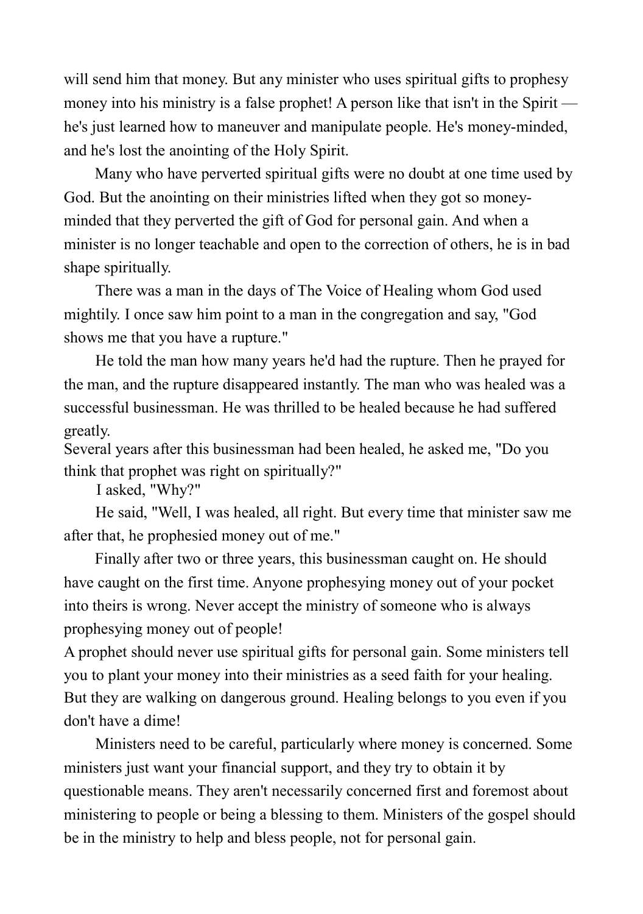will send him that money. But any minister who uses spiritual gifts to prophesy money into his ministry is a false prophet! A person like that isn't in the Spirit — he's just learned how to maneuver and manipulate people. He's money-minded, and he's lost the anointing of the Holy Spirit.

Many who have perverted spiritual gifts were no doubt at one time used by God. But the anointing on their ministries lifted when they got so money-minded that they perverted the gift of God for personal gain. And when a minister is no longer teachable and open to the correction of others, he is in bad shape spiritually.

There was a man in the days of The Voice of Healing whom God used mightily. I once saw him point to a man in the congregation and say, "God shows me that you have a rupture."

He told the man how many years he'd had the rupture. Then he prayed for the man, and the rupture disappeared instantly. The man who was healed was a successful businessman. He was thrilled to be healed because he had suffered greatly.

Several years after this businessman had been healed, he asked me, "Do you think that prophet was right on spiritually?"

I asked, "Why?"

He said, "Well, I was healed, all right. But every time that minister saw me after that, he prophesied money out of me."

Finally after two or three years, this businessman caught on. He should have caught on the first time. Anyone prophesying money out of your pocket into theirs is wrong. Never accept the ministry of someone who is always prophesying money out of people!

A prophet should never use spiritual gifts for personal gain. Some ministers tell you to plant your money into their ministries as a seed faith for your healing. But they are walking on dangerous ground. Healing belongs to you even if you don't have a dime!

Ministers need to be careful, particularly where money is concerned. Some ministers just want your financial support, and they try to obtain it by questionable means. They aren't necessarily concerned first and foremost about ministering to people or being a blessing to them. Ministers of the gospel should be in the ministry to help and bless people, not for personal gain.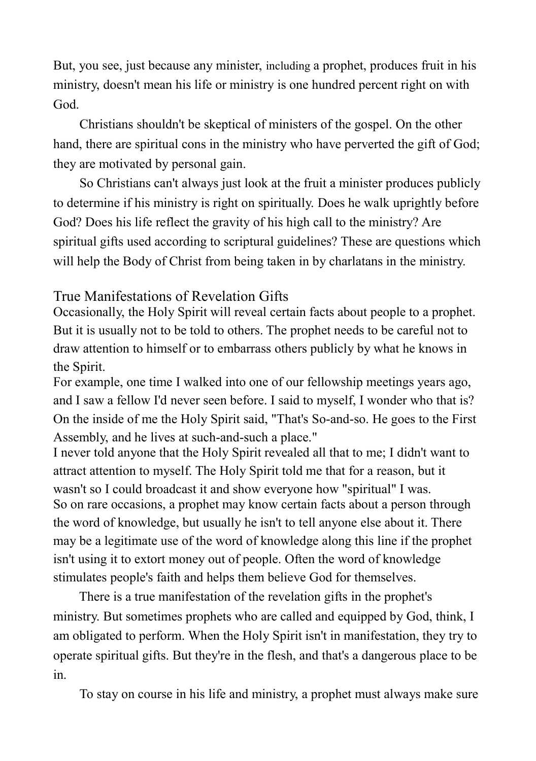But, you see, just because any minister, including a prophet, produces fruit in his ministry, doesn't mean his life or ministry is one hundred percent right on with God.

Christians shouldn't be skeptical of ministers of the gospel. On the other hand, there are spiritual cons in the ministry who have perverted the gift of God; they are motivated by personal gain.

So Christians can't always just look at the fruit a minister produces publicly to determine if his ministry is right on spiritually. Does he walk uprightly before God? Does his life reflect the gravity of his high call to the ministry? Are spiritual gifts used according to scriptural guidelines? These are questions which will help the Body of Christ from being taken in by charlatans in the ministry.

## True Manifestations of Revelation Gifts

Occasionally, the Holy Spirit will reveal certain facts about people to a prophet. But it is usually not to be told to others. The prophet needs to be careful not to draw attention to himself or to embarrass others publicly by what he knows in the Spirit.

For example, one time I walked into one of our fellowship meetings years ago, and I saw a fellow I'd never seen before. I said to myself, I wonder who that is? On the inside of me the Holy Spirit said, "That's So-and-so. He goes to the First Assembly, and he lives at such-and-such a place."

I never told anyone that the Holy Spirit revealed all that to me; I didn't want to attract attention to myself. The Holy Spirit told me that for a reason, but it wasn't so I could broadcast it and show everyone how "spiritual" I was.

So on rare occasions, a prophet may know certain facts about a person through the word of knowledge, but usually he isn't to tell anyone else about it. There may be a legitimate use of the word of knowledge along this line if the prophet isn't using it to extort money out of people. Often the word of knowledge stimulates people's faith and helps them believe God for themselves.

There is a true manifestation of the revelation gifts in the prophet's ministry. But sometimes prophets who are called and equipped by God, think, I am obligated to perform. When the Holy Spirit isn't in manifestation, they try to operate spiritual gifts. But they're in the flesh, and that's a dangerous place to be in.

To stay on course in his life and ministry, a prophet must always make sure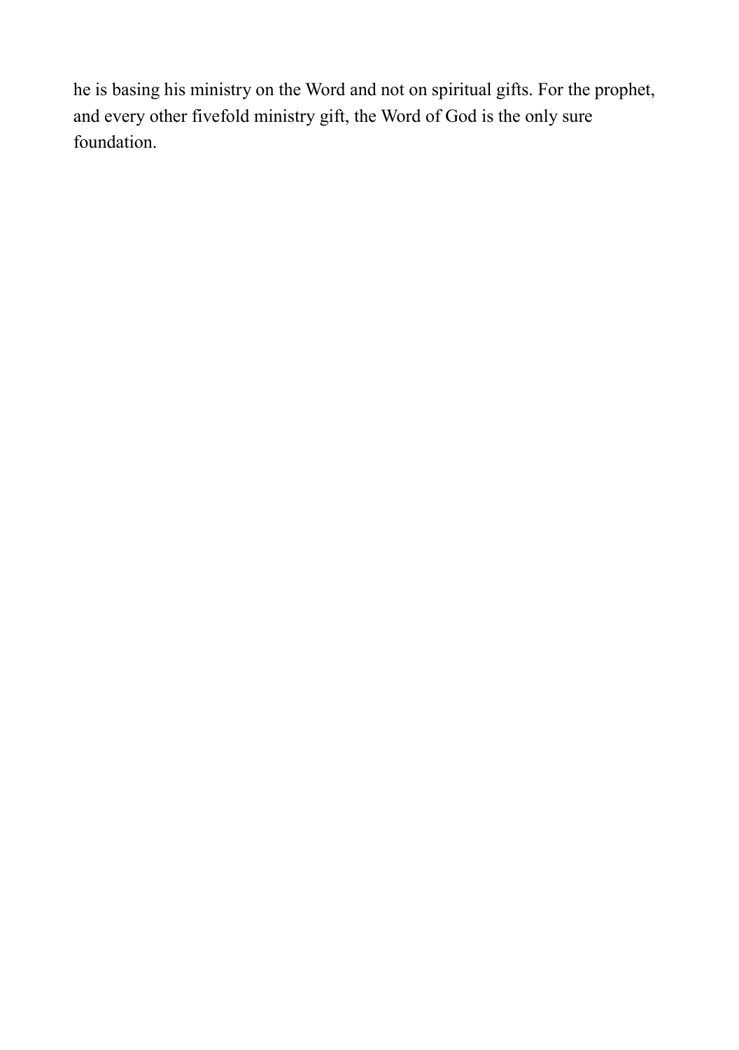he is basing his ministry on the Word and not on spiritual gifts. For the prophet, and every other fivefold ministry gift, the Word of God is the only sure foundation.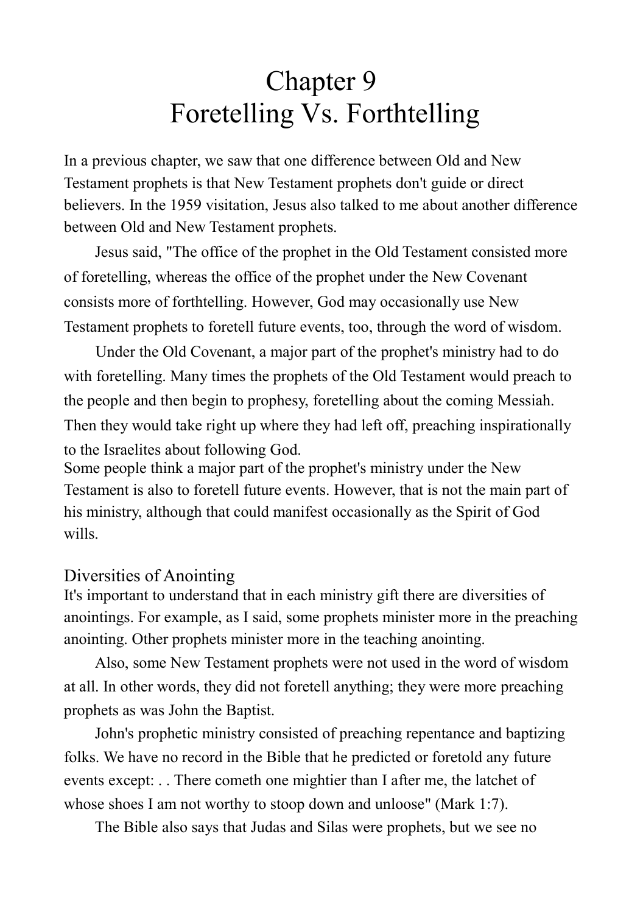# Chapter 9
# Foretelling Vs. Forthtelling

In a previous chapter, we saw that one difference between Old and New Testament prophets is that New Testament prophets don't guide or direct believers. In the 1959 visitation, Jesus also talked to me about another difference between Old and New Testament prophets.

Jesus said, "The office of the prophet in the Old Testament consisted more of foretelling, whereas the office of the prophet under the New Covenant consists more of forthtelling. However, God may occasionally use New Testament prophets to foretell future events, too, through the word of wisdom.

Under the Old Covenant, a major part of the prophet's ministry had to do with foretelling. Many times the prophets of the Old Testament would preach to the people and then begin to prophesy, foretelling about the coming Messiah. Then they would take right up where they had left off, preaching inspirationally to the Israelites about following God.

Some people think a major part of the prophet's ministry under the New Testament is also to foretell future events. However, that is not the main part of his ministry, although that could manifest occasionally as the Spirit of God wills.

## Diversities of Anointing

It's important to understand that in each ministry gift there are diversities of anointings. For example, as I said, some prophets minister more in the preaching anointing. Other prophets minister more in the teaching anointing.

Also, some New Testament prophets were not used in the word of wisdom at all. In other words, they did not foretell anything; they were more preaching prophets as was John the Baptist.

John's prophetic ministry consisted of preaching repentance and baptizing folks. We have no record in the Bible that he predicted or foretold any future events except: . . There cometh one mightier than I after me, the latchet of whose shoes I am not worthy to stoop down and unloose" (Mark 1:7).

The Bible also says that Judas and Silas were prophets, but we see no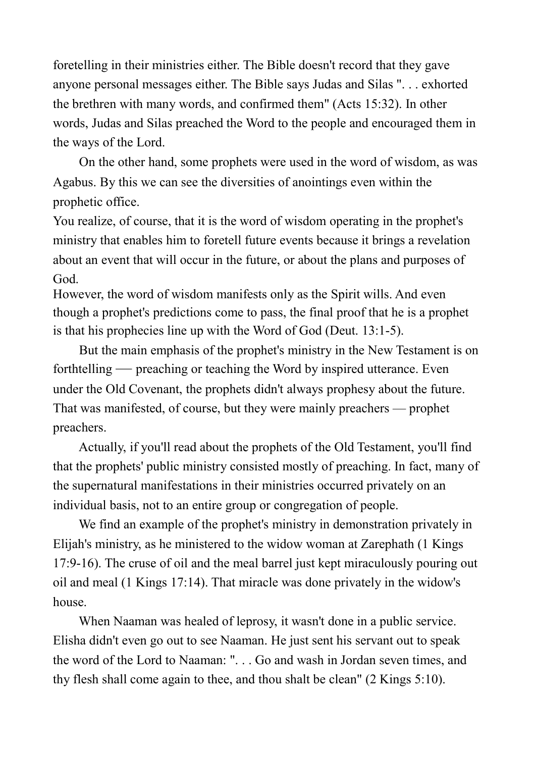foretelling in their ministries either. The Bible doesn't record that they gave anyone personal messages either. The Bible says Judas and Silas ". . . exhorted the brethren with many words, and confirmed them" (Acts 15:32). In other words, Judas and Silas preached the Word to the people and encouraged them in the ways of the Lord.

On the other hand, some prophets were used in the word of wisdom, as was Agabus. By this we can see the diversities of anointings even within the prophetic office.

You realize, of course, that it is the word of wisdom operating in the prophet's ministry that enables him to foretell future events because it brings a revelation about an event that will occur in the future, or about the plans and purposes of God.

However, the word of wisdom manifests only as the Spirit wills. And even though a prophet's predictions come to pass, the final proof that he is a prophet is that his prophecies line up with the Word of God (Deut. 13:1-5).

But the main emphasis of the prophet's ministry in the New Testament is on forthtelling — preaching or teaching the Word by inspired utterance. Even under the Old Covenant, the prophets didn't always prophesy about the future. That was manifested, of course, but they were mainly preachers — prophet preachers.

Actually, if you'll read about the prophets of the Old Testament, you'll find that the prophets' public ministry consisted mostly of preaching. In fact, many of the supernatural manifestations in their ministries occurred privately on an individual basis, not to an entire group or congregation of people.

We find an example of the prophet's ministry in demonstration privately in Elijah's ministry, as he ministered to the widow woman at Zarephath (1 Kings 17:9-16). The cruse of oil and the meal barrel just kept miraculously pouring out oil and meal (1 Kings 17:14). That miracle was done privately in the widow's house.

When Naaman was healed of leprosy, it wasn't done in a public service. Elisha didn't even go out to see Naaman. He just sent his servant out to speak the word of the Lord to Naaman: ". . . Go and wash in Jordan seven times, and thy flesh shall come again to thee, and thou shalt be clean" (2 Kings 5:10).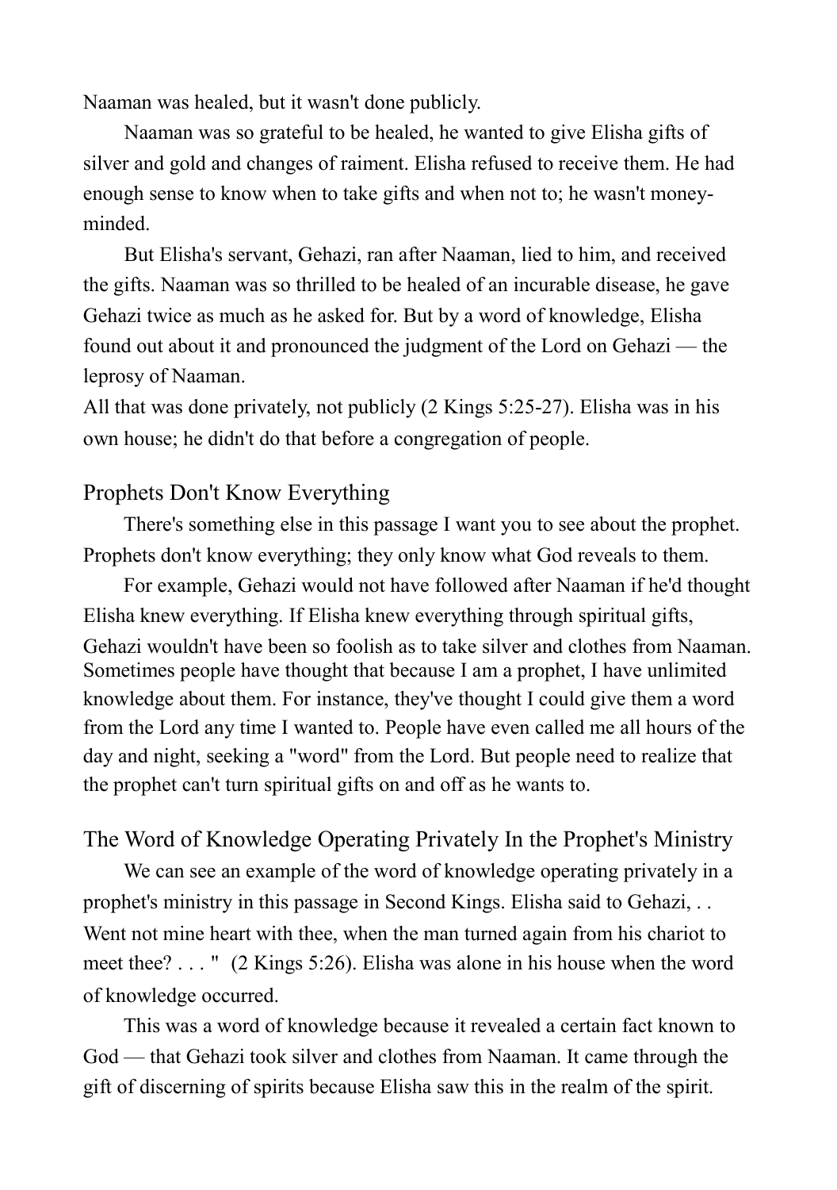Naaman was healed, but it wasn't done publicly.

Naaman was so grateful to be healed, he wanted to give Elisha gifts of silver and gold and changes of raiment. Elisha refused to receive them. He had enough sense to know when to take gifts and when not to; he wasn't money-minded.

But Elisha's servant, Gehazi, ran after Naaman, lied to him, and received the gifts. Naaman was so thrilled to be healed of an incurable disease, he gave Gehazi twice as much as he asked for. But by a word of knowledge, Elisha found out about it and pronounced the judgment of the Lord on Gehazi — the leprosy of Naaman.

All that was done privately, not publicly (2 Kings 5:25-27). Elisha was in his own house; he didn't do that before a congregation of people.

## Prophets Don't Know Everything

There's something else in this passage I want you to see about the prophet. Prophets don't know everything; they only know what God reveals to them.

For example, Gehazi would not have followed after Naaman if he'd thought Elisha knew everything. If Elisha knew everything through spiritual gifts, Gehazi wouldn't have been so foolish as to take silver and clothes from Naaman. Sometimes people have thought that because I am a prophet, I have unlimited knowledge about them. For instance, they've thought I could give them a word from the Lord any time I wanted to. People have even called me all hours of the day and night, seeking a "word" from the Lord. But people need to realize that the prophet can't turn spiritual gifts on and off as he wants to.

## The Word of Knowledge Operating Privately In the Prophet's Ministry

We can see an example of the word of knowledge operating privately in a prophet's ministry in this passage in Second Kings. Elisha said to Gehazi, . . Went not mine heart with thee, when the man turned again from his chariot to meet thee? . . . " (2 Kings 5:26). Elisha was alone in his house when the word of knowledge occurred.

This was a word of knowledge because it revealed a certain fact known to God — that Gehazi took silver and clothes from Naaman. It came through the gift of discerning of spirits because Elisha saw this in the realm of the spirit.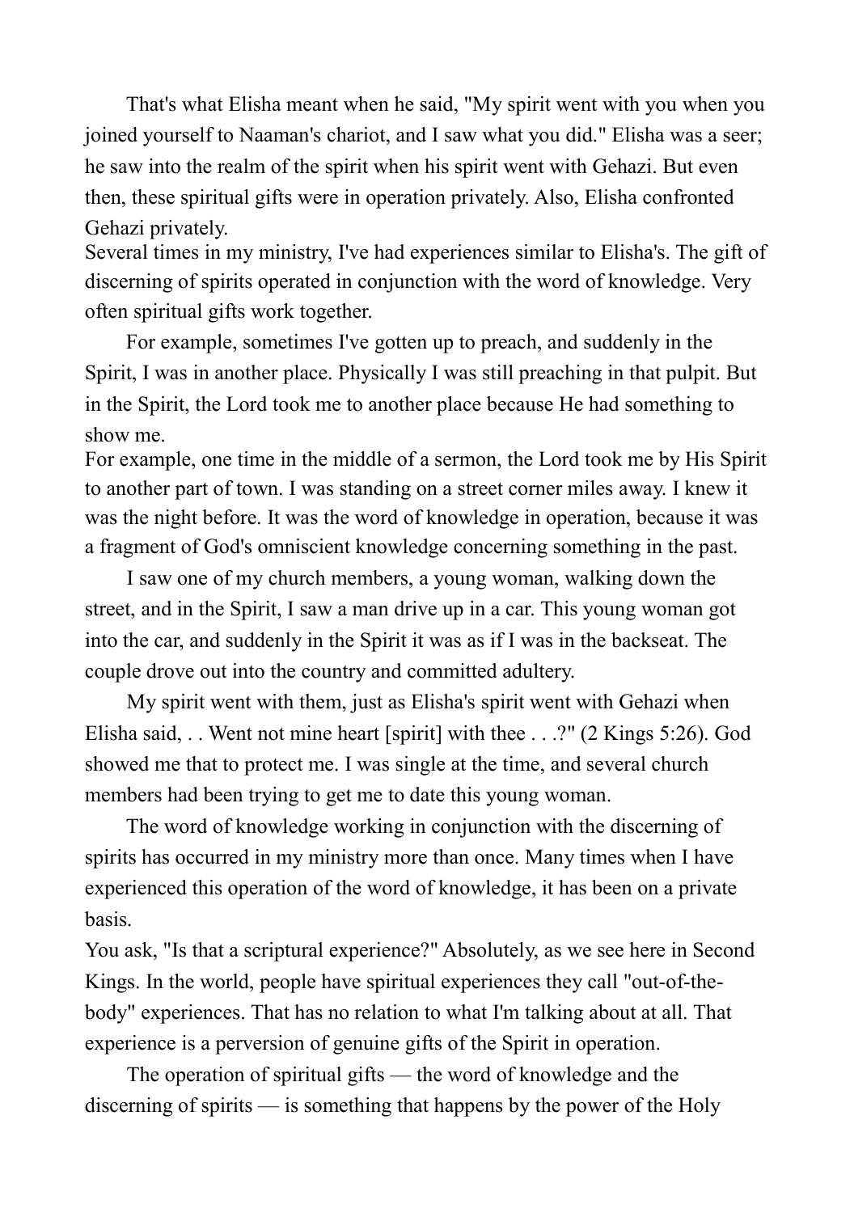That's what Elisha meant when he said, "My spirit went with you when you joined yourself to Naaman's chariot, and I saw what you did." Elisha was a seer; he saw into the realm of the spirit when his spirit went with Gehazi. But even then, these spiritual gifts were in operation privately. Also, Elisha confronted Gehazi privately.

Several times in my ministry, I've had experiences similar to Elisha's. The gift of discerning of spirits operated in conjunction with the word of knowledge. Very often spiritual gifts work together.

For example, sometimes I've gotten up to preach, and suddenly in the Spirit, I was in another place. Physically I was still preaching in that pulpit. But in the Spirit, the Lord took me to another place because He had something to show me.

For example, one time in the middle of a sermon, the Lord took me by His Spirit to another part of town. I was standing on a street corner miles away. I knew it was the night before. It was the word of knowledge in operation, because it was a fragment of God's omniscient knowledge concerning something in the past.

I saw one of my church members, a young woman, walking down the street, and in the Spirit, I saw a man drive up in a car. This young woman got into the car, and suddenly in the Spirit it was as if I was in the backseat. The couple drove out into the country and committed adultery.

My spirit went with them, just as Elisha's spirit went with Gehazi when Elisha said, . . Went not mine heart [spirit] with thee . . .?" (2 Kings 5:26). God showed me that to protect me. I was single at the time, and several church members had been trying to get me to date this young woman.

The word of knowledge working in conjunction with the discerning of spirits has occurred in my ministry more than once. Many times when I have experienced this operation of the word of knowledge, it has been on a private basis.

You ask, "Is that a scriptural experience?" Absolutely, as we see here in Second Kings. In the world, people have spiritual experiences they call "out-of-the-body" experiences. That has no relation to what I'm talking about at all. That experience is a perversion of genuine gifts of the Spirit in operation.

The operation of spiritual gifts — the word of knowledge and the discerning of spirits — is something that happens by the power of the Holy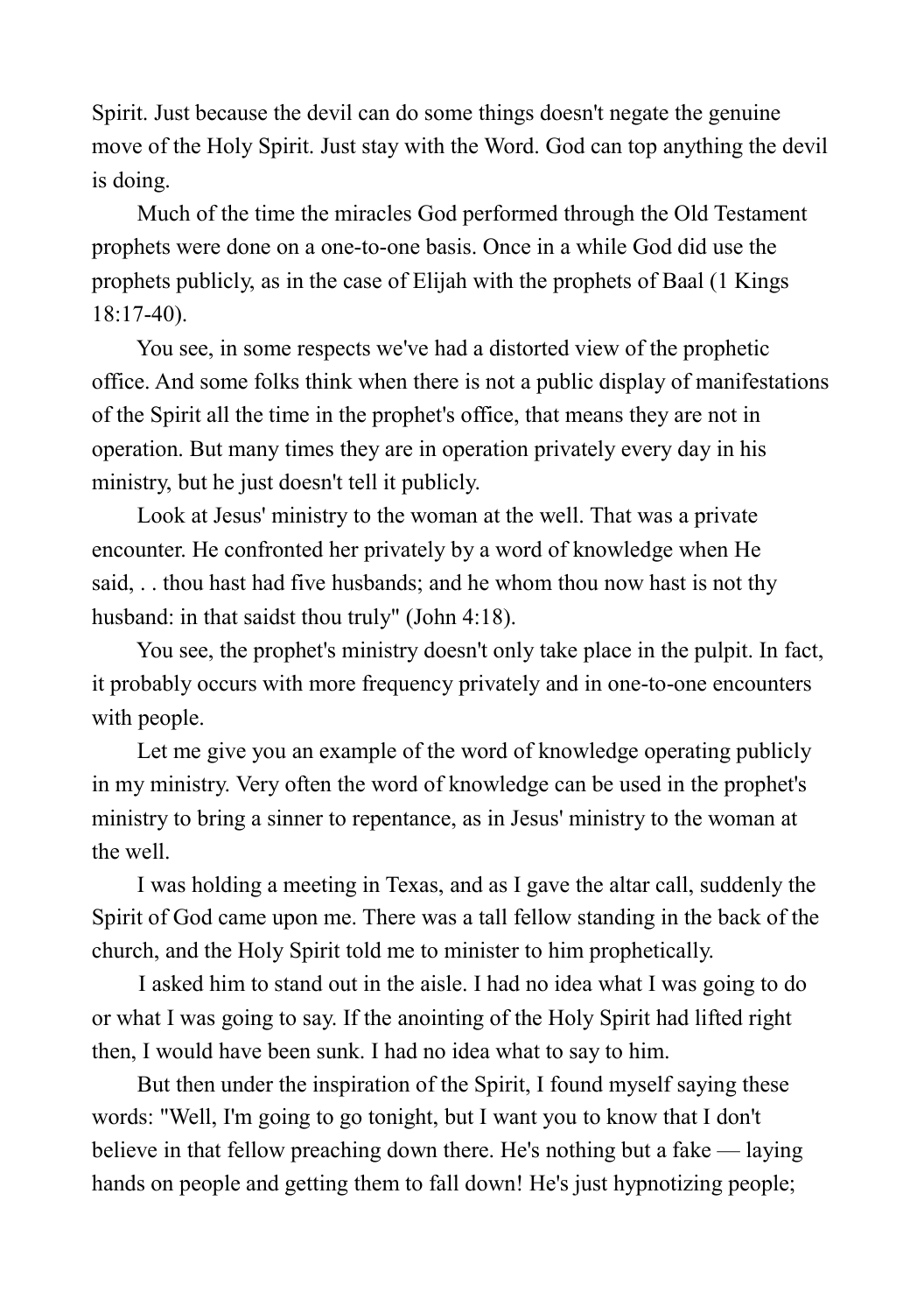Spirit. Just because the devil can do some things doesn't negate the genuine move of the Holy Spirit. Just stay with the Word. God can top anything the devil is doing.

Much of the time the miracles God performed through the Old Testament prophets were done on a one-to-one basis. Once in a while God did use the prophets publicly, as in the case of Elijah with the prophets of Baal (1 Kings 18:17-40).

You see, in some respects we've had a distorted view of the prophetic office. And some folks think when there is not a public display of manifestations of the Spirit all the time in the prophet's office, that means they are not in operation. But many times they are in operation privately every day in his ministry, but he just doesn't tell it publicly.

Look at Jesus' ministry to the woman at the well. That was a private encounter. He confronted her privately by a word of knowledge when He said, . . thou hast had five husbands; and he whom thou now hast is not thy husband: in that saidst thou truly" (John 4:18).

You see, the prophet's ministry doesn't only take place in the pulpit. In fact, it probably occurs with more frequency privately and in one-to-one encounters with people.

Let me give you an example of the word of knowledge operating publicly in my ministry. Very often the word of knowledge can be used in the prophet's ministry to bring a sinner to repentance, as in Jesus' ministry to the woman at the well.

I was holding a meeting in Texas, and as I gave the altar call, suddenly the Spirit of God came upon me. There was a tall fellow standing in the back of the church, and the Holy Spirit told me to minister to him prophetically.

I asked him to stand out in the aisle. I had no idea what I was going to do or what I was going to say. If the anointing of the Holy Spirit had lifted right then, I would have been sunk. I had no idea what to say to him.

But then under the inspiration of the Spirit, I found myself saying these words: "Well, I'm going to go tonight, but I want you to know that I don't believe in that fellow preaching down there. He's nothing but a fake — laying hands on people and getting them to fall down! He's just hypnotizing people;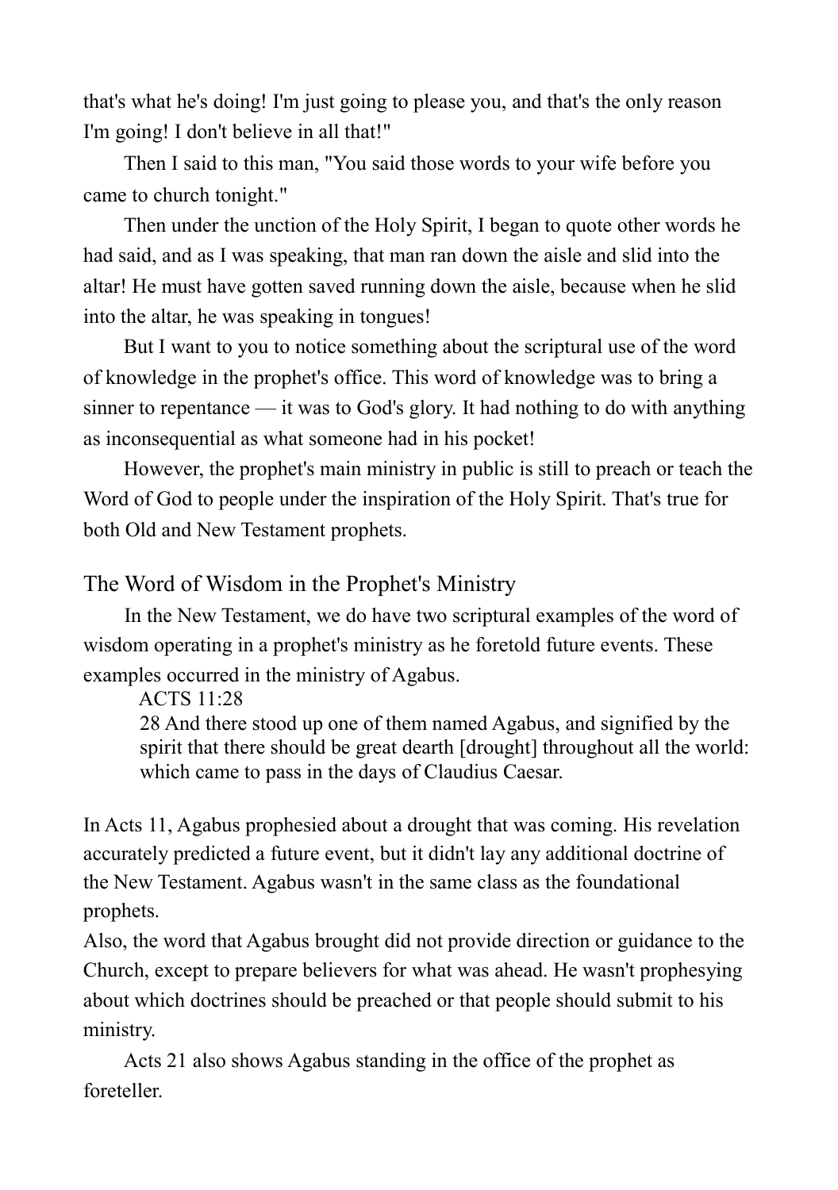that's what he's doing! I'm just going to please you, and that's the only reason I'm going! I don't believe in all that!"

Then I said to this man, "You said those words to your wife before you came to church tonight."

Then under the unction of the Holy Spirit, I began to quote other words he had said, and as I was speaking, that man ran down the aisle and slid into the altar! He must have gotten saved running down the aisle, because when he slid into the altar, he was speaking in tongues!

But I want to you to notice something about the scriptural use of the word of knowledge in the prophet's office. This word of knowledge was to bring a sinner to repentance — it was to God's glory. It had nothing to do with anything as inconsequential as what someone had in his pocket!

However, the prophet's main ministry in public is still to preach or teach the Word of God to people under the inspiration of the Holy Spirit. That's true for both Old and New Testament prophets.

## The Word of Wisdom in the Prophet's Ministry

In the New Testament, we do have two scriptural examples of the word of wisdom operating in a prophet's ministry as he foretold future events. These examples occurred in the ministry of Agabus.

> ACTS 11:28
> 28 And there stood up one of them named Agabus, and signified by the spirit that there should be great dearth [drought] throughout all the world: which came to pass in the days of Claudius Caesar.

In Acts 11, Agabus prophesied about a drought that was coming. His revelation accurately predicted a future event, but it didn't lay any additional doctrine of the New Testament. Agabus wasn't in the same class as the foundational prophets.

Also, the word that Agabus brought did not provide direction or guidance to the Church, except to prepare believers for what was ahead. He wasn't prophesying about which doctrines should be preached or that people should submit to his ministry.

Acts 21 also shows Agabus standing in the office of the prophet as foreteller.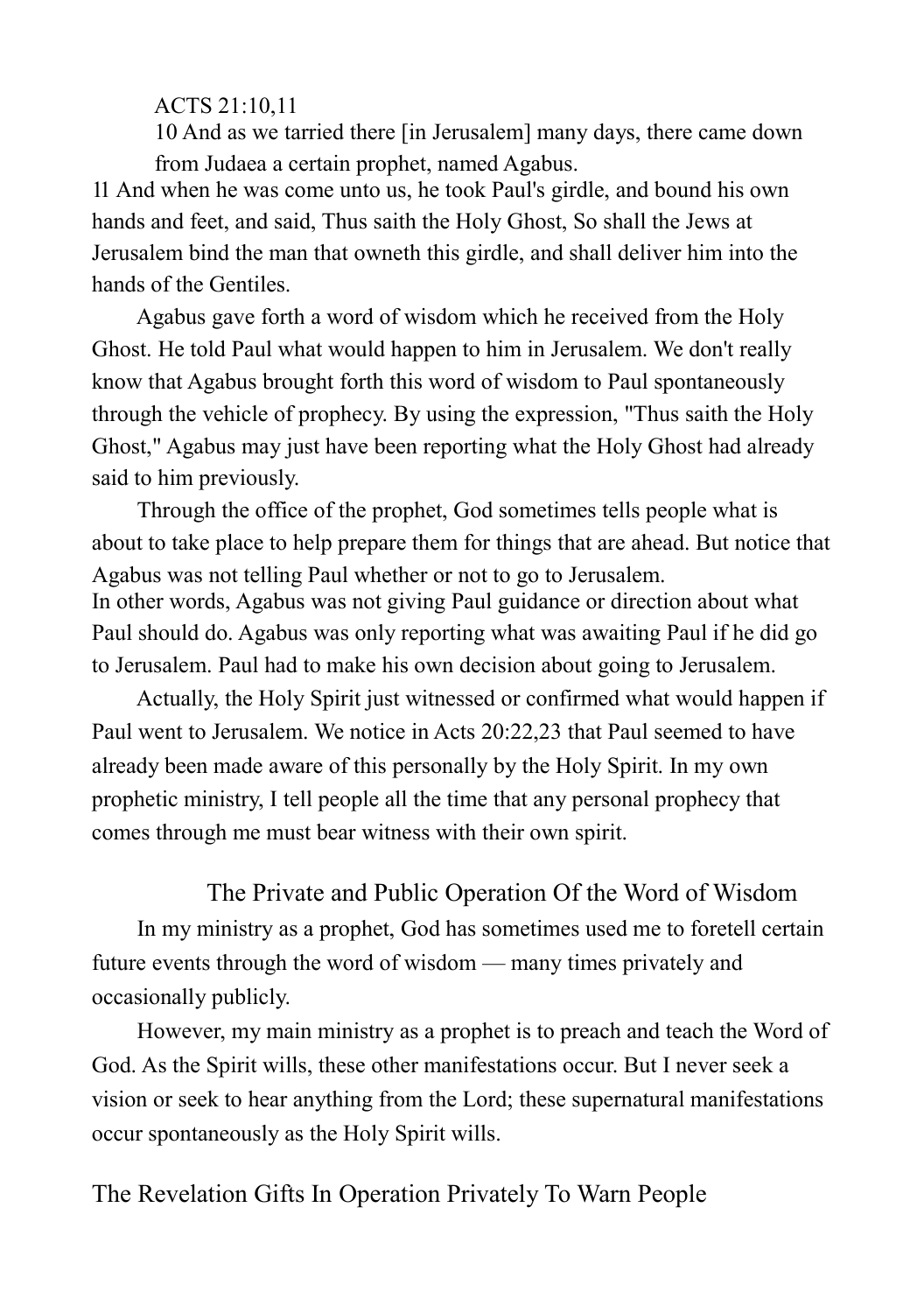ACTS 21:10,11

10 And as we tarried there [in Jerusalem] many days, there came down from Judaea a certain prophet, named Agabus.

11 And when he was come unto us, he took Paul's girdle, and bound his own hands and feet, and said, Thus saith the Holy Ghost, So shall the Jews at Jerusalem bind the man that owneth this girdle, and shall deliver him into the hands of the Gentiles.

Agabus gave forth a word of wisdom which he received from the Holy Ghost. He told Paul what would happen to him in Jerusalem. We don't really know that Agabus brought forth this word of wisdom to Paul spontaneously through the vehicle of prophecy. By using the expression, "Thus saith the Holy Ghost," Agabus may just have been reporting what the Holy Ghost had already said to him previously.

Through the office of the prophet, God sometimes tells people what is about to take place to help prepare them for things that are ahead. But notice that Agabus was not telling Paul whether or not to go to Jerusalem. In other words, Agabus was not giving Paul guidance or direction about what Paul should do. Agabus was only reporting what was awaiting Paul if he did go to Jerusalem. Paul had to make his own decision about going to Jerusalem.

Actually, the Holy Spirit just witnessed or confirmed what would happen if Paul went to Jerusalem. We notice in Acts 20:22,23 that Paul seemed to have already been made aware of this personally by the Holy Spirit. In my own prophetic ministry, I tell people all the time that any personal prophecy that comes through me must bear witness with their own spirit.

## The Private and Public Operation Of the Word of Wisdom

In my ministry as a prophet, God has sometimes used me to foretell certain future events through the word of wisdom — many times privately and occasionally publicly.

However, my main ministry as a prophet is to preach and teach the Word of God. As the Spirit wills, these other manifestations occur. But I never seek a vision or seek to hear anything from the Lord; these supernatural manifestations occur spontaneously as the Holy Spirit wills.

## The Revelation Gifts In Operation Privately To Warn People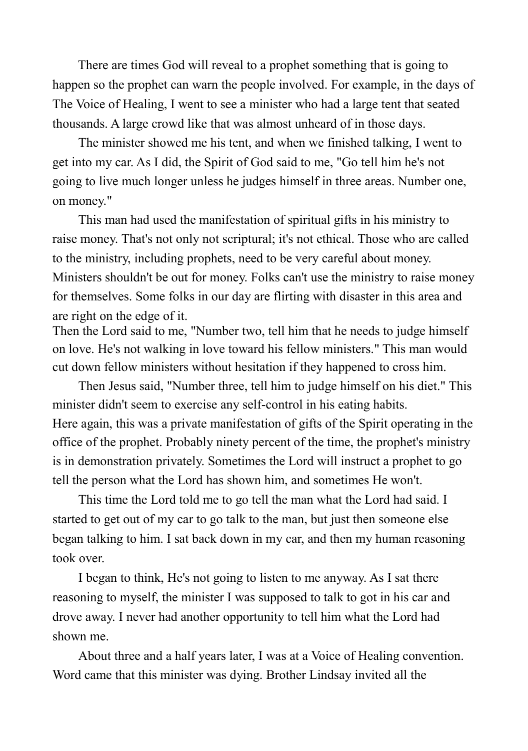There are times God will reveal to a prophet something that is going to happen so the prophet can warn the people involved. For example, in the days of The Voice of Healing, I went to see a minister who had a large tent that seated thousands. A large crowd like that was almost unheard of in those days.

The minister showed me his tent, and when we finished talking, I went to get into my car. As I did, the Spirit of God said to me, "Go tell him he's not going to live much longer unless he judges himself in three areas. Number one, on money."

This man had used the manifestation of spiritual gifts in his ministry to raise money. That's not only not scriptural; it's not ethical. Those who are called to the ministry, including prophets, need to be very careful about money. Ministers shouldn't be out for money. Folks can't use the ministry to raise money for themselves. Some folks in our day are flirting with disaster in this area and are right on the edge of it.

Then the Lord said to me, "Number two, tell him that he needs to judge himself on love. He's not walking in love toward his fellow ministers." This man would cut down fellow ministers without hesitation if they happened to cross him.

Then Jesus said, "Number three, tell him to judge himself on his diet." This minister didn't seem to exercise any self-control in his eating habits.

Here again, this was a private manifestation of gifts of the Spirit operating in the office of the prophet. Probably ninety percent of the time, the prophet's ministry is in demonstration privately. Sometimes the Lord will instruct a prophet to go tell the person what the Lord has shown him, and sometimes He won't.

This time the Lord told me to go tell the man what the Lord had said. I started to get out of my car to go talk to the man, but just then someone else began talking to him. I sat back down in my car, and then my human reasoning took over.

I began to think, He's not going to listen to me anyway. As I sat there reasoning to myself, the minister I was supposed to talk to got in his car and drove away. I never had another opportunity to tell him what the Lord had shown me.

About three and a half years later, I was at a Voice of Healing convention. Word came that this minister was dying. Brother Lindsay invited all the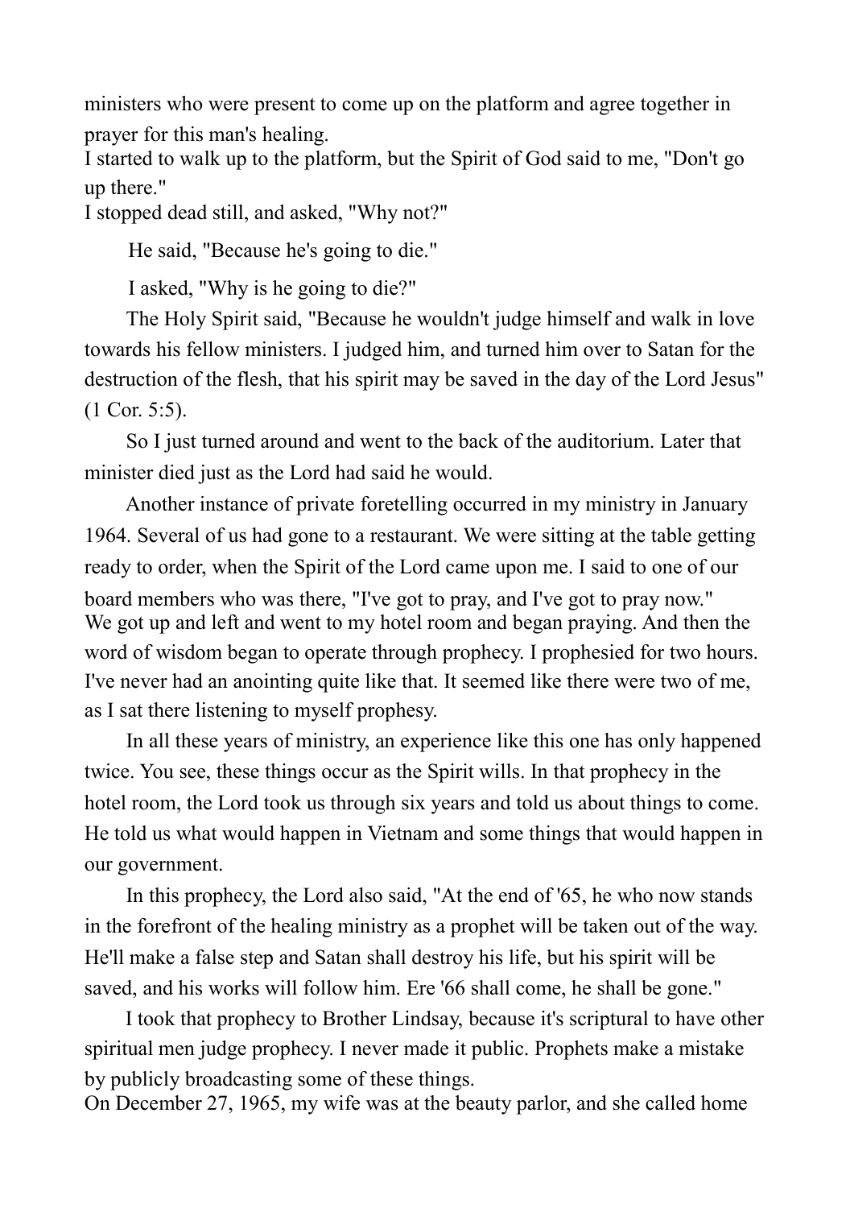ministers who were present to come up on the platform and agree together in prayer for this man's healing.

I started to walk up to the platform, but the Spirit of God said to me, "Don't go up there."

I stopped dead still, and asked, "Why not?"

He said, "Because he's going to die."

I asked, "Why is he going to die?"

The Holy Spirit said, "Because he wouldn't judge himself and walk in love towards his fellow ministers. I judged him, and turned him over to Satan for the destruction of the flesh, that his spirit may be saved in the day of the Lord Jesus" (1 Cor. 5:5).

So I just turned around and went to the back of the auditorium. Later that minister died just as the Lord had said he would.

Another instance of private foretelling occurred in my ministry in January 1964. Several of us had gone to a restaurant. We were sitting at the table getting ready to order, when the Spirit of the Lord came upon me. I said to one of our board members who was there, "I've got to pray, and I've got to pray now."

We got up and left and went to my hotel room and began praying. And then the word of wisdom began to operate through prophecy. I prophesied for two hours. I've never had an anointing quite like that. It seemed like there were two of me, as I sat there listening to myself prophesy.

In all these years of ministry, an experience like this one has only happened twice. You see, these things occur as the Spirit wills. In that prophecy in the hotel room, the Lord took us through six years and told us about things to come. He told us what would happen in Vietnam and some things that would happen in our government.

In this prophecy, the Lord also said, "At the end of '65, he who now stands in the forefront of the healing ministry as a prophet will be taken out of the way. He'll make a false step and Satan shall destroy his life, but his spirit will be saved, and his works will follow him. Ere '66 shall come, he shall be gone."

I took that prophecy to Brother Lindsay, because it's scriptural to have other spiritual men judge prophecy. I never made it public. Prophets make a mistake by publicly broadcasting some of these things.

On December 27, 1965, my wife was at the beauty parlor, and she called home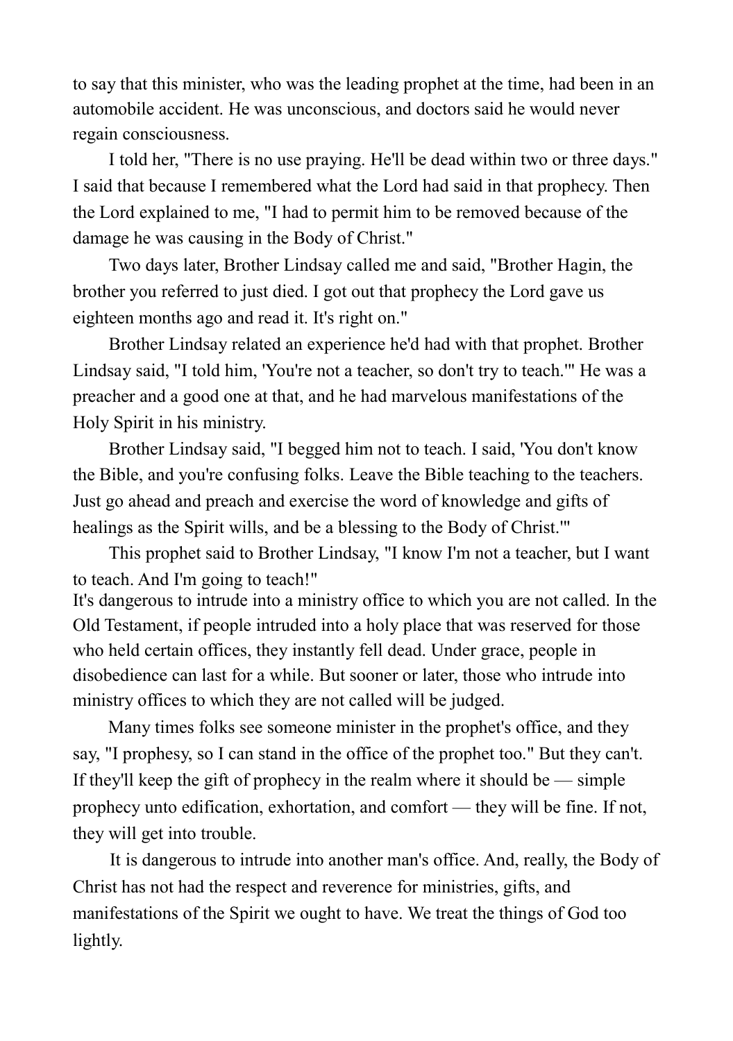to say that this minister, who was the leading prophet at the time, had been in an automobile accident. He was unconscious, and doctors said he would never regain consciousness.

I told her, "There is no use praying. He'll be dead within two or three days." I said that because I remembered what the Lord had said in that prophecy. Then the Lord explained to me, "I had to permit him to be removed because of the damage he was causing in the Body of Christ."

Two days later, Brother Lindsay called me and said, "Brother Hagin, the brother you referred to just died. I got out that prophecy the Lord gave us eighteen months ago and read it. It's right on."

Brother Lindsay related an experience he'd had with that prophet. Brother Lindsay said, "I told him, 'You're not a teacher, so don't try to teach.'" He was a preacher and a good one at that, and he had marvelous manifestations of the Holy Spirit in his ministry.

Brother Lindsay said, "I begged him not to teach. I said, 'You don't know the Bible, and you're confusing folks. Leave the Bible teaching to the teachers. Just go ahead and preach and exercise the word of knowledge and gifts of healings as the Spirit wills, and be a blessing to the Body of Christ.'"

This prophet said to Brother Lindsay, "I know I'm not a teacher, but I want to teach. And I'm going to teach!"

It's dangerous to intrude into a ministry office to which you are not called. In the Old Testament, if people intruded into a holy place that was reserved for those who held certain offices, they instantly fell dead. Under grace, people in disobedience can last for a while. But sooner or later, those who intrude into ministry offices to which they are not called will be judged.

Many times folks see someone minister in the prophet's office, and they say, "I prophesy, so I can stand in the office of the prophet too." But they can't. If they'll keep the gift of prophecy in the realm where it should be — simple prophecy unto edification, exhortation, and comfort — they will be fine. If not, they will get into trouble.

It is dangerous to intrude into another man's office. And, really, the Body of Christ has not had the respect and reverence for ministries, gifts, and manifestations of the Spirit we ought to have. We treat the things of God too lightly.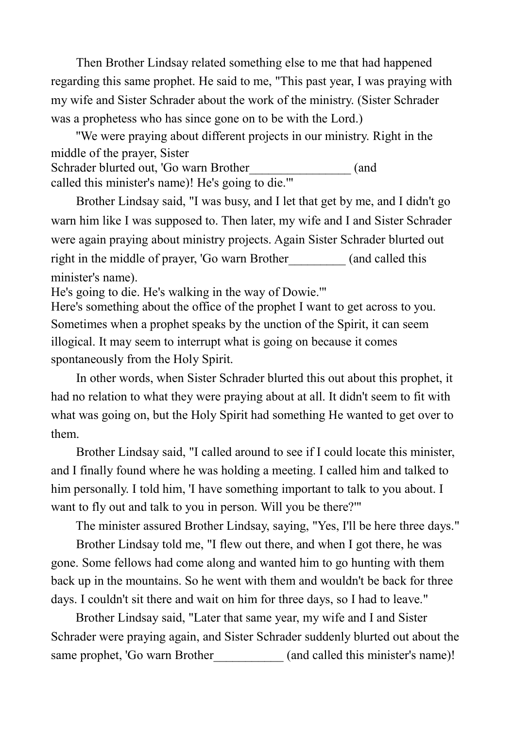Then Brother Lindsay related something else to me that had happened regarding this same prophet. He said to me, "This past year, I was praying with my wife and Sister Schrader about the work of the ministry. (Sister Schrader was a prophetess who has since gone on to be with the Lord.)

"We were praying about different projects in our ministry. Right in the middle of the prayer, Sister Schrader blurted out, 'Go warn Brother________________ (and called this minister's name)! He's going to die.'"

Brother Lindsay said, "I was busy, and I let that get by me, and I didn't go warn him like I was supposed to. Then later, my wife and I and Sister Schrader were again praying about ministry projects. Again Sister Schrader blurted out right in the middle of prayer, 'Go warn Brother_________ (and called this minister's name). He's going to die. He's walking in the way of Dowie.'"

Here's something about the office of the prophet I want to get across to you. Sometimes when a prophet speaks by the unction of the Spirit, it can seem illogical. It may seem to interrupt what is going on because it comes spontaneously from the Holy Spirit.

In other words, when Sister Schrader blurted this out about this prophet, it had no relation to what they were praying about at all. It didn't seem to fit with what was going on, but the Holy Spirit had something He wanted to get over to them.

Brother Lindsay said, "I called around to see if I could locate this minister, and I finally found where he was holding a meeting. I called him and talked to him personally. I told him, 'I have something important to talk to you about. I want to fly out and talk to you in person. Will you be there?'"

The minister assured Brother Lindsay, saying, "Yes, I'll be here three days."

Brother Lindsay told me, "I flew out there, and when I got there, he was gone. Some fellows had come along and wanted him to go hunting with them back up in the mountains. So he went with them and wouldn't be back for three days. I couldn't sit there and wait on him for three days, so I had to leave."

Brother Lindsay said, "Later that same year, my wife and I and Sister Schrader were praying again, and Sister Schrader suddenly blurted out about the same prophet, 'Go warn Brother___________ (and called this minister's name)!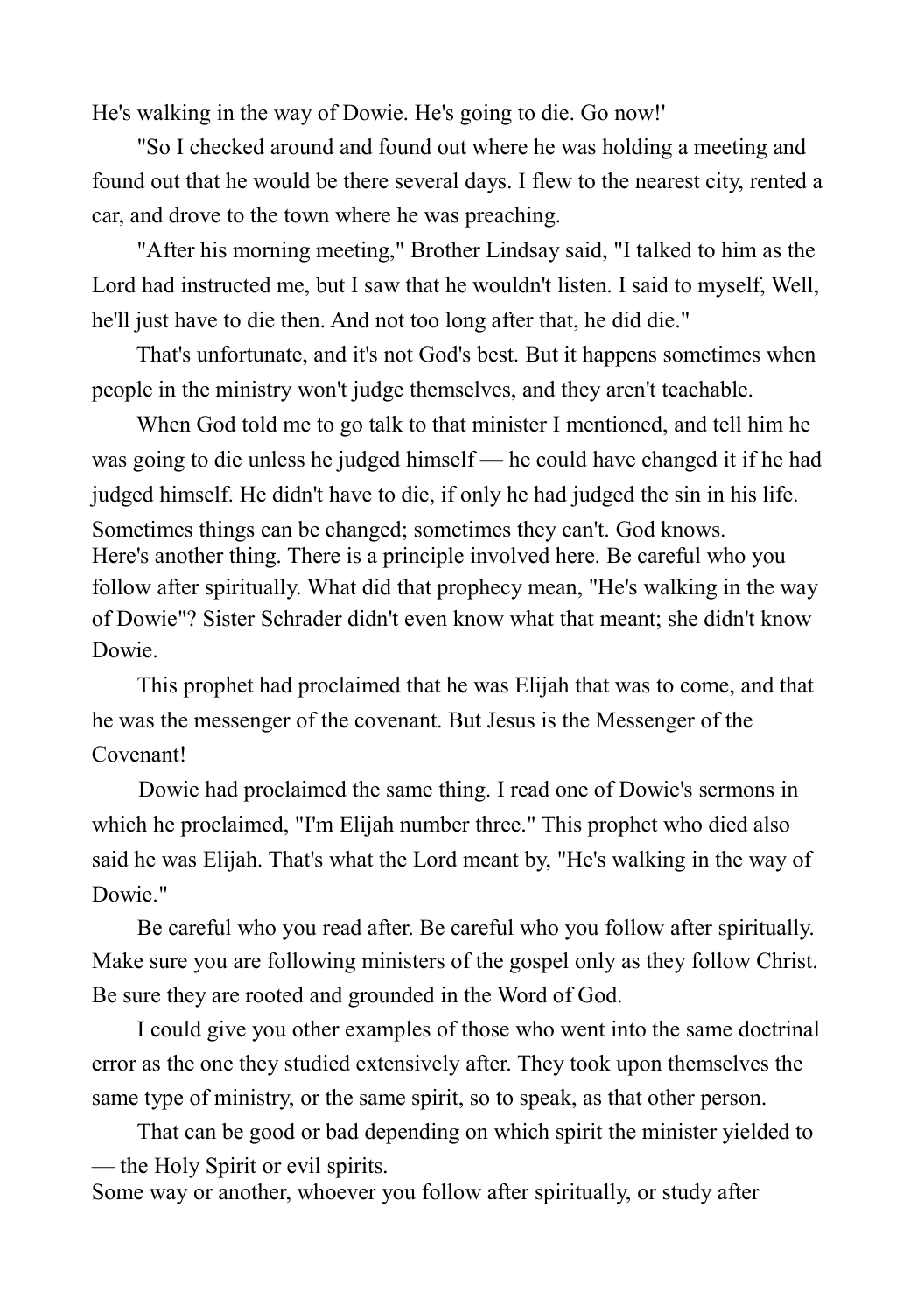He's walking in the way of Dowie. He's going to die. Go now!'

"So I checked around and found out where he was holding a meeting and found out that he would be there several days. I flew to the nearest city, rented a car, and drove to the town where he was preaching.

"After his morning meeting," Brother Lindsay said, "I talked to him as the Lord had instructed me, but I saw that he wouldn't listen. I said to myself, Well, he'll just have to die then. And not too long after that, he did die."

That's unfortunate, and it's not God's best. But it happens sometimes when people in the ministry won't judge themselves, and they aren't teachable.

When God told me to go talk to that minister I mentioned, and tell him he was going to die unless he judged himself — he could have changed it if he had judged himself. He didn't have to die, if only he had judged the sin in his life. Sometimes things can be changed; sometimes they can't. God knows.

Here's another thing. There is a principle involved here. Be careful who you follow after spiritually. What did that prophecy mean, "He's walking in the way of Dowie"? Sister Schrader didn't even know what that meant; she didn't know Dowie.

This prophet had proclaimed that he was Elijah that was to come, and that he was the messenger of the covenant. But Jesus is the Messenger of the Covenant!

Dowie had proclaimed the same thing. I read one of Dowie's sermons in which he proclaimed, "I'm Elijah number three." This prophet who died also said he was Elijah. That's what the Lord meant by, "He's walking in the way of Dowie."

Be careful who you read after. Be careful who you follow after spiritually. Make sure you are following ministers of the gospel only as they follow Christ. Be sure they are rooted and grounded in the Word of God.

I could give you other examples of those who went into the same doctrinal error as the one they studied extensively after. They took upon themselves the same type of ministry, or the same spirit, so to speak, as that other person.

That can be good or bad depending on which spirit the minister yielded to — the Holy Spirit or evil spirits.

Some way or another, whoever you follow after spiritually, or study after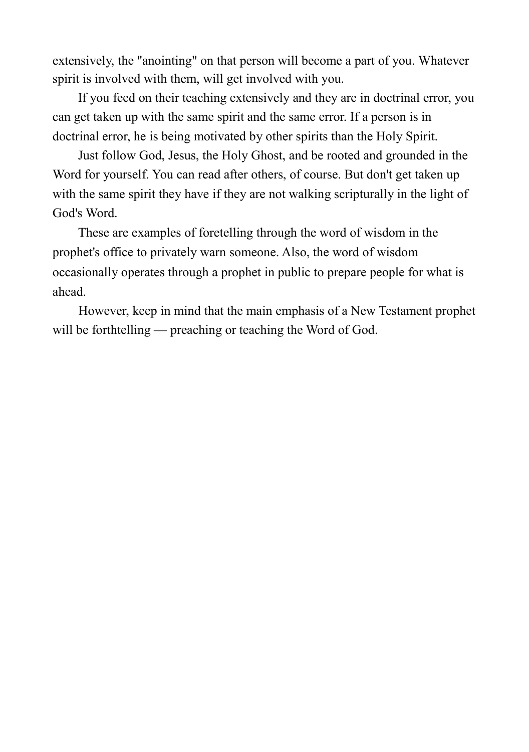extensively, the "anointing" on that person will become a part of you. Whatever spirit is involved with them, will get involved with you.

If you feed on their teaching extensively and they are in doctrinal error, you can get taken up with the same spirit and the same error. If a person is in doctrinal error, he is being motivated by other spirits than the Holy Spirit.

Just follow God, Jesus, the Holy Ghost, and be rooted and grounded in the Word for yourself. You can read after others, of course. But don't get taken up with the same spirit they have if they are not walking scripturally in the light of God's Word.

These are examples of foretelling through the word of wisdom in the prophet's office to privately warn someone. Also, the word of wisdom occasionally operates through a prophet in public to prepare people for what is ahead.

However, keep in mind that the main emphasis of a New Testament prophet will be forthtelling — preaching or teaching the Word of God.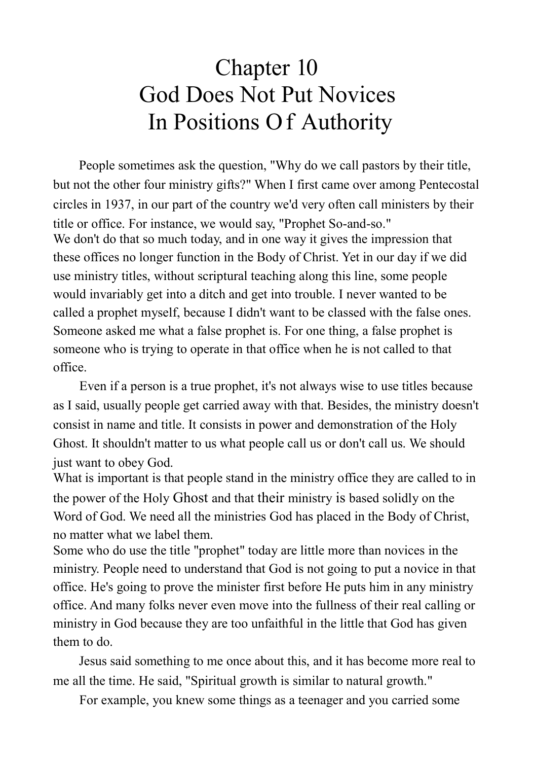# Chapter 10
# God Does Not Put Novices In Positions Of Authority

People sometimes ask the question, "Why do we call pastors by their title, but not the other four ministry gifts?" When I first came over among Pentecostal circles in 1937, in our part of the country we'd very often call ministers by their title or office. For instance, we would say, "Prophet So-and-so."

We don't do that so much today, and in one way it gives the impression that these offices no longer function in the Body of Christ. Yet in our day if we did use ministry titles, without scriptural teaching along this line, some people would invariably get into a ditch and get into trouble. I never wanted to be called a prophet myself, because I didn't want to be classed with the false ones. Someone asked me what a false prophet is. For one thing, a false prophet is someone who is trying to operate in that office when he is not called to that office.

Even if a person is a true prophet, it's not always wise to use titles because as I said, usually people get carried away with that. Besides, the ministry doesn't consist in name and title. It consists in power and demonstration of the Holy Ghost. It shouldn't matter to us what people call us or don't call us. We should just want to obey God.

What is important is that people stand in the ministry office they are called to in the power of the Holy Ghost and that their ministry is based solidly on the Word of God. We need all the ministries God has placed in the Body of Christ, no matter what we label them.

Some who do use the title "prophet" today are little more than novices in the ministry. People need to understand that God is not going to put a novice in that office. He's going to prove the minister first before He puts him in any ministry office. And many folks never even move into the fullness of their real calling or ministry in God because they are too unfaithful in the little that God has given them to do.

Jesus said something to me once about this, and it has become more real to me all the time. He said, "Spiritual growth is similar to natural growth."

For example, you knew some things as a teenager and you carried some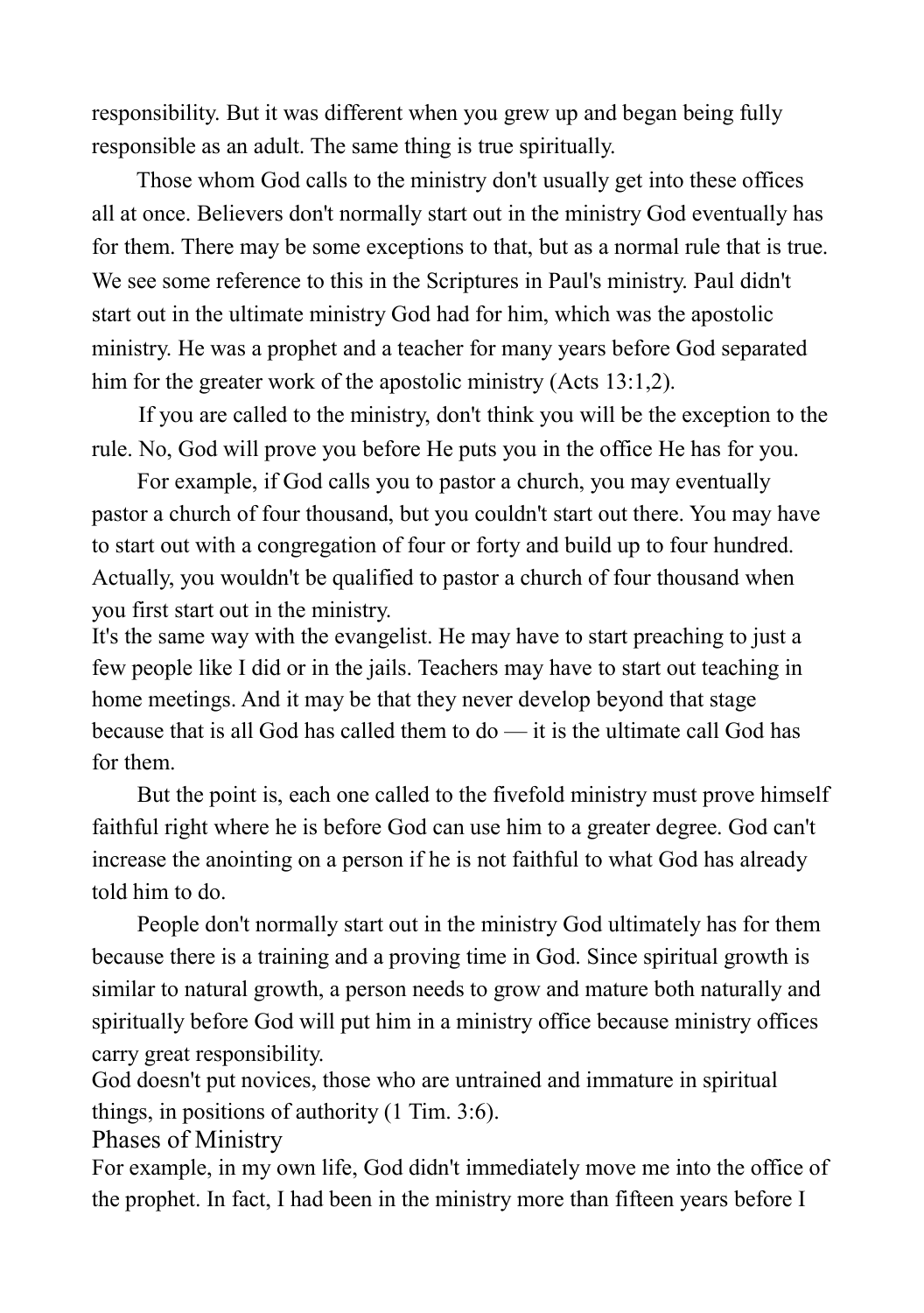responsibility. But it was different when you grew up and began being fully responsible as an adult. The same thing is true spiritually.

Those whom God calls to the ministry don't usually get into these offices all at once. Believers don't normally start out in the ministry God eventually has for them. There may be some exceptions to that, but as a normal rule that is true. We see some reference to this in the Scriptures in Paul's ministry. Paul didn't start out in the ultimate ministry God had for him, which was the apostolic ministry. He was a prophet and a teacher for many years before God separated him for the greater work of the apostolic ministry (Acts 13:1,2).

If you are called to the ministry, don't think you will be the exception to the rule. No, God will prove you before He puts you in the office He has for you.

For example, if God calls you to pastor a church, you may eventually pastor a church of four thousand, but you couldn't start out there. You may have to start out with a congregation of four or forty and build up to four hundred. Actually, you wouldn't be qualified to pastor a church of four thousand when you first start out in the ministry.

It's the same way with the evangelist. He may have to start preaching to just a few people like I did or in the jails. Teachers may have to start out teaching in home meetings. And it may be that they never develop beyond that stage because that is all God has called them to do — it is the ultimate call God has for them.

But the point is, each one called to the fivefold ministry must prove himself faithful right where he is before God can use him to a greater degree. God can't increase the anointing on a person if he is not faithful to what God has already told him to do.

People don't normally start out in the ministry God ultimately has for them because there is a training and a proving time in God. Since spiritual growth is similar to natural growth, a person needs to grow and mature both naturally and spiritually before God will put him in a ministry office because ministry offices carry great responsibility.

God doesn't put novices, those who are untrained and immature in spiritual things, in positions of authority (1 Tim. 3:6).

## Phases of Ministry

For example, in my own life, God didn't immediately move me into the office of the prophet. In fact, I had been in the ministry more than fifteen years before I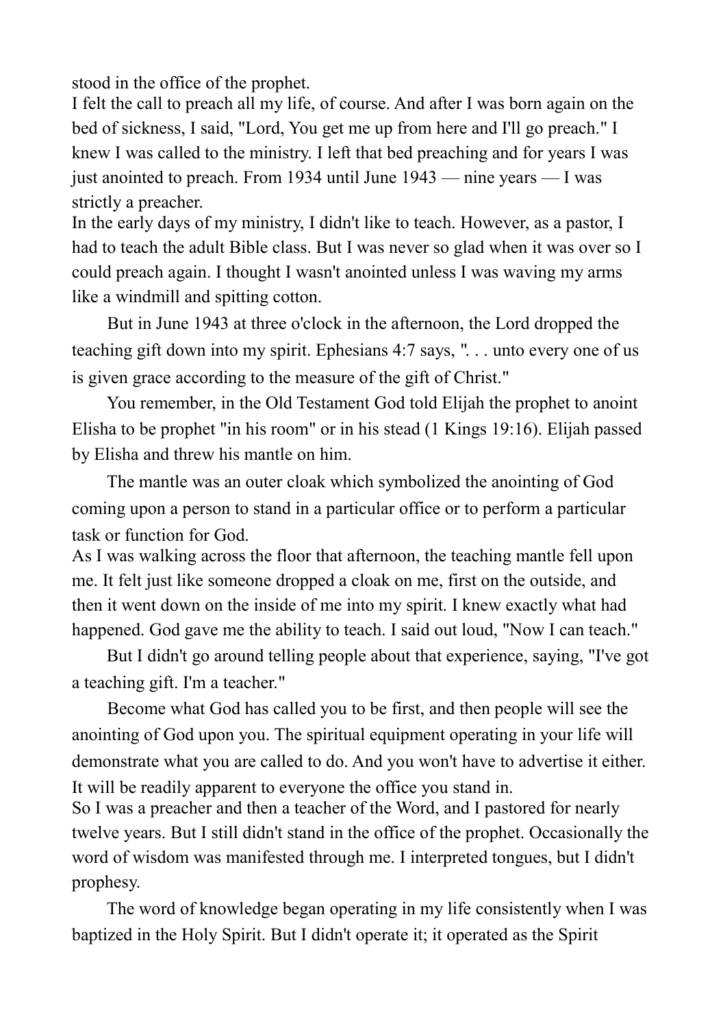stood in the office of the prophet.

I felt the call to preach all my life, of course. And after I was born again on the bed of sickness, I said, "Lord, You get me up from here and I'll go preach." I knew I was called to the ministry. I left that bed preaching and for years I was just anointed to preach. From 1934 until June 1943 — nine years — I was strictly a preacher.

In the early days of my ministry, I didn't like to teach. However, as a pastor, I had to teach the adult Bible class. But I was never so glad when it was over so I could preach again. I thought I wasn't anointed unless I was waving my arms like a windmill and spitting cotton.

But in June 1943 at three o'clock in the afternoon, the Lord dropped the teaching gift down into my spirit. Ephesians 4:7 says, ". . . unto every one of us is given grace according to the measure of the gift of Christ."

You remember, in the Old Testament God told Elijah the prophet to anoint Elisha to be prophet "in his room" or in his stead (1 Kings 19:16). Elijah passed by Elisha and threw his mantle on him.

The mantle was an outer cloak which symbolized the anointing of God coming upon a person to stand in a particular office or to perform a particular task or function for God.

As I was walking across the floor that afternoon, the teaching mantle fell upon me. It felt just like someone dropped a cloak on me, first on the outside, and then it went down on the inside of me into my spirit. I knew exactly what had happened. God gave me the ability to teach. I said out loud, "Now I can teach."

But I didn't go around telling people about that experience, saying, "I've got a teaching gift. I'm a teacher."

Become what God has called you to be first, and then people will see the anointing of God upon you. The spiritual equipment operating in your life will demonstrate what you are called to do. And you won't have to advertise it either. It will be readily apparent to everyone the office you stand in.

So I was a preacher and then a teacher of the Word, and I pastored for nearly twelve years. But I still didn't stand in the office of the prophet. Occasionally the word of wisdom was manifested through me. I interpreted tongues, but I didn't prophesy.

The word of knowledge began operating in my life consistently when I was baptized in the Holy Spirit. But I didn't operate it; it operated as the Spirit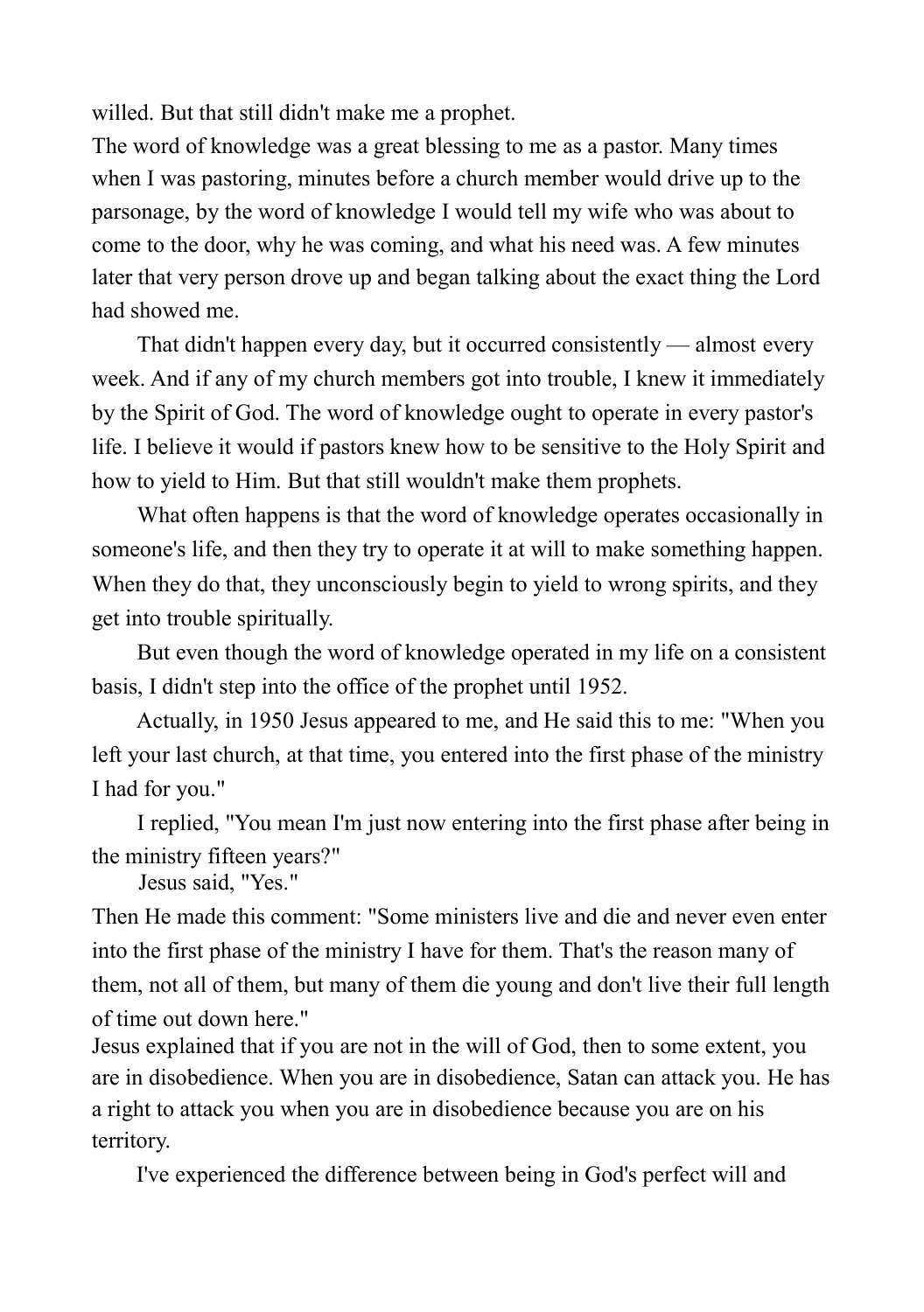willed. But that still didn't make me a prophet.

The word of knowledge was a great blessing to me as a pastor. Many times when I was pastoring, minutes before a church member would drive up to the parsonage, by the word of knowledge I would tell my wife who was about to come to the door, why he was coming, and what his need was. A few minutes later that very person drove up and began talking about the exact thing the Lord had showed me.

That didn't happen every day, but it occurred consistently — almost every week. And if any of my church members got into trouble, I knew it immediately by the Spirit of God. The word of knowledge ought to operate in every pastor's life. I believe it would if pastors knew how to be sensitive to the Holy Spirit and how to yield to Him. But that still wouldn't make them prophets.

What often happens is that the word of knowledge operates occasionally in someone's life, and then they try to operate it at will to make something happen. When they do that, they unconsciously begin to yield to wrong spirits, and they get into trouble spiritually.

But even though the word of knowledge operated in my life on a consistent basis, I didn't step into the office of the prophet until 1952.

Actually, in 1950 Jesus appeared to me, and He said this to me: "When you left your last church, at that time, you entered into the first phase of the ministry I had for you."

I replied, "You mean I'm just now entering into the first phase after being in the ministry fifteen years?"

Jesus said, "Yes."

Then He made this comment: "Some ministers live and die and never even enter into the first phase of the ministry I have for them. That's the reason many of them, not all of them, but many of them die young and don't live their full length of time out down here."

Jesus explained that if you are not in the will of God, then to some extent, you are in disobedience. When you are in disobedience, Satan can attack you. He has a right to attack you when you are in disobedience because you are on his territory.

I've experienced the difference between being in God's perfect will and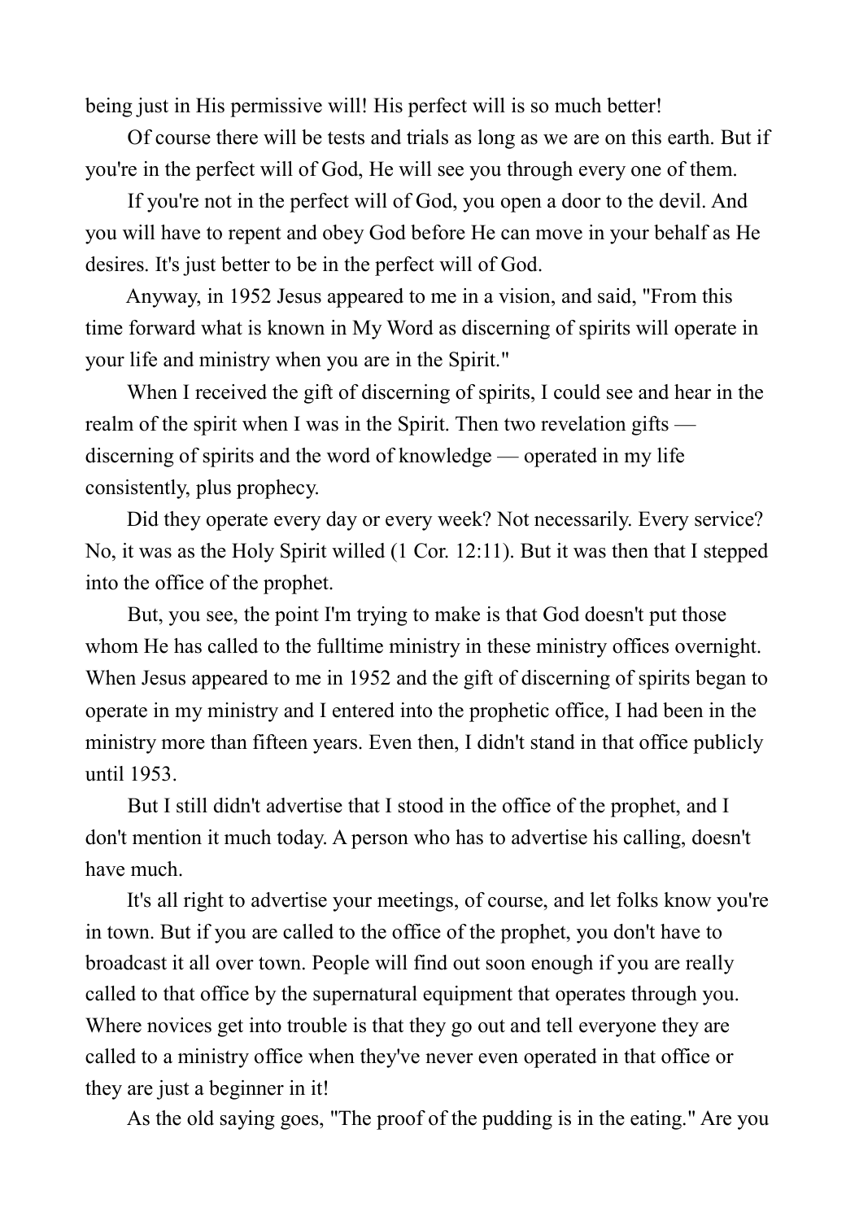being just in His permissive will! His perfect will is so much better!

Of course there will be tests and trials as long as we are on this earth. But if you're in the perfect will of God, He will see you through every one of them.

If you're not in the perfect will of God, you open a door to the devil. And you will have to repent and obey God before He can move in your behalf as He desires. It's just better to be in the perfect will of God.

Anyway, in 1952 Jesus appeared to me in a vision, and said, "From this time forward what is known in My Word as discerning of spirits will operate in your life and ministry when you are in the Spirit."

When I received the gift of discerning of spirits, I could see and hear in the realm of the spirit when I was in the Spirit. Then two revelation gifts — discerning of spirits and the word of knowledge — operated in my life consistently, plus prophecy.

Did they operate every day or every week? Not necessarily. Every service? No, it was as the Holy Spirit willed (1 Cor. 12:11). But it was then that I stepped into the office of the prophet.

But, you see, the point I'm trying to make is that God doesn't put those whom He has called to the fulltime ministry in these ministry offices overnight. When Jesus appeared to me in 1952 and the gift of discerning of spirits began to operate in my ministry and I entered into the prophetic office, I had been in the ministry more than fifteen years. Even then, I didn't stand in that office publicly until 1953.

But I still didn't advertise that I stood in the office of the prophet, and I don't mention it much today. A person who has to advertise his calling, doesn't have much.

It's all right to advertise your meetings, of course, and let folks know you're in town. But if you are called to the office of the prophet, you don't have to broadcast it all over town. People will find out soon enough if you are really called to that office by the supernatural equipment that operates through you. Where novices get into trouble is that they go out and tell everyone they are called to a ministry office when they've never even operated in that office or they are just a beginner in it!

As the old saying goes, "The proof of the pudding is in the eating." Are you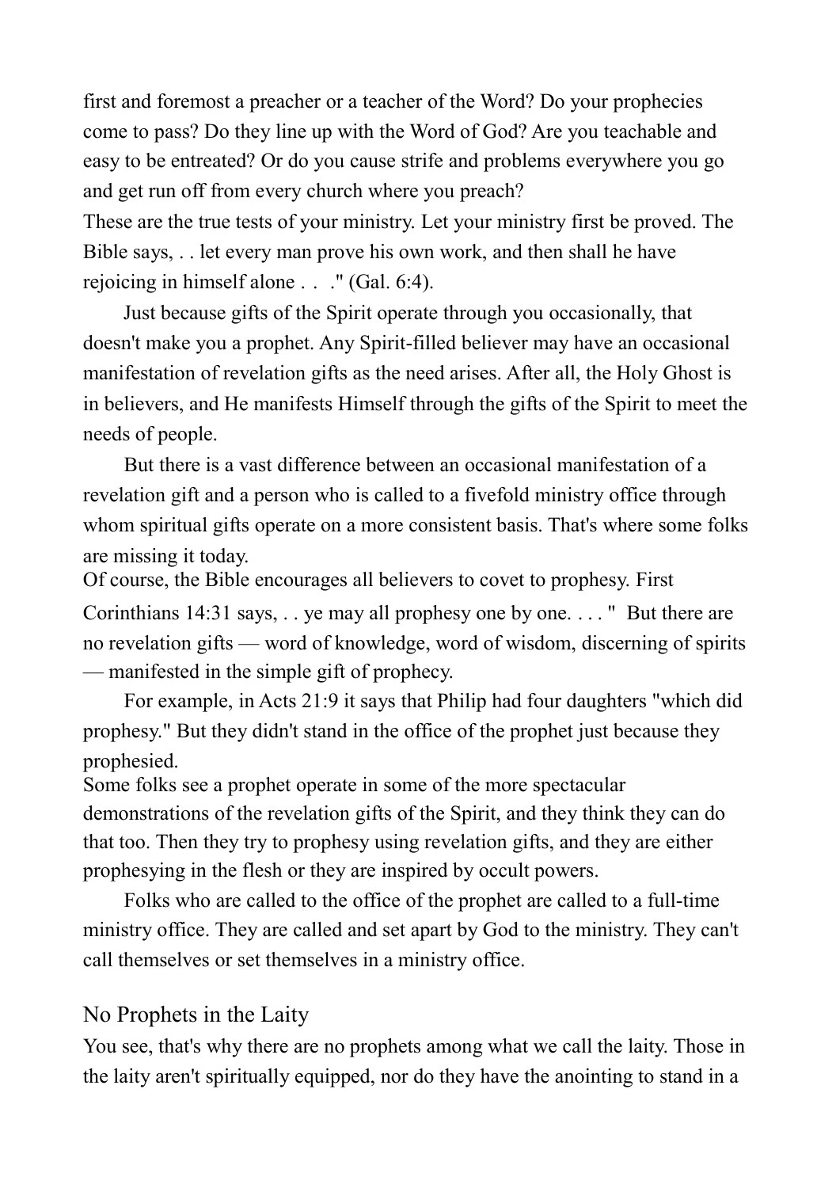first and foremost a preacher or a teacher of the Word? Do your prophecies come to pass? Do they line up with the Word of God? Are you teachable and easy to be entreated? Or do you cause strife and problems everywhere you go and get run off from every church where you preach?

These are the true tests of your ministry. Let your ministry first be proved. The Bible says, . . let every man prove his own work, and then shall he have rejoicing in himself alone . . ." (Gal. 6:4).

Just because gifts of the Spirit operate through you occasionally, that doesn't make you a prophet. Any Spirit-filled believer may have an occasional manifestation of revelation gifts as the need arises. After all, the Holy Ghost is in believers, and He manifests Himself through the gifts of the Spirit to meet the needs of people.

But there is a vast difference between an occasional manifestation of a revelation gift and a person who is called to a fivefold ministry office through whom spiritual gifts operate on a more consistent basis. That's where some folks are missing it today.

Of course, the Bible encourages all believers to covet to prophesy. First Corinthians 14:31 says, . . ye may all prophesy one by one. . . . " But there are no revelation gifts — word of knowledge, word of wisdom, discerning of spirits — manifested in the simple gift of prophecy.

For example, in Acts 21:9 it says that Philip had four daughters "which did prophesy." But they didn't stand in the office of the prophet just because they prophesied.

Some folks see a prophet operate in some of the more spectacular demonstrations of the revelation gifts of the Spirit, and they think they can do that too. Then they try to prophesy using revelation gifts, and they are either prophesying in the flesh or they are inspired by occult powers.

Folks who are called to the office of the prophet are called to a full-time ministry office. They are called and set apart by God to the ministry. They can't call themselves or set themselves in a ministry office.

## No Prophets in the Laity

You see, that's why there are no prophets among what we call the laity. Those in the laity aren't spiritually equipped, nor do they have the anointing to stand in a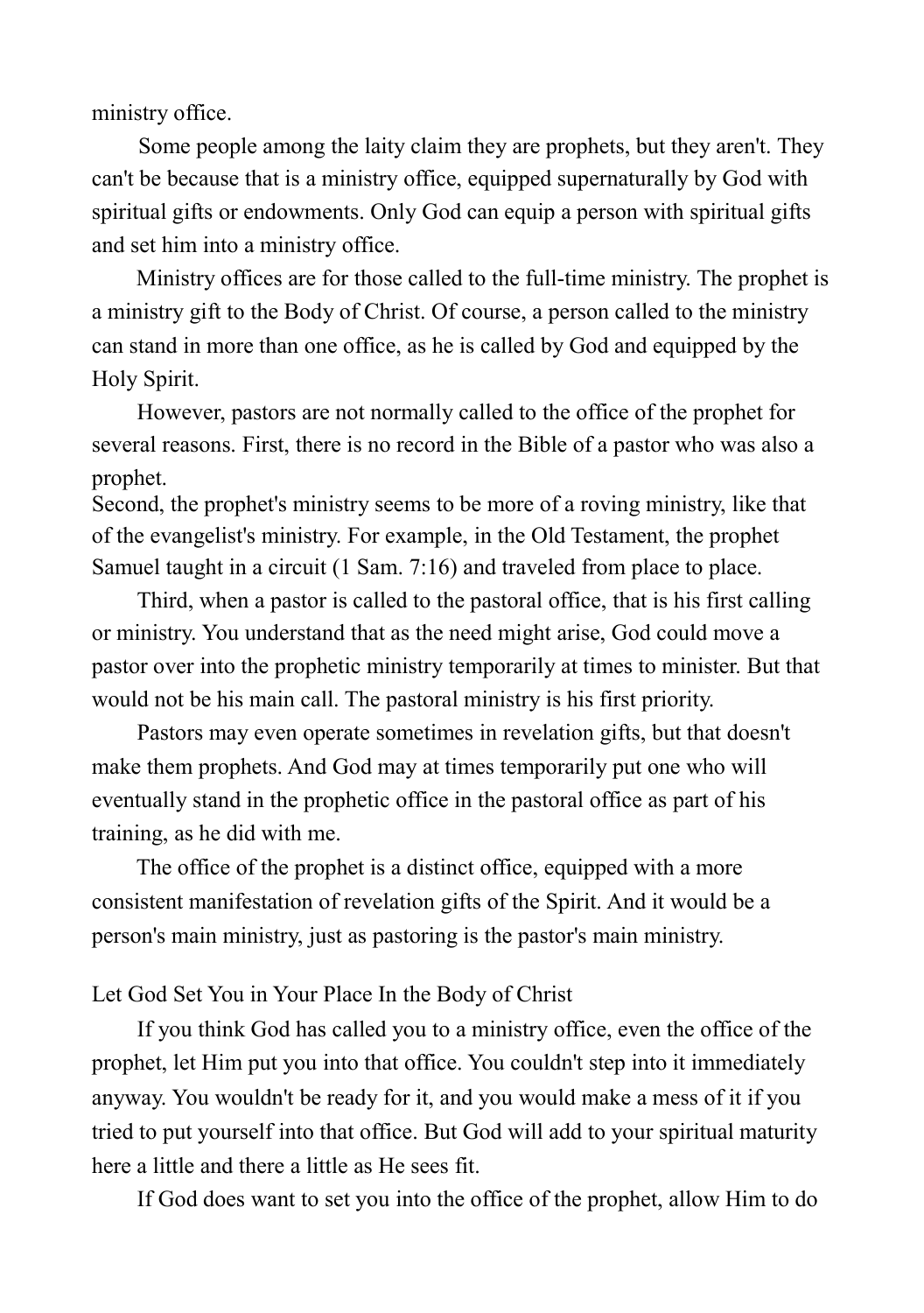ministry office.

Some people among the laity claim they are prophets, but they aren't. They can't be because that is a ministry office, equipped supernaturally by God with spiritual gifts or endowments. Only God can equip a person with spiritual gifts and set him into a ministry office.

Ministry offices are for those called to the full-time ministry. The prophet is a ministry gift to the Body of Christ. Of course, a person called to the ministry can stand in more than one office, as he is called by God and equipped by the Holy Spirit.

However, pastors are not normally called to the office of the prophet for several reasons. First, there is no record in the Bible of a pastor who was also a prophet.

Second, the prophet's ministry seems to be more of a roving ministry, like that of the evangelist's ministry. For example, in the Old Testament, the prophet Samuel taught in a circuit (1 Sam. 7:16) and traveled from place to place.

Third, when a pastor is called to the pastoral office, that is his first calling or ministry. You understand that as the need might arise, God could move a pastor over into the prophetic ministry temporarily at times to minister. But that would not be his main call. The pastoral ministry is his first priority.

Pastors may even operate sometimes in revelation gifts, but that doesn't make them prophets. And God may at times temporarily put one who will eventually stand in the prophetic office in the pastoral office as part of his training, as he did with me.

The office of the prophet is a distinct office, equipped with a more consistent manifestation of revelation gifts of the Spirit. And it would be a person's main ministry, just as pastoring is the pastor's main ministry.

## Let God Set You in Your Place In the Body of Christ

If you think God has called you to a ministry office, even the office of the prophet, let Him put you into that office. You couldn't step into it immediately anyway. You wouldn't be ready for it, and you would make a mess of it if you tried to put yourself into that office. But God will add to your spiritual maturity here a little and there a little as He sees fit.

If God does want to set you into the office of the prophet, allow Him to do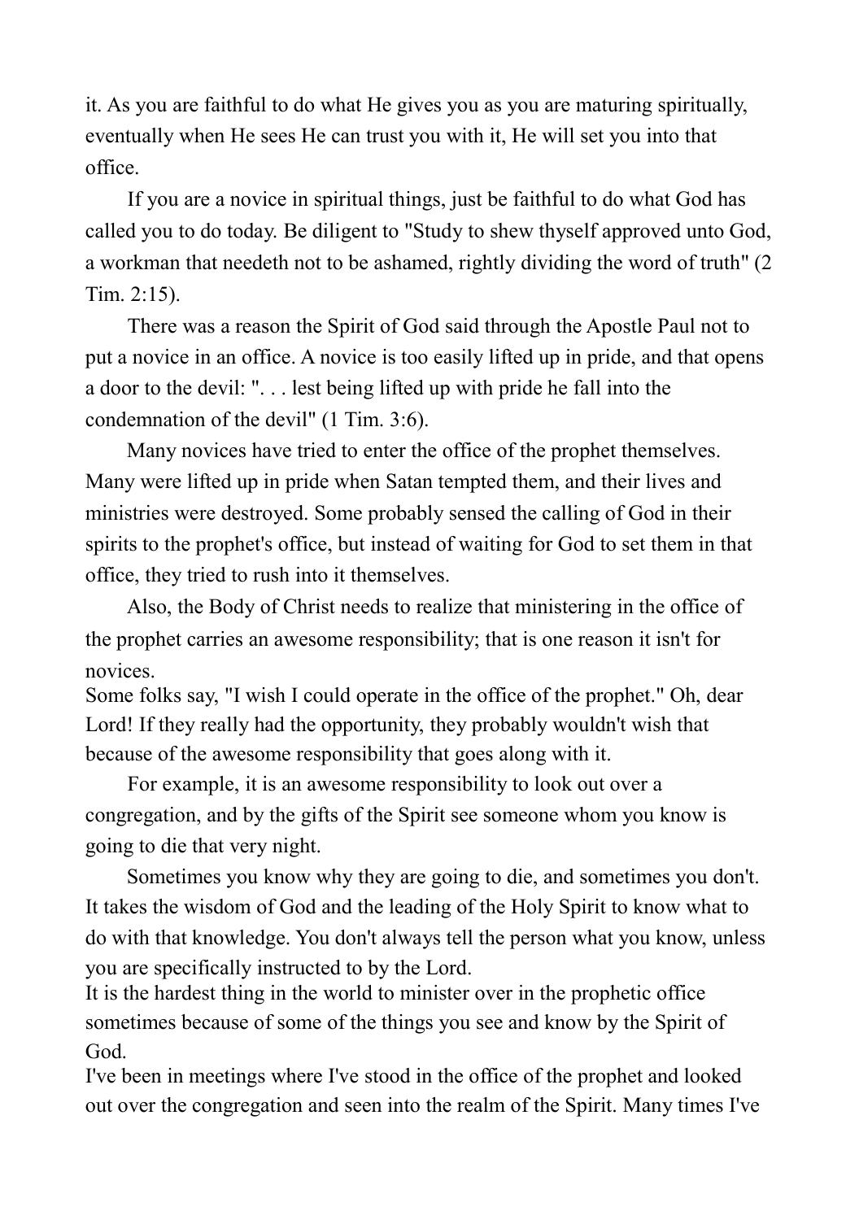it. As you are faithful to do what He gives you as you are maturing spiritually, eventually when He sees He can trust you with it, He will set you into that office.

If you are a novice in spiritual things, just be faithful to do what God has called you to do today. Be diligent to "Study to shew thyself approved unto God, a workman that needeth not to be ashamed, rightly dividing the word of truth" (2 Tim. 2:15).

There was a reason the Spirit of God said through the Apostle Paul not to put a novice in an office. A novice is too easily lifted up in pride, and that opens a door to the devil: ". . . lest being lifted up with pride he fall into the condemnation of the devil" (1 Tim. 3:6).

Many novices have tried to enter the office of the prophet themselves. Many were lifted up in pride when Satan tempted them, and their lives and ministries were destroyed. Some probably sensed the calling of God in their spirits to the prophet's office, but instead of waiting for God to set them in that office, they tried to rush into it themselves.

Also, the Body of Christ needs to realize that ministering in the office of the prophet carries an awesome responsibility; that is one reason it isn't for novices.

Some folks say, "I wish I could operate in the office of the prophet." Oh, dear Lord! If they really had the opportunity, they probably wouldn't wish that because of the awesome responsibility that goes along with it.

For example, it is an awesome responsibility to look out over a congregation, and by the gifts of the Spirit see someone whom you know is going to die that very night.

Sometimes you know why they are going to die, and sometimes you don't. It takes the wisdom of God and the leading of the Holy Spirit to know what to do with that knowledge. You don't always tell the person what you know, unless you are specifically instructed to by the Lord.

It is the hardest thing in the world to minister over in the prophetic office sometimes because of some of the things you see and know by the Spirit of God.

I've been in meetings where I've stood in the office of the prophet and looked out over the congregation and seen into the realm of the Spirit. Many times I've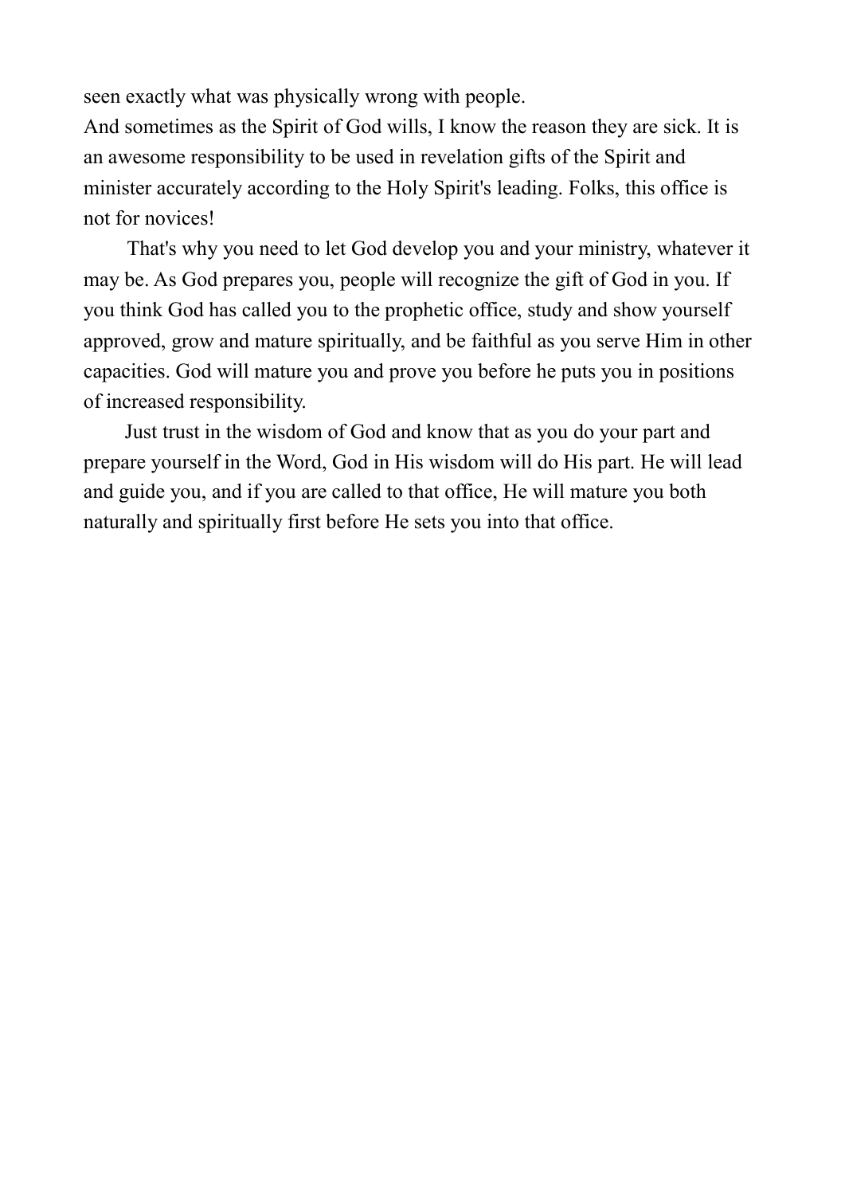seen exactly what was physically wrong with people.

And sometimes as the Spirit of God wills, I know the reason they are sick. It is an awesome responsibility to be used in revelation gifts of the Spirit and minister accurately according to the Holy Spirit's leading. Folks, this office is not for novices!

That's why you need to let God develop you and your ministry, whatever it may be. As God prepares you, people will recognize the gift of God in you. If you think God has called you to the prophetic office, study and show yourself approved, grow and mature spiritually, and be faithful as you serve Him in other capacities. God will mature you and prove you before he puts you in positions of increased responsibility.

Just trust in the wisdom of God and know that as you do your part and prepare yourself in the Word, God in His wisdom will do His part. He will lead and guide you, and if you are called to that office, He will mature you both naturally and spiritually first before He sets you into that office.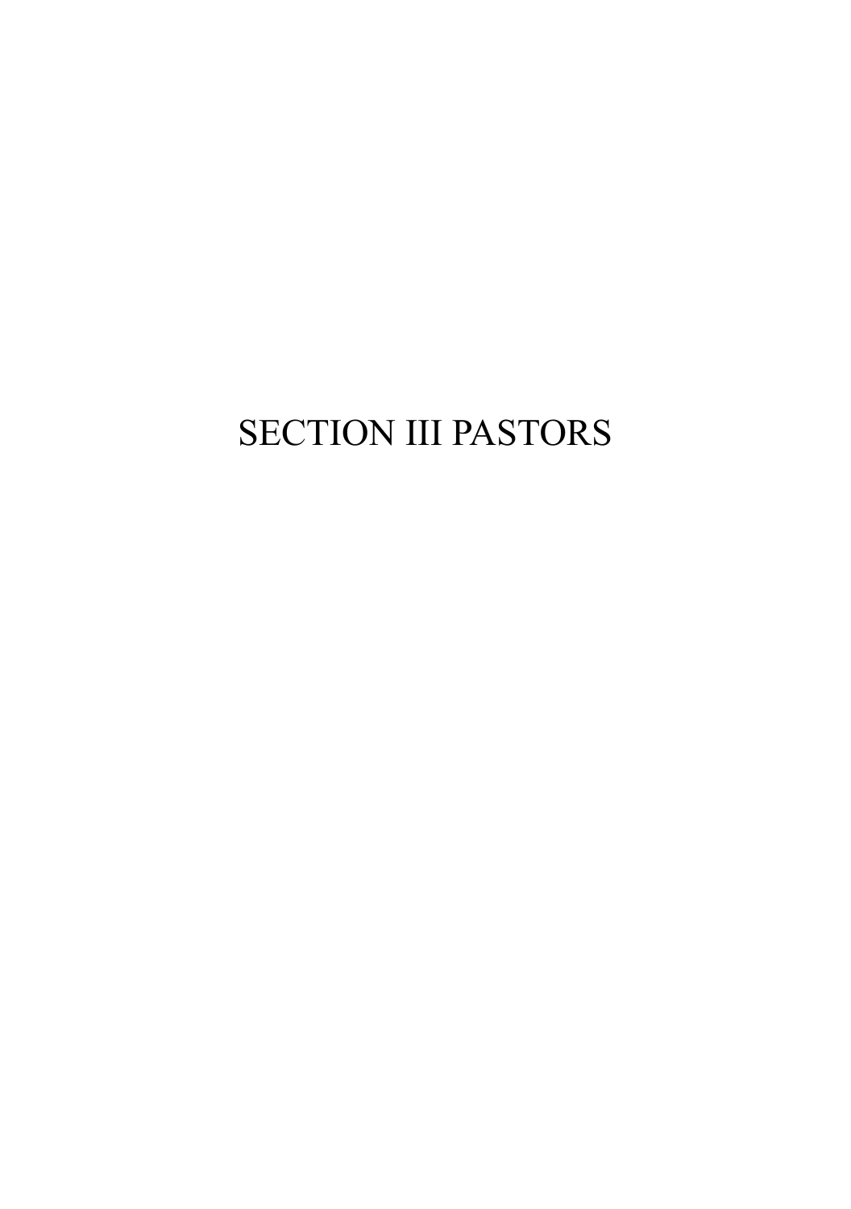# SECTION III PASTORS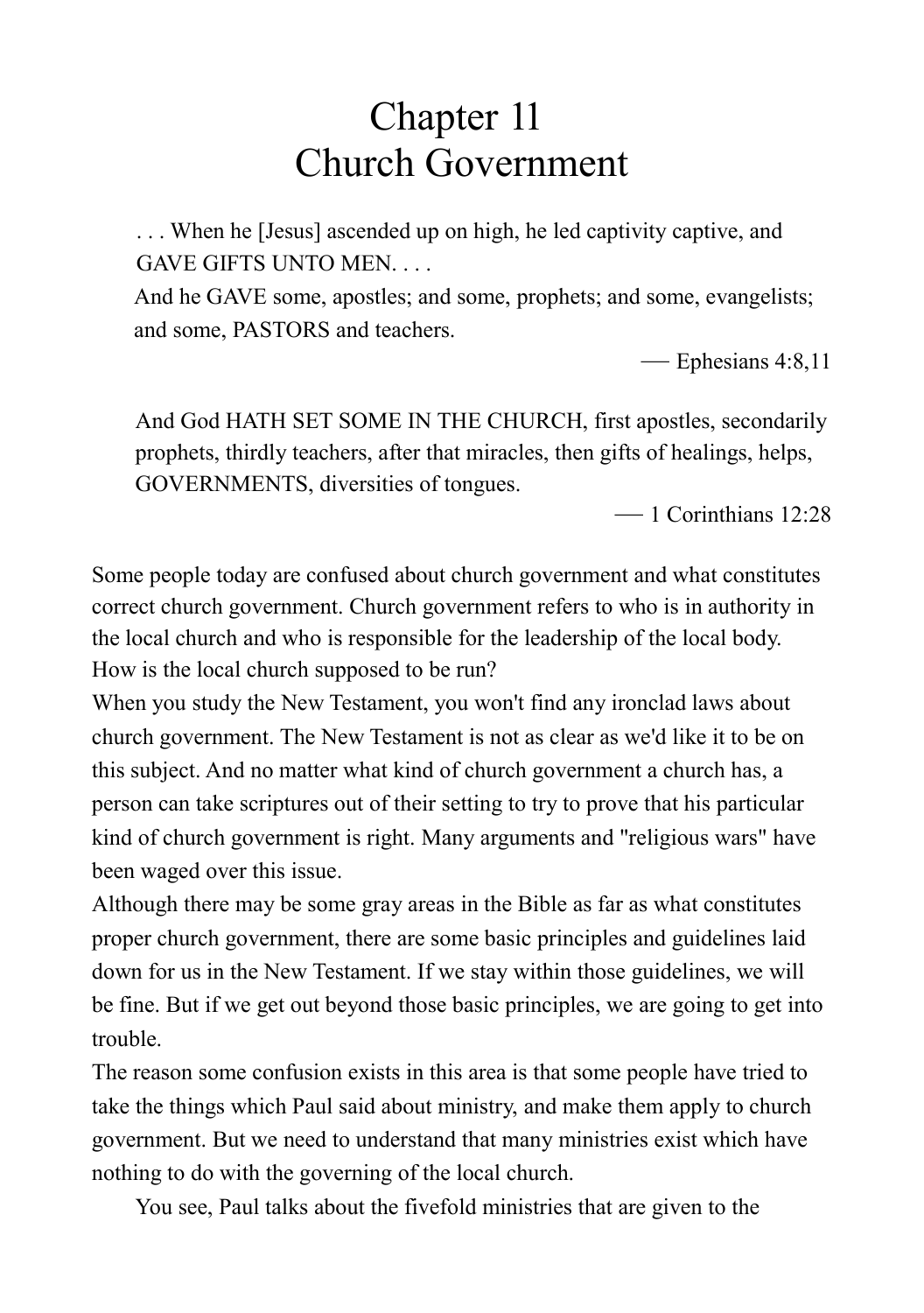# Chapter 11
# Church Government

> . . . When he [Jesus] ascended up on high, he led captivity captive, and GAVE GIFTS UNTO MEN. . . .
>
> And he GAVE some, apostles; and some, prophets; and some, evangelists; and some, PASTORS and teachers.
>
> — Ephesians 4:8,11

> And God HATH SET SOME IN THE CHURCH, first apostles, secondarily prophets, thirdly teachers, after that miracles, then gifts of healings, helps, GOVERNMENTS, diversities of tongues.
>
> — 1 Corinthians 12:28

Some people today are confused about church government and what constitutes correct church government. Church government refers to who is in authority in the local church and who is responsible for the leadership of the local body. How is the local church supposed to be run?

When you study the New Testament, you won't find any ironclad laws about church government. The New Testament is not as clear as we'd like it to be on this subject. And no matter what kind of church government a church has, a person can take scriptures out of their setting to try to prove that his particular kind of church government is right. Many arguments and "religious wars" have been waged over this issue.

Although there may be some gray areas in the Bible as far as what constitutes proper church government, there are some basic principles and guidelines laid down for us in the New Testament. If we stay within those guidelines, we will be fine. But if we get out beyond those basic principles, we are going to get into trouble.

The reason some confusion exists in this area is that some people have tried to take the things which Paul said about ministry, and make them apply to church government. But we need to understand that many ministries exist which have nothing to do with the governing of the local church.

You see, Paul talks about the fivefold ministries that are given to the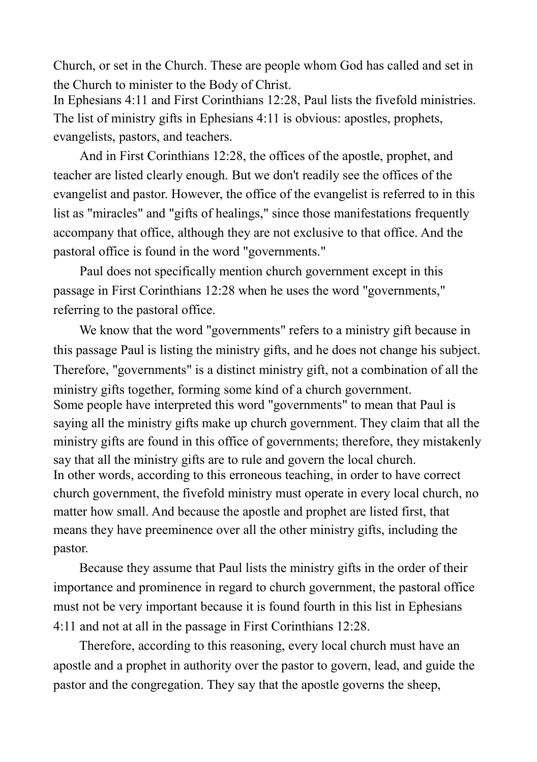Church, or set in the Church. These are people whom God has called and set in the Church to minister to the Body of Christ.

In Ephesians 4:11 and First Corinthians 12:28, Paul lists the fivefold ministries. The list of ministry gifts in Ephesians 4:11 is obvious: apostles, prophets, evangelists, pastors, and teachers.

And in First Corinthians 12:28, the offices of the apostle, prophet, and teacher are listed clearly enough. But we don't readily see the offices of the evangelist and pastor. However, the office of the evangelist is referred to in this list as "miracles" and "gifts of healings," since those manifestations frequently accompany that office, although they are not exclusive to that office. And the pastoral office is found in the word "governments."

Paul does not specifically mention church government except in this passage in First Corinthians 12:28 when he uses the word "governments," referring to the pastoral office.

We know that the word "governments" refers to a ministry gift because in this passage Paul is listing the ministry gifts, and he does not change his subject. Therefore, "governments" is a distinct ministry gift, not a combination of all the ministry gifts together, forming some kind of a church government.

Some people have interpreted this word "governments" to mean that Paul is saying all the ministry gifts make up church government. They claim that all the ministry gifts are found in this office of governments; therefore, they mistakenly say that all the ministry gifts are to rule and govern the local church.

In other words, according to this erroneous teaching, in order to have correct church government, the fivefold ministry must operate in every local church, no matter how small. And because the apostle and prophet are listed first, that means they have preeminence over all the other ministry gifts, including the pastor.

Because they assume that Paul lists the ministry gifts in the order of their importance and prominence in regard to church government, the pastoral office must not be very important because it is found fourth in this list in Ephesians 4:11 and not at all in the passage in First Corinthians 12:28.

Therefore, according to this reasoning, every local church must have an apostle and a prophet in authority over the pastor to govern, lead, and guide the pastor and the congregation. They say that the apostle governs the sheep,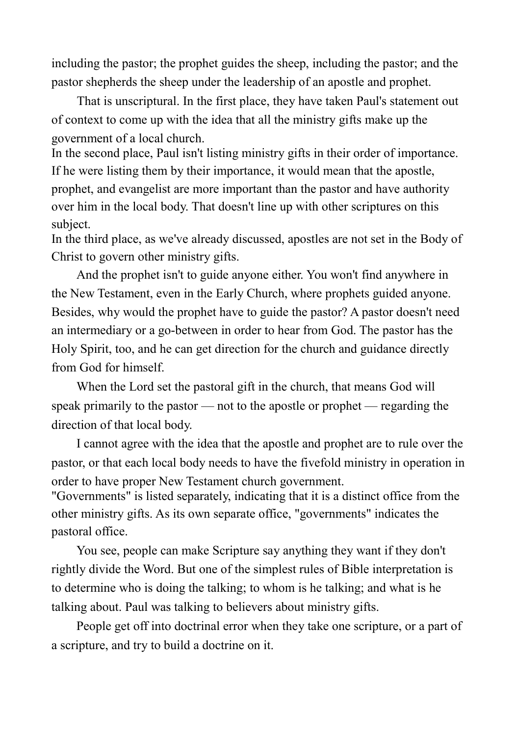including the pastor; the prophet guides the sheep, including the pastor; and the pastor shepherds the sheep under the leadership of an apostle and prophet.

That is unscriptural. In the first place, they have taken Paul's statement out of context to come up with the idea that all the ministry gifts make up the government of a local church.

In the second place, Paul isn't listing ministry gifts in their order of importance. If he were listing them by their importance, it would mean that the apostle, prophet, and evangelist are more important than the pastor and have authority over him in the local body. That doesn't line up with other scriptures on this subject.

In the third place, as we've already discussed, apostles are not set in the Body of Christ to govern other ministry gifts.

And the prophet isn't to guide anyone either. You won't find anywhere in the New Testament, even in the Early Church, where prophets guided anyone. Besides, why would the prophet have to guide the pastor? A pastor doesn't need an intermediary or a go-between in order to hear from God. The pastor has the Holy Spirit, too, and he can get direction for the church and guidance directly from God for himself.

When the Lord set the pastoral gift in the church, that means God will speak primarily to the pastor — not to the apostle or prophet — regarding the direction of that local body.

I cannot agree with the idea that the apostle and prophet are to rule over the pastor, or that each local body needs to have the fivefold ministry in operation in order to have proper New Testament church government.

"Governments" is listed separately, indicating that it is a distinct office from the other ministry gifts. As its own separate office, "governments" indicates the pastoral office.

You see, people can make Scripture say anything they want if they don't rightly divide the Word. But one of the simplest rules of Bible interpretation is to determine who is doing the talking; to whom is he talking; and what is he talking about. Paul was talking to believers about ministry gifts.

People get off into doctrinal error when they take one scripture, or a part of a scripture, and try to build a doctrine on it.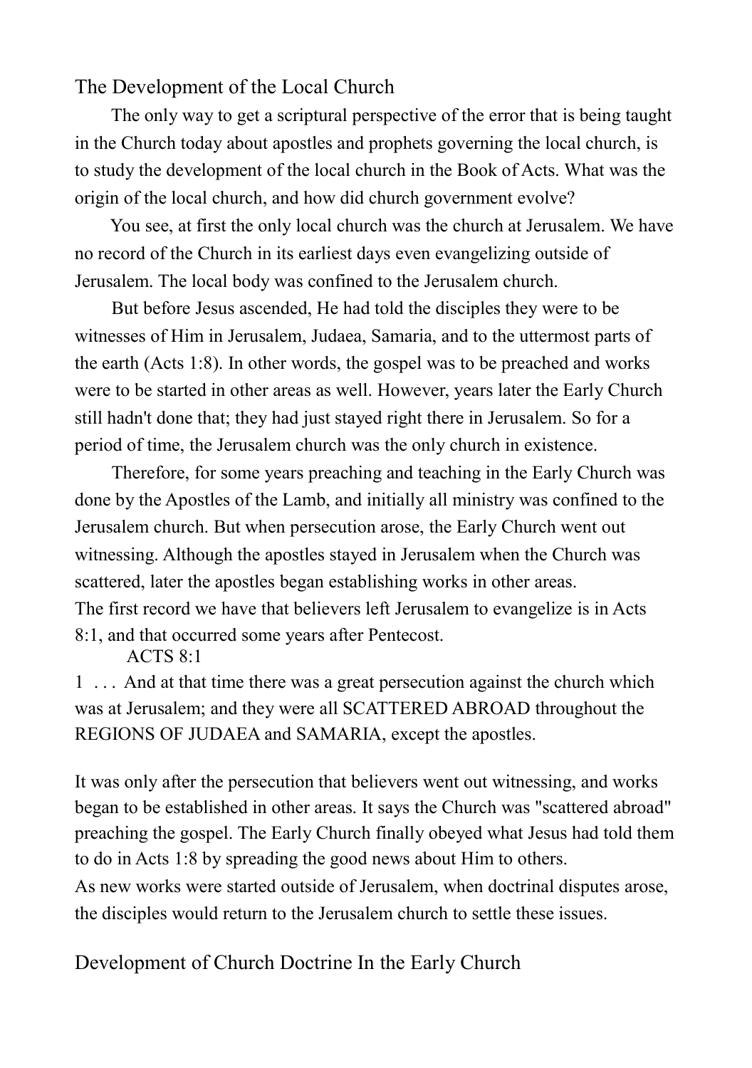## The Development of the Local Church

The only way to get a scriptural perspective of the error that is being taught in the Church today about apostles and prophets governing the local church, is to study the development of the local church in the Book of Acts. What was the origin of the local church, and how did church government evolve?

You see, at first the only local church was the church at Jerusalem. We have no record of the Church in its earliest days even evangelizing outside of Jerusalem. The local body was confined to the Jerusalem church.

But before Jesus ascended, He had told the disciples they were to be witnesses of Him in Jerusalem, Judaea, Samaria, and to the uttermost parts of the earth (Acts 1:8). In other words, the gospel was to be preached and works were to be started in other areas as well. However, years later the Early Church still hadn't done that; they had just stayed right there in Jerusalem. So for a period of time, the Jerusalem church was the only church in existence.

Therefore, for some years preaching and teaching in the Early Church was done by the Apostles of the Lamb, and initially all ministry was confined to the Jerusalem church. But when persecution arose, the Early Church went out witnessing. Although the apostles stayed in Jerusalem when the Church was scattered, later the apostles began establishing works in other areas.
The first record we have that believers left Jerusalem to evangelize is in Acts 8:1, and that occurred some years after Pentecost.

ACTS 8:1

1 . . . And at that time there was a great persecution against the church which was at Jerusalem; and they were all SCATTERED ABROAD throughout the REGIONS OF JUDAEA and SAMARIA, except the apostles.

It was only after the persecution that believers went out witnessing, and works began to be established in other areas. It says the Church was "scattered abroad" preaching the gospel. The Early Church finally obeyed what Jesus had told them to do in Acts 1:8 by spreading the good news about Him to others.
As new works were started outside of Jerusalem, when doctrinal disputes arose, the disciples would return to the Jerusalem church to settle these issues.

## Development of Church Doctrine In the Early Church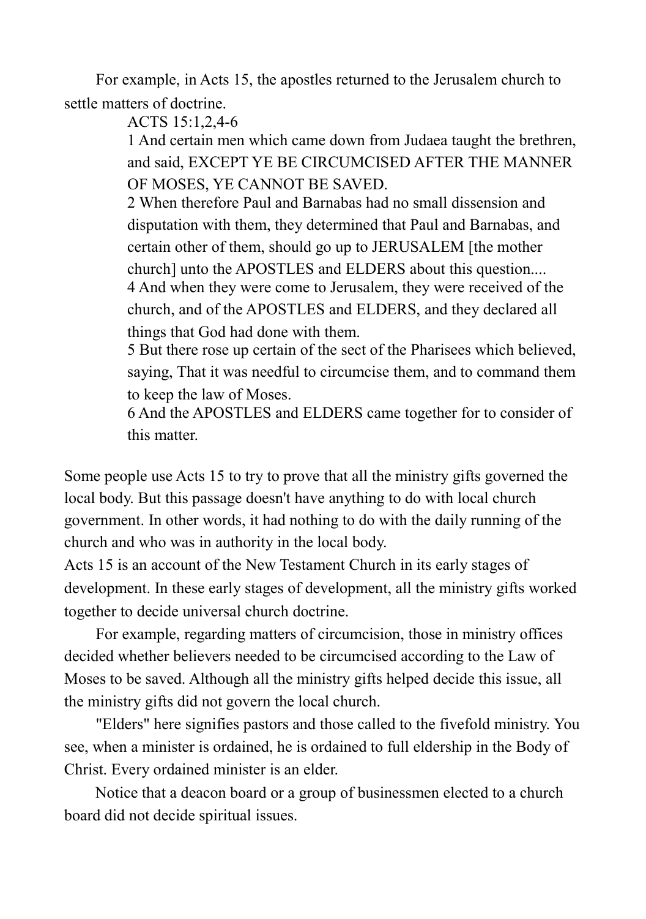For example, in Acts 15, the apostles returned to the Jerusalem church to settle matters of doctrine.

> ACTS 15:1,2,4-6
>
> 1 And certain men which came down from Judaea taught the brethren, and said, EXCEPT YE BE CIRCUMCISED AFTER THE MANNER OF MOSES, YE CANNOT BE SAVED.
>
> 2 When therefore Paul and Barnabas had no small dissension and disputation with them, they determined that Paul and Barnabas, and certain other of them, should go up to JERUSALEM [the mother church] unto the APOSTLES and ELDERS about this question....
>
> 4 And when they were come to Jerusalem, they were received of the church, and of the APOSTLES and ELDERS, and they declared all things that God had done with them.
>
> 5 But there rose up certain of the sect of the Pharisees which believed, saying, That it was needful to circumcise them, and to command them to keep the law of Moses.
>
> 6 And the APOSTLES and ELDERS came together for to consider of this matter.

Some people use Acts 15 to try to prove that all the ministry gifts governed the local body. But this passage doesn't have anything to do with local church government. In other words, it had nothing to do with the daily running of the church and who was in authority in the local body.

Acts 15 is an account of the New Testament Church in its early stages of development. In these early stages of development, all the ministry gifts worked together to decide universal church doctrine.

For example, regarding matters of circumcision, those in ministry offices decided whether believers needed to be circumcised according to the Law of Moses to be saved. Although all the ministry gifts helped decide this issue, all the ministry gifts did not govern the local church.

"Elders" here signifies pastors and those called to the fivefold ministry. You see, when a minister is ordained, he is ordained to full eldership in the Body of Christ. Every ordained minister is an elder.

Notice that a deacon board or a group of businessmen elected to a church board did not decide spiritual issues.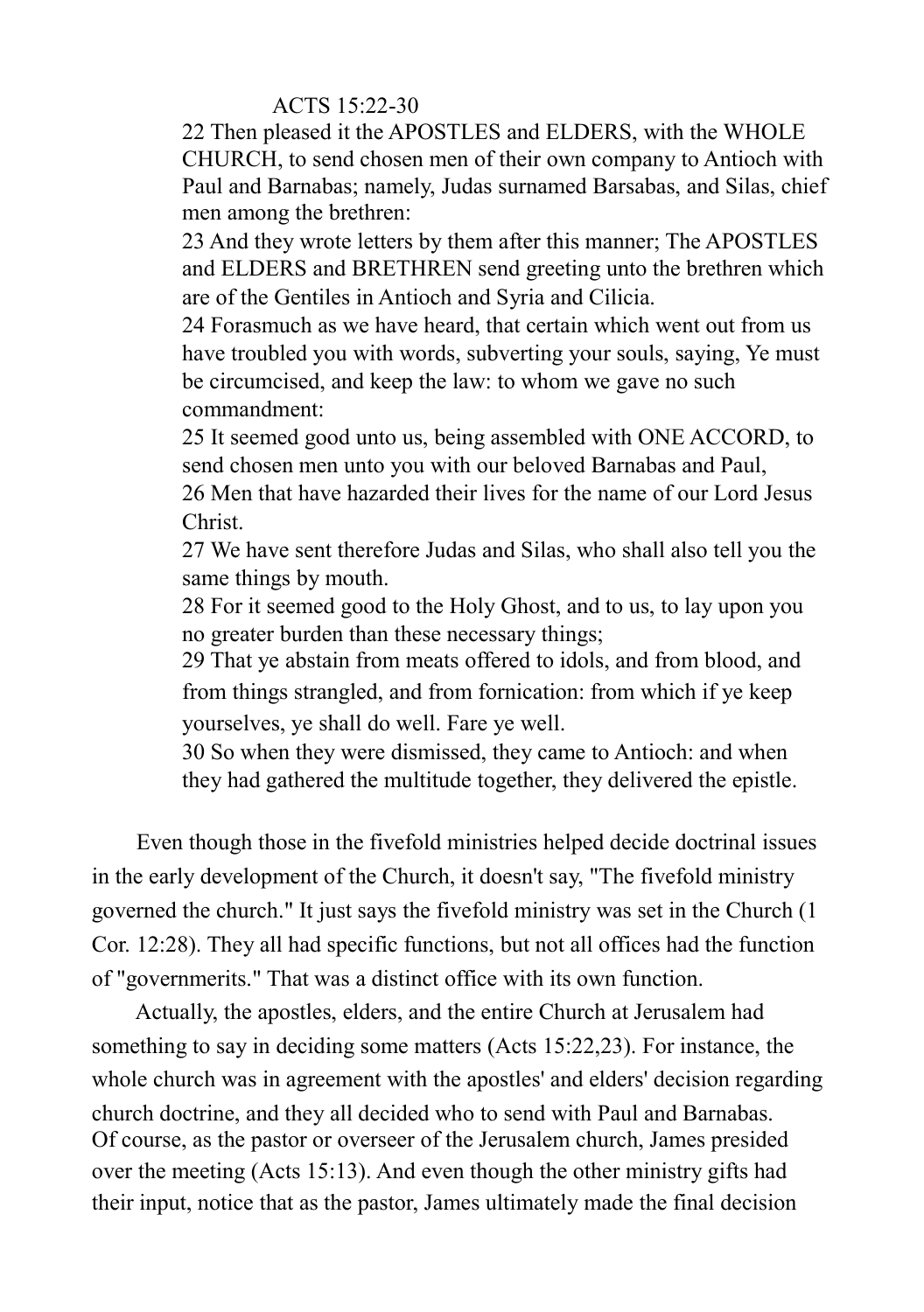ACTS 15:22-30

22 Then pleased it the APOSTLES and ELDERS, with the WHOLE CHURCH, to send chosen men of their own company to Antioch with Paul and Barnabas; namely, Judas surnamed Barsabas, and Silas, chief men among the brethren:

23 And they wrote letters by them after this manner; The APOSTLES and ELDERS and BRETHREN send greeting unto the brethren which are of the Gentiles in Antioch and Syria and Cilicia.

24 Forasmuch as we have heard, that certain which went out from us have troubled you with words, subverting your souls, saying, Ye must be circumcised, and keep the law: to whom we gave no such commandment:

25 It seemed good unto us, being assembled with ONE ACCORD, to send chosen men unto you with our beloved Barnabas and Paul,

26 Men that have hazarded their lives for the name of our Lord Jesus Christ.

27 We have sent therefore Judas and Silas, who shall also tell you the same things by mouth.

28 For it seemed good to the Holy Ghost, and to us, to lay upon you no greater burden than these necessary things;

29 That ye abstain from meats offered to idols, and from blood, and from things strangled, and from fornication: from which if ye keep yourselves, ye shall do well. Fare ye well.

30 So when they were dismissed, they came to Antioch: and when they had gathered the multitude together, they delivered the epistle.

Even though those in the fivefold ministries helped decide doctrinal issues in the early development of the Church, it doesn't say, "The fivefold ministry governed the church." It just says the fivefold ministry was set in the Church (1 Cor. 12:28). They all had specific functions, but not all offices had the function of "governmerits." That was a distinct office with its own function.

Actually, the apostles, elders, and the entire Church at Jerusalem had something to say in deciding some matters (Acts 15:22,23). For instance, the whole church was in agreement with the apostles' and elders' decision regarding church doctrine, and they all decided who to send with Paul and Barnabas. Of course, as the pastor or overseer of the Jerusalem church, James presided over the meeting (Acts 15:13). And even though the other ministry gifts had their input, notice that as the pastor, James ultimately made the final decision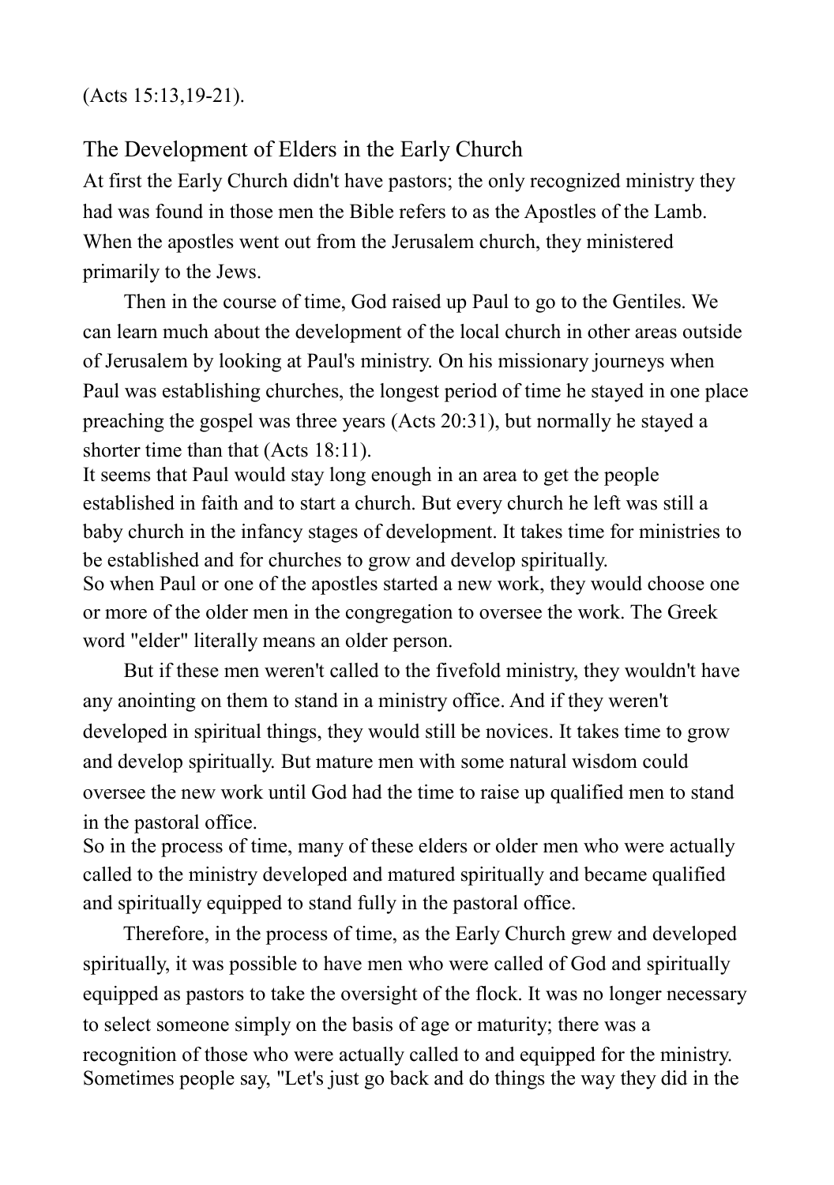(Acts 15:13,19-21).

## The Development of Elders in the Early Church

At first the Early Church didn't have pastors; the only recognized ministry they had was found in those men the Bible refers to as the Apostles of the Lamb. When the apostles went out from the Jerusalem church, they ministered primarily to the Jews.

Then in the course of time, God raised up Paul to go to the Gentiles. We can learn much about the development of the local church in other areas outside of Jerusalem by looking at Paul's ministry. On his missionary journeys when Paul was establishing churches, the longest period of time he stayed in one place preaching the gospel was three years (Acts 20:31), but normally he stayed a shorter time than that (Acts 18:11).

It seems that Paul would stay long enough in an area to get the people established in faith and to start a church. But every church he left was still a baby church in the infancy stages of development. It takes time for ministries to be established and for churches to grow and develop spiritually.

So when Paul or one of the apostles started a new work, they would choose one or more of the older men in the congregation to oversee the work. The Greek word "elder" literally means an older person.

But if these men weren't called to the fivefold ministry, they wouldn't have any anointing on them to stand in a ministry office. And if they weren't developed in spiritual things, they would still be novices. It takes time to grow and develop spiritually. But mature men with some natural wisdom could oversee the new work until God had the time to raise up qualified men to stand in the pastoral office.

So in the process of time, many of these elders or older men who were actually called to the ministry developed and matured spiritually and became qualified and spiritually equipped to stand fully in the pastoral office.

Therefore, in the process of time, as the Early Church grew and developed spiritually, it was possible to have men who were called of God and spiritually equipped as pastors to take the oversight of the flock. It was no longer necessary to select someone simply on the basis of age or maturity; there was a recognition of those who were actually called to and equipped for the ministry.

Sometimes people say, "Let's just go back and do things the way they did in the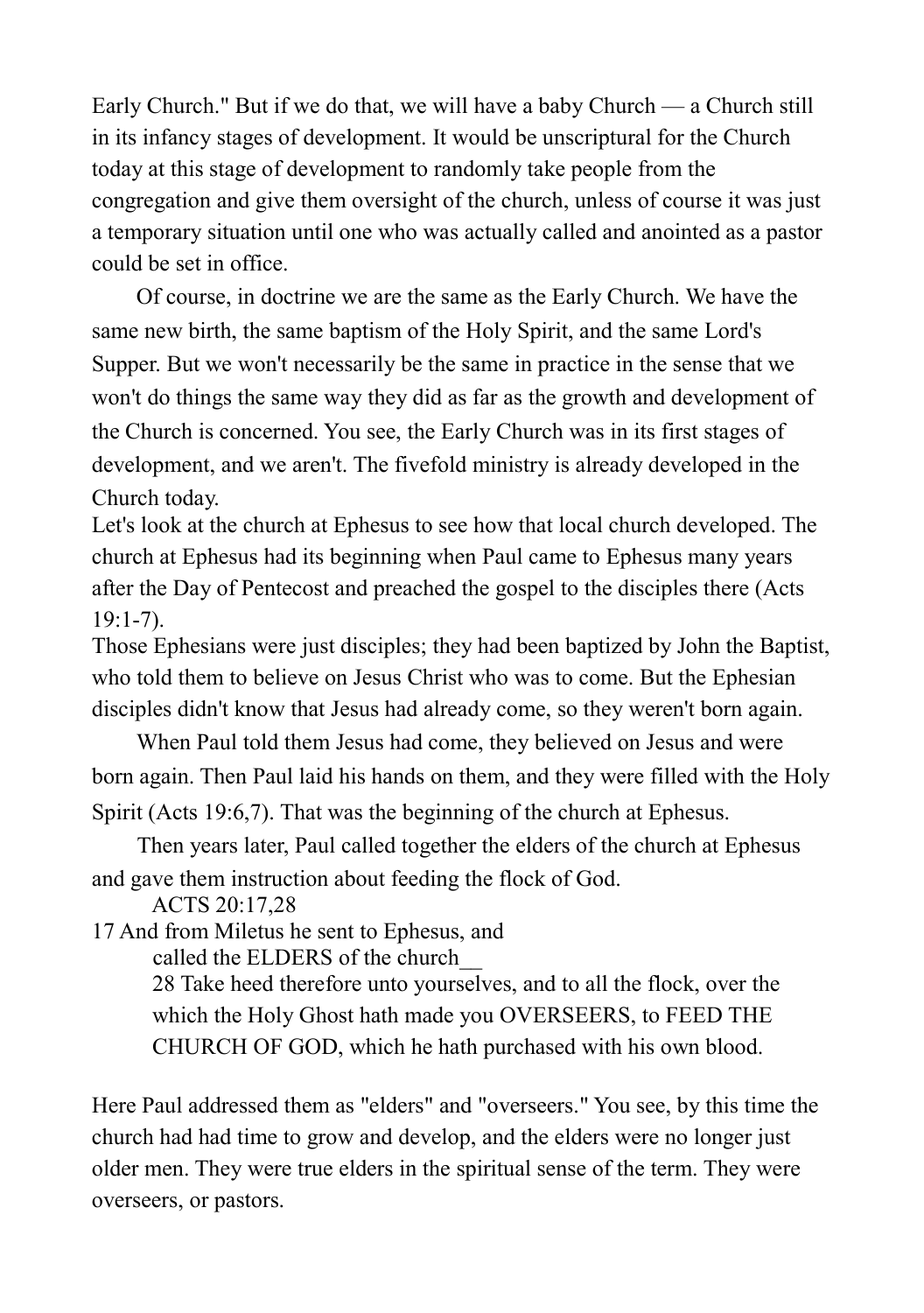Early Church." But if we do that, we will have a baby Church — a Church still in its infancy stages of development. It would be unscriptural for the Church today at this stage of development to randomly take people from the congregation and give them oversight of the church, unless of course it was just a temporary situation until one who was actually called and anointed as a pastor could be set in office.

Of course, in doctrine we are the same as the Early Church. We have the same new birth, the same baptism of the Holy Spirit, and the same Lord's Supper. But we won't necessarily be the same in practice in the sense that we won't do things the same way they did as far as the growth and development of the Church is concerned. You see, the Early Church was in its first stages of development, and we aren't. The fivefold ministry is already developed in the Church today.

Let's look at the church at Ephesus to see how that local church developed. The church at Ephesus had its beginning when Paul came to Ephesus many years after the Day of Pentecost and preached the gospel to the disciples there (Acts 19:1-7).

Those Ephesians were just disciples; they had been baptized by John the Baptist, who told them to believe on Jesus Christ who was to come. But the Ephesian disciples didn't know that Jesus had already come, so they weren't born again.

When Paul told them Jesus had come, they believed on Jesus and were born again. Then Paul laid his hands on them, and they were filled with the Holy Spirit (Acts 19:6,7). That was the beginning of the church at Ephesus.

Then years later, Paul called together the elders of the church at Ephesus and gave them instruction about feeding the flock of God.

ACTS 20:17,28

17 And from Miletus he sent to Ephesus, and called the ELDERS of the church__

28 Take heed therefore unto yourselves, and to all the flock, over the which the Holy Ghost hath made you OVERSEERS, to FEED THE CHURCH OF GOD, which he hath purchased with his own blood.

Here Paul addressed them as "elders" and "overseers." You see, by this time the church had had time to grow and develop, and the elders were no longer just older men. They were true elders in the spiritual sense of the term. They were overseers, or pastors.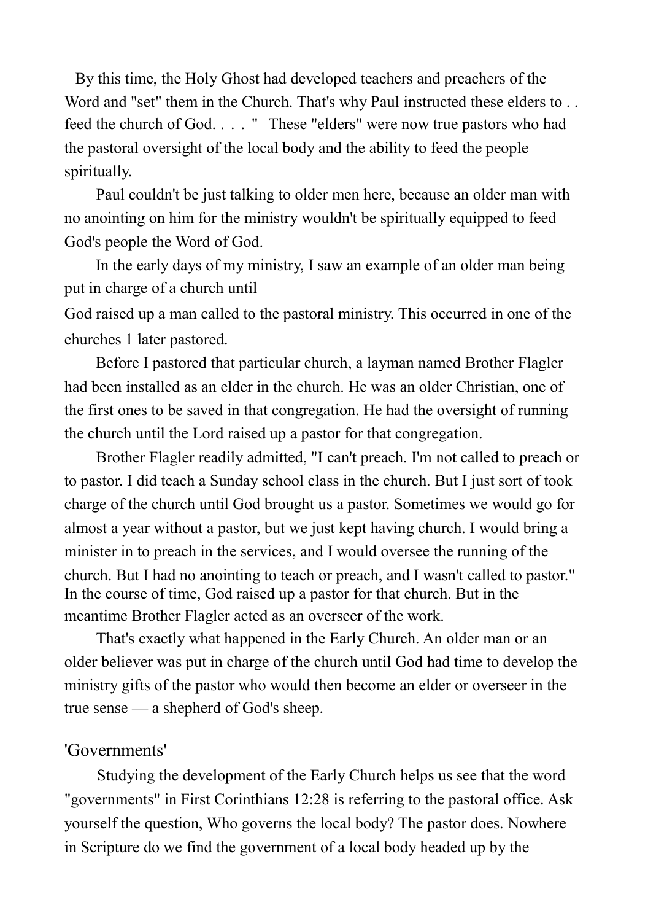By this time, the Holy Ghost had developed teachers and preachers of the Word and "set" them in the Church. That's why Paul instructed these elders to . . feed the church of God. . . . " These "elders" were now true pastors who had the pastoral oversight of the local body and the ability to feed the people spiritually.

Paul couldn't be just talking to older men here, because an older man with no anointing on him for the ministry wouldn't be spiritually equipped to feed God's people the Word of God.

In the early days of my ministry, I saw an example of an older man being put in charge of a church until God raised up a man called to the pastoral ministry. This occurred in one of the churches 1 later pastored.

Before I pastored that particular church, a layman named Brother Flagler had been installed as an elder in the church. He was an older Christian, one of the first ones to be saved in that congregation. He had the oversight of running the church until the Lord raised up a pastor for that congregation.

Brother Flagler readily admitted, "I can't preach. I'm not called to preach or to pastor. I did teach a Sunday school class in the church. But I just sort of took charge of the church until God brought us a pastor. Sometimes we would go for almost a year without a pastor, but we just kept having church. I would bring a minister in to preach in the services, and I would oversee the running of the church. But I had no anointing to teach or preach, and I wasn't called to pastor." In the course of time, God raised up a pastor for that church. But in the meantime Brother Flagler acted as an overseer of the work.

That's exactly what happened in the Early Church. An older man or an older believer was put in charge of the church until God had time to develop the ministry gifts of the pastor who would then become an elder or overseer in the true sense — a shepherd of God's sheep.

## 'Governments'

Studying the development of the Early Church helps us see that the word "governments" in First Corinthians 12:28 is referring to the pastoral office. Ask yourself the question, Who governs the local body? The pastor does. Nowhere in Scripture do we find the government of a local body headed up by the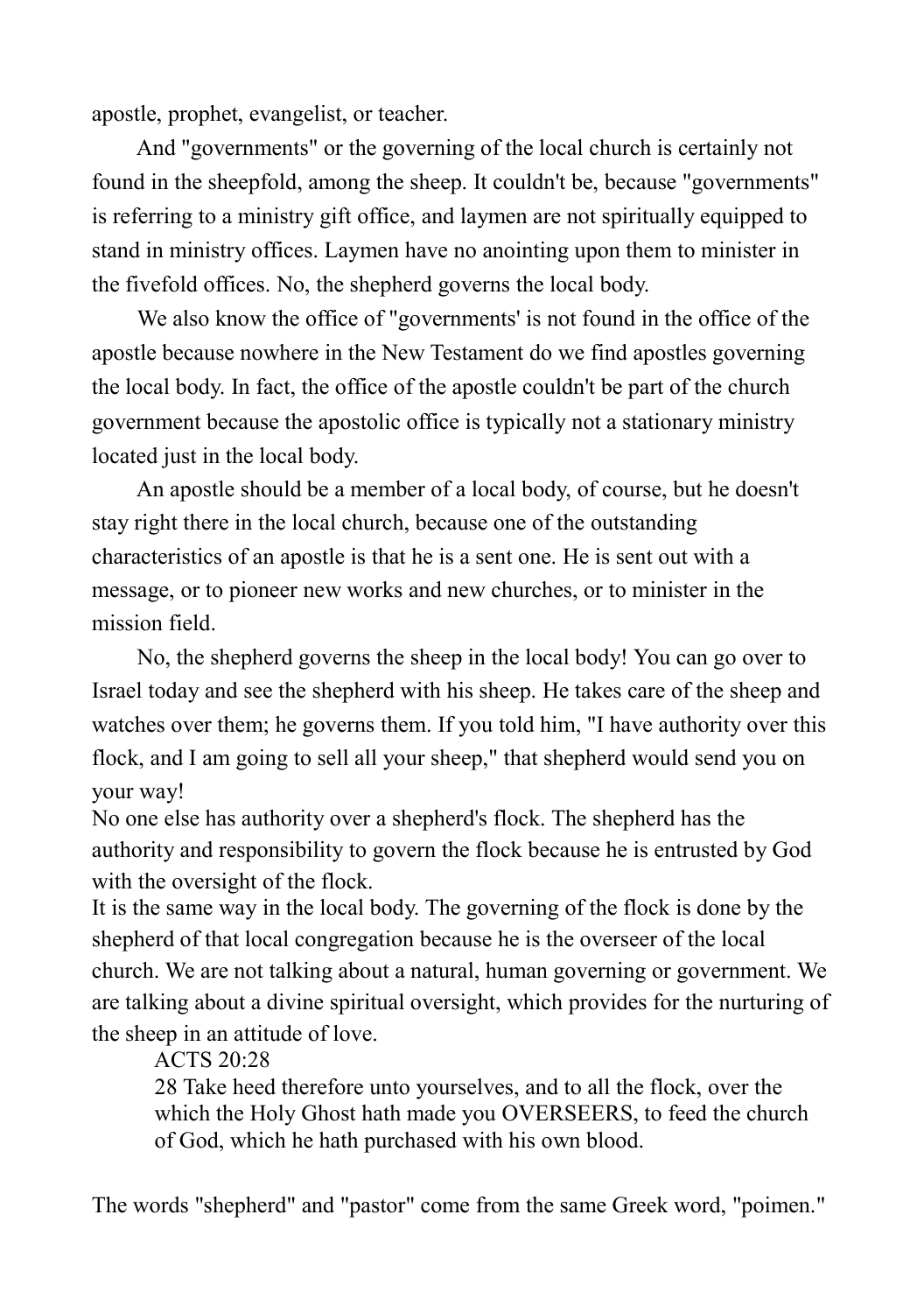apostle, prophet, evangelist, or teacher.

And "governments" or the governing of the local church is certainly not found in the sheepfold, among the sheep. It couldn't be, because "governments" is referring to a ministry gift office, and laymen are not spiritually equipped to stand in ministry offices. Laymen have no anointing upon them to minister in the fivefold offices. No, the shepherd governs the local body.

We also know the office of "governments' is not found in the office of the apostle because nowhere in the New Testament do we find apostles governing the local body. In fact, the office of the apostle couldn't be part of the church government because the apostolic office is typically not a stationary ministry located just in the local body.

An apostle should be a member of a local body, of course, but he doesn't stay right there in the local church, because one of the outstanding characteristics of an apostle is that he is a sent one. He is sent out with a message, or to pioneer new works and new churches, or to minister in the mission field.

No, the shepherd governs the sheep in the local body! You can go over to Israel today and see the shepherd with his sheep. He takes care of the sheep and watches over them; he governs them. If you told him, "I have authority over this flock, and I am going to sell all your sheep," that shepherd would send you on your way!

No one else has authority over a shepherd's flock. The shepherd has the authority and responsibility to govern the flock because he is entrusted by God with the oversight of the flock.

It is the same way in the local body. The governing of the flock is done by the shepherd of that local congregation because he is the overseer of the local church. We are not talking about a natural, human governing or government. We are talking about a divine spiritual oversight, which provides for the nurturing of the sheep in an attitude of love.

> ACTS 20:28
> 28 Take heed therefore unto yourselves, and to all the flock, over the which the Holy Ghost hath made you OVERSEERS, to feed the church of God, which he hath purchased with his own blood.

The words "shepherd" and "pastor" come from the same Greek word, "poimen."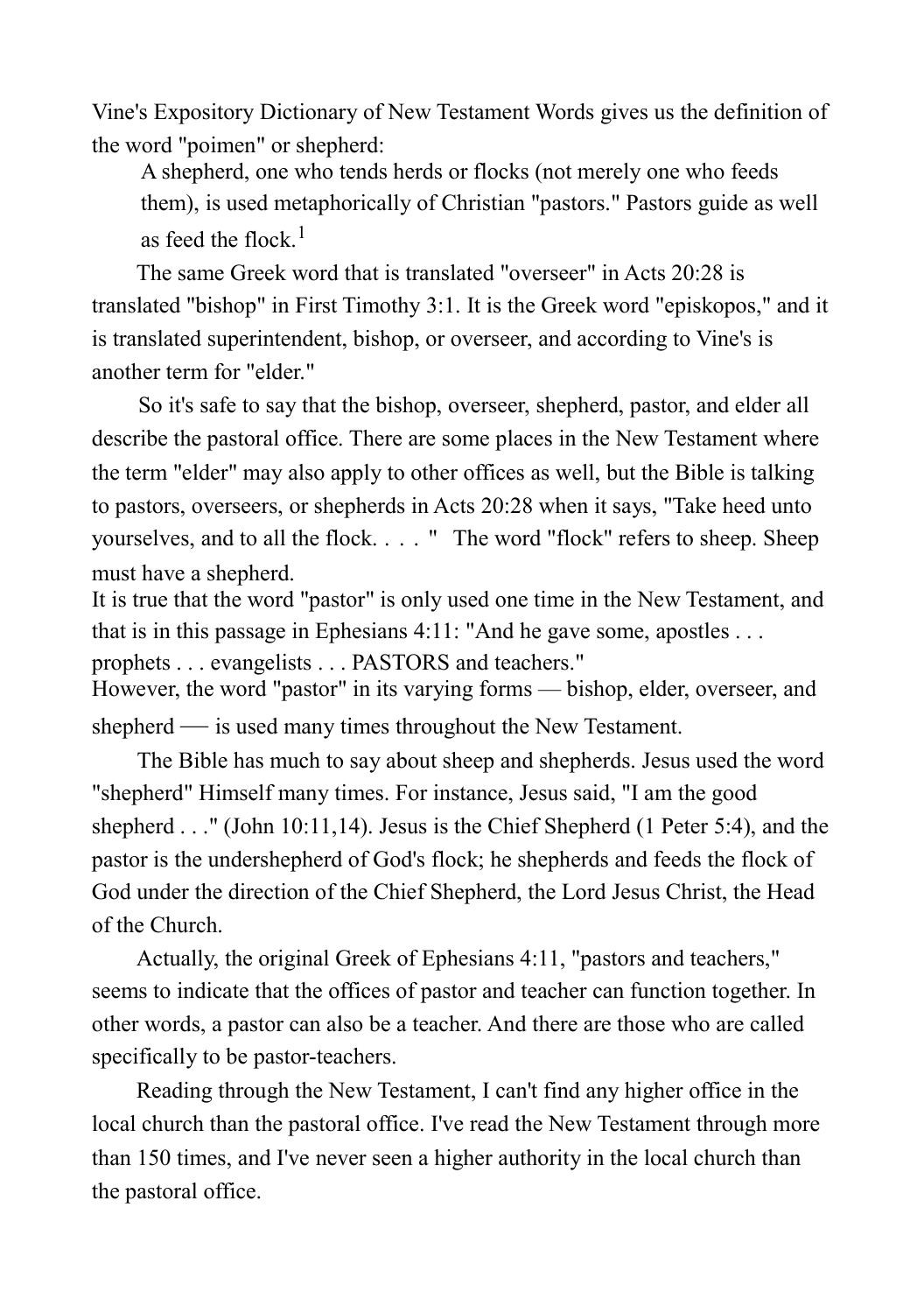Vine's Expository Dictionary of New Testament Words gives us the definition of the word "poimen" or shepherd:

> A shepherd, one who tends herds or flocks (not merely one who feeds them), is used metaphorically of Christian "pastors." Pastors guide as well as feed the flock.[1]

The same Greek word that is translated "overseer" in Acts 20:28 is translated "bishop" in First Timothy 3:1. It is the Greek word "episkopos," and it is translated superintendent, bishop, or overseer, and according to Vine's is another term for "elder."

So it's safe to say that the bishop, overseer, shepherd, pastor, and elder all describe the pastoral office. There are some places in the New Testament where the term "elder" may also apply to other offices as well, but the Bible is talking to pastors, overseers, or shepherds in Acts 20:28 when it says, "Take heed unto yourselves, and to all the flock. . . . " The word "flock" refers to sheep. Sheep must have a shepherd.

It is true that the word "pastor" is only used one time in the New Testament, and that is in this passage in Ephesians 4:11: "And he gave some, apostles . . . prophets . . . evangelists . . . PASTORS and teachers."

However, the word "pastor" in its varying forms — bishop, elder, overseer, and shepherd — is used many times throughout the New Testament.

The Bible has much to say about sheep and shepherds. Jesus used the word "shepherd" Himself many times. For instance, Jesus said, "I am the good shepherd . . ." (John 10:11,14). Jesus is the Chief Shepherd (1 Peter 5:4), and the pastor is the undershepherd of God's flock; he shepherds and feeds the flock of God under the direction of the Chief Shepherd, the Lord Jesus Christ, the Head of the Church.

Actually, the original Greek of Ephesians 4:11, "pastors and teachers," seems to indicate that the offices of pastor and teacher can function together. In other words, a pastor can also be a teacher. And there are those who are called specifically to be pastor-teachers.

Reading through the New Testament, I can't find any higher office in the local church than the pastoral office. I've read the New Testament through more than 150 times, and I've never seen a higher authority in the local church than the pastoral office.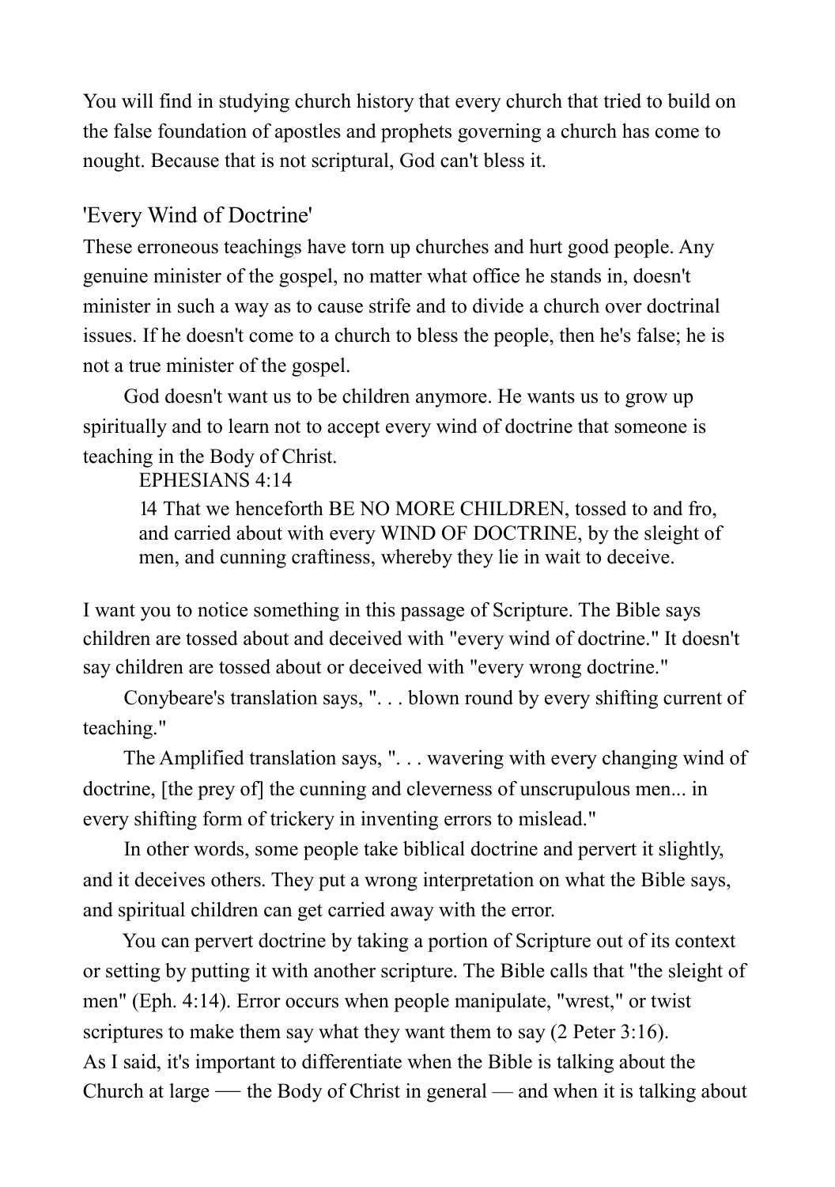You will find in studying church history that every church that tried to build on the false foundation of apostles and prophets governing a church has come to nought. Because that is not scriptural, God can't bless it.

## 'Every Wind of Doctrine'

These erroneous teachings have torn up churches and hurt good people. Any genuine minister of the gospel, no matter what office he stands in, doesn't minister in such a way as to cause strife and to divide a church over doctrinal issues. If he doesn't come to a church to bless the people, then he's false; he is not a true minister of the gospel.

God doesn't want us to be children anymore. He wants us to grow up spiritually and to learn not to accept every wind of doctrine that someone is teaching in the Body of Christ.

> EPHESIANS 4:14
>
> 14 That we henceforth BE NO MORE CHILDREN, tossed to and fro, and carried about with every WIND OF DOCTRINE, by the sleight of men, and cunning craftiness, whereby they lie in wait to deceive.

I want you to notice something in this passage of Scripture. The Bible says children are tossed about and deceived with "every wind of doctrine." It doesn't say children are tossed about or deceived with "every wrong doctrine."

Conybeare's translation says, ". . . blown round by every shifting current of teaching."

The Amplified translation says, ". . . wavering with every changing wind of doctrine, [the prey of] the cunning and cleverness of unscrupulous men... in every shifting form of trickery in inventing errors to mislead."

In other words, some people take biblical doctrine and pervert it slightly, and it deceives others. They put a wrong interpretation on what the Bible says, and spiritual children can get carried away with the error.

You can pervert doctrine by taking a portion of Scripture out of its context or setting by putting it with another scripture. The Bible calls that "the sleight of men" (Eph. 4:14). Error occurs when people manipulate, "wrest," or twist scriptures to make them say what they want them to say (2 Peter 3:16).

As I said, it's important to differentiate when the Bible is talking about the Church at large — the Body of Christ in general — and when it is talking about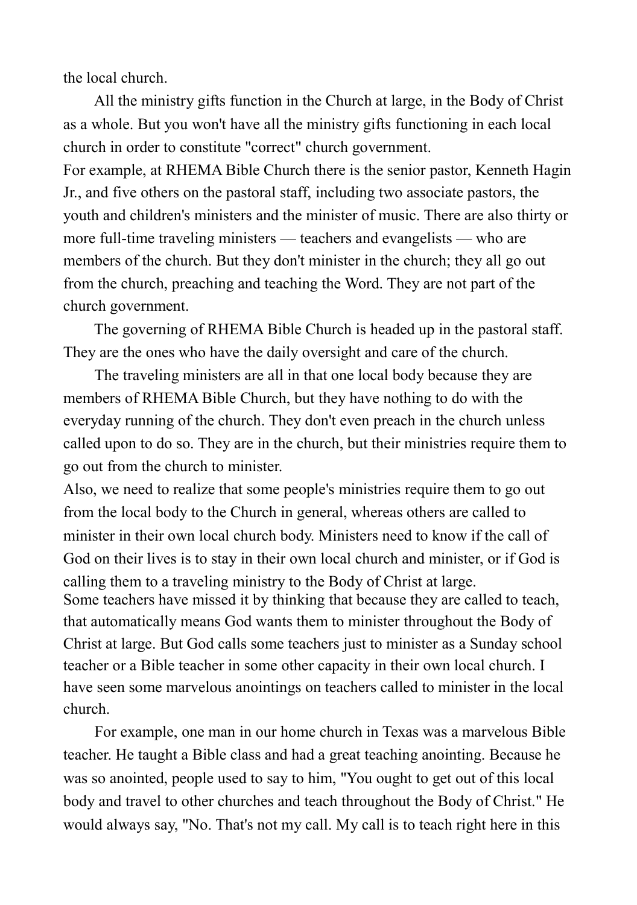the local church.

All the ministry gifts function in the Church at large, in the Body of Christ as a whole. But you won't have all the ministry gifts functioning in each local church in order to constitute "correct" church government.

For example, at RHEMA Bible Church there is the senior pastor, Kenneth Hagin Jr., and five others on the pastoral staff, including two associate pastors, the youth and children's ministers and the minister of music. There are also thirty or more full-time traveling ministers — teachers and evangelists — who are members of the church. But they don't minister in the church; they all go out from the church, preaching and teaching the Word. They are not part of the church government.

The governing of RHEMA Bible Church is headed up in the pastoral staff. They are the ones who have the daily oversight and care of the church.

The traveling ministers are all in that one local body because they are members of RHEMA Bible Church, but they have nothing to do with the everyday running of the church. They don't even preach in the church unless called upon to do so. They are in the church, but their ministries require them to go out from the church to minister.

Also, we need to realize that some people's ministries require them to go out from the local body to the Church in general, whereas others are called to minister in their own local church body. Ministers need to know if the call of God on their lives is to stay in their own local church and minister, or if God is calling them to a traveling ministry to the Body of Christ at large.

Some teachers have missed it by thinking that because they are called to teach, that automatically means God wants them to minister throughout the Body of Christ at large. But God calls some teachers just to minister as a Sunday school teacher or a Bible teacher in some other capacity in their own local church. I have seen some marvelous anointings on teachers called to minister in the local church.

For example, one man in our home church in Texas was a marvelous Bible teacher. He taught a Bible class and had a great teaching anointing. Because he was so anointed, people used to say to him, "You ought to get out of this local body and travel to other churches and teach throughout the Body of Christ." He would always say, "No. That's not my call. My call is to teach right here in this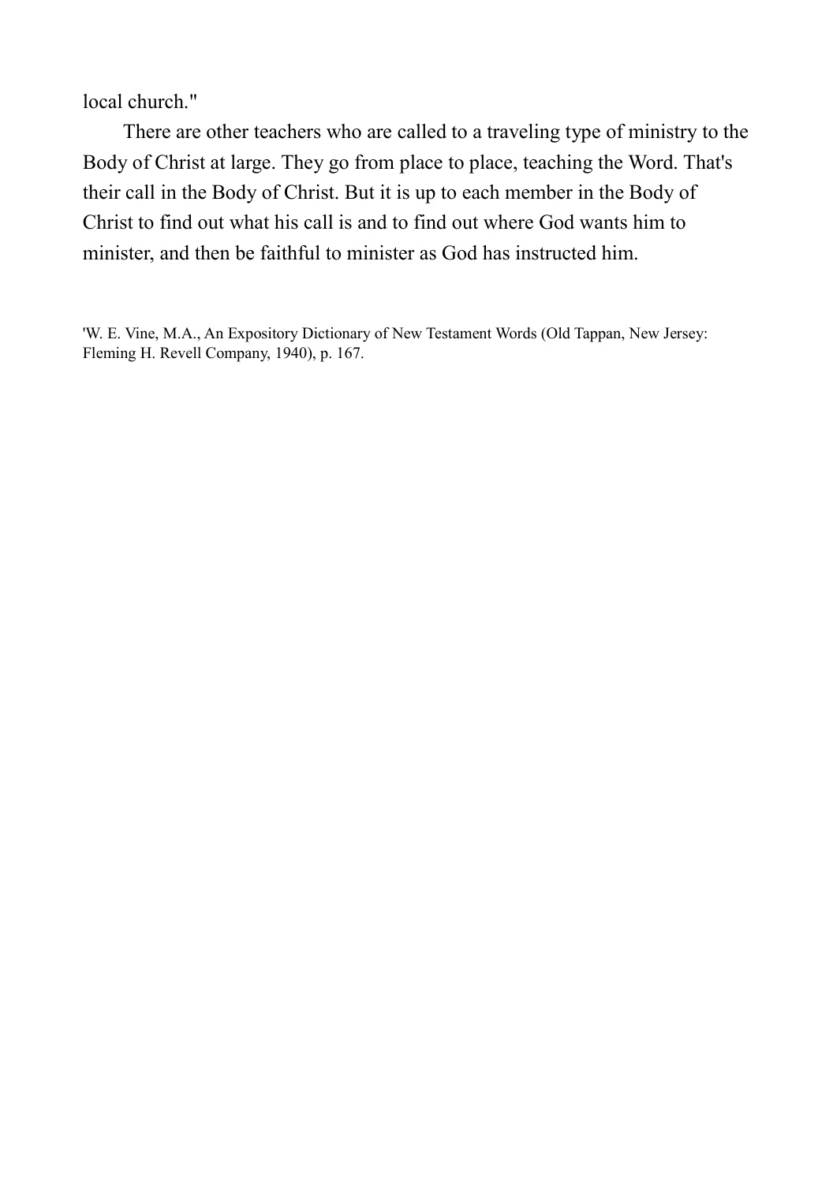local church."

There are other teachers who are called to a traveling type of ministry to the Body of Christ at large. They go from place to place, teaching the Word. That's their call in the Body of Christ. But it is up to each member in the Body of Christ to find out what his call is and to find out where God wants him to minister, and then be faithful to minister as God has instructed him.

'W. E. Vine, M.A., An Expository Dictionary of New Testament Words (Old Tappan, New Jersey: Fleming H. Revell Company, 1940), p. 167.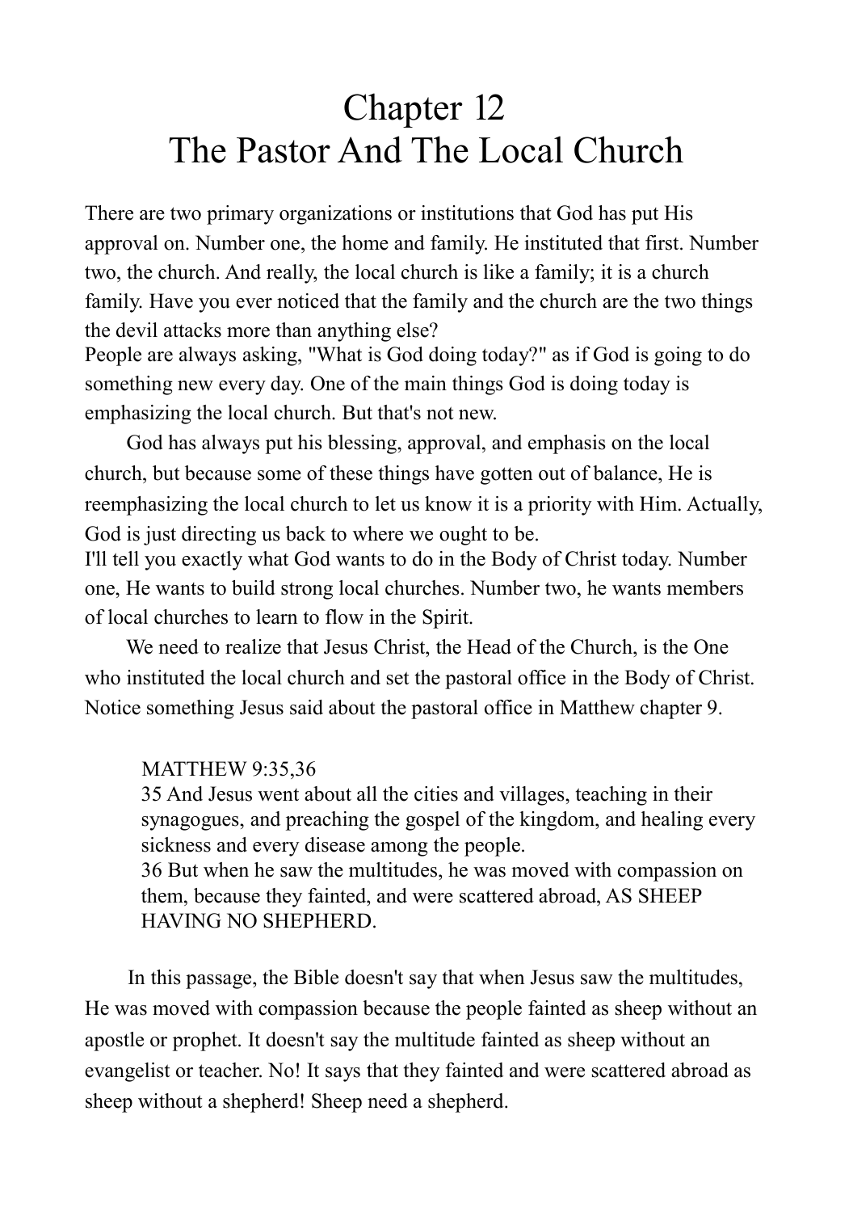# Chapter 12
# The Pastor And The Local Church

There are two primary organizations or institutions that God has put His approval on. Number one, the home and family. He instituted that first. Number two, the church. And really, the local church is like a family; it is a church family. Have you ever noticed that the family and the church are the two things the devil attacks more than anything else?

People are always asking, "What is God doing today?" as if God is going to do something new every day. One of the main things God is doing today is emphasizing the local church. But that's not new.

God has always put his blessing, approval, and emphasis on the local church, but because some of these things have gotten out of balance, He is reemphasizing the local church to let us know it is a priority with Him. Actually, God is just directing us back to where we ought to be.

I'll tell you exactly what God wants to do in the Body of Christ today. Number one, He wants to build strong local churches. Number two, he wants members of local churches to learn to flow in the Spirit.

We need to realize that Jesus Christ, the Head of the Church, is the One who instituted the local church and set the pastoral office in the Body of Christ. Notice something Jesus said about the pastoral office in Matthew chapter 9.

> MATTHEW 9:35,36
> 35 And Jesus went about all the cities and villages, teaching in their synagogues, and preaching the gospel of the kingdom, and healing every sickness and every disease among the people.
> 36 But when he saw the multitudes, he was moved with compassion on them, because they fainted, and were scattered abroad, AS SHEEP HAVING NO SHEPHERD.

In this passage, the Bible doesn't say that when Jesus saw the multitudes, He was moved with compassion because the people fainted as sheep without an apostle or prophet. It doesn't say the multitude fainted as sheep without an evangelist or teacher. No! It says that they fainted and were scattered abroad as sheep without a shepherd! Sheep need a shepherd.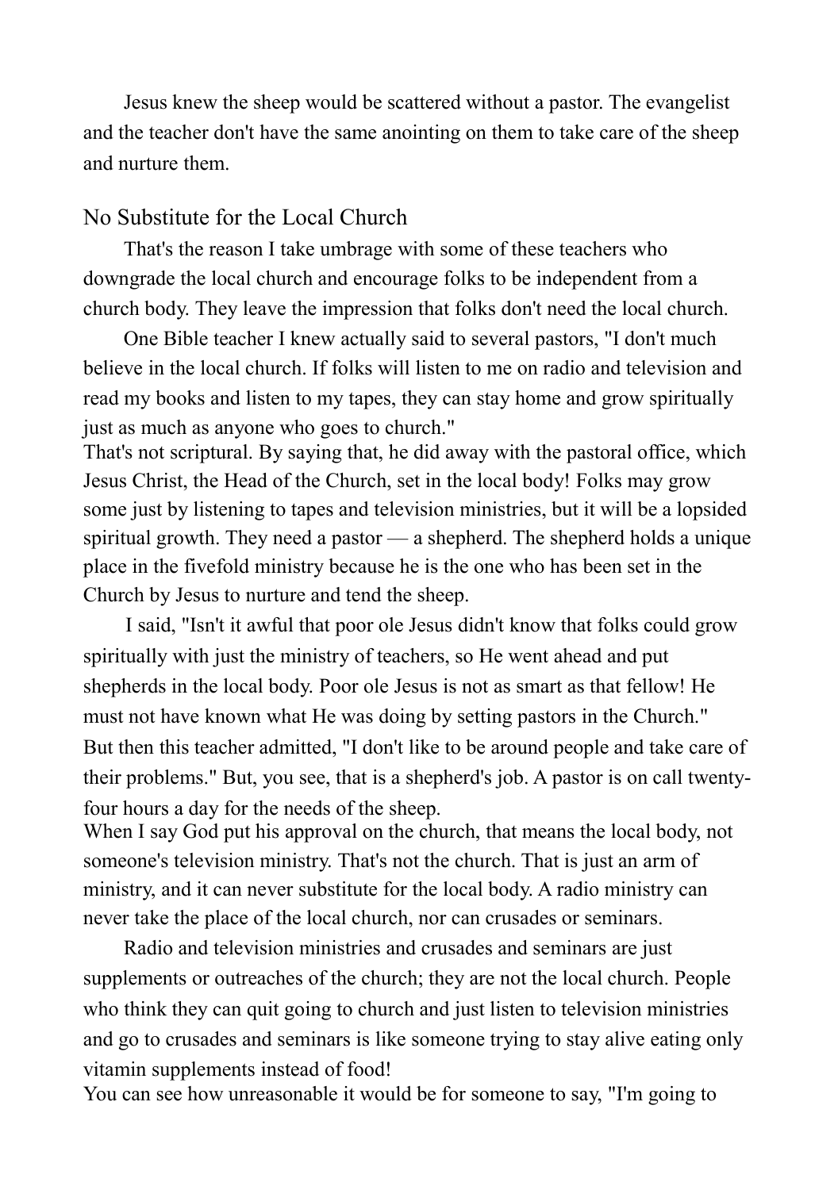Jesus knew the sheep would be scattered without a pastor. The evangelist and the teacher don't have the same anointing on them to take care of the sheep and nurture them.

## No Substitute for the Local Church

That's the reason I take umbrage with some of these teachers who downgrade the local church and encourage folks to be independent from a church body. They leave the impression that folks don't need the local church.

One Bible teacher I knew actually said to several pastors, "I don't much believe in the local church. If folks will listen to me on radio and television and read my books and listen to my tapes, they can stay home and grow spiritually just as much as anyone who goes to church."

That's not scriptural. By saying that, he did away with the pastoral office, which Jesus Christ, the Head of the Church, set in the local body! Folks may grow some just by listening to tapes and television ministries, but it will be a lopsided spiritual growth. They need a pastor — a shepherd. The shepherd holds a unique place in the fivefold ministry because he is the one who has been set in the Church by Jesus to nurture and tend the sheep.

I said, "Isn't it awful that poor ole Jesus didn't know that folks could grow spiritually with just the ministry of teachers, so He went ahead and put shepherds in the local body. Poor ole Jesus is not as smart as that fellow! He must not have known what He was doing by setting pastors in the Church."

But then this teacher admitted, "I don't like to be around people and take care of their problems." But, you see, that is a shepherd's job. A pastor is on call twenty-four hours a day for the needs of the sheep.

When I say God put his approval on the church, that means the local body, not someone's television ministry. That's not the church. That is just an arm of ministry, and it can never substitute for the local body. A radio ministry can never take the place of the local church, nor can crusades or seminars.

Radio and television ministries and crusades and seminars are just supplements or outreaches of the church; they are not the local church. People who think they can quit going to church and just listen to television ministries and go to crusades and seminars is like someone trying to stay alive eating only vitamin supplements instead of food!

You can see how unreasonable it would be for someone to say, "I'm going to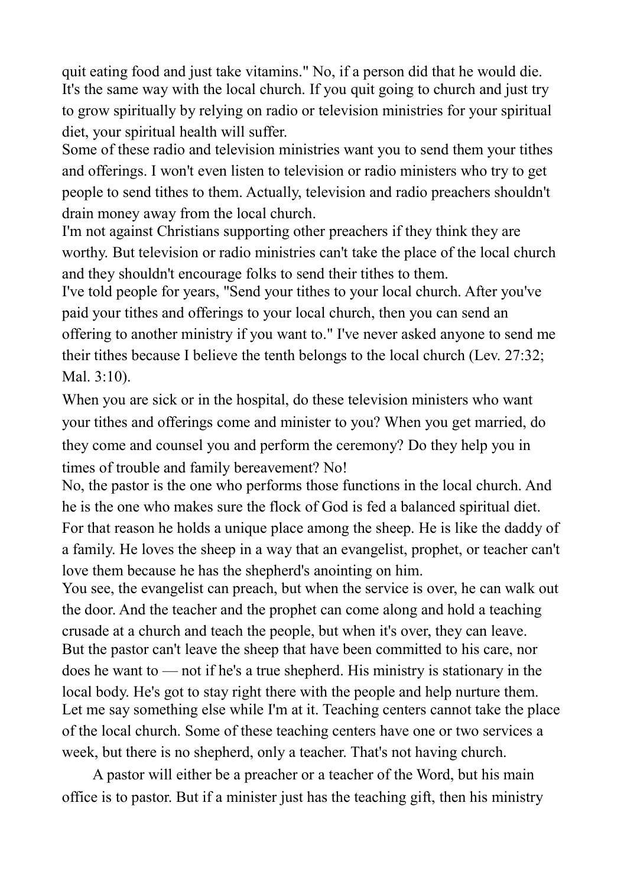quit eating food and just take vitamins." No, if a person did that he would die. It's the same way with the local church. If you quit going to church and just try to grow spiritually by relying on radio or television ministries for your spiritual diet, your spiritual health will suffer.

Some of these radio and television ministries want you to send them your tithes and offerings. I won't even listen to television or radio ministers who try to get people to send tithes to them. Actually, television and radio preachers shouldn't drain money away from the local church.

I'm not against Christians supporting other preachers if they think they are worthy. But television or radio ministries can't take the place of the local church and they shouldn't encourage folks to send their tithes to them.

I've told people for years, "Send your tithes to your local church. After you've paid your tithes and offerings to your local church, then you can send an offering to another ministry if you want to." I've never asked anyone to send me their tithes because I believe the tenth belongs to the local church (Lev. 27:32; Mal. 3:10).

When you are sick or in the hospital, do these television ministers who want your tithes and offerings come and minister to you? When you get married, do they come and counsel you and perform the ceremony? Do they help you in times of trouble and family bereavement? No!

No, the pastor is the one who performs those functions in the local church. And he is the one who makes sure the flock of God is fed a balanced spiritual diet. For that reason he holds a unique place among the sheep. He is like the daddy of a family. He loves the sheep in a way that an evangelist, prophet, or teacher can't love them because he has the shepherd's anointing on him.

You see, the evangelist can preach, but when the service is over, he can walk out the door. And the teacher and the prophet can come along and hold a teaching crusade at a church and teach the people, but when it's over, they can leave. But the pastor can't leave the sheep that have been committed to his care, nor does he want to — not if he's a true shepherd. His ministry is stationary in the local body. He's got to stay right there with the people and help nurture them.

Let me say something else while I'm at it. Teaching centers cannot take the place of the local church. Some of these teaching centers have one or two services a week, but there is no shepherd, only a teacher. That's not having church.

A pastor will either be a preacher or a teacher of the Word, but his main office is to pastor. But if a minister just has the teaching gift, then his ministry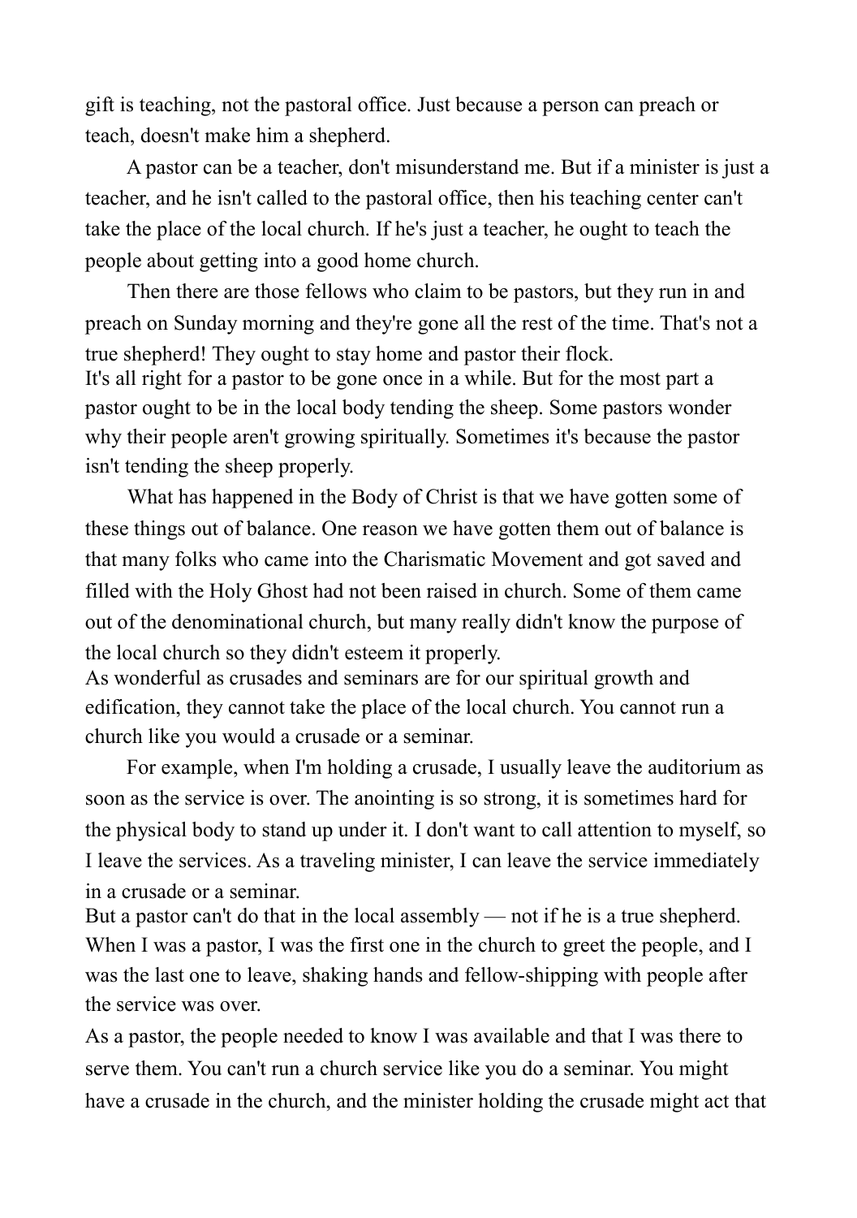gift is teaching, not the pastoral office. Just because a person can preach or teach, doesn't make him a shepherd.

A pastor can be a teacher, don't misunderstand me. But if a minister is just a teacher, and he isn't called to the pastoral office, then his teaching center can't take the place of the local church. If he's just a teacher, he ought to teach the people about getting into a good home church.

Then there are those fellows who claim to be pastors, but they run in and preach on Sunday morning and they're gone all the rest of the time. That's not a true shepherd! They ought to stay home and pastor their flock.

It's all right for a pastor to be gone once in a while. But for the most part a pastor ought to be in the local body tending the sheep. Some pastors wonder why their people aren't growing spiritually. Sometimes it's because the pastor isn't tending the sheep properly.

What has happened in the Body of Christ is that we have gotten some of these things out of balance. One reason we have gotten them out of balance is that many folks who came into the Charismatic Movement and got saved and filled with the Holy Ghost had not been raised in church. Some of them came out of the denominational church, but many really didn't know the purpose of the local church so they didn't esteem it properly.

As wonderful as crusades and seminars are for our spiritual growth and edification, they cannot take the place of the local church. You cannot run a church like you would a crusade or a seminar.

For example, when I'm holding a crusade, I usually leave the auditorium as soon as the service is over. The anointing is so strong, it is sometimes hard for the physical body to stand up under it. I don't want to call attention to myself, so I leave the services. As a traveling minister, I can leave the service immediately in a crusade or a seminar.

But a pastor can't do that in the local assembly — not if he is a true shepherd. When I was a pastor, I was the first one in the church to greet the people, and I was the last one to leave, shaking hands and fellow-shipping with people after the service was over.

As a pastor, the people needed to know I was available and that I was there to serve them. You can't run a church service like you do a seminar. You might have a crusade in the church, and the minister holding the crusade might act that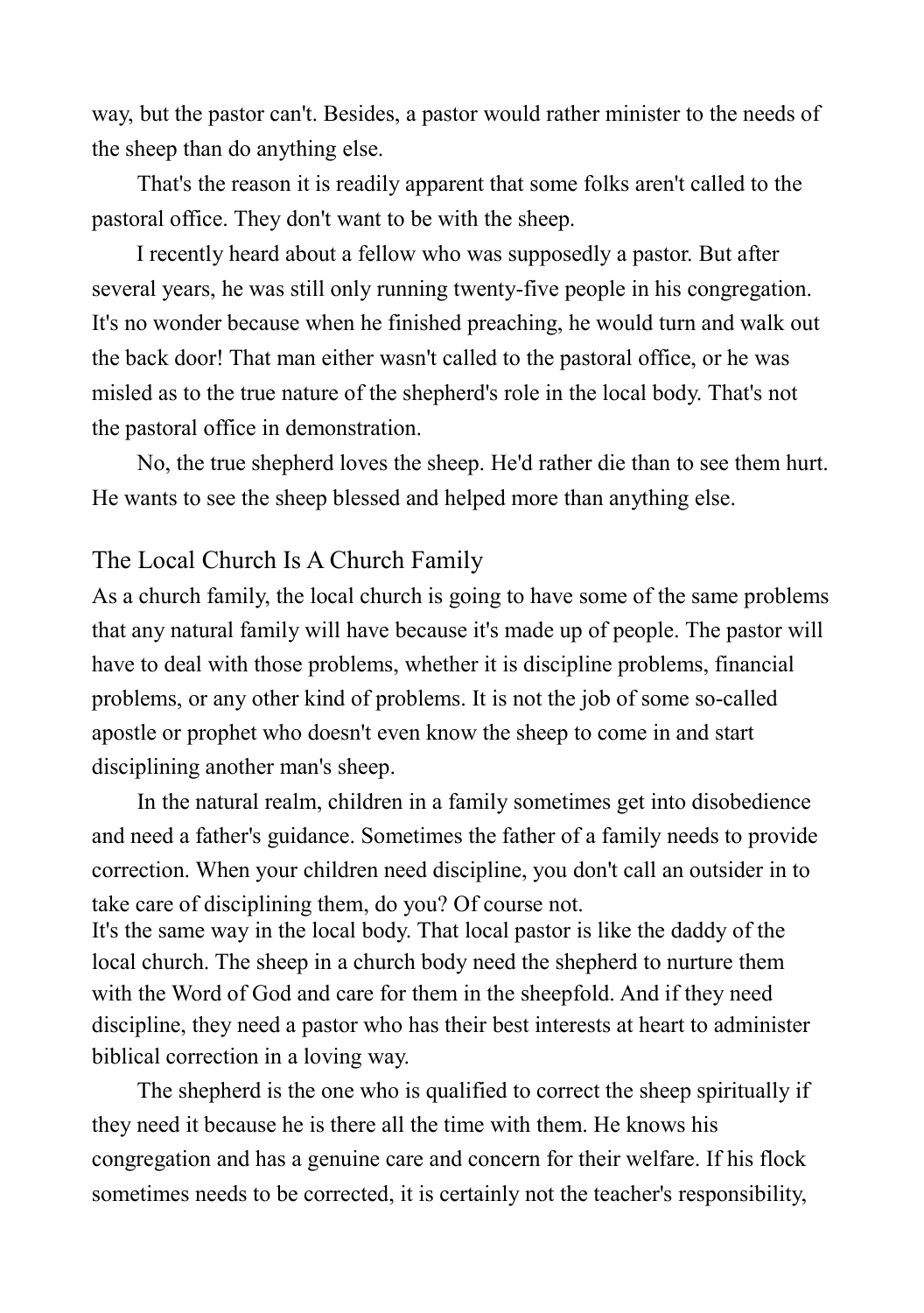way, but the pastor can't. Besides, a pastor would rather minister to the needs of the sheep than do anything else.

That's the reason it is readily apparent that some folks aren't called to the pastoral office. They don't want to be with the sheep.

I recently heard about a fellow who was supposedly a pastor. But after several years, he was still only running twenty-five people in his congregation. It's no wonder because when he finished preaching, he would turn and walk out the back door! That man either wasn't called to the pastoral office, or he was misled as to the true nature of the shepherd's role in the local body. That's not the pastoral office in demonstration.

No, the true shepherd loves the sheep. He'd rather die than to see them hurt. He wants to see the sheep blessed and helped more than anything else.

## The Local Church Is A Church Family

As a church family, the local church is going to have some of the same problems that any natural family will have because it's made up of people. The pastor will have to deal with those problems, whether it is discipline problems, financial problems, or any other kind of problems. It is not the job of some so-called apostle or prophet who doesn't even know the sheep to come in and start disciplining another man's sheep.

In the natural realm, children in a family sometimes get into disobedience and need a father's guidance. Sometimes the father of a family needs to provide correction. When your children need discipline, you don't call an outsider in to take care of disciplining them, do you? Of course not.

It's the same way in the local body. That local pastor is like the daddy of the local church. The sheep in a church body need the shepherd to nurture them with the Word of God and care for them in the sheepfold. And if they need discipline, they need a pastor who has their best interests at heart to administer biblical correction in a loving way.

The shepherd is the one who is qualified to correct the sheep spiritually if they need it because he is there all the time with them. He knows his congregation and has a genuine care and concern for their welfare. If his flock sometimes needs to be corrected, it is certainly not the teacher's responsibility,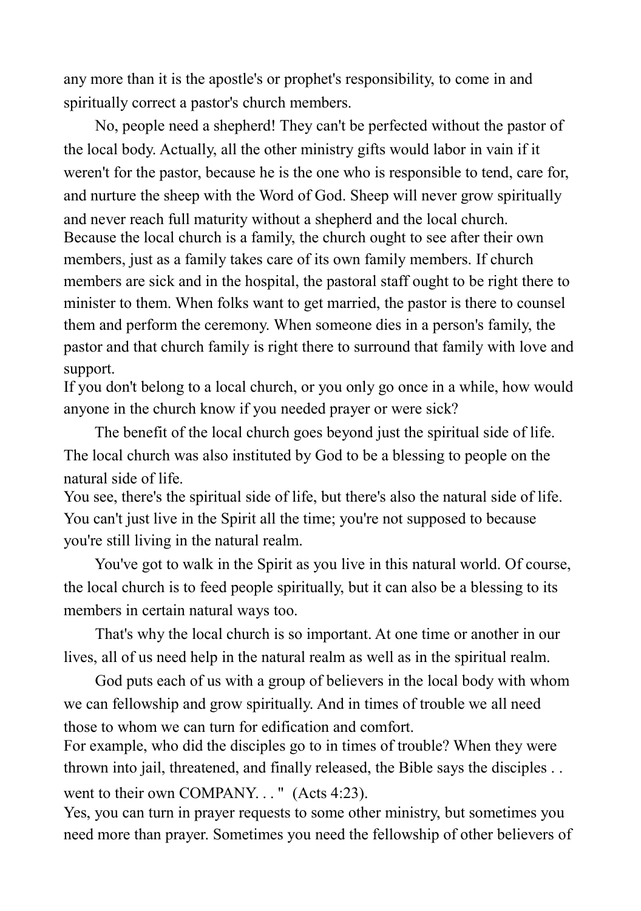any more than it is the apostle's or prophet's responsibility, to come in and spiritually correct a pastor's church members.

No, people need a shepherd! They can't be perfected without the pastor of the local body. Actually, all the other ministry gifts would labor in vain if it weren't for the pastor, because he is the one who is responsible to tend, care for, and nurture the sheep with the Word of God. Sheep will never grow spiritually and never reach full maturity without a shepherd and the local church.

Because the local church is a family, the church ought to see after their own members, just as a family takes care of its own family members. If church members are sick and in the hospital, the pastoral staff ought to be right there to minister to them. When folks want to get married, the pastor is there to counsel them and perform the ceremony. When someone dies in a person's family, the pastor and that church family is right there to surround that family with love and support.

If you don't belong to a local church, or you only go once in a while, how would anyone in the church know if you needed prayer or were sick?

The benefit of the local church goes beyond just the spiritual side of life. The local church was also instituted by God to be a blessing to people on the natural side of life.

You see, there's the spiritual side of life, but there's also the natural side of life. You can't just live in the Spirit all the time; you're not supposed to because you're still living in the natural realm.

You've got to walk in the Spirit as you live in this natural world. Of course, the local church is to feed people spiritually, but it can also be a blessing to its members in certain natural ways too.

That's why the local church is so important. At one time or another in our lives, all of us need help in the natural realm as well as in the spiritual realm.

God puts each of us with a group of believers in the local body with whom we can fellowship and grow spiritually. And in times of trouble we all need those to whom we can turn for edification and comfort.

For example, who did the disciples go to in times of trouble? When they were thrown into jail, threatened, and finally released, the Bible says the disciples . . went to their own COMPANY. . . " (Acts 4:23).

Yes, you can turn in prayer requests to some other ministry, but sometimes you need more than prayer. Sometimes you need the fellowship of other believers of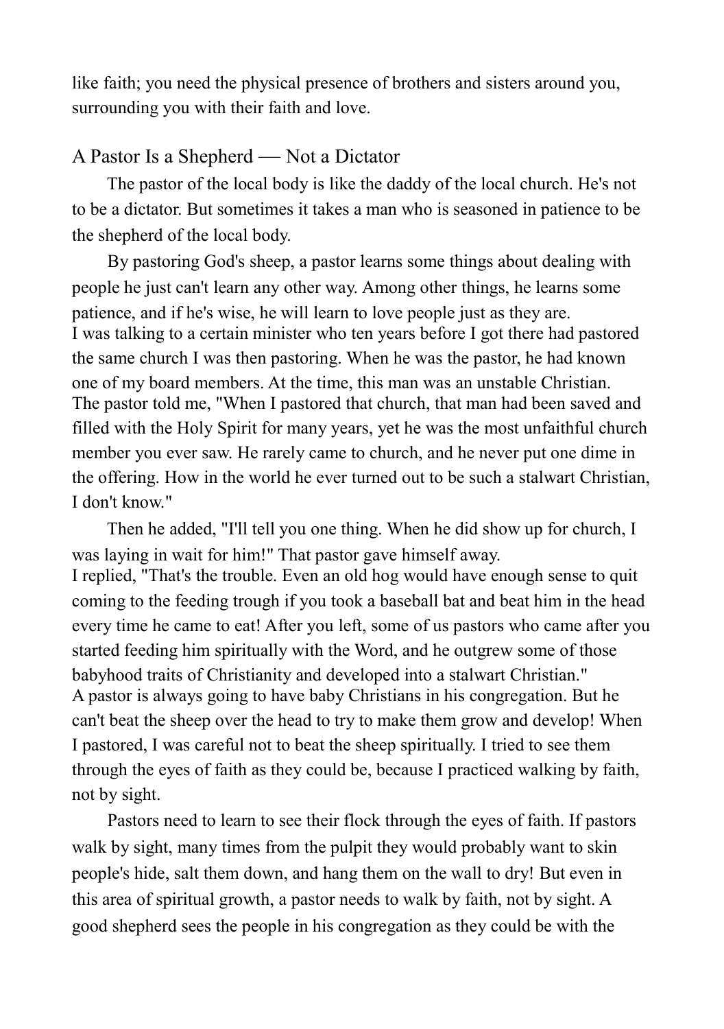like faith; you need the physical presence of brothers and sisters around you, surrounding you with their faith and love.

## A Pastor Is a Shepherd — Not a Dictator

The pastor of the local body is like the daddy of the local church. He's not to be a dictator. But sometimes it takes a man who is seasoned in patience to be the shepherd of the local body.

By pastoring God's sheep, a pastor learns some things about dealing with people he just can't learn any other way. Among other things, he learns some patience, and if he's wise, he will learn to love people just as they are.

I was talking to a certain minister who ten years before I got there had pastored the same church I was then pastoring. When he was the pastor, he had known one of my board members. At the time, this man was an unstable Christian.

The pastor told me, "When I pastored that church, that man had been saved and filled with the Holy Spirit for many years, yet he was the most unfaithful church member you ever saw. He rarely came to church, and he never put one dime in the offering. How in the world he ever turned out to be such a stalwart Christian, I don't know."

Then he added, "I'll tell you one thing. When he did show up for church, I was laying in wait for him!" That pastor gave himself away.

I replied, "That's the trouble. Even an old hog would have enough sense to quit coming to the feeding trough if you took a baseball bat and beat him in the head every time he came to eat! After you left, some of us pastors who came after you started feeding him spiritually with the Word, and he outgrew some of those babyhood traits of Christianity and developed into a stalwart Christian."

A pastor is always going to have baby Christians in his congregation. But he can't beat the sheep over the head to try to make them grow and develop! When I pastored, I was careful not to beat the sheep spiritually. I tried to see them through the eyes of faith as they could be, because I practiced walking by faith, not by sight.

Pastors need to learn to see their flock through the eyes of faith. If pastors walk by sight, many times from the pulpit they would probably want to skin people's hide, salt them down, and hang them on the wall to dry! But even in this area of spiritual growth, a pastor needs to walk by faith, not by sight. A good shepherd sees the people in his congregation as they could be with the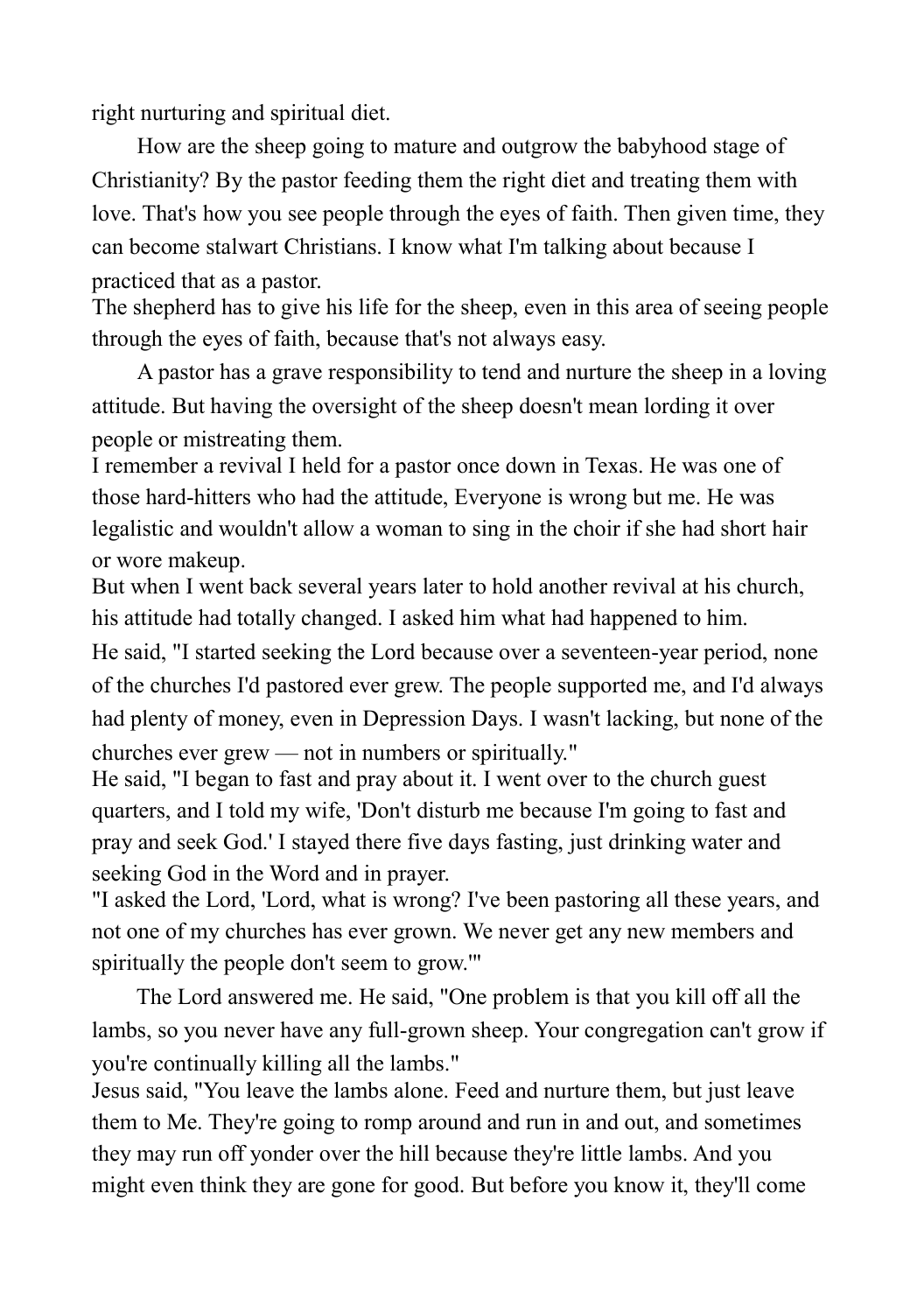right nurturing and spiritual diet.

How are the sheep going to mature and outgrow the babyhood stage of Christianity? By the pastor feeding them the right diet and treating them with love. That's how you see people through the eyes of faith. Then given time, they can become stalwart Christians. I know what I'm talking about because I practiced that as a pastor.

The shepherd has to give his life for the sheep, even in this area of seeing people through the eyes of faith, because that's not always easy.

A pastor has a grave responsibility to tend and nurture the sheep in a loving attitude. But having the oversight of the sheep doesn't mean lording it over people or mistreating them.

I remember a revival I held for a pastor once down in Texas. He was one of those hard-hitters who had the attitude, Everyone is wrong but me. He was legalistic and wouldn't allow a woman to sing in the choir if she had short hair or wore makeup.

But when I went back several years later to hold another revival at his church, his attitude had totally changed. I asked him what had happened to him.

He said, "I started seeking the Lord because over a seventeen-year period, none of the churches I'd pastored ever grew. The people supported me, and I'd always had plenty of money, even in Depression Days. I wasn't lacking, but none of the churches ever grew — not in numbers or spiritually."

He said, "I began to fast and pray about it. I went over to the church guest quarters, and I told my wife, 'Don't disturb me because I'm going to fast and pray and seek God.' I stayed there five days fasting, just drinking water and seeking God in the Word and in prayer.

"I asked the Lord, 'Lord, what is wrong? I've been pastoring all these years, and not one of my churches has ever grown. We never get any new members and spiritually the people don't seem to grow.'"

The Lord answered me. He said, "One problem is that you kill off all the lambs, so you never have any full-grown sheep. Your congregation can't grow if you're continually killing all the lambs."

Jesus said, "You leave the lambs alone. Feed and nurture them, but just leave them to Me. They're going to romp around and run in and out, and sometimes they may run off yonder over the hill because they're little lambs. And you might even think they are gone for good. But before you know it, they'll come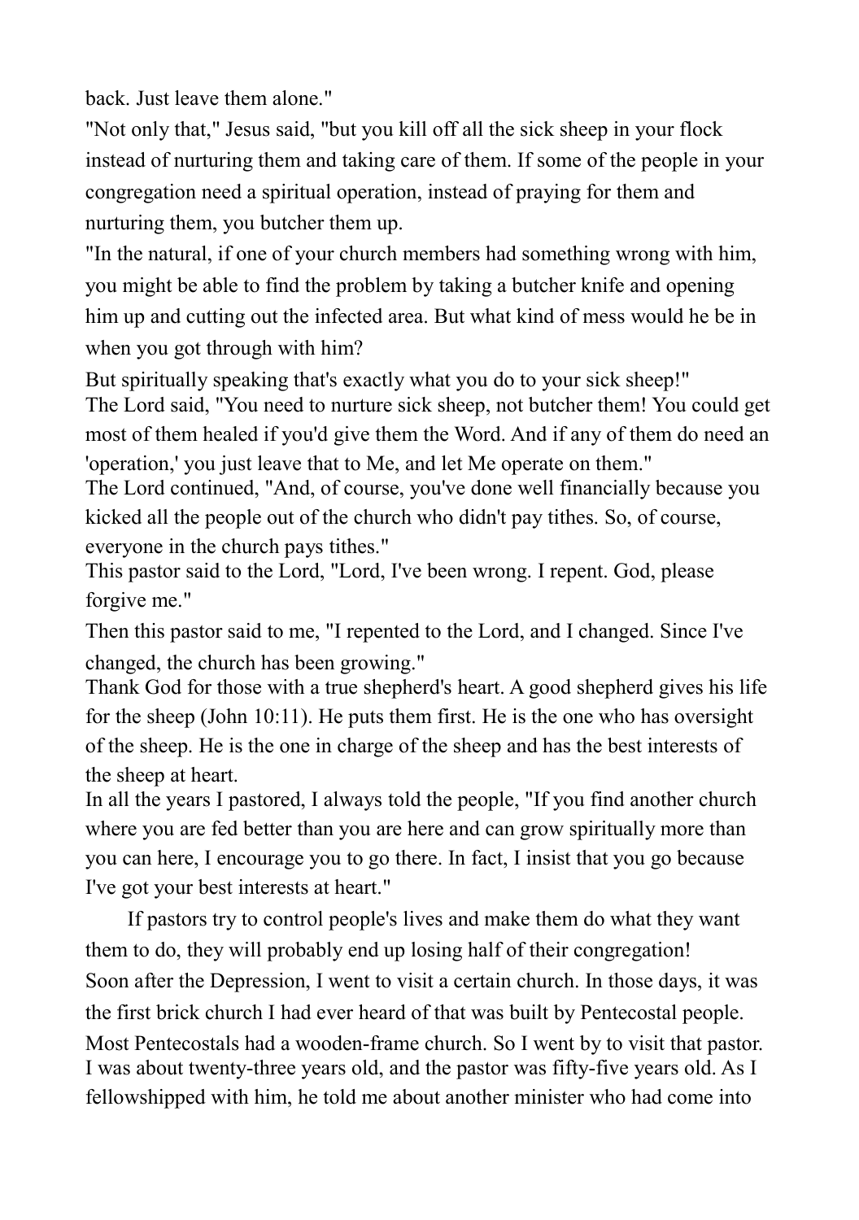back. Just leave them alone."

"Not only that," Jesus said, "but you kill off all the sick sheep in your flock instead of nurturing them and taking care of them. If some of the people in your congregation need a spiritual operation, instead of praying for them and nurturing them, you butcher them up.

"In the natural, if one of your church members had something wrong with him, you might be able to find the problem by taking a butcher knife and opening him up and cutting out the infected area. But what kind of mess would he be in when you got through with him?

But spiritually speaking that's exactly what you do to your sick sheep!"

The Lord said, "You need to nurture sick sheep, not butcher them! You could get most of them healed if you'd give them the Word. And if any of them do need an 'operation,' you just leave that to Me, and let Me operate on them."

The Lord continued, "And, of course, you've done well financially because you kicked all the people out of the church who didn't pay tithes. So, of course, everyone in the church pays tithes."

This pastor said to the Lord, "Lord, I've been wrong. I repent. God, please forgive me."

Then this pastor said to me, "I repented to the Lord, and I changed. Since I've changed, the church has been growing."

Thank God for those with a true shepherd's heart. A good shepherd gives his life for the sheep (John 10:11). He puts them first. He is the one who has oversight of the sheep. He is the one in charge of the sheep and has the best interests of the sheep at heart.

In all the years I pastored, I always told the people, "If you find another church where you are fed better than you are here and can grow spiritually more than you can here, I encourage you to go there. In fact, I insist that you go because I've got your best interests at heart."

If pastors try to control people's lives and make them do what they want them to do, they will probably end up losing half of their congregation!

Soon after the Depression, I went to visit a certain church. In those days, it was the first brick church I had ever heard of that was built by Pentecostal people. Most Pentecostals had a wooden-frame church. So I went by to visit that pastor. I was about twenty-three years old, and the pastor was fifty-five years old. As I fellowshipped with him, he told me about another minister who had come into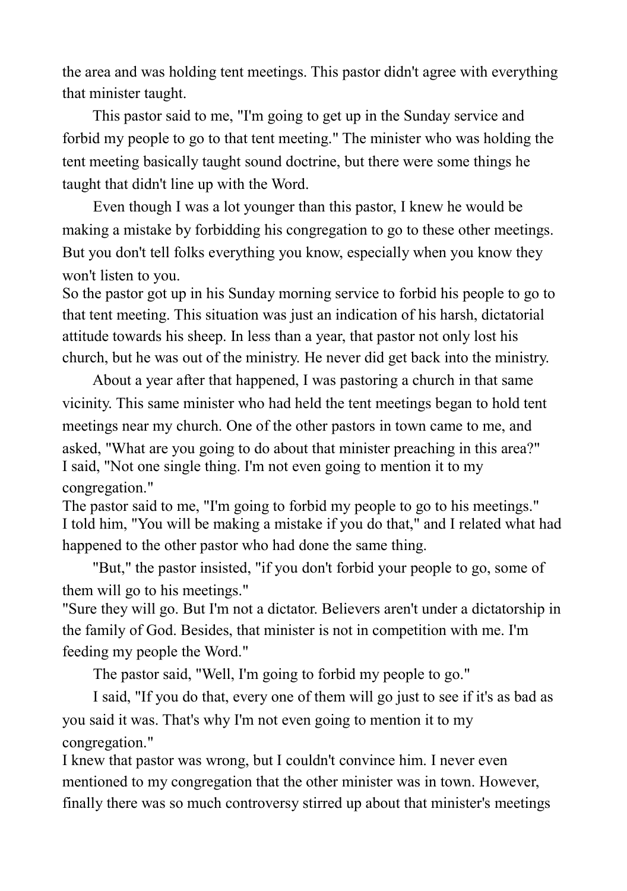the area and was holding tent meetings. This pastor didn't agree with everything that minister taught.

This pastor said to me, "I'm going to get up in the Sunday service and forbid my people to go to that tent meeting." The minister who was holding the tent meeting basically taught sound doctrine, but there were some things he taught that didn't line up with the Word.

Even though I was a lot younger than this pastor, I knew he would be making a mistake by forbidding his congregation to go to these other meetings. But you don't tell folks everything you know, especially when you know they won't listen to you.

So the pastor got up in his Sunday morning service to forbid his people to go to that tent meeting. This situation was just an indication of his harsh, dictatorial attitude towards his sheep. In less than a year, that pastor not only lost his church, but he was out of the ministry. He never did get back into the ministry.

About a year after that happened, I was pastoring a church in that same vicinity. This same minister who had held the tent meetings began to hold tent meetings near my church. One of the other pastors in town came to me, and asked, "What are you going to do about that minister preaching in this area?"

I said, "Not one single thing. I'm not even going to mention it to my congregation."

The pastor said to me, "I'm going to forbid my people to go to his meetings."

I told him, "You will be making a mistake if you do that," and I related what had happened to the other pastor who had done the same thing.

"But," the pastor insisted, "if you don't forbid your people to go, some of them will go to his meetings."

"Sure they will go. But I'm not a dictator. Believers aren't under a dictatorship in the family of God. Besides, that minister is not in competition with me. I'm feeding my people the Word."

The pastor said, "Well, I'm going to forbid my people to go."

I said, "If you do that, every one of them will go just to see if it's as bad as you said it was. That's why I'm not even going to mention it to my congregation."

I knew that pastor was wrong, but I couldn't convince him. I never even mentioned to my congregation that the other minister was in town. However, finally there was so much controversy stirred up about that minister's meetings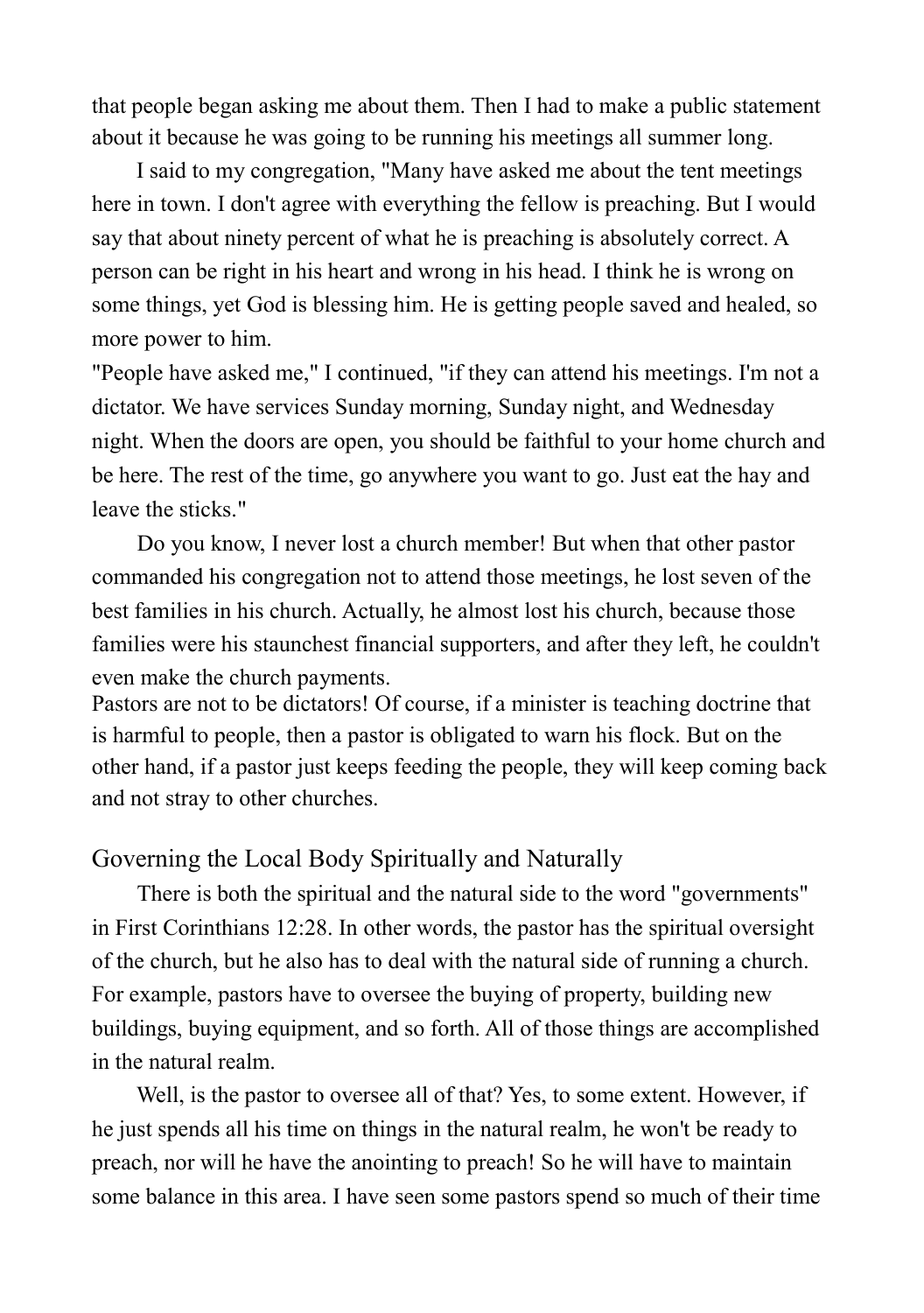that people began asking me about them. Then I had to make a public statement about it because he was going to be running his meetings all summer long.

I said to my congregation, "Many have asked me about the tent meetings here in town. I don't agree with everything the fellow is preaching. But I would say that about ninety percent of what he is preaching is absolutely correct. A person can be right in his heart and wrong in his head. I think he is wrong on some things, yet God is blessing him. He is getting people saved and healed, so more power to him.

"People have asked me," I continued, "if they can attend his meetings. I'm not a dictator. We have services Sunday morning, Sunday night, and Wednesday night. When the doors are open, you should be faithful to your home church and be here. The rest of the time, go anywhere you want to go. Just eat the hay and leave the sticks."

Do you know, I never lost a church member! But when that other pastor commanded his congregation not to attend those meetings, he lost seven of the best families in his church. Actually, he almost lost his church, because those families were his staunchest financial supporters, and after they left, he couldn't even make the church payments.

Pastors are not to be dictators! Of course, if a minister is teaching doctrine that is harmful to people, then a pastor is obligated to warn his flock. But on the other hand, if a pastor just keeps feeding the people, they will keep coming back and not stray to other churches.

## Governing the Local Body Spiritually and Naturally

There is both the spiritual and the natural side to the word "governments" in First Corinthians 12:28. In other words, the pastor has the spiritual oversight of the church, but he also has to deal with the natural side of running a church. For example, pastors have to oversee the buying of property, building new buildings, buying equipment, and so forth. All of those things are accomplished in the natural realm.

Well, is the pastor to oversee all of that? Yes, to some extent. However, if he just spends all his time on things in the natural realm, he won't be ready to preach, nor will he have the anointing to preach! So he will have to maintain some balance in this area. I have seen some pastors spend so much of their time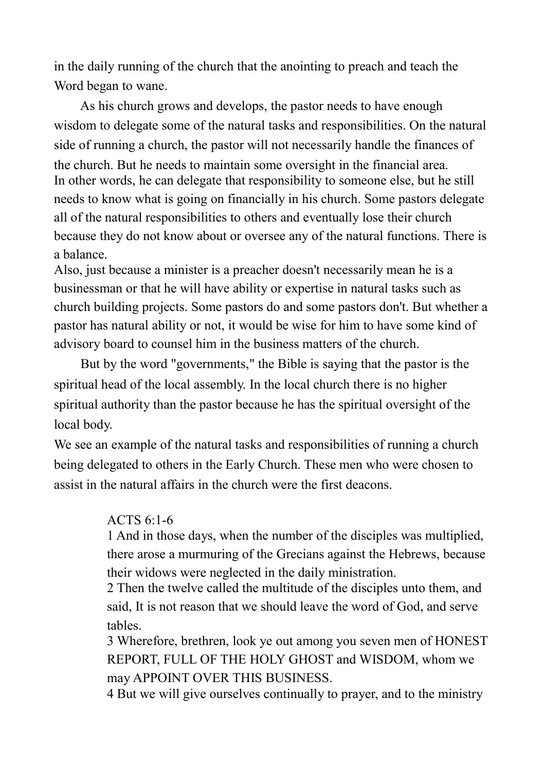in the daily running of the church that the anointing to preach and teach the Word began to wane.

As his church grows and develops, the pastor needs to have enough wisdom to delegate some of the natural tasks and responsibilities. On the natural side of running a church, the pastor will not necessarily handle the finances of the church. But he needs to maintain some oversight in the financial area. In other words, he can delegate that responsibility to someone else, but he still needs to know what is going on financially in his church. Some pastors delegate all of the natural responsibilities to others and eventually lose their church because they do not know about or oversee any of the natural functions. There is a balance.

Also, just because a minister is a preacher doesn't necessarily mean he is a businessman or that he will have ability or expertise in natural tasks such as church building projects. Some pastors do and some pastors don't. But whether a pastor has natural ability or not, it would be wise for him to have some kind of advisory board to counsel him in the business matters of the church.

But by the word "governments," the Bible is saying that the pastor is the spiritual head of the local assembly. In the local church there is no higher spiritual authority than the pastor because he has the spiritual oversight of the local body.

We see an example of the natural tasks and responsibilities of running a church being delegated to others in the Early Church. These men who were chosen to assist in the natural affairs in the church were the first deacons.

> ACTS 6:1-6
> 1 And in those days, when the number of the disciples was multiplied, there arose a murmuring of the Grecians against the Hebrews, because their widows were neglected in the daily ministration.
> 2 Then the twelve called the multitude of the disciples unto them, and said, It is not reason that we should leave the word of God, and serve tables.
> 3 Wherefore, brethren, look ye out among you seven men of HONEST REPORT, FULL OF THE HOLY GHOST and WISDOM, whom we may APPOINT OVER THIS BUSINESS.
> 4 But we will give ourselves continually to prayer, and to the ministry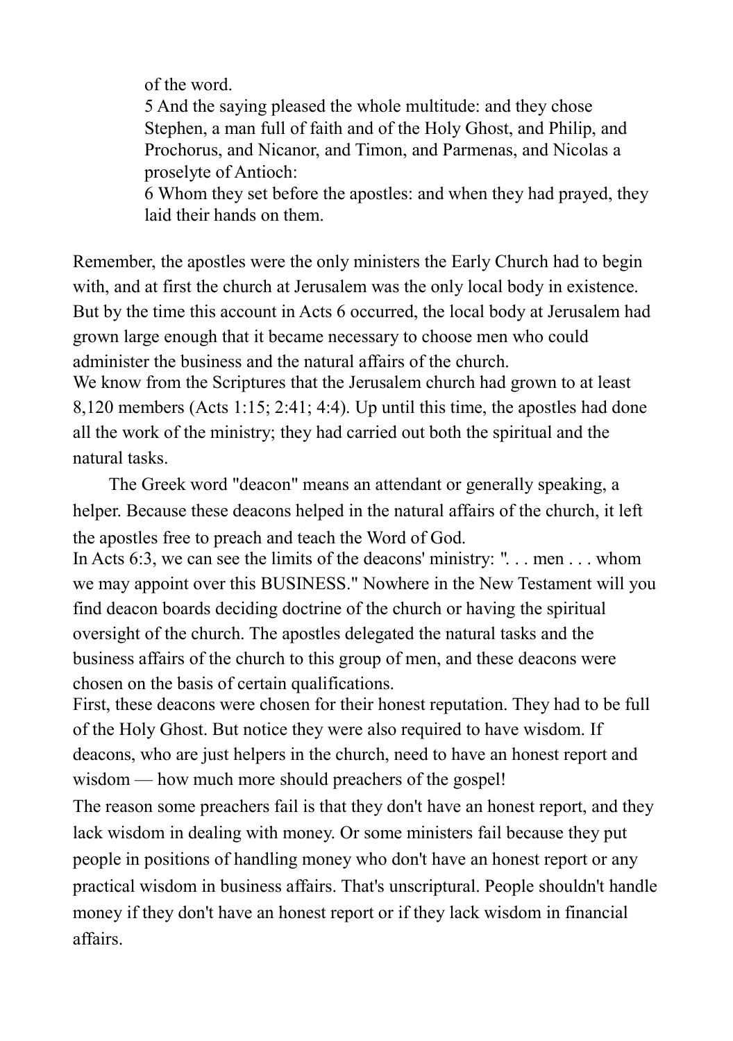> of the word.
>
> 5 And the saying pleased the whole multitude: and they chose Stephen, a man full of faith and of the Holy Ghost, and Philip, and Prochorus, and Nicanor, and Timon, and Parmenas, and Nicolas a proselyte of Antioch:
>
> 6 Whom they set before the apostles: and when they had prayed, they laid their hands on them.

Remember, the apostles were the only ministers the Early Church had to begin with, and at first the church at Jerusalem was the only local body in existence. But by the time this account in Acts 6 occurred, the local body at Jerusalem had grown large enough that it became necessary to choose men who could administer the business and the natural affairs of the church.

We know from the Scriptures that the Jerusalem church had grown to at least 8,120 members (Acts 1:15; 2:41; 4:4). Up until this time, the apostles had done all the work of the ministry; they had carried out both the spiritual and the natural tasks.

The Greek word "deacon" means an attendant or generally speaking, a helper. Because these deacons helped in the natural affairs of the church, it left the apostles free to preach and teach the Word of God.

In Acts 6:3, we can see the limits of the deacons' ministry: ". . . men . . . whom we may appoint over this BUSINESS." Nowhere in the New Testament will you find deacon boards deciding doctrine of the church or having the spiritual oversight of the church. The apostles delegated the natural tasks and the business affairs of the church to this group of men, and these deacons were chosen on the basis of certain qualifications.

First, these deacons were chosen for their honest reputation. They had to be full of the Holy Ghost. But notice they were also required to have wisdom. If deacons, who are just helpers in the church, need to have an honest report and wisdom — how much more should preachers of the gospel!

The reason some preachers fail is that they don't have an honest report, and they lack wisdom in dealing with money. Or some ministers fail because they put people in positions of handling money who don't have an honest report or any practical wisdom in business affairs. That's unscriptural. People shouldn't handle money if they don't have an honest report or if they lack wisdom in financial affairs.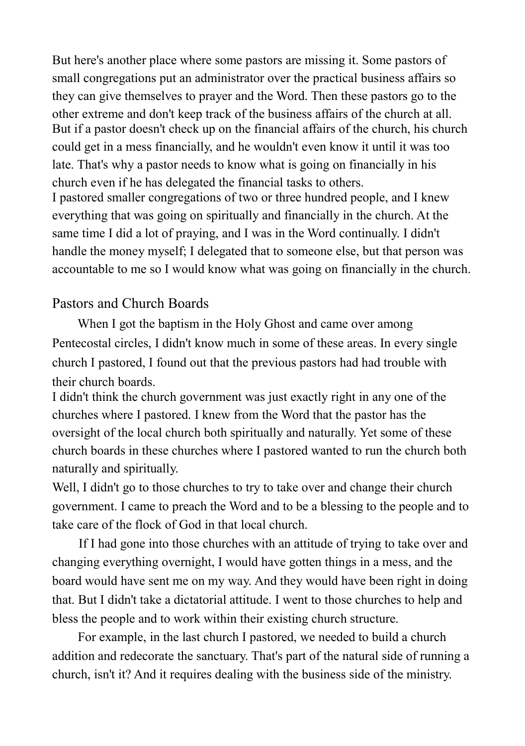But here's another place where some pastors are missing it. Some pastors of small congregations put an administrator over the practical business affairs so they can give themselves to prayer and the Word. Then these pastors go to the other extreme and don't keep track of the business affairs of the church at all.

But if a pastor doesn't check up on the financial affairs of the church, his church could get in a mess financially, and he wouldn't even know it until it was too late. That's why a pastor needs to know what is going on financially in his church even if he has delegated the financial tasks to others.

I pastored smaller congregations of two or three hundred people, and I knew everything that was going on spiritually and financially in the church. At the same time I did a lot of praying, and I was in the Word continually. I didn't handle the money myself; I delegated that to someone else, but that person was accountable to me so I would know what was going on financially in the church.

## Pastors and Church Boards

When I got the baptism in the Holy Ghost and came over among Pentecostal circles, I didn't know much in some of these areas. In every single church I pastored, I found out that the previous pastors had had trouble with their church boards.

I didn't think the church government was just exactly right in any one of the churches where I pastored. I knew from the Word that the pastor has the oversight of the local church both spiritually and naturally. Yet some of these church boards in these churches where I pastored wanted to run the church both naturally and spiritually.

Well, I didn't go to those churches to try to take over and change their church government. I came to preach the Word and to be a blessing to the people and to take care of the flock of God in that local church.

If I had gone into those churches with an attitude of trying to take over and changing everything overnight, I would have gotten things in a mess, and the board would have sent me on my way. And they would have been right in doing that. But I didn't take a dictatorial attitude. I went to those churches to help and bless the people and to work within their existing church structure.

For example, in the last church I pastored, we needed to build a church addition and redecorate the sanctuary. That's part of the natural side of running a church, isn't it? And it requires dealing with the business side of the ministry.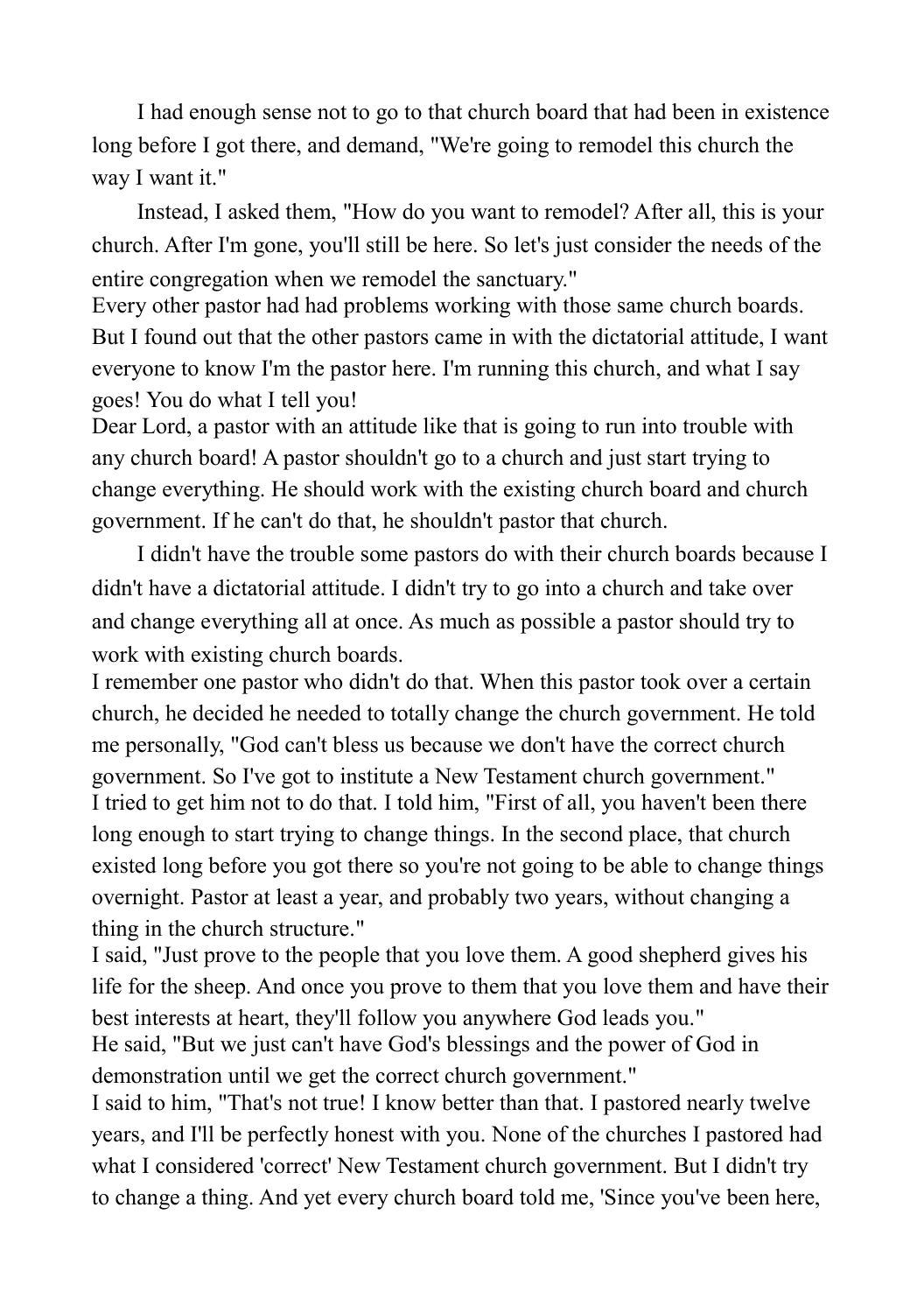I had enough sense not to go to that church board that had been in existence long before I got there, and demand, "We're going to remodel this church the way I want it."

Instead, I asked them, "How do you want to remodel? After all, this is your church. After I'm gone, you'll still be here. So let's just consider the needs of the entire congregation when we remodel the sanctuary."

Every other pastor had had problems working with those same church boards. But I found out that the other pastors came in with the dictatorial attitude, I want everyone to know I'm the pastor here. I'm running this church, and what I say goes! You do what I tell you!

Dear Lord, a pastor with an attitude like that is going to run into trouble with any church board! A pastor shouldn't go to a church and just start trying to change everything. He should work with the existing church board and church government. If he can't do that, he shouldn't pastor that church.

I didn't have the trouble some pastors do with their church boards because I didn't have a dictatorial attitude. I didn't try to go into a church and take over and change everything all at once. As much as possible a pastor should try to work with existing church boards.

I remember one pastor who didn't do that. When this pastor took over a certain church, he decided he needed to totally change the church government. He told me personally, "God can't bless us because we don't have the correct church government. So I've got to institute a New Testament church government."

I tried to get him not to do that. I told him, "First of all, you haven't been there long enough to start trying to change things. In the second place, that church existed long before you got there so you're not going to be able to change things overnight. Pastor at least a year, and probably two years, without changing a thing in the church structure."

I said, "Just prove to the people that you love them. A good shepherd gives his life for the sheep. And once you prove to them that you love them and have their best interests at heart, they'll follow you anywhere God leads you."

He said, "But we just can't have God's blessings and the power of God in demonstration until we get the correct church government."

I said to him, "That's not true! I know better than that. I pastored nearly twelve years, and I'll be perfectly honest with you. None of the churches I pastored had what I considered 'correct' New Testament church government. But I didn't try to change a thing. And yet every church board told me, 'Since you've been here,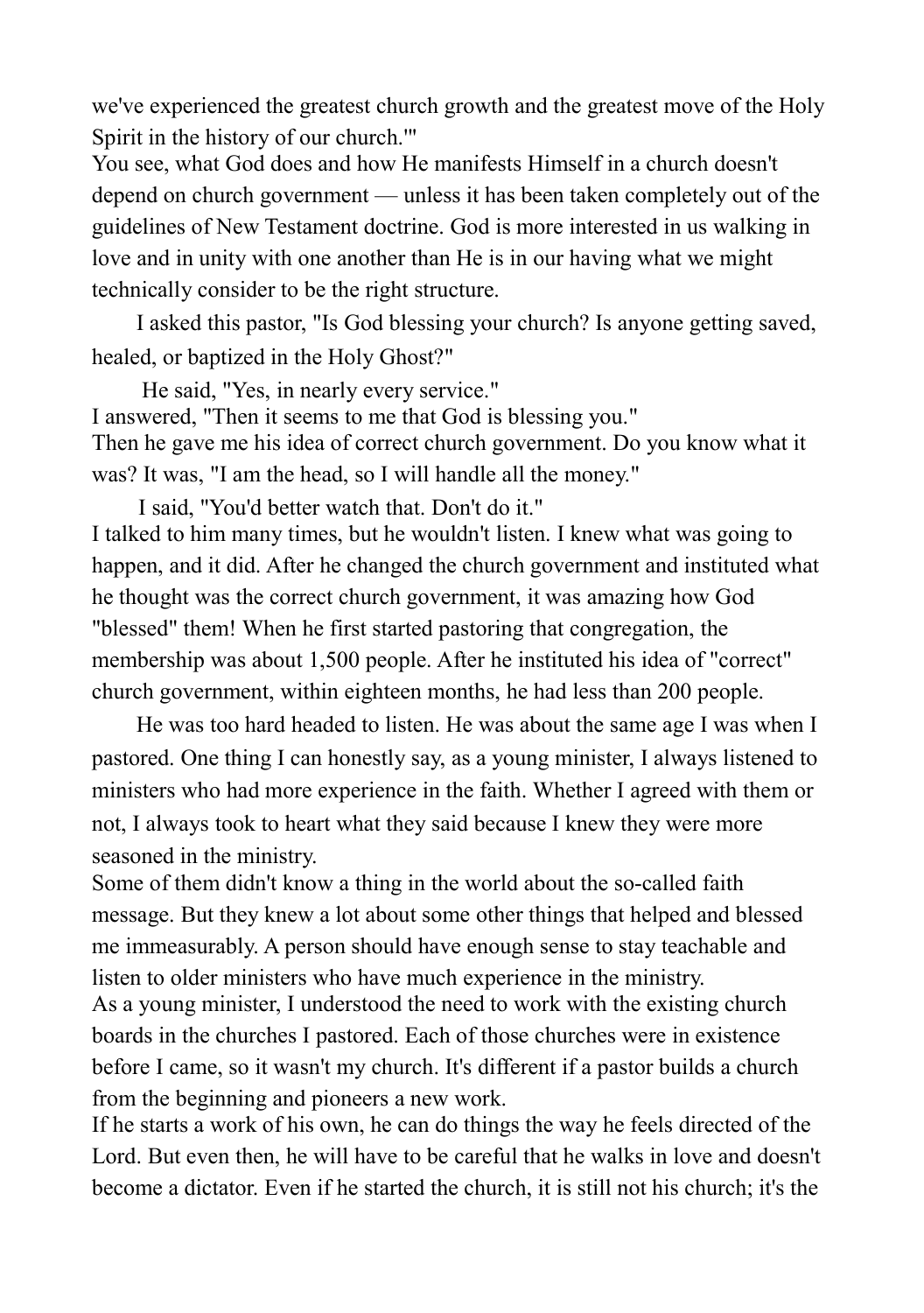we've experienced the greatest church growth and the greatest move of the Holy Spirit in the history of our church.'"

You see, what God does and how He manifests Himself in a church doesn't depend on church government — unless it has been taken completely out of the guidelines of New Testament doctrine. God is more interested in us walking in love and in unity with one another than He is in our having what we might technically consider to be the right structure.

I asked this pastor, "Is God blessing your church? Is anyone getting saved, healed, or baptized in the Holy Ghost?"

He said, "Yes, in nearly every service."

I answered, "Then it seems to me that God is blessing you."

Then he gave me his idea of correct church government. Do you know what it was? It was, "I am the head, so I will handle all the money."

I said, "You'd better watch that. Don't do it."

I talked to him many times, but he wouldn't listen. I knew what was going to happen, and it did. After he changed the church government and instituted what he thought was the correct church government, it was amazing how God "blessed" them! When he first started pastoring that congregation, the membership was about 1,500 people. After he instituted his idea of "correct" church government, within eighteen months, he had less than 200 people.

He was too hard headed to listen. He was about the same age I was when I pastored. One thing I can honestly say, as a young minister, I always listened to ministers who had more experience in the faith. Whether I agreed with them or not, I always took to heart what they said because I knew they were more seasoned in the ministry.

Some of them didn't know a thing in the world about the so-called faith message. But they knew a lot about some other things that helped and blessed me immeasurably. A person should have enough sense to stay teachable and listen to older ministers who have much experience in the ministry.

As a young minister, I understood the need to work with the existing church boards in the churches I pastored. Each of those churches were in existence before I came, so it wasn't my church. It's different if a pastor builds a church from the beginning and pioneers a new work.

If he starts a work of his own, he can do things the way he feels directed of the Lord. But even then, he will have to be careful that he walks in love and doesn't become a dictator. Even if he started the church, it is still not his church; it's the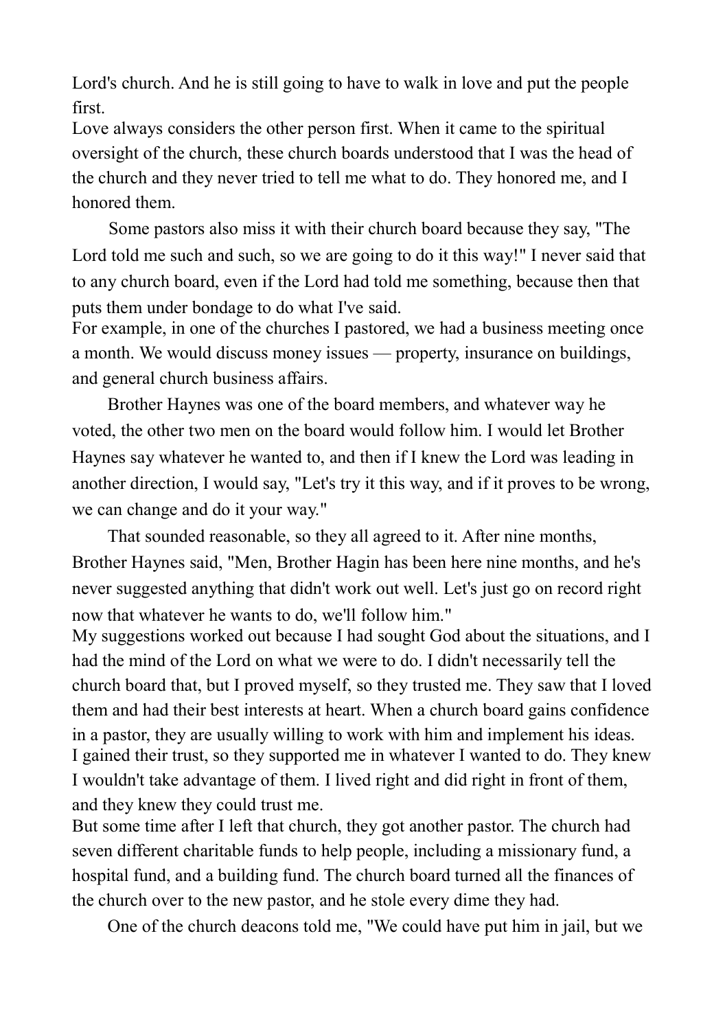Lord's church. And he is still going to have to walk in love and put the people first.

Love always considers the other person first. When it came to the spiritual oversight of the church, these church boards understood that I was the head of the church and they never tried to tell me what to do. They honored me, and I honored them.

Some pastors also miss it with their church board because they say, "The Lord told me such and such, so we are going to do it this way!" I never said that to any church board, even if the Lord had told me something, because then that puts them under bondage to do what I've said.

For example, in one of the churches I pastored, we had a business meeting once a month. We would discuss money issues — property, insurance on buildings, and general church business affairs.

Brother Haynes was one of the board members, and whatever way he voted, the other two men on the board would follow him. I would let Brother Haynes say whatever he wanted to, and then if I knew the Lord was leading in another direction, I would say, "Let's try it this way, and if it proves to be wrong, we can change and do it your way."

That sounded reasonable, so they all agreed to it. After nine months, Brother Haynes said, "Men, Brother Hagin has been here nine months, and he's never suggested anything that didn't work out well. Let's just go on record right now that whatever he wants to do, we'll follow him."

My suggestions worked out because I had sought God about the situations, and I had the mind of the Lord on what we were to do. I didn't necessarily tell the church board that, but I proved myself, so they trusted me. They saw that I loved them and had their best interests at heart. When a church board gains confidence in a pastor, they are usually willing to work with him and implement his ideas.

I gained their trust, so they supported me in whatever I wanted to do. They knew I wouldn't take advantage of them. I lived right and did right in front of them, and they knew they could trust me.

But some time after I left that church, they got another pastor. The church had seven different charitable funds to help people, including a missionary fund, a hospital fund, and a building fund. The church board turned all the finances of the church over to the new pastor, and he stole every dime they had.

One of the church deacons told me, "We could have put him in jail, but we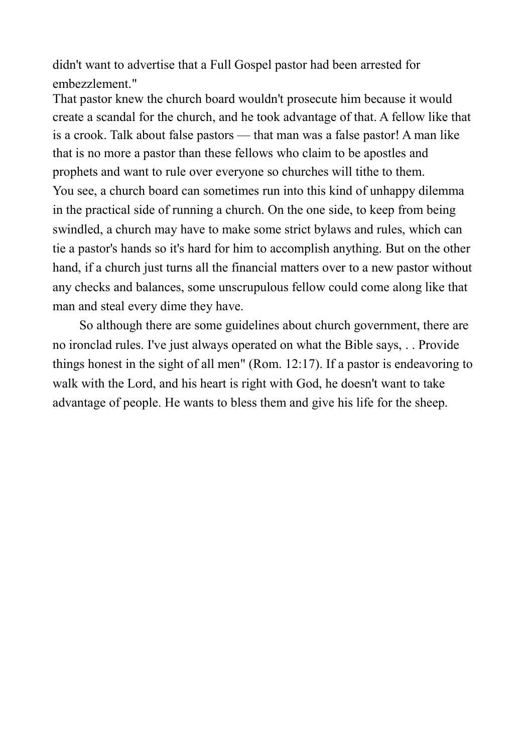didn't want to advertise that a Full Gospel pastor had been arrested for embezzlement."

That pastor knew the church board wouldn't prosecute him because it would create a scandal for the church, and he took advantage of that. A fellow like that is a crook. Talk about false pastors — that man was a false pastor! A man like that is no more a pastor than these fellows who claim to be apostles and prophets and want to rule over everyone so churches will tithe to them.

You see, a church board can sometimes run into this kind of unhappy dilemma in the practical side of running a church. On the one side, to keep from being swindled, a church may have to make some strict bylaws and rules, which can tie a pastor's hands so it's hard for him to accomplish anything. But on the other hand, if a church just turns all the financial matters over to a new pastor without any checks and balances, some unscrupulous fellow could come along like that man and steal every dime they have.

So although there are some guidelines about church government, there are no ironclad rules. I've just always operated on what the Bible says, . . Provide things honest in the sight of all men" (Rom. 12:17). If a pastor is endeavoring to walk with the Lord, and his heart is right with God, he doesn't want to take advantage of people. He wants to bless them and give his life for the sheep.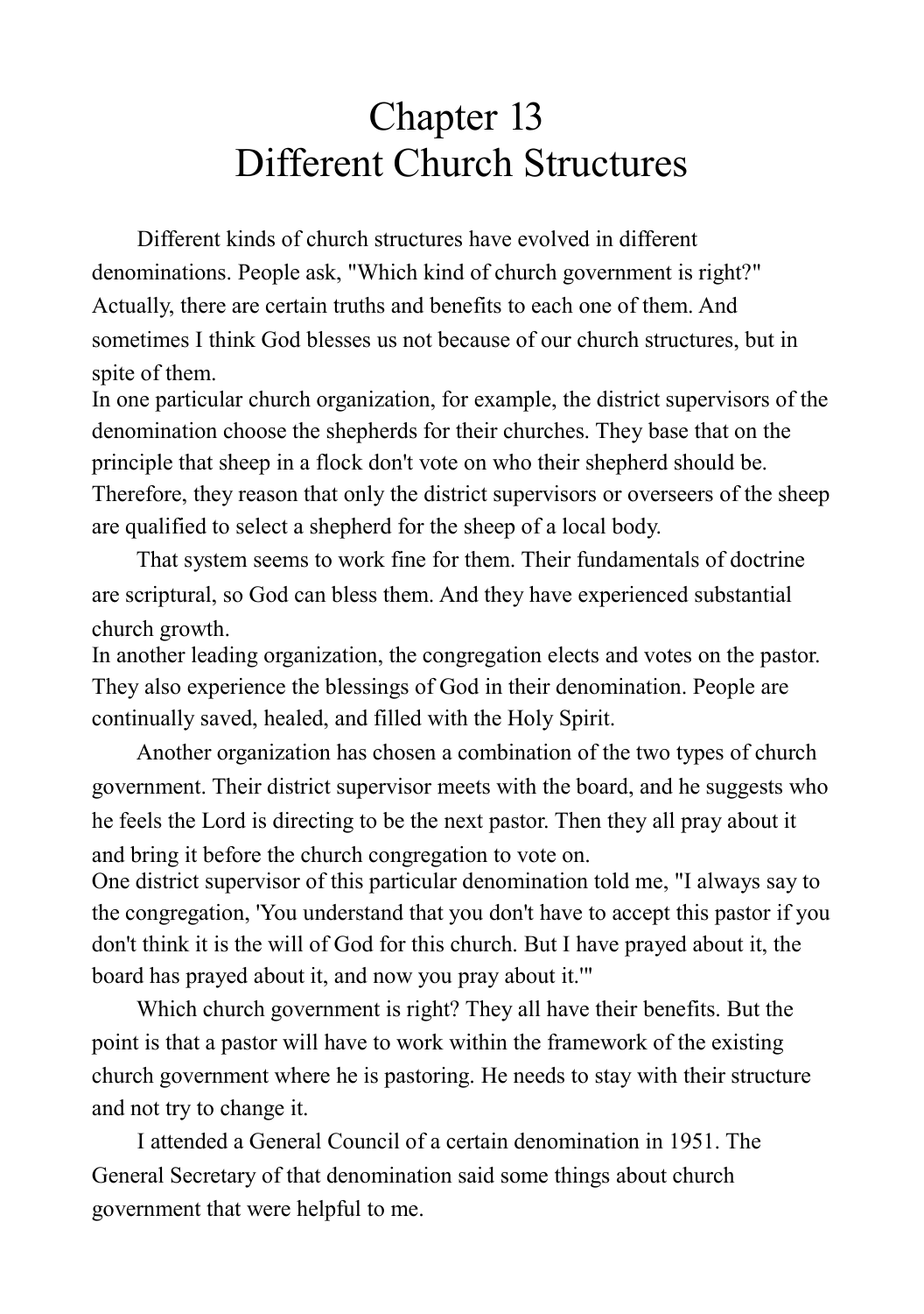# Chapter 13
# Different Church Structures

Different kinds of church structures have evolved in different denominations. People ask, "Which kind of church government is right?" Actually, there are certain truths and benefits to each one of them. And sometimes I think God blesses us not because of our church structures, but in spite of them.

In one particular church organization, for example, the district supervisors of the denomination choose the shepherds for their churches. They base that on the principle that sheep in a flock don't vote on who their shepherd should be. Therefore, they reason that only the district supervisors or overseers of the sheep are qualified to select a shepherd for the sheep of a local body.

That system seems to work fine for them. Their fundamentals of doctrine are scriptural, so God can bless them. And they have experienced substantial church growth.

In another leading organization, the congregation elects and votes on the pastor. They also experience the blessings of God in their denomination. People are continually saved, healed, and filled with the Holy Spirit.

Another organization has chosen a combination of the two types of church government. Their district supervisor meets with the board, and he suggests who he feels the Lord is directing to be the next pastor. Then they all pray about it and bring it before the church congregation to vote on.

One district supervisor of this particular denomination told me, "I always say to the congregation, 'You understand that you don't have to accept this pastor if you don't think it is the will of God for this church. But I have prayed about it, the board has prayed about it, and now you pray about it.'"

Which church government is right? They all have their benefits. But the point is that a pastor will have to work within the framework of the existing church government where he is pastoring. He needs to stay with their structure and not try to change it.

I attended a General Council of a certain denomination in 1951. The General Secretary of that denomination said some things about church government that were helpful to me.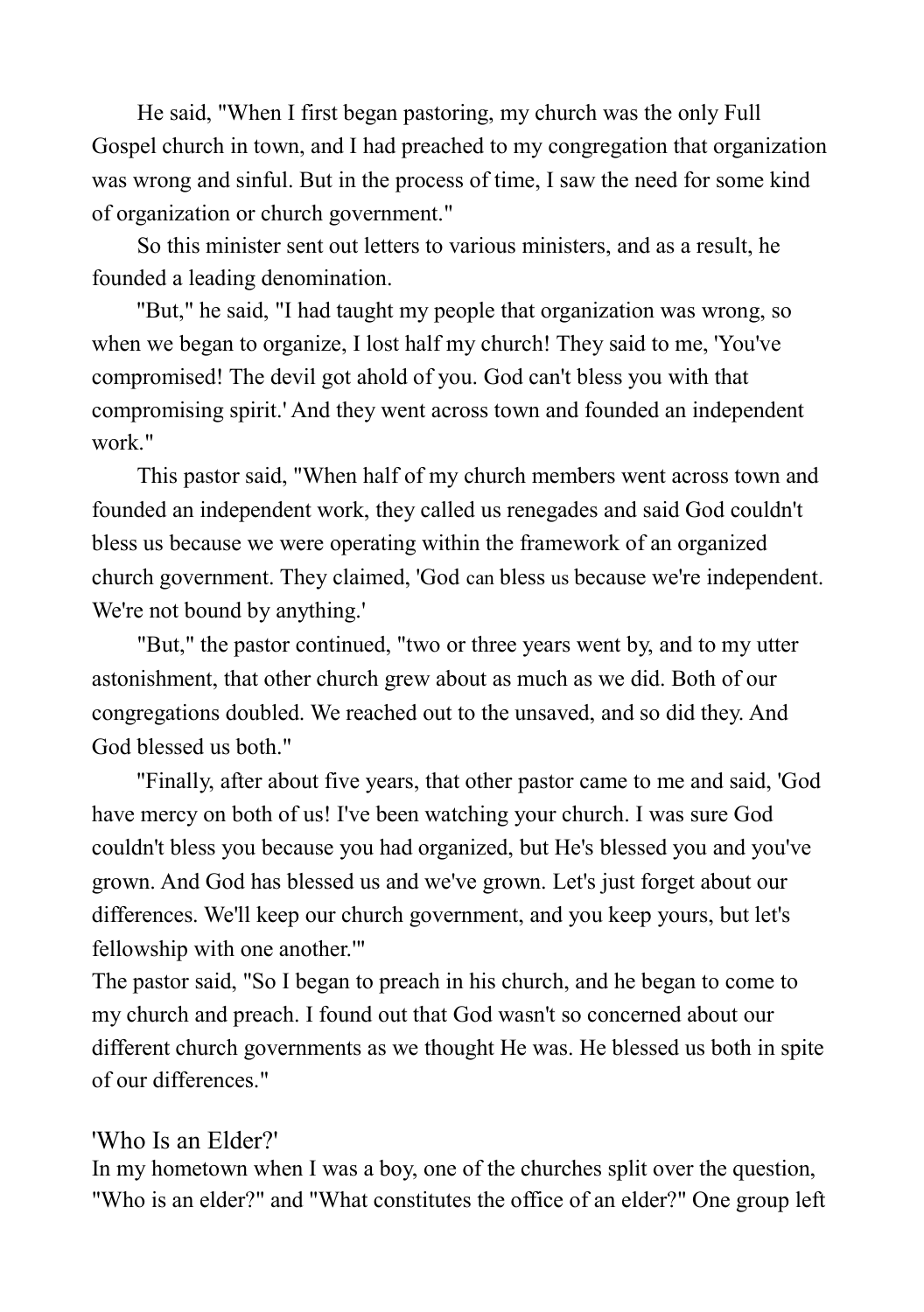He said, "When I first began pastoring, my church was the only Full Gospel church in town, and I had preached to my congregation that organization was wrong and sinful. But in the process of time, I saw the need for some kind of organization or church government."

So this minister sent out letters to various ministers, and as a result, he founded a leading denomination.

"But," he said, "I had taught my people that organization was wrong, so when we began to organize, I lost half my church! They said to me, 'You've compromised! The devil got ahold of you. God can't bless you with that compromising spirit.' And they went across town and founded an independent work."

This pastor said, "When half of my church members went across town and founded an independent work, they called us renegades and said God couldn't bless us because we were operating within the framework of an organized church government. They claimed, 'God *can* bless *us* because we're independent. We're not bound by anything.'

"But," the pastor continued, "two or three years went by, and to my utter astonishment, that other church grew about as much as we did. Both of our congregations doubled. We reached out to the unsaved, and so did they. And God blessed us both."

"Finally, after about five years, that other pastor came to me and said, 'God have mercy on both of us! I've been watching your church. I was sure God couldn't bless you because you had organized, but He's blessed you and you've grown. And God has blessed us and we've grown. Let's just forget about our differences. We'll keep our church government, and you keep yours, but let's fellowship with one another.'"

The pastor said, "So I began to preach in his church, and he began to come to my church and preach. I found out that God wasn't so concerned about our different church governments as we thought He was. He blessed us both in spite of our differences."

## 'Who Is an Elder?'

In my hometown when I was a boy, one of the churches split over the question, "Who is an elder?" and "What constitutes the office of an elder?" One group left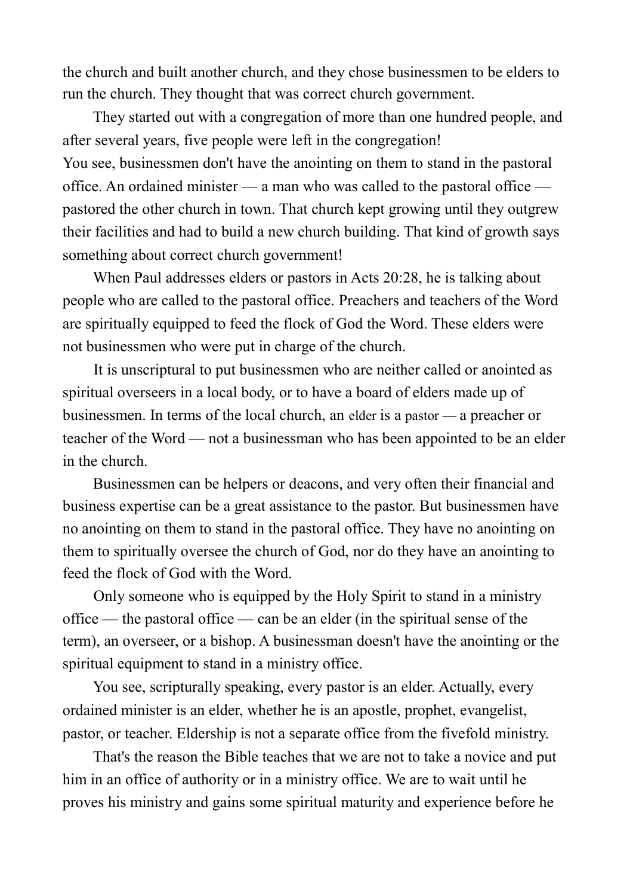the church and built another church, and they chose businessmen to be elders to run the church. They thought that was correct church government.

They started out with a congregation of more than one hundred people, and after several years, five people were left in the congregation!

You see, businessmen don't have the anointing on them to stand in the pastoral office. An ordained minister — a man who was called to the pastoral office — pastored the other church in town. That church kept growing until they outgrew their facilities and had to build a new church building. That kind of growth says something about correct church government!

When Paul addresses elders or pastors in Acts 20:28, he is talking about people who are called to the pastoral office. Preachers and teachers of the Word are spiritually equipped to feed the flock of God the Word. These elders were not businessmen who were put in charge of the church.

It is unscriptural to put businessmen who are neither called or anointed as spiritual overseers in a local body, or to have a board of elders made up of businessmen. In terms of the local church, an elder is a pastor — a preacher or teacher of the Word — not a businessman who has been appointed to be an elder in the church.

Businessmen can be helpers or deacons, and very often their financial and business expertise can be a great assistance to the pastor. But businessmen have no anointing on them to stand in the pastoral office. They have no anointing on them to spiritually oversee the church of God, nor do they have an anointing to feed the flock of God with the Word.

Only someone who is equipped by the Holy Spirit to stand in a ministry office — the pastoral office — can be an elder (in the spiritual sense of the term), an overseer, or a bishop. A businessman doesn't have the anointing or the spiritual equipment to stand in a ministry office.

You see, scripturally speaking, every pastor is an elder. Actually, every ordained minister is an elder, whether he is an apostle, prophet, evangelist, pastor, or teacher. Eldership is not a separate office from the fivefold ministry.

That's the reason the Bible teaches that we are not to take a novice and put him in an office of authority or in a ministry office. We are to wait until he proves his ministry and gains some spiritual maturity and experience before he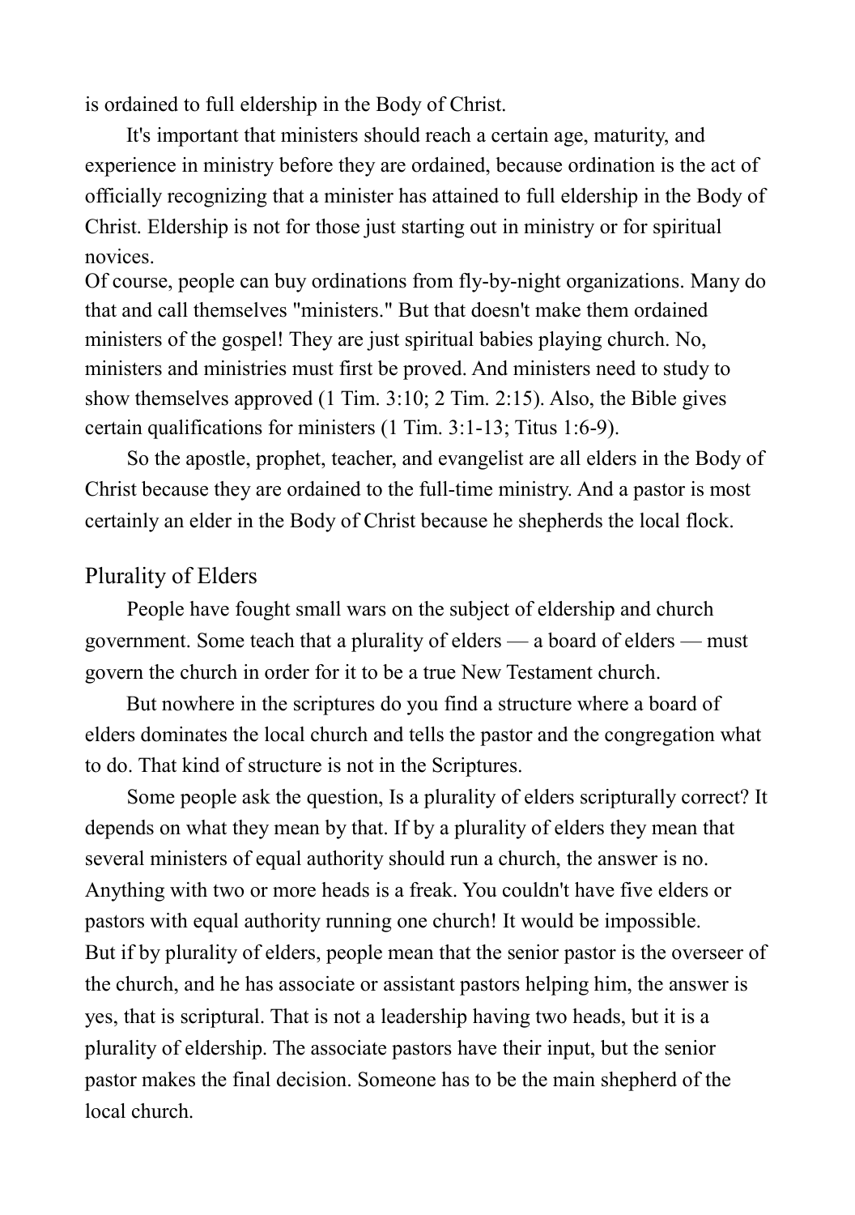is ordained to full eldership in the Body of Christ.

It's important that ministers should reach a certain age, maturity, and experience in ministry before they are ordained, because ordination is the act of officially recognizing that a minister has attained to full eldership in the Body of Christ. Eldership is not for those just starting out in ministry or for spiritual novices.

Of course, people can buy ordinations from fly-by-night organizations. Many do that and call themselves "ministers." But that doesn't make them ordained ministers of the gospel! They are just spiritual babies playing church. No, ministers and ministries must first be proved. And ministers need to study to show themselves approved (1 Tim. 3:10; 2 Tim. 2:15). Also, the Bible gives certain qualifications for ministers (1 Tim. 3:1-13; Titus 1:6-9).

So the apostle, prophet, teacher, and evangelist are all elders in the Body of Christ because they are ordained to the full-time ministry. And a pastor is most certainly an elder in the Body of Christ because he shepherds the local flock.

## Plurality of Elders

People have fought small wars on the subject of eldership and church government. Some teach that a plurality of elders — a board of elders — must govern the church in order for it to be a true New Testament church.

But nowhere in the scriptures do you find a structure where a board of elders dominates the local church and tells the pastor and the congregation what to do. That kind of structure is not in the Scriptures.

Some people ask the question, Is a plurality of elders scripturally correct? It depends on what they mean by that. If by a plurality of elders they mean that several ministers of equal authority should run a church, the answer is no. Anything with two or more heads is a freak. You couldn't have five elders or pastors with equal authority running one church! It would be impossible.

But if by plurality of elders, people mean that the senior pastor is the overseer of the church, and he has associate or assistant pastors helping him, the answer is yes, that is scriptural. That is not a leadership having two heads, but it is a plurality of eldership. The associate pastors have their input, but the senior pastor makes the final decision. Someone has to be the main shepherd of the local church.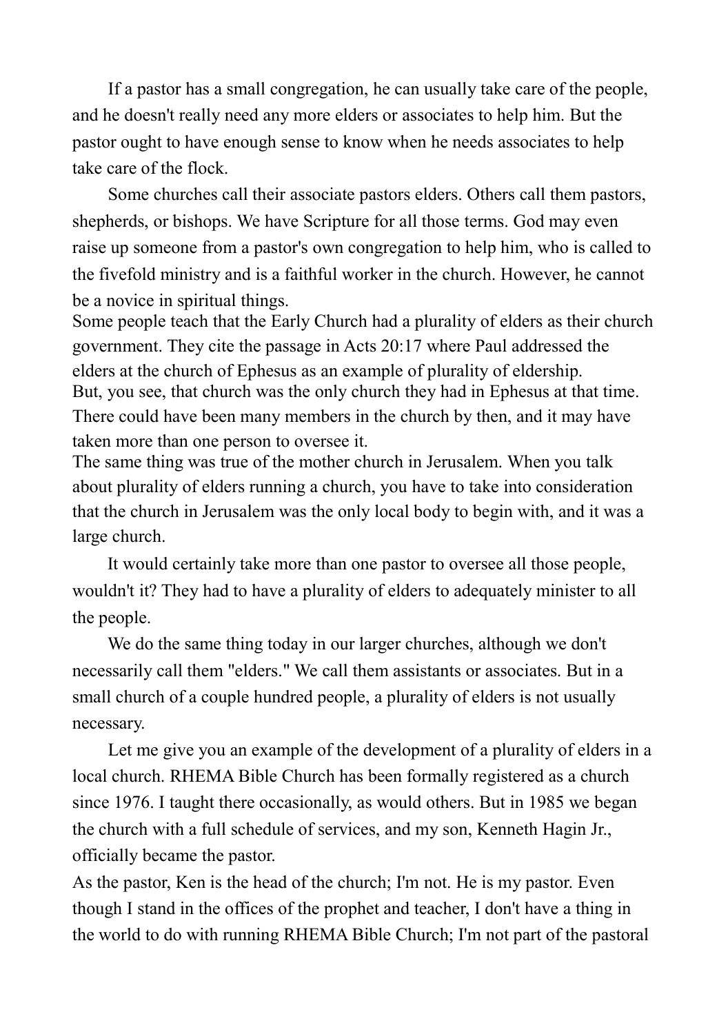If a pastor has a small congregation, he can usually take care of the people, and he doesn't really need any more elders or associates to help him. But the pastor ought to have enough sense to know when he needs associates to help take care of the flock.

Some churches call their associate pastors elders. Others call them pastors, shepherds, or bishops. We have Scripture for all those terms. God may even raise up someone from a pastor's own congregation to help him, who is called to the fivefold ministry and is a faithful worker in the church. However, he cannot be a novice in spiritual things.

Some people teach that the Early Church had a plurality of elders as their church government. They cite the passage in Acts 20:17 where Paul addressed the elders at the church of Ephesus as an example of plurality of eldership.

But, you see, that church was the only church they had in Ephesus at that time. There could have been many members in the church by then, and it may have taken more than one person to oversee it.

The same thing was true of the mother church in Jerusalem. When you talk about plurality of elders running a church, you have to take into consideration that the church in Jerusalem was the only local body to begin with, and it was a large church.

It would certainly take more than one pastor to oversee all those people, wouldn't it? They had to have a plurality of elders to adequately minister to all the people.

We do the same thing today in our larger churches, although we don't necessarily call them "elders." We call them assistants or associates. But in a small church of a couple hundred people, a plurality of elders is not usually necessary.

Let me give you an example of the development of a plurality of elders in a local church. RHEMA Bible Church has been formally registered as a church since 1976. I taught there occasionally, as would others. But in 1985 we began the church with a full schedule of services, and my son, Kenneth Hagin Jr., officially became the pastor.

As the pastor, Ken is the head of the church; I'm not. He is my pastor. Even though I stand in the offices of the prophet and teacher, I don't have a thing in the world to do with running RHEMA Bible Church; I'm not part of the pastoral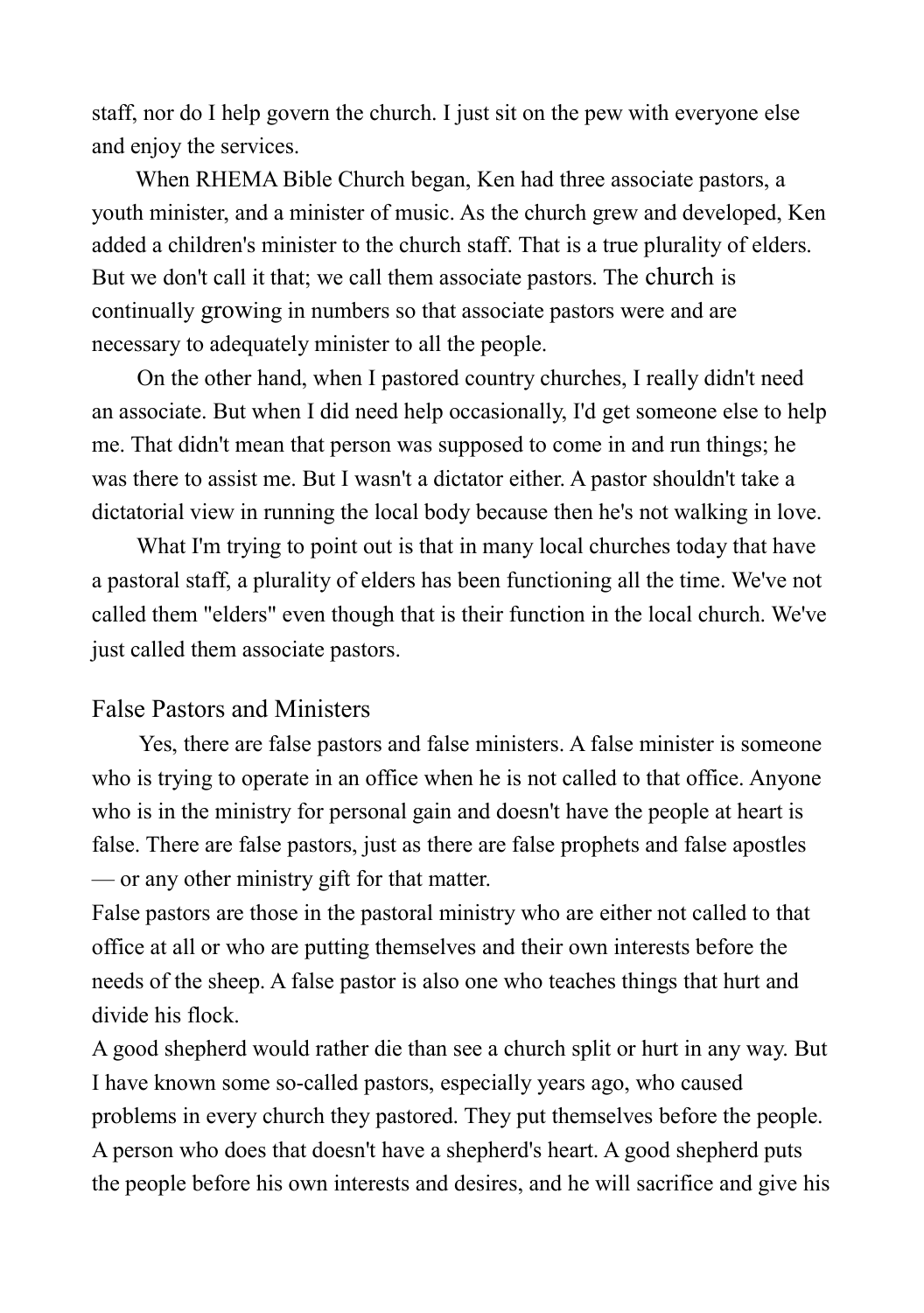staff, nor do I help govern the church. I just sit on the pew with everyone else and enjoy the services.

When RHEMA Bible Church began, Ken had three associate pastors, a youth minister, and a minister of music. As the church grew and developed, Ken added a children's minister to the church staff. That is a true plurality of elders. But we don't call it that; we call them associate pastors. The church is continually growing in numbers so that associate pastors were and are necessary to adequately minister to all the people.

On the other hand, when I pastored country churches, I really didn't need an associate. But when I did need help occasionally, I'd get someone else to help me. That didn't mean that person was supposed to come in and run things; he was there to assist me. But I wasn't a dictator either. A pastor shouldn't take a dictatorial view in running the local body because then he's not walking in love.

What I'm trying to point out is that in many local churches today that have a pastoral staff, a plurality of elders has been functioning all the time. We've not called them "elders" even though that is their function in the local church. We've just called them associate pastors.

## False Pastors and Ministers

Yes, there are false pastors and false ministers. A false minister is someone who is trying to operate in an office when he is not called to that office. Anyone who is in the ministry for personal gain and doesn't have the people at heart is false. There are false pastors, just as there are false prophets and false apostles — or any other ministry gift for that matter.

False pastors are those in the pastoral ministry who are either not called to that office at all or who are putting themselves and their own interests before the needs of the sheep. A false pastor is also one who teaches things that hurt and divide his flock.

A good shepherd would rather die than see a church split or hurt in any way. But I have known some so-called pastors, especially years ago, who caused problems in every church they pastored. They put themselves before the people. A person who does that doesn't have a shepherd's heart. A good shepherd puts the people before his own interests and desires, and he will sacrifice and give his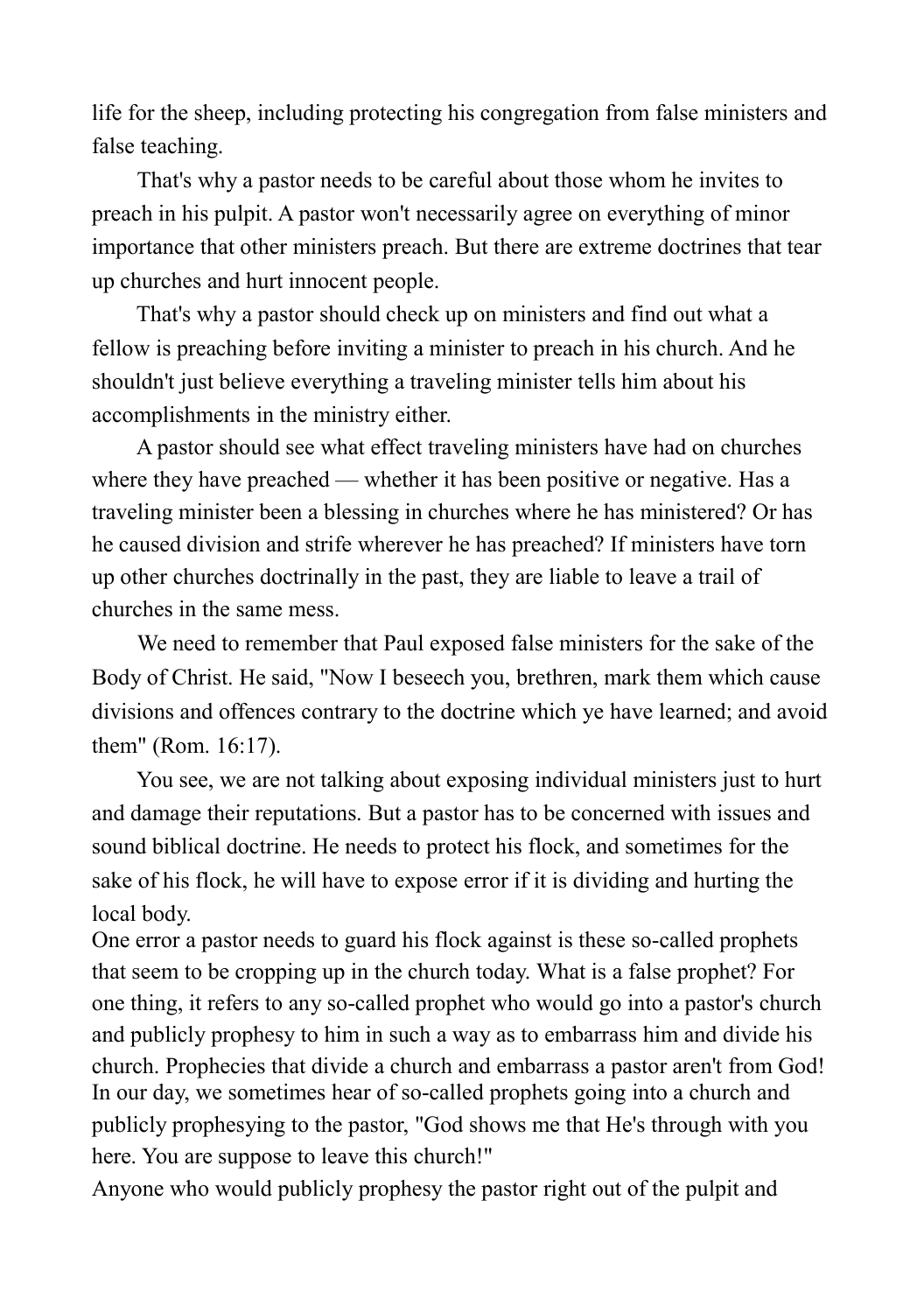life for the sheep, including protecting his congregation from false ministers and false teaching.

That's why a pastor needs to be careful about those whom he invites to preach in his pulpit. A pastor won't necessarily agree on everything of minor importance that other ministers preach. But there are extreme doctrines that tear up churches and hurt innocent people.

That's why a pastor should check up on ministers and find out what a fellow is preaching before inviting a minister to preach in his church. And he shouldn't just believe everything a traveling minister tells him about his accomplishments in the ministry either.

A pastor should see what effect traveling ministers have had on churches where they have preached — whether it has been positive or negative. Has a traveling minister been a blessing in churches where he has ministered? Or has he caused division and strife wherever he has preached? If ministers have torn up other churches doctrinally in the past, they are liable to leave a trail of churches in the same mess.

We need to remember that Paul exposed false ministers for the sake of the Body of Christ. He said, "Now I beseech you, brethren, mark them which cause divisions and offences contrary to the doctrine which ye have learned; and avoid them" (Rom. 16:17).

You see, we are not talking about exposing individual ministers just to hurt and damage their reputations. But a pastor has to be concerned with issues and sound biblical doctrine. He needs to protect his flock, and sometimes for the sake of his flock, he will have to expose error if it is dividing and hurting the local body.

One error a pastor needs to guard his flock against is these so-called prophets that seem to be cropping up in the church today. What is a false prophet? For one thing, it refers to any so-called prophet who would go into a pastor's church and publicly prophesy to him in such a way as to embarrass him and divide his church. Prophecies that divide a church and embarrass a pastor aren't from God!

In our day, we sometimes hear of so-called prophets going into a church and publicly prophesying to the pastor, "God shows me that He's through with you here. You are suppose to leave this church!"

Anyone who would publicly prophesy the pastor right out of the pulpit and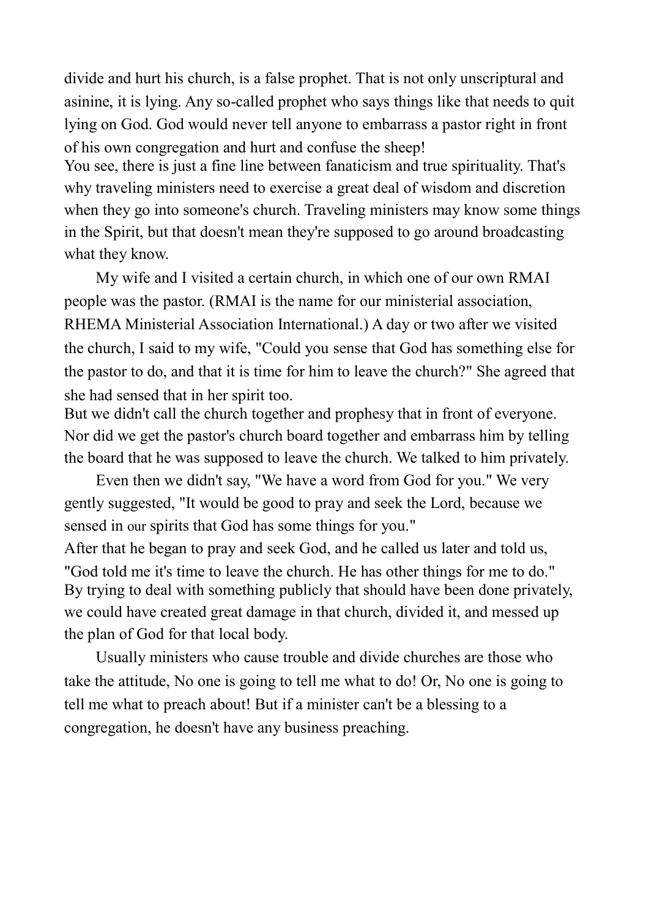divide and hurt his church, is a false prophet. That is not only unscriptural and asinine, it is lying. Any so-called prophet who says things like that needs to quit lying on God. God would never tell anyone to embarrass a pastor right in front of his own congregation and hurt and confuse the sheep!

You see, there is just a fine line between fanaticism and true spirituality. That's why traveling ministers need to exercise a great deal of wisdom and discretion when they go into someone's church. Traveling ministers may know some things in the Spirit, but that doesn't mean they're supposed to go around broadcasting what they know.

My wife and I visited a certain church, in which one of our own RMAI people was the pastor. (RMAI is the name for our ministerial association, RHEMA Ministerial Association International.) A day or two after we visited the church, I said to my wife, "Could you sense that God has something else for the pastor to do, and that it is time for him to leave the church?" She agreed that she had sensed that in her spirit too.

But we didn't call the church together and prophesy that in front of everyone. Nor did we get the pastor's church board together and embarrass him by telling the board that he was supposed to leave the church. We talked to him privately.

Even then we didn't say, "We have a word from God for you." We very gently suggested, "It would be good to pray and seek the Lord, because we sensed in our spirits that God has some things for you."

After that he began to pray and seek God, and he called us later and told us, "God told me it's time to leave the church. He has other things for me to do."

By trying to deal with something publicly that should have been done privately, we could have created great damage in that church, divided it, and messed up the plan of God for that local body.

Usually ministers who cause trouble and divide churches are those who take the attitude, No one is going to tell me what to do! Or, No one is going to tell me what to preach about! But if a minister can't be a blessing to a congregation, he doesn't have any business preaching.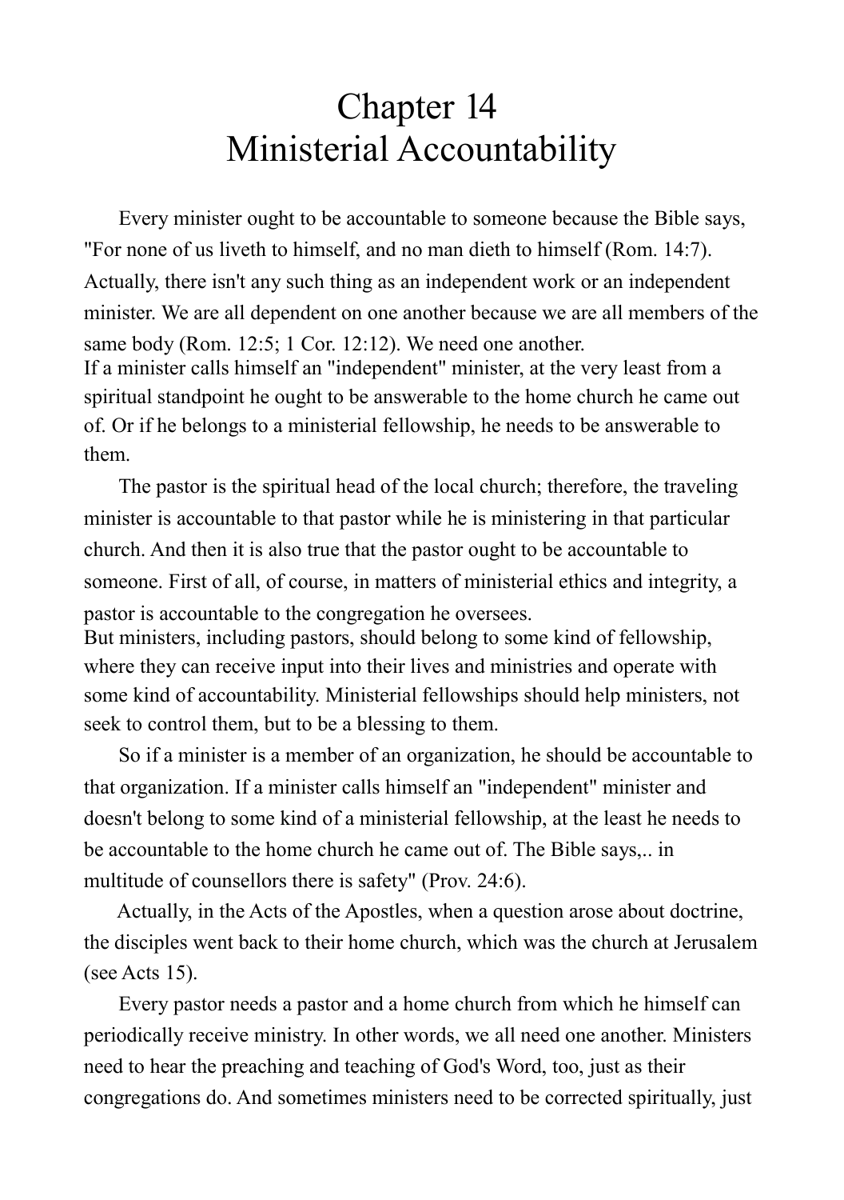# Chapter 14
# Ministerial Accountability

Every minister ought to be accountable to someone because the Bible says, "For none of us liveth to himself, and no man dieth to himself (Rom. 14:7). Actually, there isn't any such thing as an independent work or an independent minister. We are all dependent on one another because we are all members of the same body (Rom. 12:5; 1 Cor. 12:12). We need one another.

If a minister calls himself an "independent" minister, at the very least from a spiritual standpoint he ought to be answerable to the home church he came out of. Or if he belongs to a ministerial fellowship, he needs to be answerable to them.

The pastor is the spiritual head of the local church; therefore, the traveling minister is accountable to that pastor while he is ministering in that particular church. And then it is also true that the pastor ought to be accountable to someone. First of all, of course, in matters of ministerial ethics and integrity, a pastor is accountable to the congregation he oversees.

But ministers, including pastors, should belong to some kind of fellowship, where they can receive input into their lives and ministries and operate with some kind of accountability. Ministerial fellowships should help ministers, not seek to control them, but to be a blessing to them.

So if a minister is a member of an organization, he should be accountable to that organization. If a minister calls himself an "independent" minister and doesn't belong to some kind of a ministerial fellowship, at the least he needs to be accountable to the home church he came out of. The Bible says,.. in multitude of counsellors there is safety" (Prov. 24:6).

Actually, in the Acts of the Apostles, when a question arose about doctrine, the disciples went back to their home church, which was the church at Jerusalem (see Acts 15).

Every pastor needs a pastor and a home church from which he himself can periodically receive ministry. In other words, we all need one another. Ministers need to hear the preaching and teaching of God's Word, too, just as their congregations do. And sometimes ministers need to be corrected spiritually, just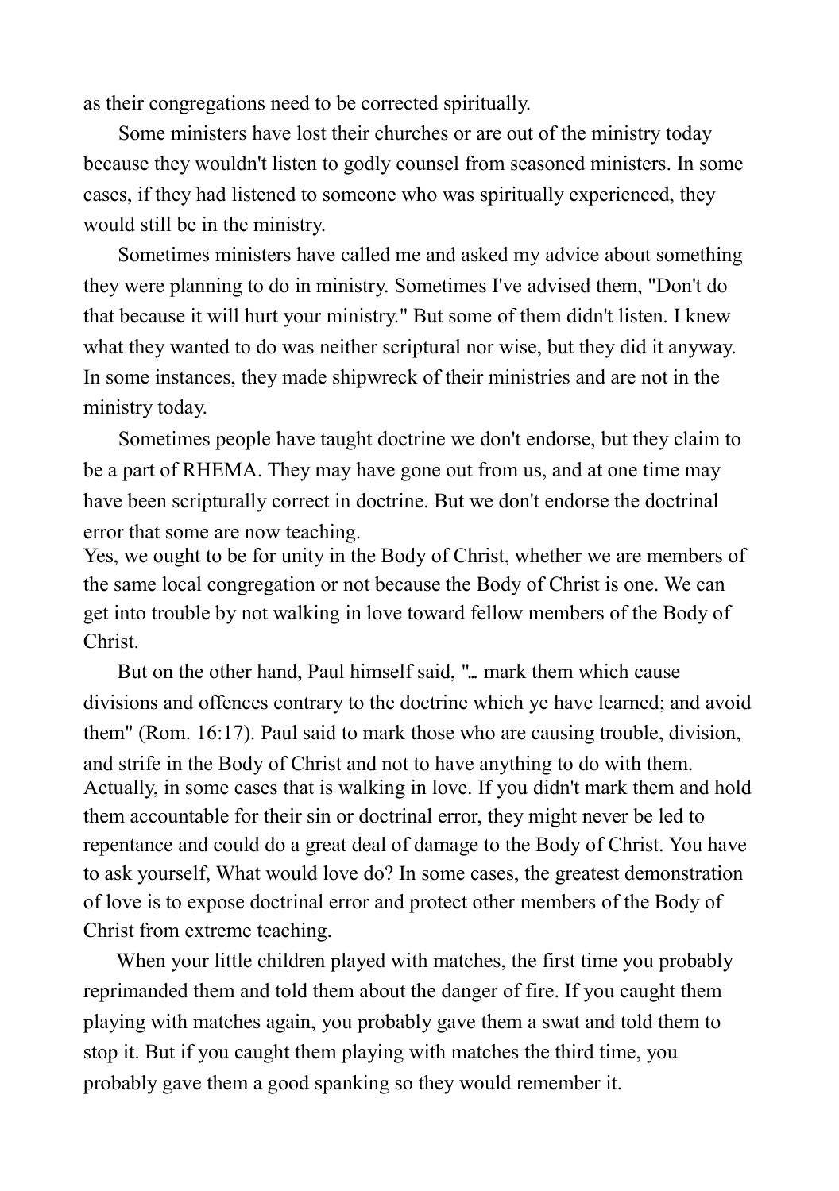as their congregations need to be corrected spiritually.

Some ministers have lost their churches or are out of the ministry today because they wouldn't listen to godly counsel from seasoned ministers. In some cases, if they had listened to someone who was spiritually experienced, they would still be in the ministry.

Sometimes ministers have called me and asked my advice about something they were planning to do in ministry. Sometimes I've advised them, "Don't do that because it will hurt your ministry." But some of them didn't listen. I knew what they wanted to do was neither scriptural nor wise, but they did it anyway. In some instances, they made shipwreck of their ministries and are not in the ministry today.

Sometimes people have taught doctrine we don't endorse, but they claim to be a part of RHEMA. They may have gone out from us, and at one time may have been scripturally correct in doctrine. But we don't endorse the doctrinal error that some are now teaching.

Yes, we ought to be for unity in the Body of Christ, whether we are members of the same local congregation or not because the Body of Christ is one. We can get into trouble by not walking in love toward fellow members of the Body of Christ.

But on the other hand, Paul himself said, "… mark them which cause divisions and offences contrary to the doctrine which ye have learned; and avoid them" (Rom. 16:17). Paul said to mark those who are causing trouble, division, and strife in the Body of Christ and not to have anything to do with them. Actually, in some cases that is walking in love. If you didn't mark them and hold them accountable for their sin or doctrinal error, they might never be led to repentance and could do a great deal of damage to the Body of Christ. You have to ask yourself, What would love do? In some cases, the greatest demonstration of love is to expose doctrinal error and protect other members of the Body of Christ from extreme teaching.

When your little children played with matches, the first time you probably reprimanded them and told them about the danger of fire. If you caught them playing with matches again, you probably gave them a swat and told them to stop it. But if you caught them playing with matches the third time, you probably gave them a good spanking so they would remember it.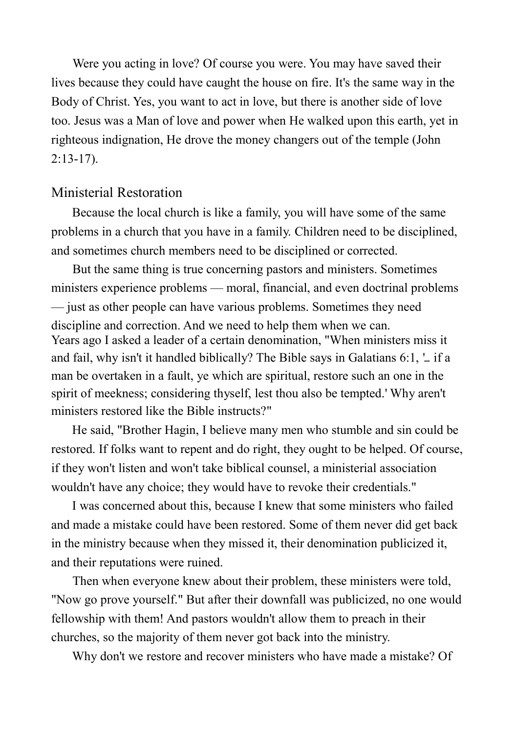Were you acting in love? Of course you were. You may have saved their lives because they could have caught the house on fire. It's the same way in the Body of Christ. Yes, you want to act in love, but there is another side of love too. Jesus was a Man of love and power when He walked upon this earth, yet in righteous indignation, He drove the money changers out of the temple (John 2:13-17).

## Ministerial Restoration

Because the local church is like a family, you will have some of the same problems in a church that you have in a family. Children need to be disciplined, and sometimes church members need to be disciplined or corrected.

But the same thing is true concerning pastors and ministers. Sometimes ministers experience problems — moral, financial, and even doctrinal problems — just as other people can have various problems. Sometimes they need discipline and correction. And we need to help them when we can.

Years ago I asked a leader of a certain denomination, "When ministers miss it and fail, why isn't it handled biblically? The Bible says in Galatians 6:1, '... if a man be overtaken in a fault, ye which are spiritual, restore such an one in the spirit of meekness; considering thyself, lest thou also be tempted.' Why aren't ministers restored like the Bible instructs?"

He said, "Brother Hagin, I believe many men who stumble and sin could be restored. If folks want to repent and do right, they ought to be helped. Of course, if they won't listen and won't take biblical counsel, a ministerial association wouldn't have any choice; they would have to revoke their credentials."

I was concerned about this, because I knew that some ministers who failed and made a mistake could have been restored. Some of them never did get back in the ministry because when they missed it, their denomination publicized it, and their reputations were ruined.

Then when everyone knew about their problem, these ministers were told, "Now go prove yourself." But after their downfall was publicized, no one would fellowship with them! And pastors wouldn't allow them to preach in their churches, so the majority of them never got back into the ministry.

Why don't we restore and recover ministers who have made a mistake? Of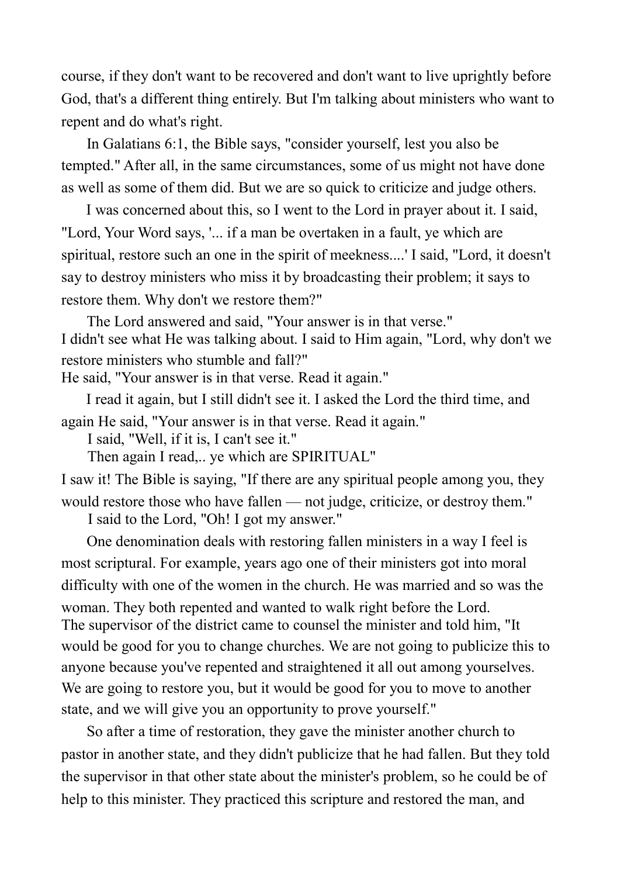course, if they don't want to be recovered and don't want to live uprightly before God, that's a different thing entirely. But I'm talking about ministers who want to repent and do what's right.

In Galatians 6:1, the Bible says, "consider yourself, lest you also be tempted." After all, in the same circumstances, some of us might not have done as well as some of them did. But we are so quick to criticize and judge others.

I was concerned about this, so I went to the Lord in prayer about it. I said, "Lord, Your Word says, '... if a man be overtaken in a fault, ye which are spiritual, restore such an one in the spirit of meekness....' I said, "Lord, it doesn't say to destroy ministers who miss it by broadcasting their problem; it says to restore them. Why don't we restore them?"

The Lord answered and said, "Your answer is in that verse."
I didn't see what He was talking about. I said to Him again, "Lord, why don't we restore ministers who stumble and fall?"
He said, "Your answer is in that verse. Read it again."

I read it again, but I still didn't see it. I asked the Lord the third time, and again He said, "Your answer is in that verse. Read it again."

I said, "Well, if it is, I can't see it."

Then again I read,.. ye which are SPIRITUAL"

I saw it! The Bible is saying, "If there are any spiritual people among you, they would restore those who have fallen — not judge, criticize, or destroy them."

I said to the Lord, "Oh! I got my answer."

One denomination deals with restoring fallen ministers in a way I feel is most scriptural. For example, years ago one of their ministers got into moral difficulty with one of the women in the church. He was married and so was the woman. They both repented and wanted to walk right before the Lord.
The supervisor of the district came to counsel the minister and told him, "It would be good for you to change churches. We are not going to publicize this to anyone because you've repented and straightened it all out among yourselves. We are going to restore you, but it would be good for you to move to another state, and we will give you an opportunity to prove yourself."

So after a time of restoration, they gave the minister another church to pastor in another state, and they didn't publicize that he had fallen. But they told the supervisor in that other state about the minister's problem, so he could be of help to this minister. They practiced this scripture and restored the man, and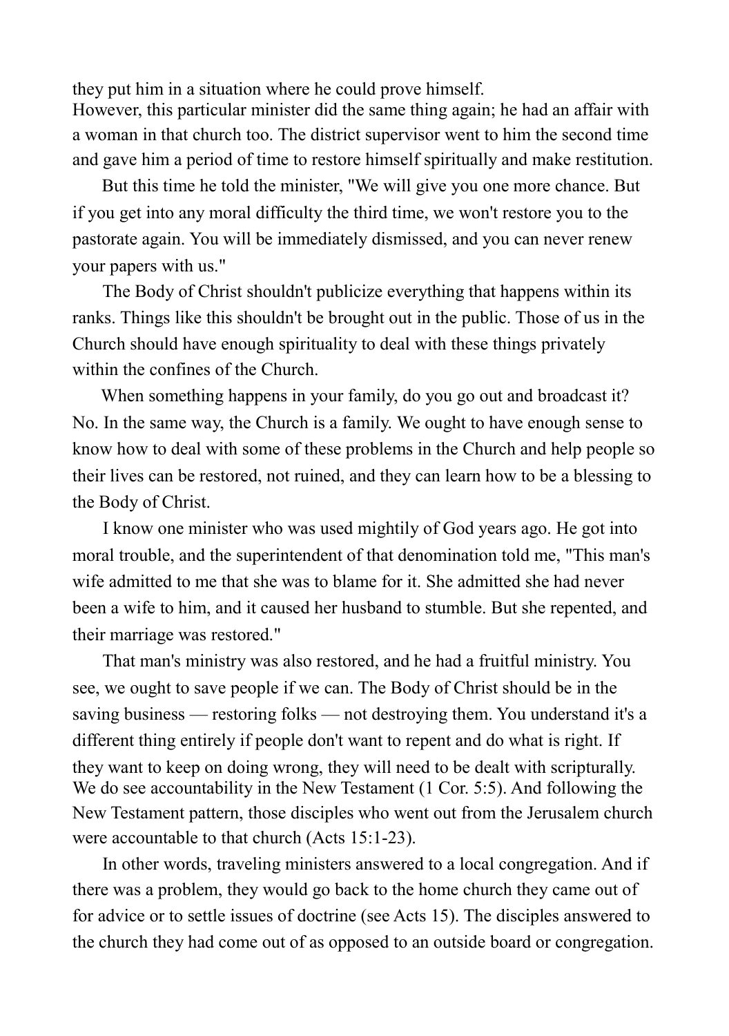they put him in a situation where he could prove himself.
However, this particular minister did the same thing again; he had an affair with a woman in that church too. The district supervisor went to him the second time and gave him a period of time to restore himself spiritually and make restitution.

But this time he told the minister, "We will give you one more chance. But if you get into any moral difficulty the third time, we won't restore you to the pastorate again. You will be immediately dismissed, and you can never renew your papers with us."

The Body of Christ shouldn't publicize everything that happens within its ranks. Things like this shouldn't be brought out in the public. Those of us in the Church should have enough spirituality to deal with these things privately within the confines of the Church.

When something happens in your family, do you go out and broadcast it? No. In the same way, the Church is a family. We ought to have enough sense to know how to deal with some of these problems in the Church and help people so their lives can be restored, not ruined, and they can learn how to be a blessing to the Body of Christ.

I know one minister who was used mightily of God years ago. He got into moral trouble, and the superintendent of that denomination told me, "This man's wife admitted to me that she was to blame for it. She admitted she had never been a wife to him, and it caused her husband to stumble. But she repented, and their marriage was restored."

That man's ministry was also restored, and he had a fruitful ministry. You see, we ought to save people if we can. The Body of Christ should be in the saving business — restoring folks — not destroying them. You understand it's a different thing entirely if people don't want to repent and do what is right. If they want to keep on doing wrong, they will need to be dealt with scripturally. We do see accountability in the New Testament (1 Cor. 5:5). And following the New Testament pattern, those disciples who went out from the Jerusalem church were accountable to that church (Acts 15:1-23).

In other words, traveling ministers answered to a local congregation. And if there was a problem, they would go back to the home church they came out of for advice or to settle issues of doctrine (see Acts 15). The disciples answered to the church they had come out of as opposed to an outside board or congregation.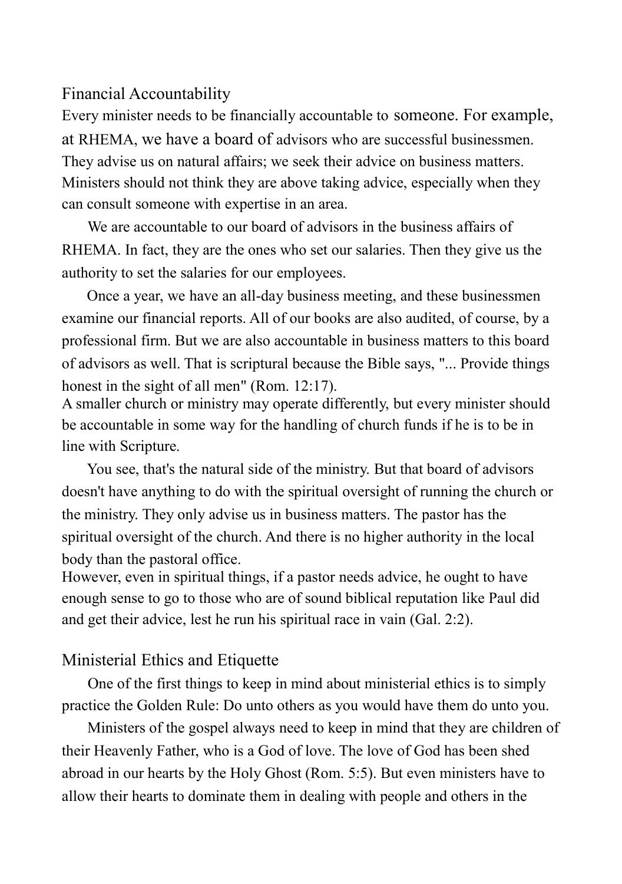## Financial Accountability

Every minister needs to be financially accountable to someone. For example, at RHEMA, we have a board of advisors who are successful businessmen. They advise us on natural affairs; we seek their advice on business matters. Ministers should not think they are above taking advice, especially when they can consult someone with expertise in an area.

We are accountable to our board of advisors in the business affairs of RHEMA. In fact, they are the ones who set our salaries. Then they give us the authority to set the salaries for our employees.

Once a year, we have an all-day business meeting, and these businessmen examine our financial reports. All of our books are also audited, of course, by a professional firm. But we are also accountable in business matters to this board of advisors as well. That is scriptural because the Bible says, "... Provide things honest in the sight of all men" (Rom. 12:17).

A smaller church or ministry may operate differently, but every minister should be accountable in some way for the handling of church funds if he is to be in line with Scripture.

You see, that's the natural side of the ministry. But that board of advisors doesn't have anything to do with the spiritual oversight of running the church or the ministry. They only advise us in business matters. The pastor has the spiritual oversight of the church. And there is no higher authority in the local body than the pastoral office.

However, even in spiritual things, if a pastor needs advice, he ought to have enough sense to go to those who are of sound biblical reputation like Paul did and get their advice, lest he run his spiritual race in vain (Gal. 2:2).

## Ministerial Ethics and Etiquette

One of the first things to keep in mind about ministerial ethics is to simply practice the Golden Rule: Do unto others as you would have them do unto you.

Ministers of the gospel always need to keep in mind that they are children of their Heavenly Father, who is a God of love. The love of God has been shed abroad in our hearts by the Holy Ghost (Rom. 5:5). But even ministers have to allow their hearts to dominate them in dealing with people and others in the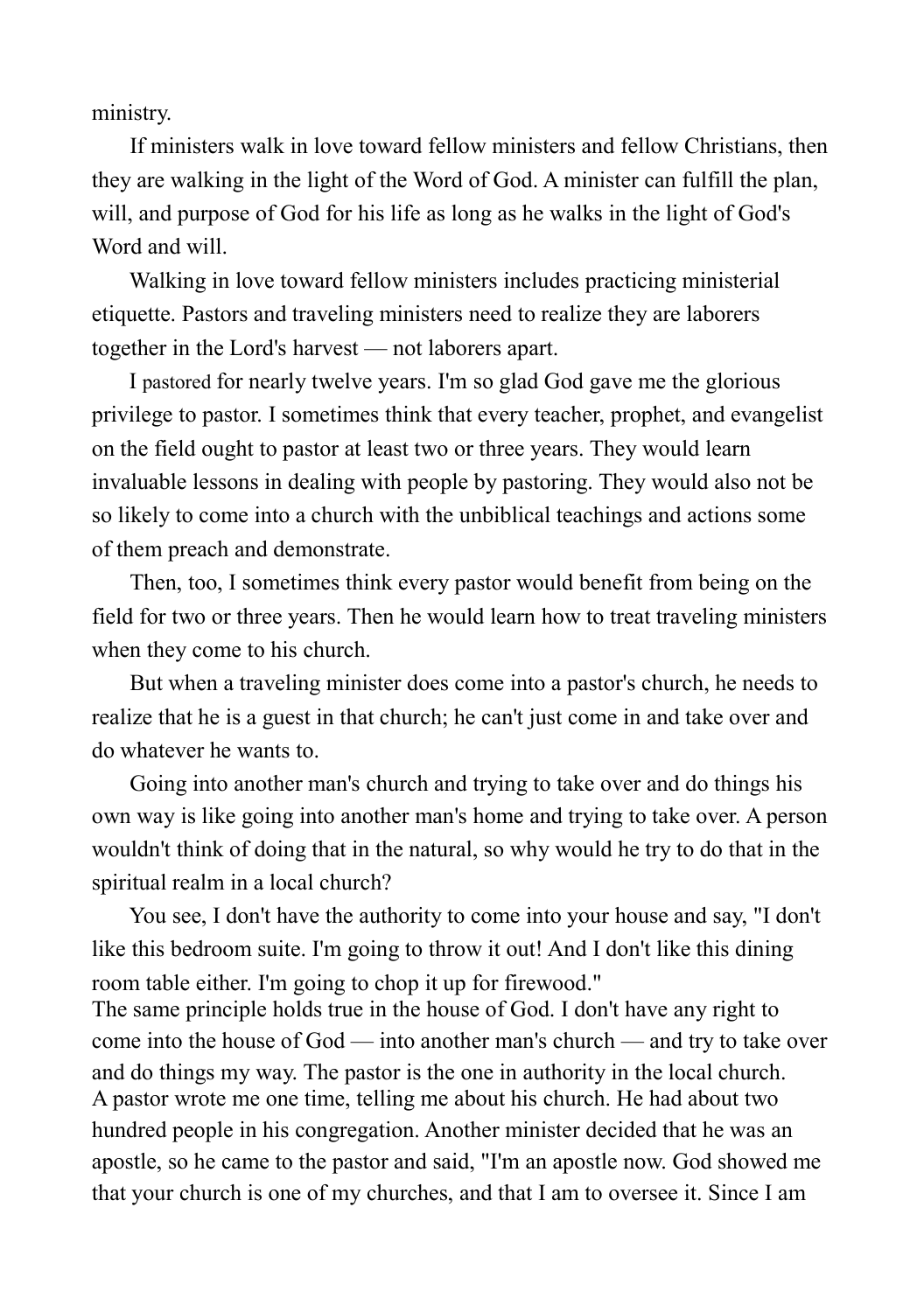ministry.

If ministers walk in love toward fellow ministers and fellow Christians, then they are walking in the light of the Word of God. A minister can fulfill the plan, will, and purpose of God for his life as long as he walks in the light of God's Word and will.

Walking in love toward fellow ministers includes practicing ministerial etiquette. Pastors and traveling ministers need to realize they are laborers together in the Lord's harvest — not laborers apart.

I pastored for nearly twelve years. I'm so glad God gave me the glorious privilege to pastor. I sometimes think that every teacher, prophet, and evangelist on the field ought to pastor at least two or three years. They would learn invaluable lessons in dealing with people by pastoring. They would also not be so likely to come into a church with the unbiblical teachings and actions some of them preach and demonstrate.

Then, too, I sometimes think every pastor would benefit from being on the field for two or three years. Then he would learn how to treat traveling ministers when they come to his church.

But when a traveling minister does come into a pastor's church, he needs to realize that he is a guest in that church; he can't just come in and take over and do whatever he wants to.

Going into another man's church and trying to take over and do things his own way is like going into another man's home and trying to take over. A person wouldn't think of doing that in the natural, so why would he try to do that in the spiritual realm in a local church?

You see, I don't have the authority to come into your house and say, "I don't like this bedroom suite. I'm going to throw it out! And I don't like this dining room table either. I'm going to chop it up for firewood."

The same principle holds true in the house of God. I don't have any right to come into the house of God — into another man's church — and try to take over and do things my way. The pastor is the one in authority in the local church.

A pastor wrote me one time, telling me about his church. He had about two hundred people in his congregation. Another minister decided that he was an apostle, so he came to the pastor and said, "I'm an apostle now. God showed me that your church is one of my churches, and that I am to oversee it. Since I am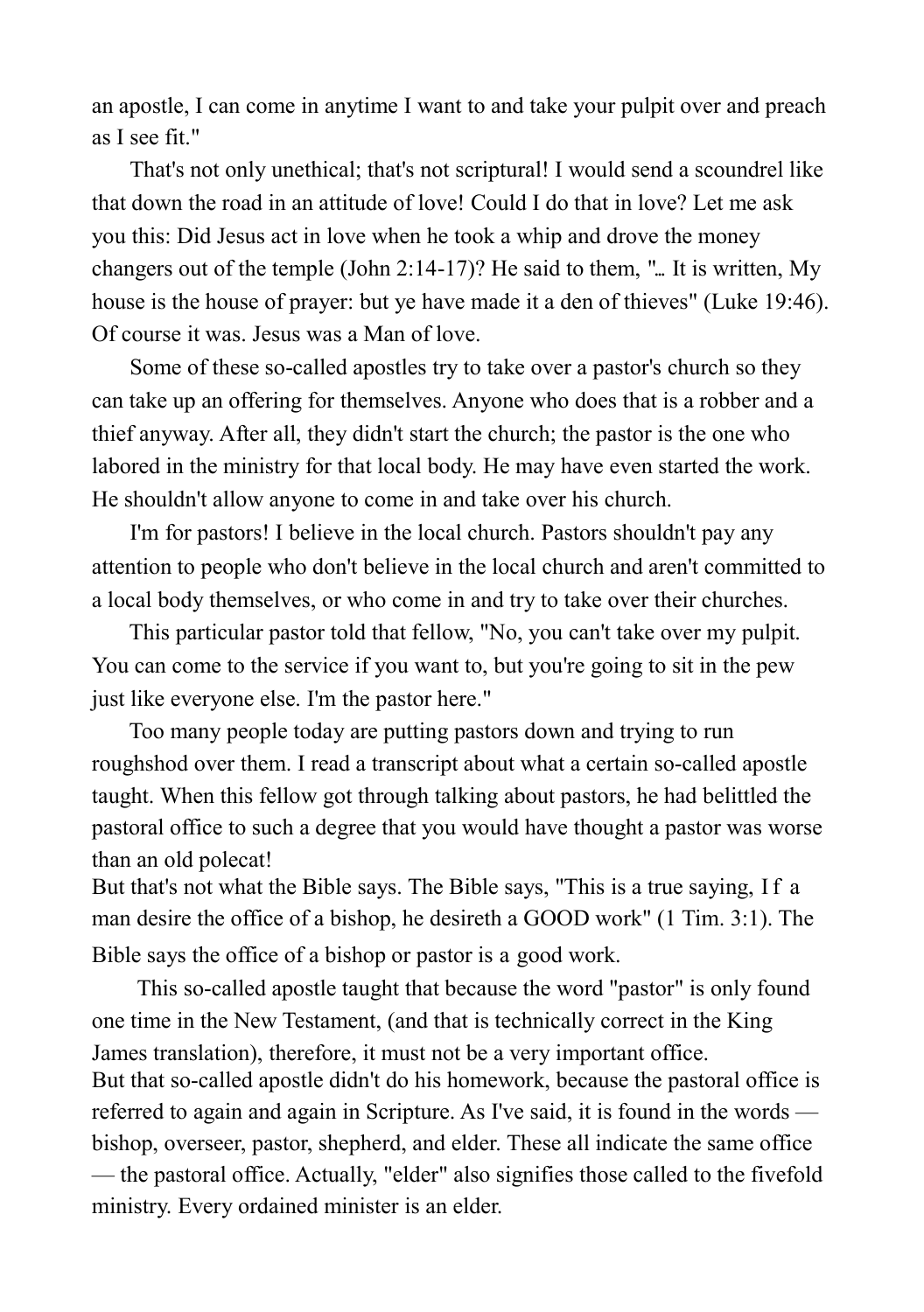an apostle, I can come in anytime I want to and take your pulpit over and preach as I see fit."

That's not only unethical; that's not scriptural! I would send a scoundrel like that down the road in an attitude of love! Could I do that in love? Let me ask you this: Did Jesus act in love when he took a whip and drove the money changers out of the temple (John 2:14-17)? He said to them, "… It is written, My house is the house of prayer: but ye have made it a den of thieves" (Luke 19:46). Of course it was. Jesus was a Man of love.

Some of these so-called apostles try to take over a pastor's church so they can take up an offering for themselves. Anyone who does that is a robber and a thief anyway. After all, they didn't start the church; the pastor is the one who labored in the ministry for that local body. He may have even started the work. He shouldn't allow anyone to come in and take over his church.

I'm for pastors! I believe in the local church. Pastors shouldn't pay any attention to people who don't believe in the local church and aren't committed to a local body themselves, or who come in and try to take over their churches.

This particular pastor told that fellow, "No, you can't take over my pulpit. You can come to the service if you want to, but you're going to sit in the pew just like everyone else. I'm the pastor here."

Too many people today are putting pastors down and trying to run roughshod over them. I read a transcript about what a certain so-called apostle taught. When this fellow got through talking about pastors, he had belittled the pastoral office to such a degree that you would have thought a pastor was worse than an old polecat!

But that's not what the Bible says. The Bible says, "This is a true saying, If a man desire the office of a bishop, he desireth a GOOD work" (1 Tim. 3:1). The Bible says the office of a bishop or pastor is a good work.

This so-called apostle taught that because the word "pastor" is only found one time in the New Testament, (and that is technically correct in the King James translation), therefore, it must not be a very important office.

But that so-called apostle didn't do his homework, because the pastoral office is referred to again and again in Scripture. As I've said, it is found in the words — bishop, overseer, pastor, shepherd, and elder. These all indicate the same office — the pastoral office. Actually, "elder" also signifies those called to the fivefold ministry. Every ordained minister is an elder.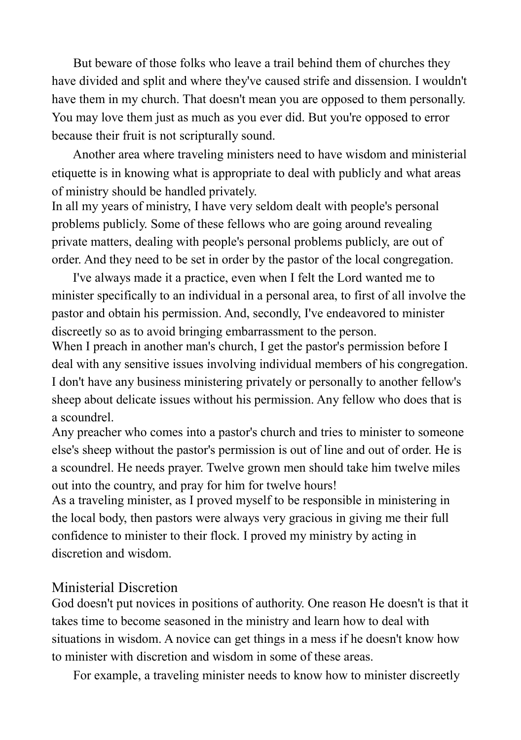But beware of those folks who leave a trail behind them of churches they have divided and split and where they've caused strife and dissension. I wouldn't have them in my church. That doesn't mean you are opposed to them personally. You may love them just as much as you ever did. But you're opposed to error because their fruit is not scripturally sound.

Another area where traveling ministers need to have wisdom and ministerial etiquette is in knowing what is appropriate to deal with publicly and what areas of ministry should be handled privately.

In all my years of ministry, I have very seldom dealt with people's personal problems publicly. Some of these fellows who are going around revealing private matters, dealing with people's personal problems publicly, are out of order. And they need to be set in order by the pastor of the local congregation.

I've always made it a practice, even when I felt the Lord wanted me to minister specifically to an individual in a personal area, to first of all involve the pastor and obtain his permission. And, secondly, I've endeavored to minister discreetly so as to avoid bringing embarrassment to the person.

When I preach in another man's church, I get the pastor's permission before I deal with any sensitive issues involving individual members of his congregation. I don't have any business ministering privately or personally to another fellow's sheep about delicate issues without his permission. Any fellow who does that is a scoundrel.

Any preacher who comes into a pastor's church and tries to minister to someone else's sheep without the pastor's permission is out of line and out of order. He is a scoundrel. He needs prayer. Twelve grown men should take him twelve miles out into the country, and pray for him for twelve hours!

As a traveling minister, as I proved myself to be responsible in ministering in the local body, then pastors were always very gracious in giving me their full confidence to minister to their flock. I proved my ministry by acting in discretion and wisdom.

## Ministerial Discretion

God doesn't put novices in positions of authority. One reason He doesn't is that it takes time to become seasoned in the ministry and learn how to deal with situations in wisdom. A novice can get things in a mess if he doesn't know how to minister with discretion and wisdom in some of these areas.

For example, a traveling minister needs to know how to minister discreetly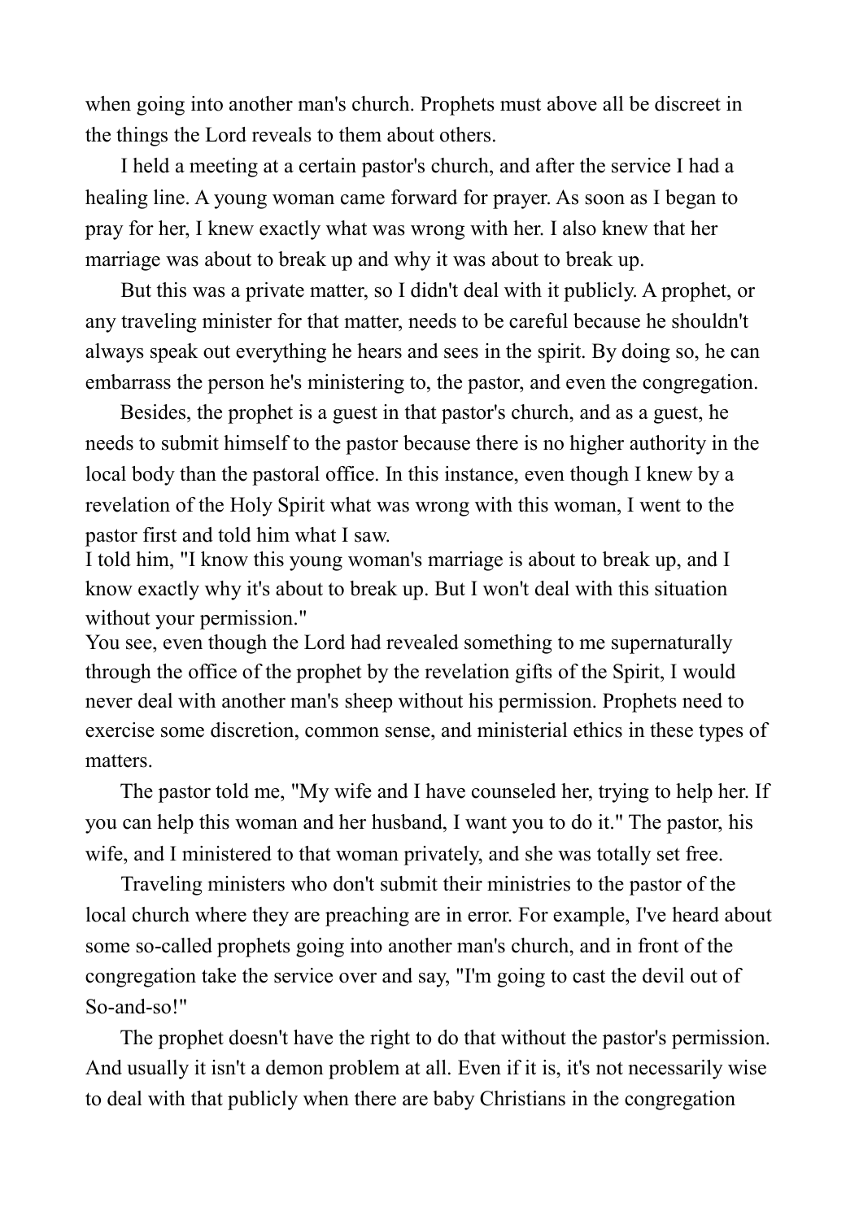when going into another man's church. Prophets must above all be discreet in the things the Lord reveals to them about others.

I held a meeting at a certain pastor's church, and after the service I had a healing line. A young woman came forward for prayer. As soon as I began to pray for her, I knew exactly what was wrong with her. I also knew that her marriage was about to break up and why it was about to break up.

But this was a private matter, so I didn't deal with it publicly. A prophet, or any traveling minister for that matter, needs to be careful because he shouldn't always speak out everything he hears and sees in the spirit. By doing so, he can embarrass the person he's ministering to, the pastor, and even the congregation.

Besides, the prophet is a guest in that pastor's church, and as a guest, he needs to submit himself to the pastor because there is no higher authority in the local body than the pastoral office. In this instance, even though I knew by a revelation of the Holy Spirit what was wrong with this woman, I went to the pastor first and told him what I saw.

I told him, "I know this young woman's marriage is about to break up, and I know exactly why it's about to break up. But I won't deal with this situation without your permission."

You see, even though the Lord had revealed something to me supernaturally through the office of the prophet by the revelation gifts of the Spirit, I would never deal with another man's sheep without his permission. Prophets need to exercise some discretion, common sense, and ministerial ethics in these types of matters.

The pastor told me, "My wife and I have counseled her, trying to help her. If you can help this woman and her husband, I want you to do it." The pastor, his wife, and I ministered to that woman privately, and she was totally set free.

Traveling ministers who don't submit their ministries to the pastor of the local church where they are preaching are in error. For example, I've heard about some so-called prophets going into another man's church, and in front of the congregation take the service over and say, "I'm going to cast the devil out of So-and-so!"

The prophet doesn't have the right to do that without the pastor's permission. And usually it isn't a demon problem at all. Even if it is, it's not necessarily wise to deal with that publicly when there are baby Christians in the congregation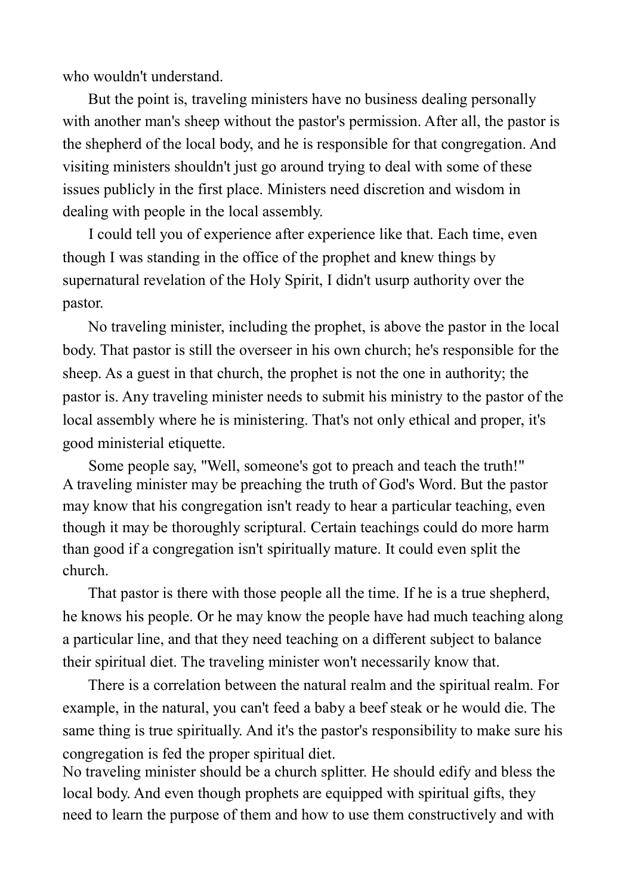who wouldn't understand.

But the point is, traveling ministers have no business dealing personally with another man's sheep without the pastor's permission. After all, the pastor is the shepherd of the local body, and he is responsible for that congregation. And visiting ministers shouldn't just go around trying to deal with some of these issues publicly in the first place. Ministers need discretion and wisdom in dealing with people in the local assembly.

I could tell you of experience after experience like that. Each time, even though I was standing in the office of the prophet and knew things by supernatural revelation of the Holy Spirit, I didn't usurp authority over the pastor.

No traveling minister, including the prophet, is above the pastor in the local body. That pastor is still the overseer in his own church; he's responsible for the sheep. As a guest in that church, the prophet is not the one in authority; the pastor is. Any traveling minister needs to submit his ministry to the pastor of the local assembly where he is ministering. That's not only ethical and proper, it's good ministerial etiquette.

Some people say, "Well, someone's got to preach and teach the truth!" A traveling minister may be preaching the truth of God's Word. But the pastor may know that his congregation isn't ready to hear a particular teaching, even though it may be thoroughly scriptural. Certain teachings could do more harm than good if a congregation isn't spiritually mature. It could even split the church.

That pastor is there with those people all the time. If he is a true shepherd, he knows his people. Or he may know the people have had much teaching along a particular line, and that they need teaching on a different subject to balance their spiritual diet. The traveling minister won't necessarily know that.

There is a correlation between the natural realm and the spiritual realm. For example, in the natural, you can't feed a baby a beef steak or he would die. The same thing is true spiritually. And it's the pastor's responsibility to make sure his congregation is fed the proper spiritual diet.

No traveling minister should be a church splitter. He should edify and bless the local body. And even though prophets are equipped with spiritual gifts, they need to learn the purpose of them and how to use them constructively and with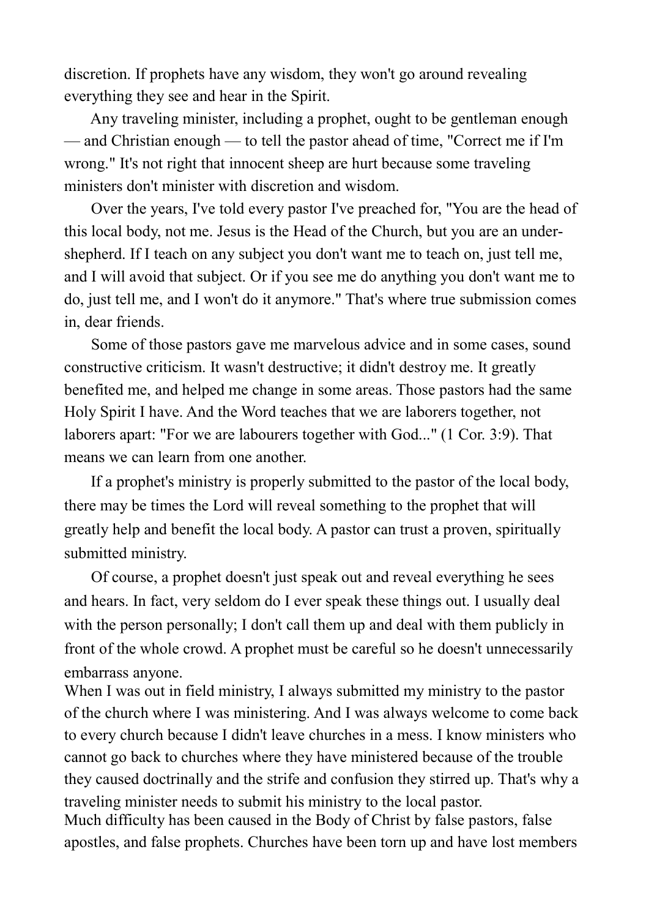discretion. If prophets have any wisdom, they won't go around revealing everything they see and hear in the Spirit.

Any traveling minister, including a prophet, ought to be gentleman enough — and Christian enough — to tell the pastor ahead of time, "Correct me if I'm wrong." It's not right that innocent sheep are hurt because some traveling ministers don't minister with discretion and wisdom.

Over the years, I've told every pastor I've preached for, "You are the head of this local body, not me. Jesus is the Head of the Church, but you are an under-shepherd. If I teach on any subject you don't want me to teach on, just tell me, and I will avoid that subject. Or if you see me do anything you don't want me to do, just tell me, and I won't do it anymore." That's where true submission comes in, dear friends.

Some of those pastors gave me marvelous advice and in some cases, sound constructive criticism. It wasn't destructive; it didn't destroy me. It greatly benefited me, and helped me change in some areas. Those pastors had the same Holy Spirit I have. And the Word teaches that we are laborers together, not laborers apart: "For we are labourers together with God..." (1 Cor. 3:9). That means we can learn from one another.

If a prophet's ministry is properly submitted to the pastor of the local body, there may be times the Lord will reveal something to the prophet that will greatly help and benefit the local body. A pastor can trust a proven, spiritually submitted ministry.

Of course, a prophet doesn't just speak out and reveal everything he sees and hears. In fact, very seldom do I ever speak these things out. I usually deal with the person personally; I don't call them up and deal with them publicly in front of the whole crowd. A prophet must be careful so he doesn't unnecessarily embarrass anyone.

When I was out in field ministry, I always submitted my ministry to the pastor of the church where I was ministering. And I was always welcome to come back to every church because I didn't leave churches in a mess. I know ministers who cannot go back to churches where they have ministered because of the trouble they caused doctrinally and the strife and confusion they stirred up. That's why a traveling minister needs to submit his ministry to the local pastor.

Much difficulty has been caused in the Body of Christ by false pastors, false apostles, and false prophets. Churches have been torn up and have lost members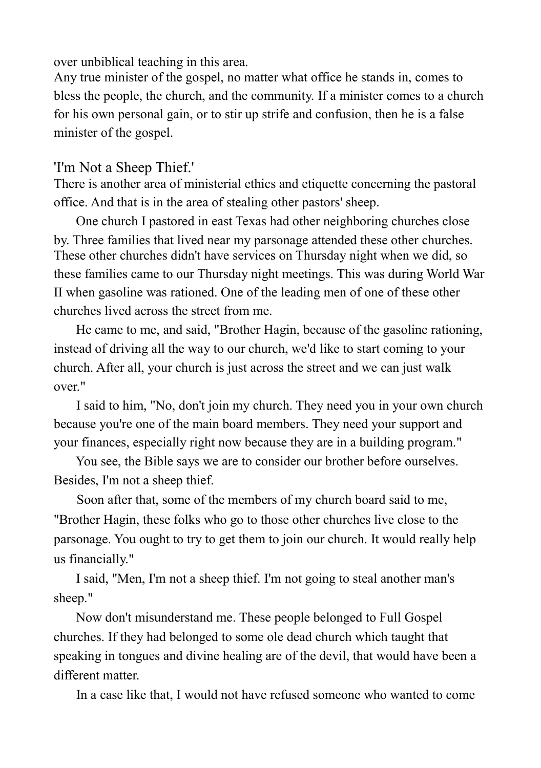over unbiblical teaching in this area.

Any true minister of the gospel, no matter what office he stands in, comes to bless the people, the church, and the community. If a minister comes to a church for his own personal gain, or to stir up strife and confusion, then he is a false minister of the gospel.

## 'I'm Not a Sheep Thief.'

There is another area of ministerial ethics and etiquette concerning the pastoral office. And that is in the area of stealing other pastors' sheep.

One church I pastored in east Texas had other neighboring churches close by. Three families that lived near my parsonage attended these other churches. These other churches didn't have services on Thursday night when we did, so these families came to our Thursday night meetings. This was during World War II when gasoline was rationed. One of the leading men of one of these other churches lived across the street from me.

He came to me, and said, "Brother Hagin, because of the gasoline rationing, instead of driving all the way to our church, we'd like to start coming to your church. After all, your church is just across the street and we can just walk over."

I said to him, "No, don't join my church. They need you in your own church because you're one of the main board members. They need your support and your finances, especially right now because they are in a building program."

You see, the Bible says we are to consider our brother before ourselves. Besides, I'm not a sheep thief.

Soon after that, some of the members of my church board said to me, "Brother Hagin, these folks who go to those other churches live close to the parsonage. You ought to try to get them to join our church. It would really help us financially."

I said, "Men, I'm not a sheep thief. I'm not going to steal another man's sheep."

Now don't misunderstand me. These people belonged to Full Gospel churches. If they had belonged to some ole dead church which taught that speaking in tongues and divine healing are of the devil, that would have been a different matter.

In a case like that, I would not have refused someone who wanted to come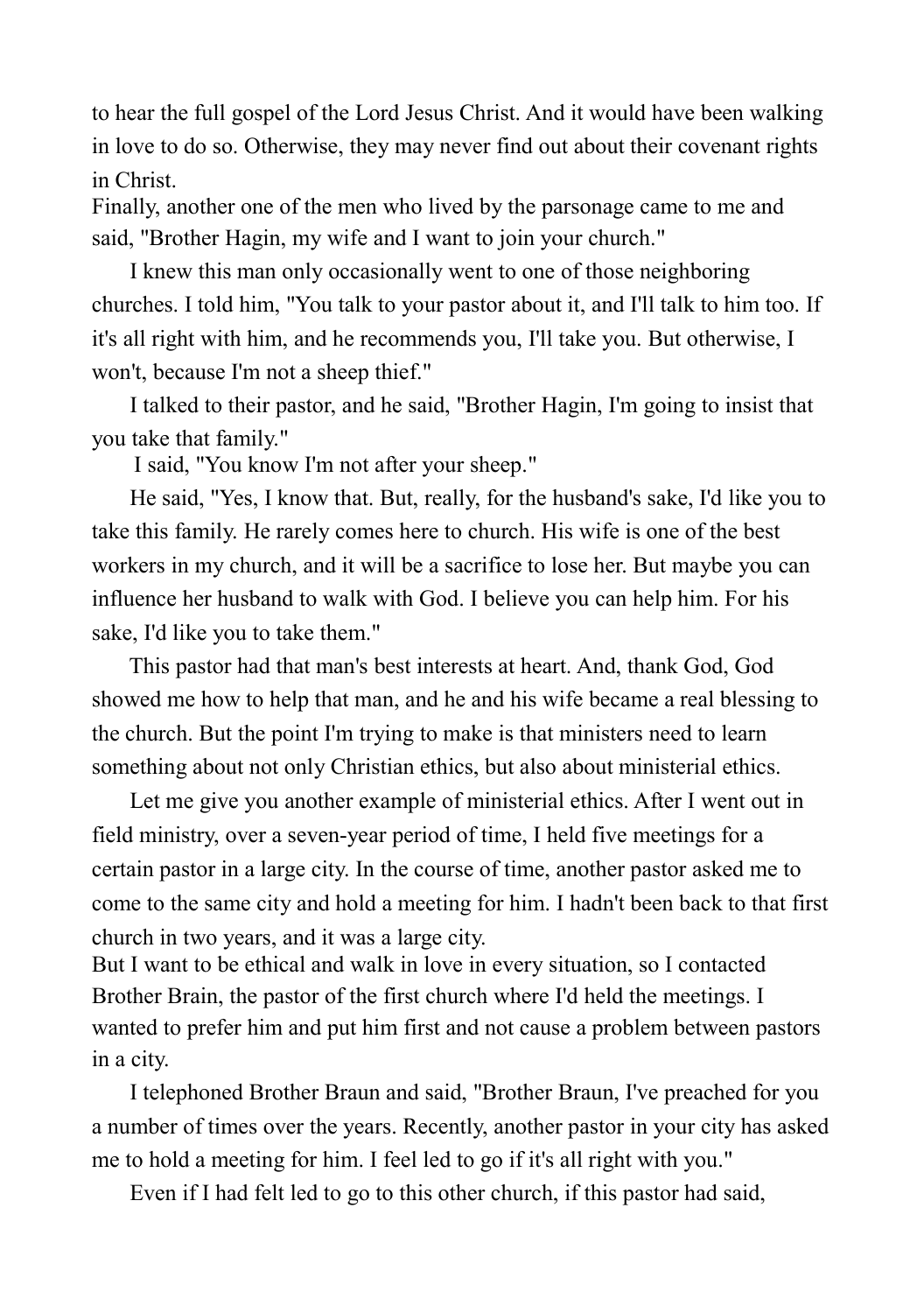to hear the full gospel of the Lord Jesus Christ. And it would have been walking in love to do so. Otherwise, they may never find out about their covenant rights in Christ.

Finally, another one of the men who lived by the parsonage came to me and said, "Brother Hagin, my wife and I want to join your church."

I knew this man only occasionally went to one of those neighboring churches. I told him, "You talk to your pastor about it, and I'll talk to him too. If it's all right with him, and he recommends you, I'll take you. But otherwise, I won't, because I'm not a sheep thief."

I talked to their pastor, and he said, "Brother Hagin, I'm going to insist that you take that family."

I said, "You know I'm not after your sheep."

He said, "Yes, I know that. But, really, for the husband's sake, I'd like you to take this family. He rarely comes here to church. His wife is one of the best workers in my church, and it will be a sacrifice to lose her. But maybe you can influence her husband to walk with God. I believe you can help him. For his sake, I'd like you to take them."

This pastor had that man's best interests at heart. And, thank God, God showed me how to help that man, and he and his wife became a real blessing to the church. But the point I'm trying to make is that ministers need to learn something about not only Christian ethics, but also about ministerial ethics.

Let me give you another example of ministerial ethics. After I went out in field ministry, over a seven-year period of time, I held five meetings for a certain pastor in a large city. In the course of time, another pastor asked me to come to the same city and hold a meeting for him. I hadn't been back to that first church in two years, and it was a large city.

But I want to be ethical and walk in love in every situation, so I contacted Brother Brain, the pastor of the first church where I'd held the meetings. I wanted to prefer him and put him first and not cause a problem between pastors in a city.

I telephoned Brother Braun and said, "Brother Braun, I've preached for you a number of times over the years. Recently, another pastor in your city has asked me to hold a meeting for him. I feel led to go if it's all right with you."

Even if I had felt led to go to this other church, if this pastor had said,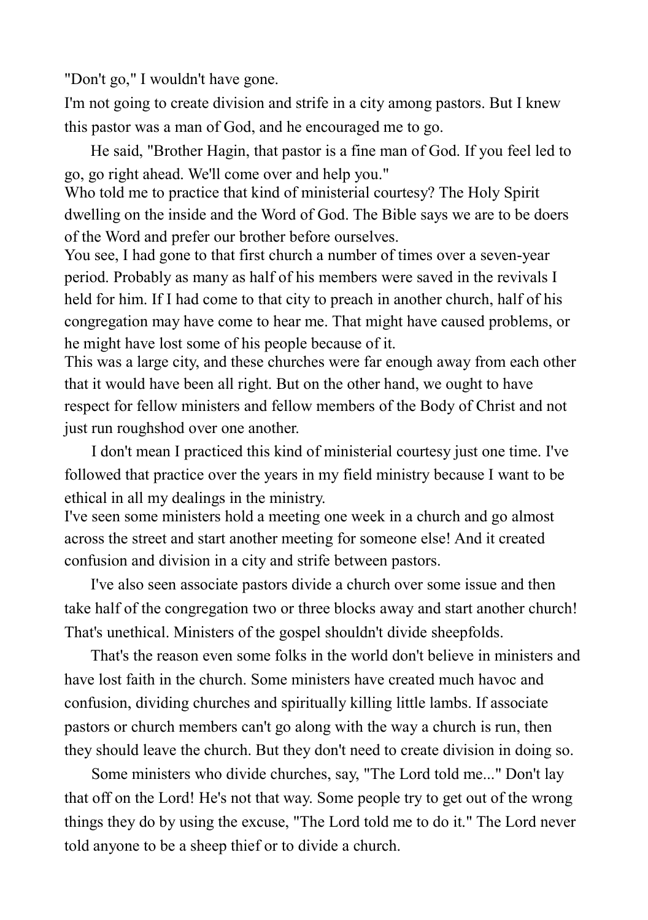"Don't go," I wouldn't have gone.

I'm not going to create division and strife in a city among pastors. But I knew this pastor was a man of God, and he encouraged me to go.

He said, "Brother Hagin, that pastor is a fine man of God. If you feel led to go, go right ahead. We'll come over and help you."

Who told me to practice that kind of ministerial courtesy? The Holy Spirit dwelling on the inside and the Word of God. The Bible says we are to be doers of the Word and prefer our brother before ourselves.

You see, I had gone to that first church a number of times over a seven-year period. Probably as many as half of his members were saved in the revivals I held for him. If I had come to that city to preach in another church, half of his congregation may have come to hear me. That might have caused problems, or he might have lost some of his people because of it.

This was a large city, and these churches were far enough away from each other that it would have been all right. But on the other hand, we ought to have respect for fellow ministers and fellow members of the Body of Christ and not just run roughshod over one another.

I don't mean I practiced this kind of ministerial courtesy just one time. I've followed that practice over the years in my field ministry because I want to be ethical in all my dealings in the ministry.

I've seen some ministers hold a meeting one week in a church and go almost across the street and start another meeting for someone else! And it created confusion and division in a city and strife between pastors.

I've also seen associate pastors divide a church over some issue and then take half of the congregation two or three blocks away and start another church! That's unethical. Ministers of the gospel shouldn't divide sheepfolds.

That's the reason even some folks in the world don't believe in ministers and have lost faith in the church. Some ministers have created much havoc and confusion, dividing churches and spiritually killing little lambs. If associate pastors or church members can't go along with the way a church is run, then they should leave the church. But they don't need to create division in doing so.

Some ministers who divide churches, say, "The Lord told me..." Don't lay that off on the Lord! He's not that way. Some people try to get out of the wrong things they do by using the excuse, "The Lord told me to do it." The Lord never told anyone to be a sheep thief or to divide a church.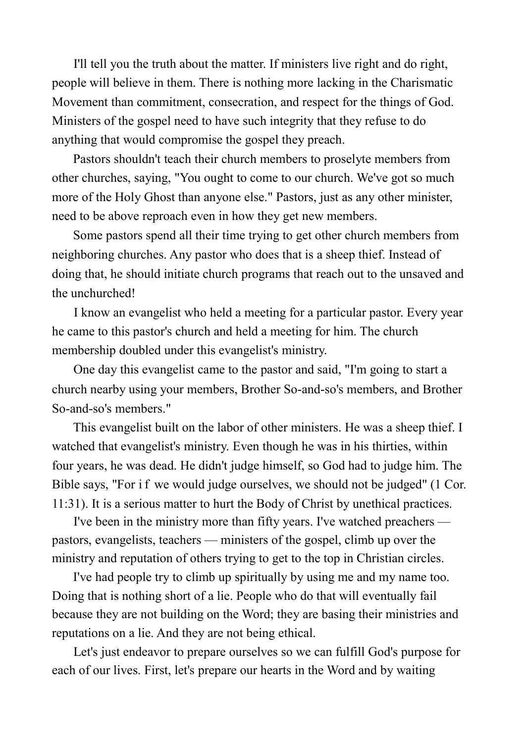I'll tell you the truth about the matter. If ministers live right and do right, people will believe in them. There is nothing more lacking in the Charismatic Movement than commitment, consecration, and respect for the things of God. Ministers of the gospel need to have such integrity that they refuse to do anything that would compromise the gospel they preach.

Pastors shouldn't teach their church members to proselyte members from other churches, saying, "You ought to come to our church. We've got so much more of the Holy Ghost than anyone else." Pastors, just as any other minister, need to be above reproach even in how they get new members.

Some pastors spend all their time trying to get other church members from neighboring churches. Any pastor who does that is a sheep thief. Instead of doing that, he should initiate church programs that reach out to the unsaved and the unchurched!

I know an evangelist who held a meeting for a particular pastor. Every year he came to this pastor's church and held a meeting for him. The church membership doubled under this evangelist's ministry.

One day this evangelist came to the pastor and said, "I'm going to start a church nearby using your members, Brother So-and-so's members, and Brother So-and-so's members."

This evangelist built on the labor of other ministers. He was a sheep thief. I watched that evangelist's ministry. Even though he was in his thirties, within four years, he was dead. He didn't judge himself, so God had to judge him. The Bible says, "For if we would judge ourselves, we should not be judged" (1 Cor. 11:31). It is a serious matter to hurt the Body of Christ by unethical practices.

I've been in the ministry more than fifty years. I've watched preachers — pastors, evangelists, teachers — ministers of the gospel, climb up over the ministry and reputation of others trying to get to the top in Christian circles.

I've had people try to climb up spiritually by using me and my name too. Doing that is nothing short of a lie. People who do that will eventually fail because they are not building on the Word; they are basing their ministries and reputations on a lie. And they are not being ethical.

Let's just endeavor to prepare ourselves so we can fulfill God's purpose for each of our lives. First, let's prepare our hearts in the Word and by waiting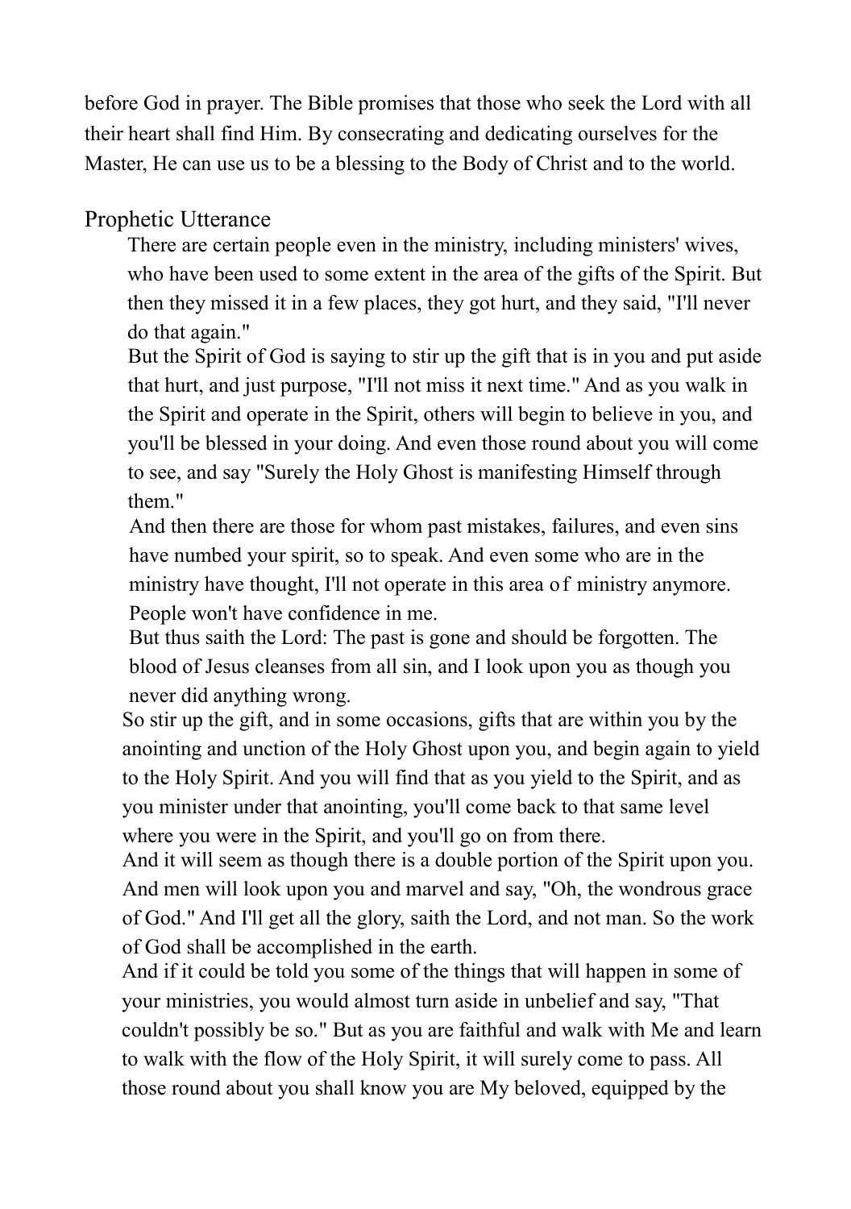before God in prayer. The Bible promises that those who seek the Lord with all their heart shall find Him. By consecrating and dedicating ourselves for the Master, He can use us to be a blessing to the Body of Christ and to the world.

## Prophetic Utterance

> There are certain people even in the ministry, including ministers' wives, who have been used to some extent in the area of the gifts of the Spirit. But then they missed it in a few places, they got hurt, and they said, "I'll never do that again."
>
> But the Spirit of God is saying to stir up the gift that is in you and put aside that hurt, and just purpose, "I'll not miss it next time." And as you walk in the Spirit and operate in the Spirit, others will begin to believe in you, and you'll be blessed in your doing. And even those round about you will come to see, and say "Surely the Holy Ghost is manifesting Himself through them."
>
> And then there are those for whom past mistakes, failures, and even sins have numbed your spirit, so to speak. And even some who are in the ministry have thought, I'll not operate in this area of ministry anymore. People won't have confidence in me.
>
> But thus saith the Lord: The past is gone and should be forgotten. The blood of Jesus cleanses from all sin, and I look upon you as though you never did anything wrong.
>
> So stir up the gift, and in some occasions, gifts that are within you by the anointing and unction of the Holy Ghost upon you, and begin again to yield to the Holy Spirit. And you will find that as you yield to the Spirit, and as you minister under that anointing, you'll come back to that same level where you were in the Spirit, and you'll go on from there.
>
> And it will seem as though there is a double portion of the Spirit upon you. And men will look upon you and marvel and say, "Oh, the wondrous grace of God." And I'll get all the glory, saith the Lord, and not man. So the work of God shall be accomplished in the earth.
>
> And if it could be told you some of the things that will happen in some of your ministries, you would almost turn aside in unbelief and say, "That couldn't possibly be so." But as you are faithful and walk with Me and learn to walk with the flow of the Holy Spirit, it will surely come to pass. All those round about you shall know you are My beloved, equipped by the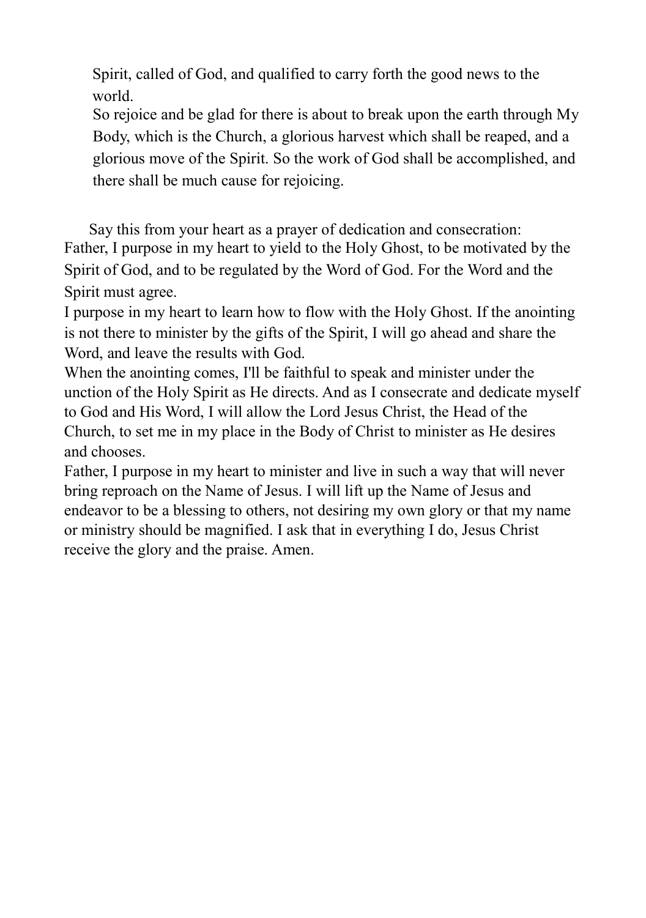Spirit, called of God, and qualified to carry forth the good news to the world.

So rejoice and be glad for there is about to break upon the earth through My Body, which is the Church, a glorious harvest which shall be reaped, and a glorious move of the Spirit. So the work of God shall be accomplished, and there shall be much cause for rejoicing.

Say this from your heart as a prayer of dedication and consecration:

Father, I purpose in my heart to yield to the Holy Ghost, to be motivated by the Spirit of God, and to be regulated by the Word of God. For the Word and the Spirit must agree.

I purpose in my heart to learn how to flow with the Holy Ghost. If the anointing is not there to minister by the gifts of the Spirit, I will go ahead and share the Word, and leave the results with God.

When the anointing comes, I'll be faithful to speak and minister under the unction of the Holy Spirit as He directs. And as I consecrate and dedicate myself to God and His Word, I will allow the Lord Jesus Christ, the Head of the Church, to set me in my place in the Body of Christ to minister as He desires and chooses.

Father, I purpose in my heart to minister and live in such a way that will never bring reproach on the Name of Jesus. I will lift up the Name of Jesus and endeavor to be a blessing to others, not desiring my own glory or that my name or ministry should be magnified. I ask that in everything I do, Jesus Christ receive the glory and the praise. Amen.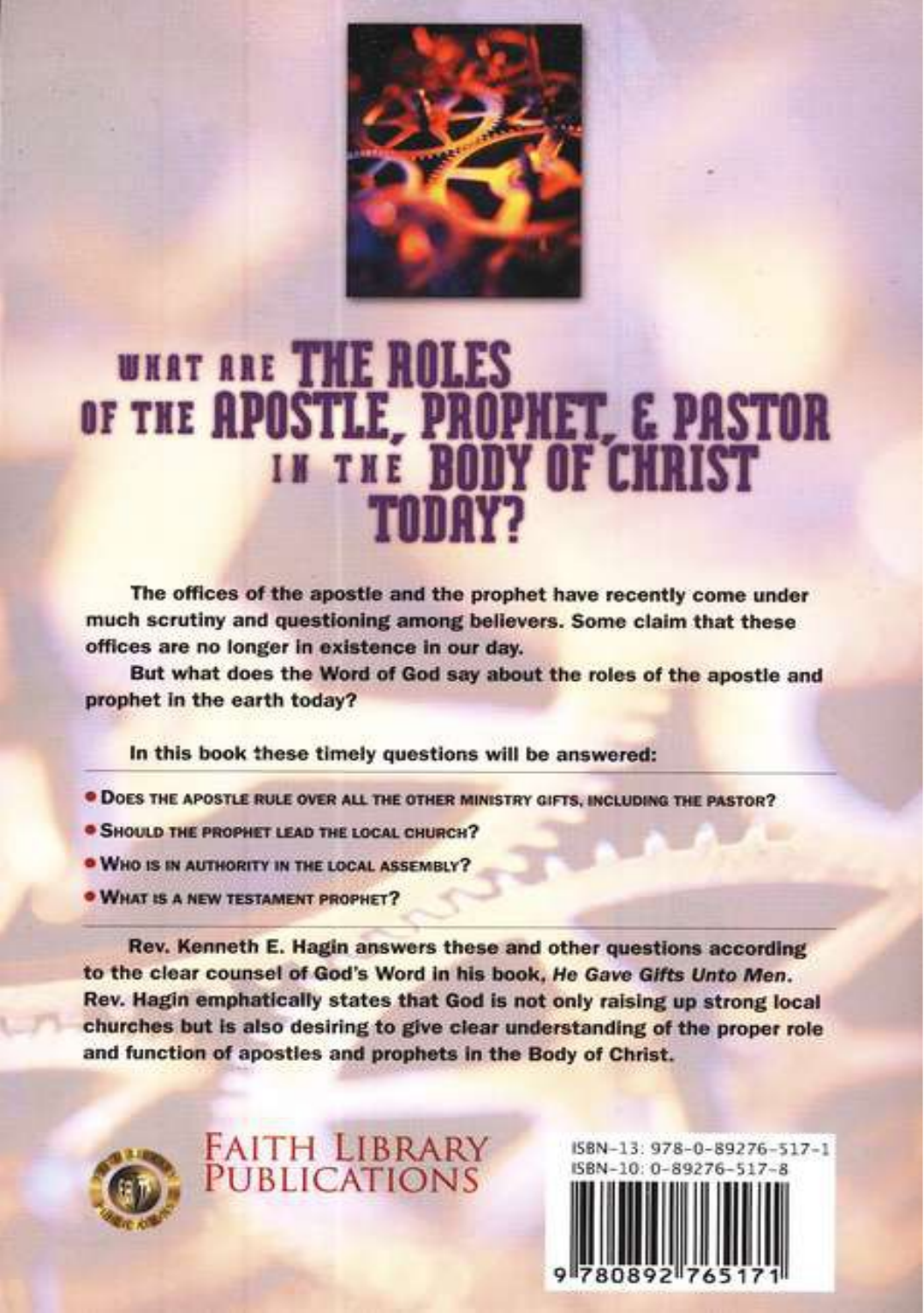# WHAT ARE THE ROLES OF THE APOSTLE, PROPHET, & PASTOR IN THE BODY OF CHRIST TODAY?

**The offices of the apostle and the prophet have recently come under much scrutiny and questioning among believers. Some claim that these offices are no longer in existence in our day.**

**But what does the Word of God say about the roles of the apostle and prophet in the earth today?**

**In this book these timely questions will be answered:**

- **DOES THE APOSTLE RULE OVER ALL THE OTHER MINISTRY GIFTS, INCLUDING THE PASTOR?**
- **SHOULD THE PROPHET LEAD THE LOCAL CHURCH?**
- **WHO IS IN AUTHORITY IN THE LOCAL ASSEMBLY?**
- **WHAT IS A NEW TESTAMENT PROPHET?**

**Rev. Kenneth E. Hagin answers these and other questions according to the clear counsel of God's Word in his book, *He Gave Gifts Unto Men*. Rev. Hagin emphatically states that God is not only raising up strong local churches but is also desiring to give clear understanding of the proper role and function of apostles and prophets in the Body of Christ.**

FAITH LIBRARY PUBLICATIONS

ISBN-13: 978-0-89276-517-1
ISBN-10: 0-89276-517-8

9 780892 765171